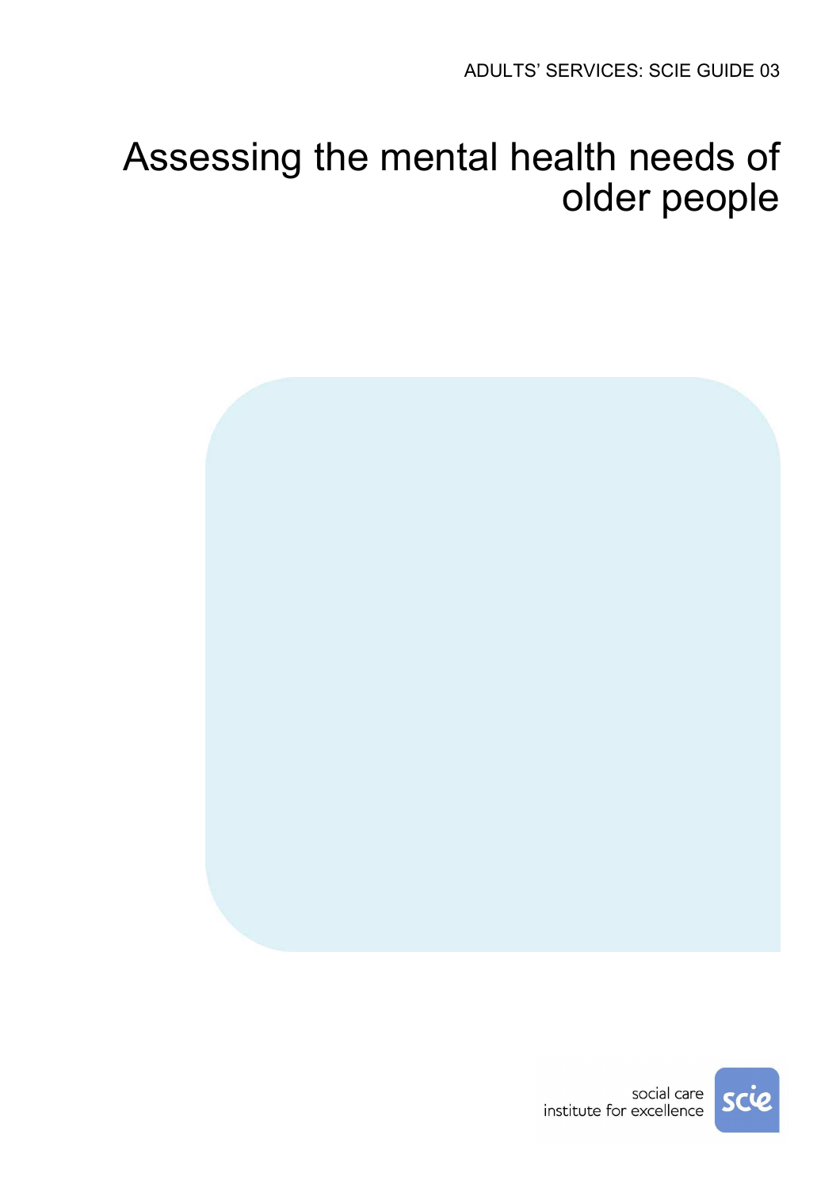ADULTS' SERVICES: SCIE GUIDE 03

# Assessing the mental health needs of older people

social care institute for excellence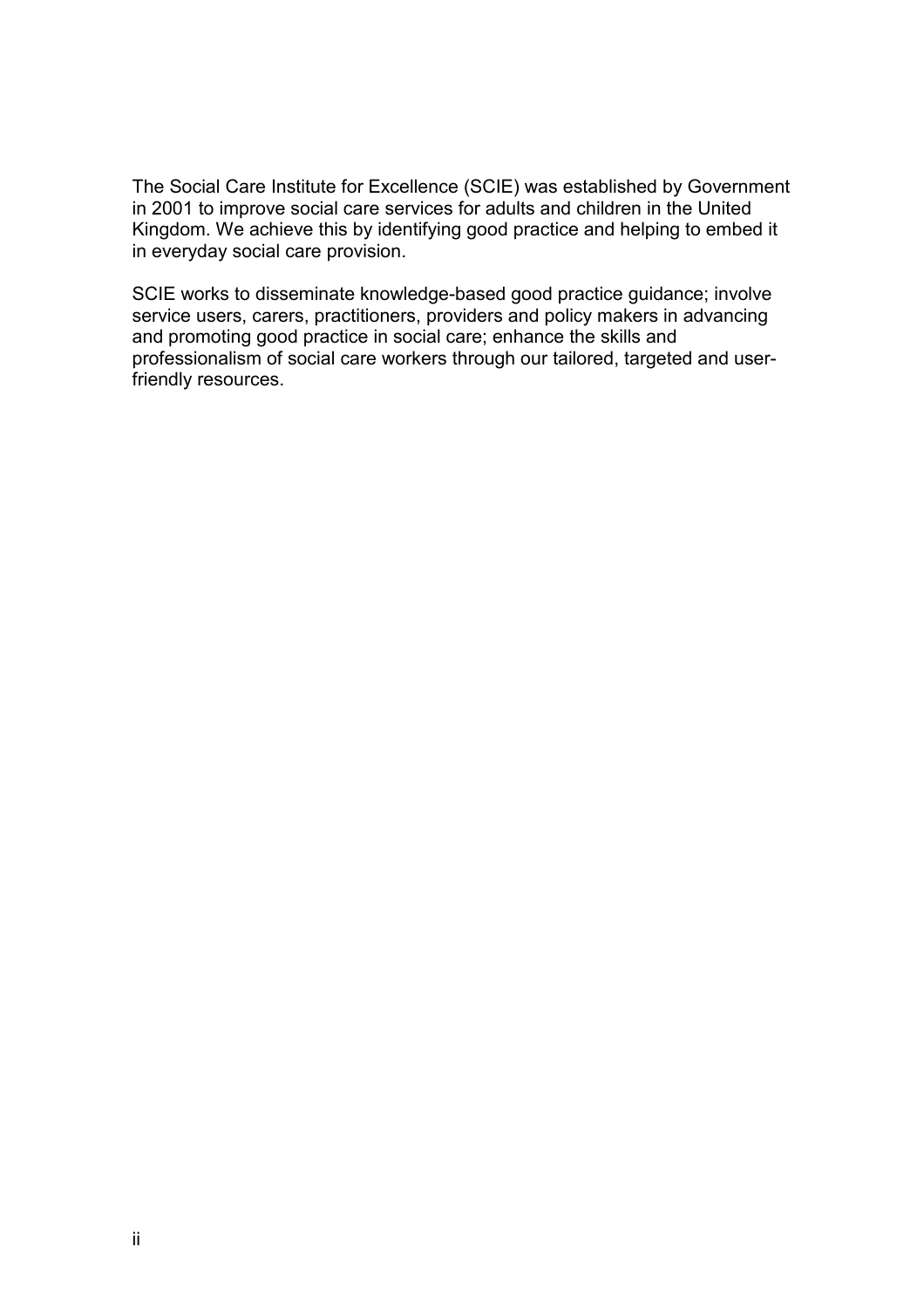The Social Care Institute for Excellence (SCIE) was established by Government in 2001 to improve social care services for adults and children in the United Kingdom. We achieve this by identifying good practice and helping to embed it in everyday social care provision.

SCIE works to disseminate knowledge-based good practice guidance; involve service users, carers, practitioners, providers and policy makers in advancing and promoting good practice in social care; enhance the skills and professionalism of social care workers through our tailored, targeted and user-friendly resources.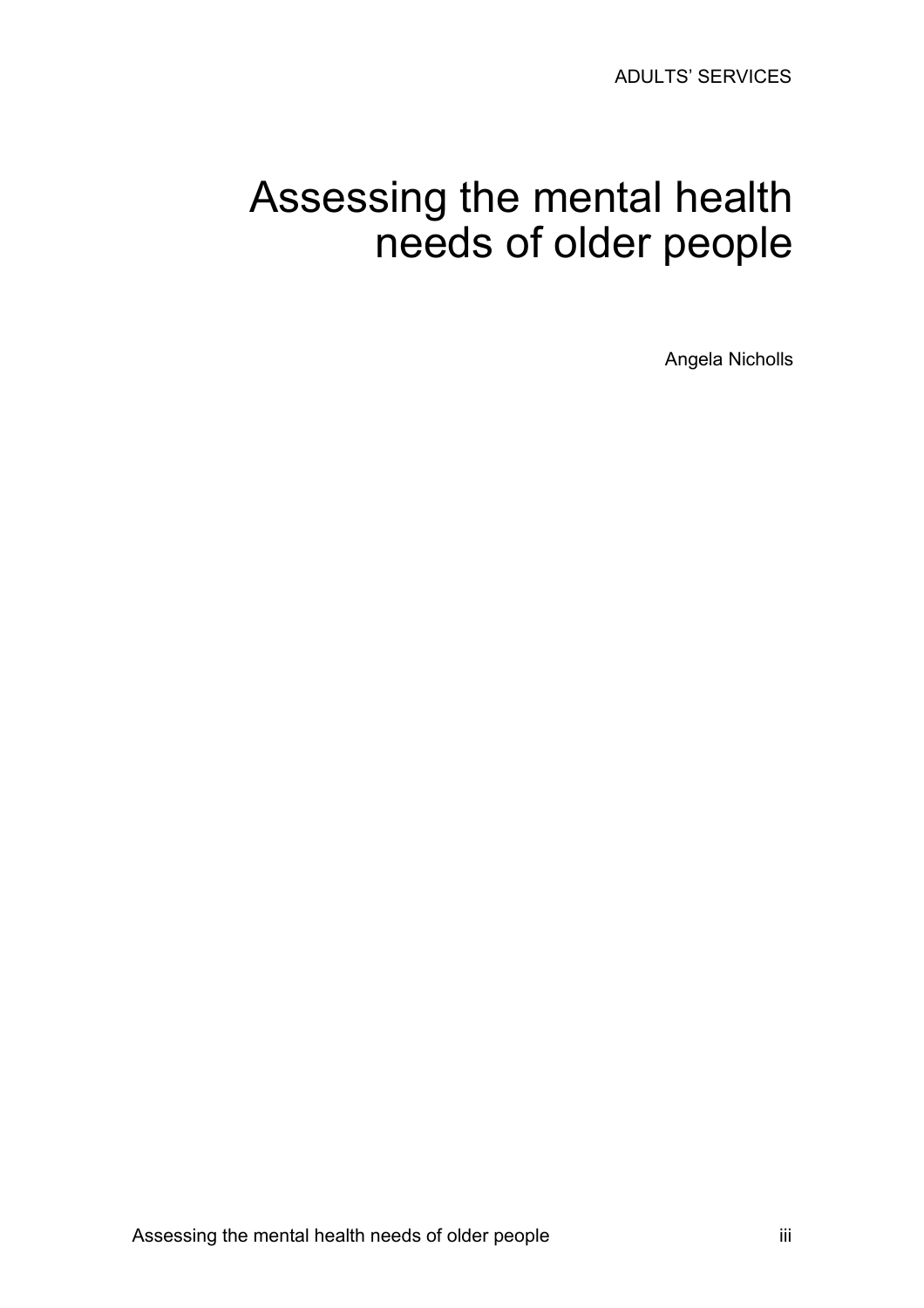ADULTS' SERVICES

# Assessing the mental health needs of older people

Angela Nicholls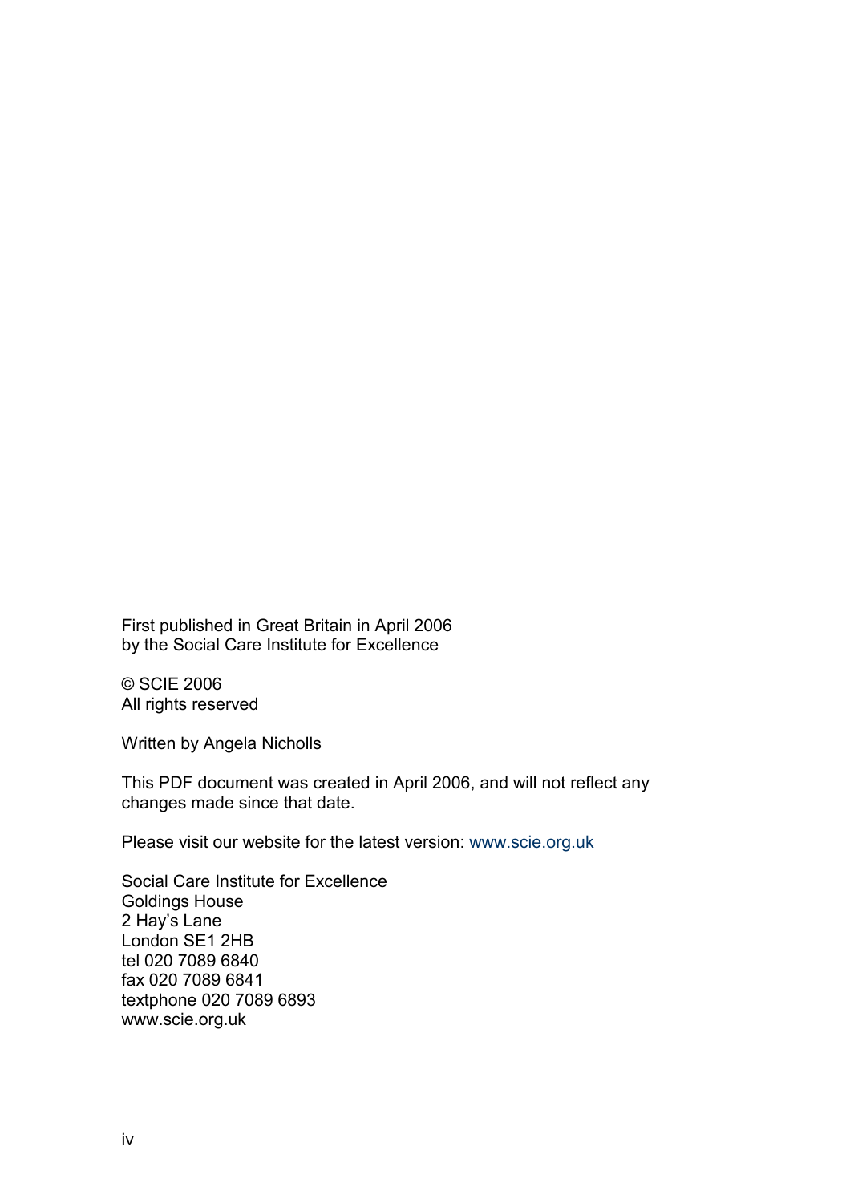First published in Great Britain in April 2006
by the Social Care Institute for Excellence

© SCIE 2006
All rights reserved

Written by Angela Nicholls

This PDF document was created in April 2006, and will not reflect any changes made since that date.

Please visit our website for the latest version: www.scie.org.uk

Social Care Institute for Excellence
Goldings House
2 Hay's Lane
London SE1 2HB
tel 020 7089 6840
fax 020 7089 6841
textphone 020 7089 6893
www.scie.org.uk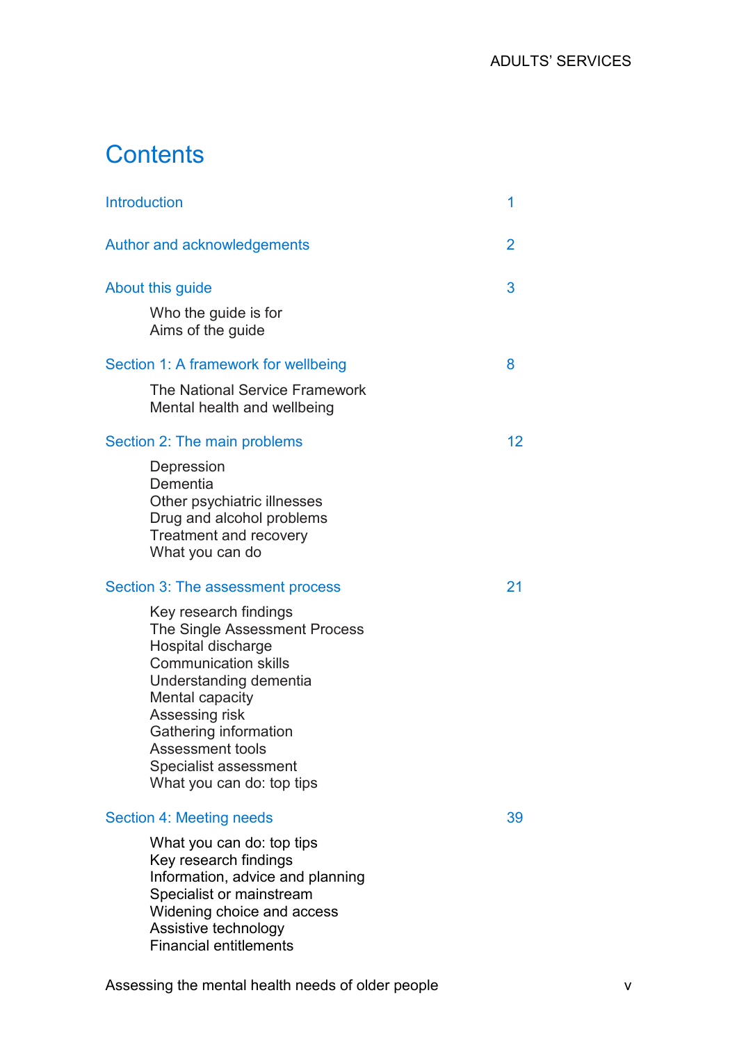# Contents

| | |
|---|---|
| Introduction | 1 |
| Author and acknowledgements | 2 |
| About this guide | 3 |
| Who the guide is for<br>Aims of the guide | |
| Section 1: A framework for wellbeing | 8 |
| The National Service Framework<br>Mental health and wellbeing | |
| Section 2: The main problems | 12 |
| Depression<br>Dementia<br>Other psychiatric illnesses<br>Drug and alcohol problems<br>Treatment and recovery<br>What you can do | |
| Section 3: The assessment process | 21 |
| Key research findings<br>The Single Assessment Process<br>Hospital discharge<br>Communication skills<br>Understanding dementia<br>Mental capacity<br>Assessing risk<br>Gathering information<br>Assessment tools<br>Specialist assessment<br>What you can do: top tips | |
| Section 4: Meeting needs | 39 |
| What you can do: top tips<br>Key research findings<br>Information, advice and planning<br>Specialist or mainstream<br>Widening choice and access<br>Assistive technology<br>Financial entitlements | |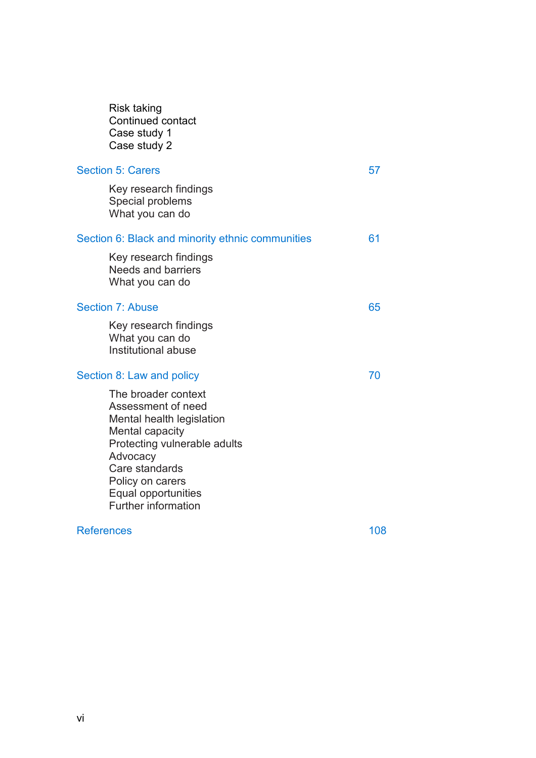Risk taking
Continued contact
Case study 1
Case study 2

Section 5: Carers 57

Key research findings
Special problems
What you can do

Section 6: Black and minority ethnic communities 61

Key research findings
Needs and barriers
What you can do

Section 7: Abuse 65

Key research findings
What you can do
Institutional abuse

Section 8: Law and policy 70

The broader context
Assessment of need
Mental health legislation
Mental capacity
Protecting vulnerable adults
Advocacy
Care standards
Policy on carers
Equal opportunities
Further information

References 108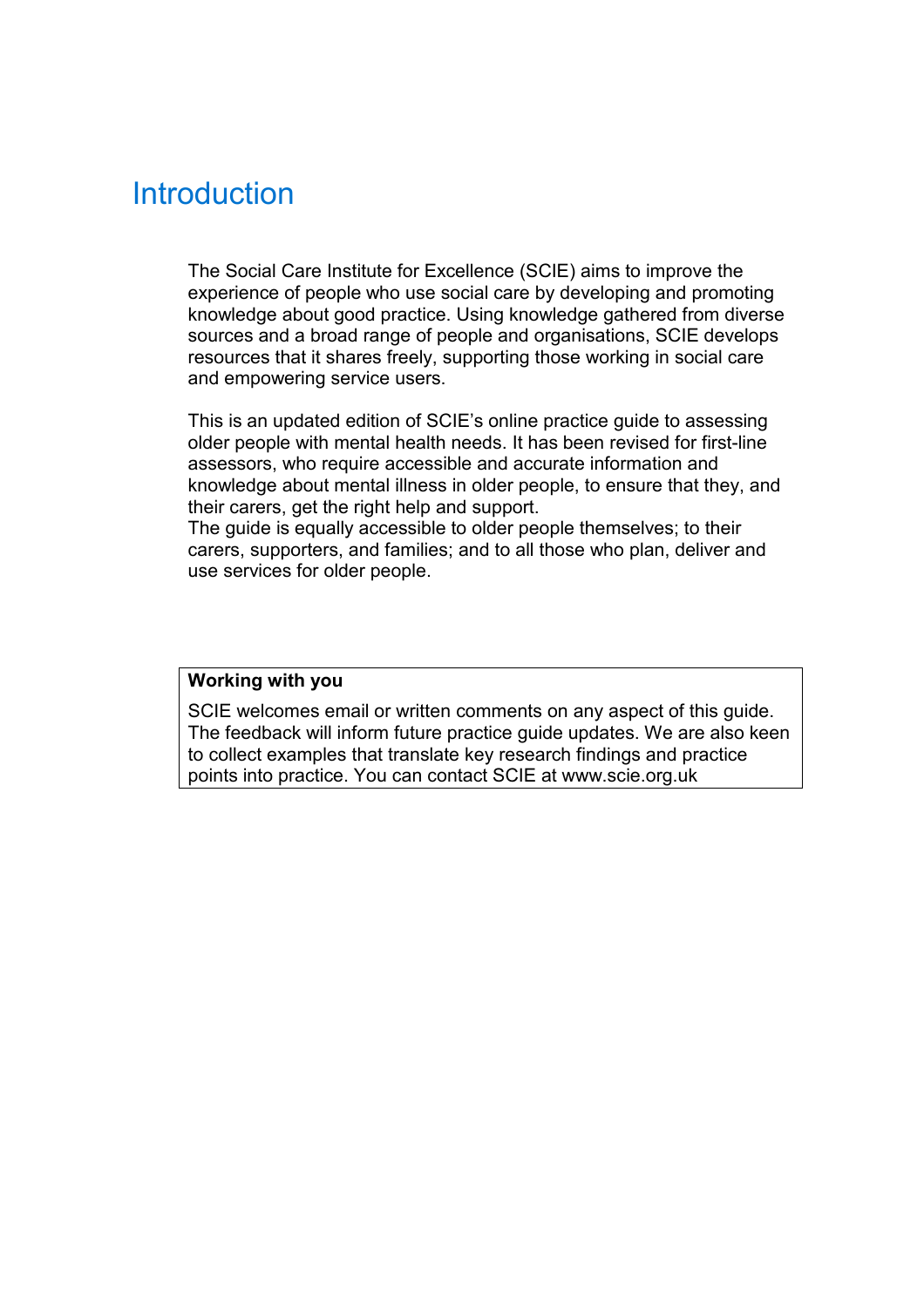# Introduction

The Social Care Institute for Excellence (SCIE) aims to improve the experience of people who use social care by developing and promoting knowledge about good practice. Using knowledge gathered from diverse sources and a broad range of people and organisations, SCIE develops resources that it shares freely, supporting those working in social care and empowering service users.

This is an updated edition of SCIE's online practice guide to assessing older people with mental health needs. It has been revised for first-line assessors, who require accessible and accurate information and knowledge about mental illness in older people, to ensure that they, and their carers, get the right help and support.
The guide is equally accessible to older people themselves; to their carers, supporters, and families; and to all those who plan, deliver and use services for older people.

**Working with you**

SCIE welcomes email or written comments on any aspect of this guide. The feedback will inform future practice guide updates. We are also keen to collect examples that translate key research findings and practice points into practice. You can contact SCIE at www.scie.org.uk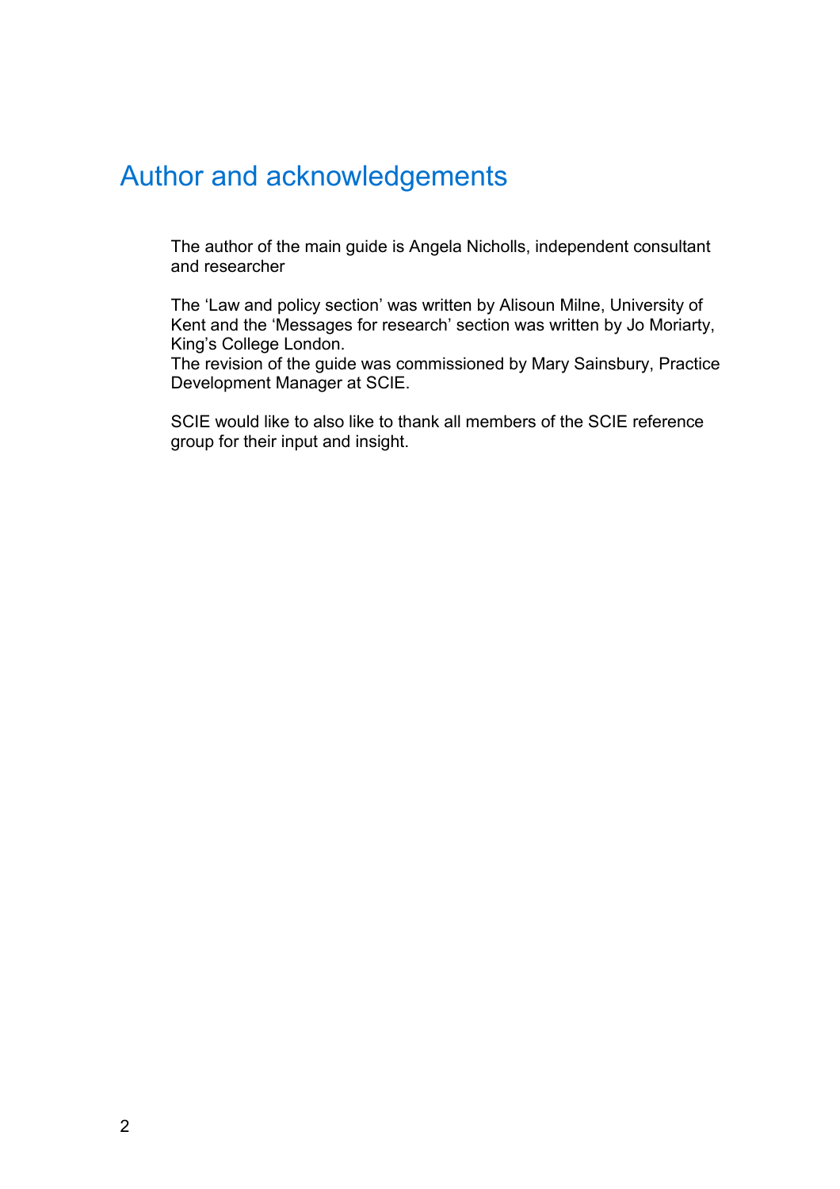# Author and acknowledgements

The author of the main guide is Angela Nicholls, independent consultant and researcher

The 'Law and policy section' was written by Alisoun Milne, University of Kent and the 'Messages for research' section was written by Jo Moriarty, King's College London.
The revision of the guide was commissioned by Mary Sainsbury, Practice Development Manager at SCIE.

SCIE would like to also like to thank all members of the SCIE reference group for their input and insight.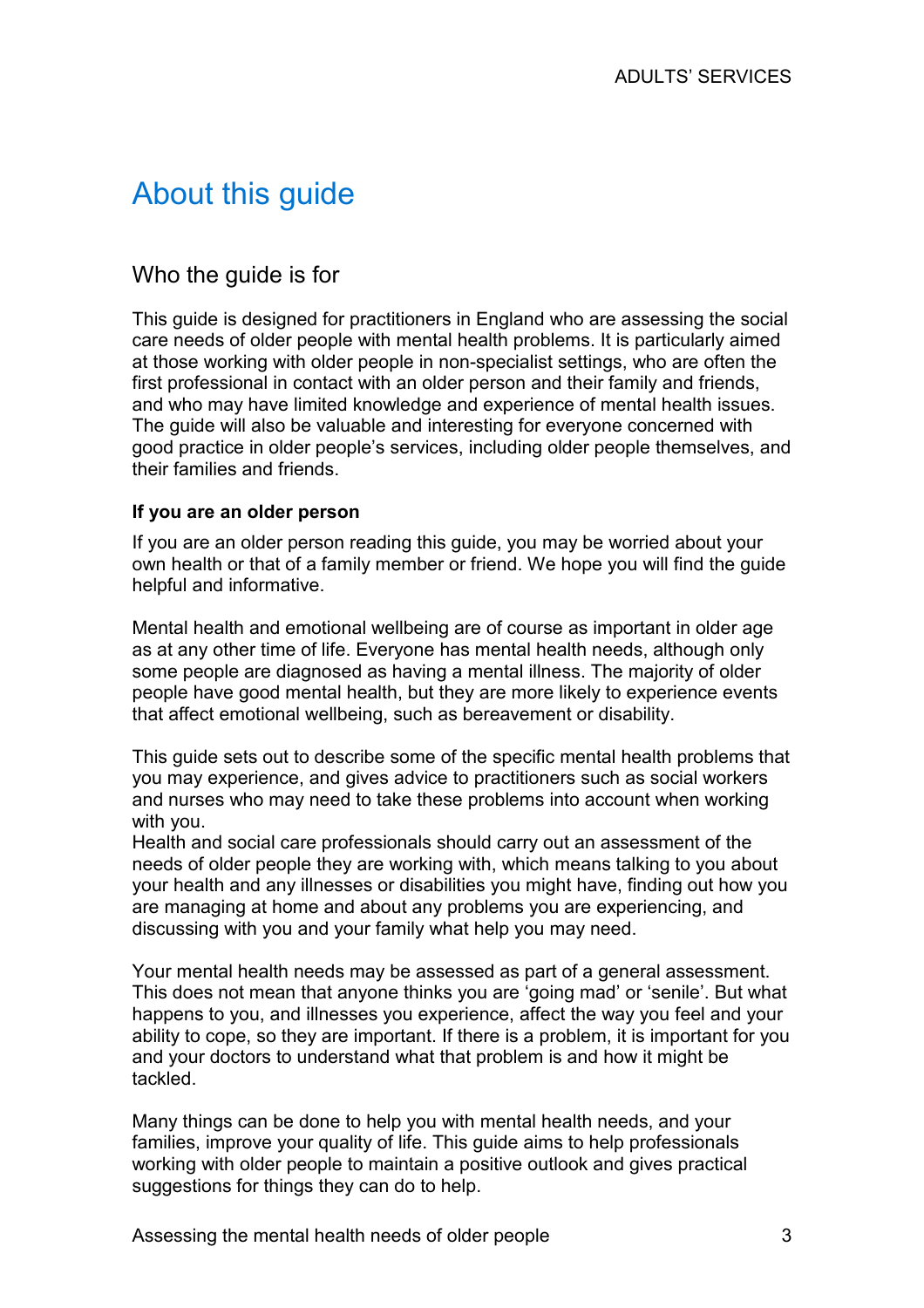# About this guide

## Who the guide is for

This guide is designed for practitioners in England who are assessing the social care needs of older people with mental health problems. It is particularly aimed at those working with older people in non-specialist settings, who are often the first professional in contact with an older person and their family and friends, and who may have limited knowledge and experience of mental health issues. The guide will also be valuable and interesting for everyone concerned with good practice in older people's services, including older people themselves, and their families and friends.

**If you are an older person**

If you are an older person reading this guide, you may be worried about your own health or that of a family member or friend. We hope you will find the guide helpful and informative.

Mental health and emotional wellbeing are of course as important in older age as at any other time of life. Everyone has mental health needs, although only some people are diagnosed as having a mental illness. The majority of older people have good mental health, but they are more likely to experience events that affect emotional wellbeing, such as bereavement or disability.

This guide sets out to describe some of the specific mental health problems that you may experience, and gives advice to practitioners such as social workers and nurses who may need to take these problems into account when working with you.

Health and social care professionals should carry out an assessment of the needs of older people they are working with, which means talking to you about your health and any illnesses or disabilities you might have, finding out how you are managing at home and about any problems you are experiencing, and discussing with you and your family what help you may need.

Your mental health needs may be assessed as part of a general assessment. This does not mean that anyone thinks you are 'going mad' or 'senile'. But what happens to you, and illnesses you experience, affect the way you feel and your ability to cope, so they are important. If there is a problem, it is important for you and your doctors to understand what that problem is and how it might be tackled.

Many things can be done to help you with mental health needs, and your families, improve your quality of life. This guide aims to help professionals working with older people to maintain a positive outlook and gives practical suggestions for things they can do to help.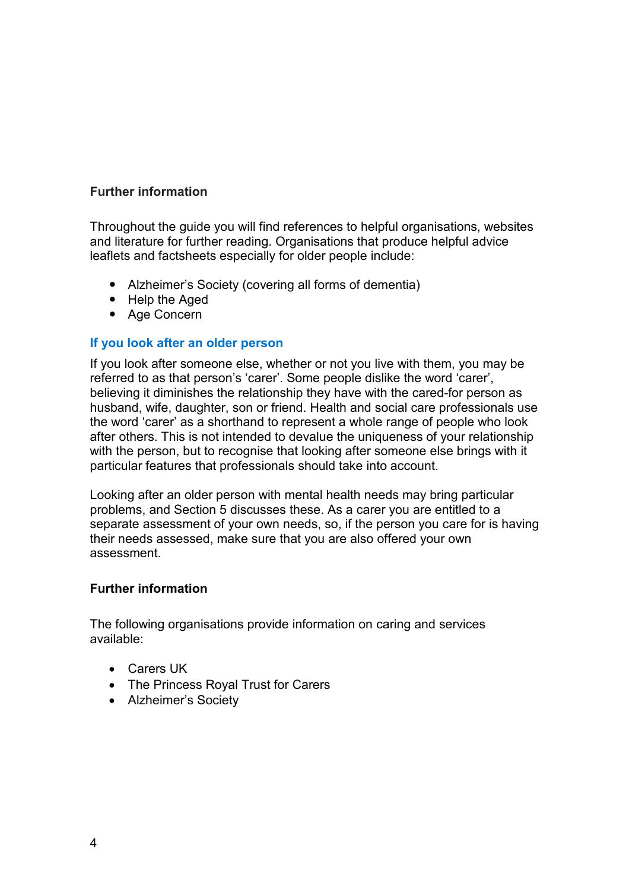**Further information**

Throughout the guide you will find references to helpful organisations, websites and literature for further reading. Organisations that produce helpful advice leaflets and factsheets especially for older people include:

- Alzheimer's Society (covering all forms of dementia)
- Help the Aged
- Age Concern

## If you look after an older person

If you look after someone else, whether or not you live with them, you may be referred to as that person's 'carer'. Some people dislike the word 'carer', believing it diminishes the relationship they have with the cared-for person as husband, wife, daughter, son or friend. Health and social care professionals use the word 'carer' as a shorthand to represent a whole range of people who look after others. This is not intended to devalue the uniqueness of your relationship with the person, but to recognise that looking after someone else brings with it particular features that professionals should take into account.

Looking after an older person with mental health needs may bring particular problems, and Section 5 discusses these. As a carer you are entitled to a separate assessment of your own needs, so, if the person you care for is having their needs assessed, make sure that you are also offered your own assessment.

**Further information**

The following organisations provide information on caring and services available:

- Carers UK
- The Princess Royal Trust for Carers
- Alzheimer's Society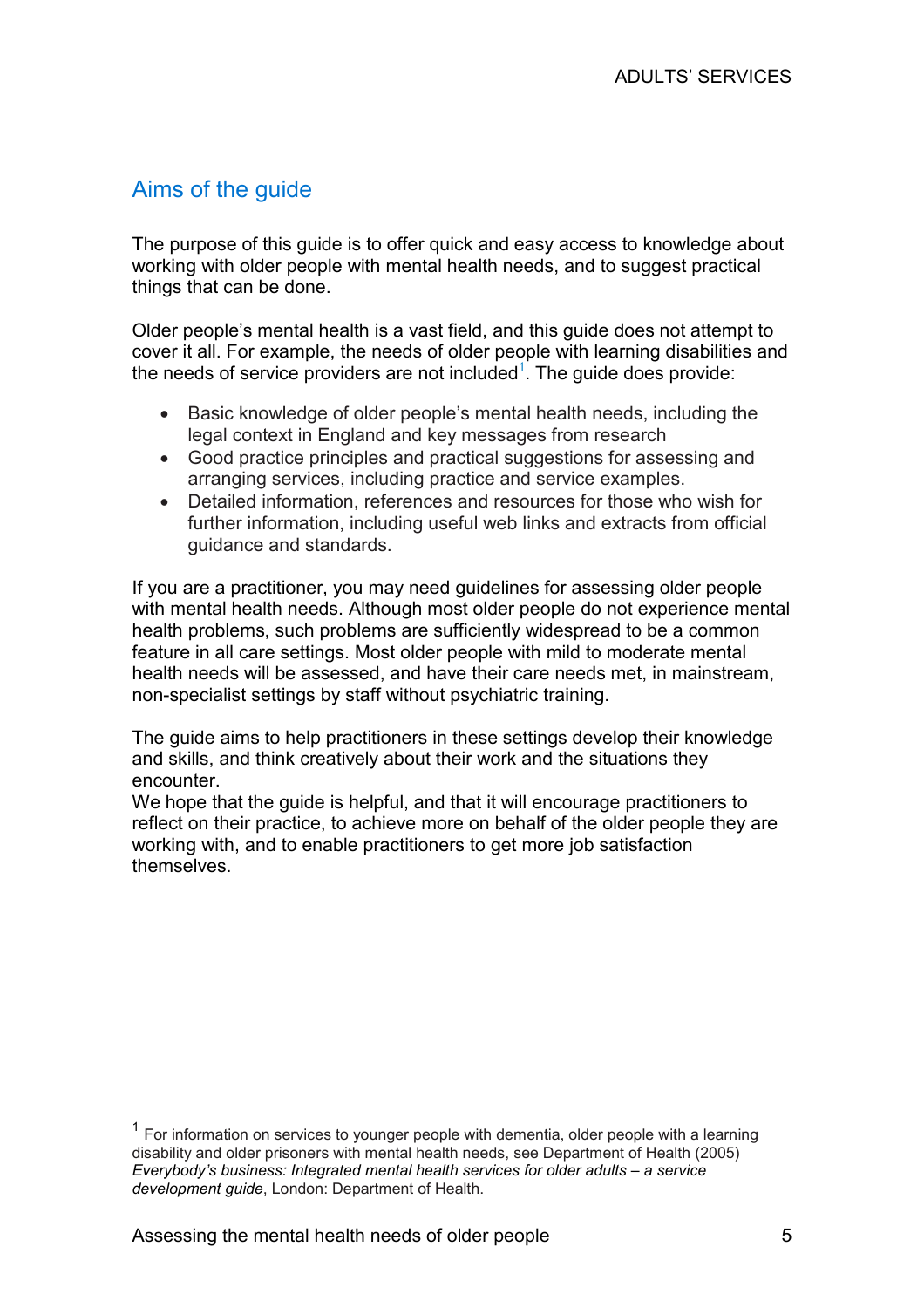## Aims of the guide

The purpose of this guide is to offer quick and easy access to knowledge about working with older people with mental health needs, and to suggest practical things that can be done.

Older people's mental health is a vast field, and this guide does not attempt to cover it all. For example, the needs of older people with learning disabilities and the needs of service providers are not included[1]. The guide does provide:

- Basic knowledge of older people's mental health needs, including the legal context in England and key messages from research
- Good practice principles and practical suggestions for assessing and arranging services, including practice and service examples.
- Detailed information, references and resources for those who wish for further information, including useful web links and extracts from official guidance and standards.

If you are a practitioner, you may need guidelines for assessing older people with mental health needs. Although most older people do not experience mental health problems, such problems are sufficiently widespread to be a common feature in all care settings. Most older people with mild to moderate mental health needs will be assessed, and have their care needs met, in mainstream, non-specialist settings by staff without psychiatric training.

The guide aims to help practitioners in these settings develop their knowledge and skills, and think creatively about their work and the situations they encounter.

We hope that the guide is helpful, and that it will encourage practitioners to reflect on their practice, to achieve more on behalf of the older people they are working with, and to enable practitioners to get more job satisfaction themselves.

---

[1] For information on services to younger people with dementia, older people with a learning disability and older prisoners with mental health needs, see Department of Health (2005) *Everybody's business: Integrated mental health services for older adults – a service development guide*, London: Department of Health.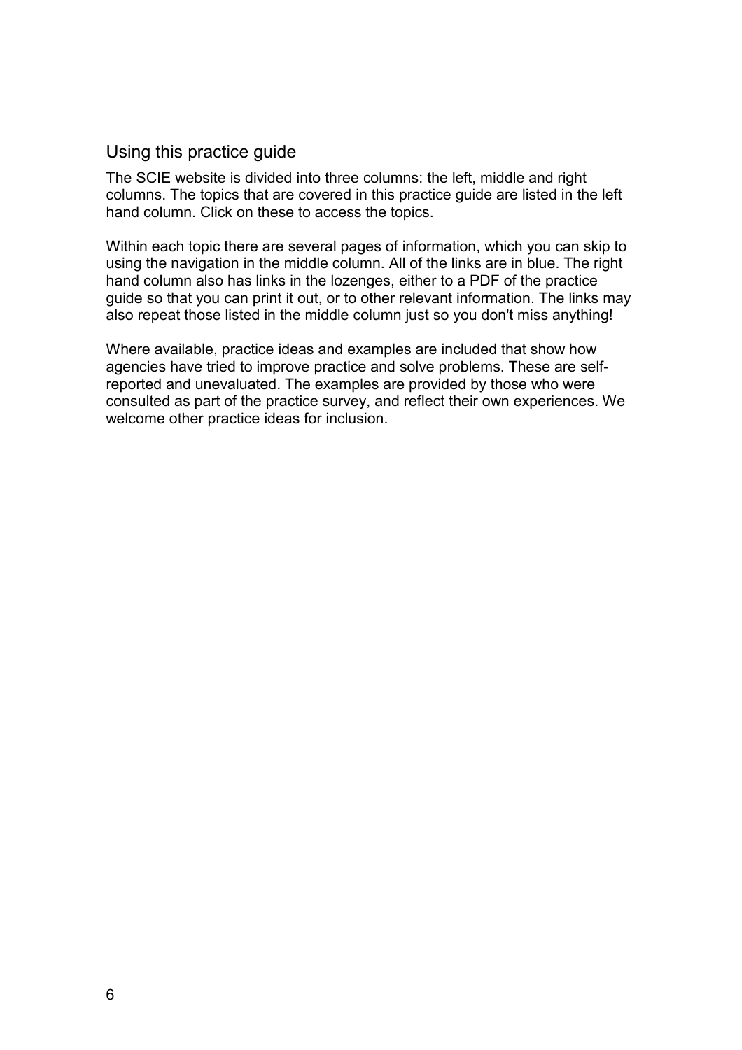## Using this practice guide

The SCIE website is divided into three columns: the left, middle and right columns. The topics that are covered in this practice guide are listed in the left hand column. Click on these to access the topics.

Within each topic there are several pages of information, which you can skip to using the navigation in the middle column. All of the links are in blue. The right hand column also has links in the lozenges, either to a PDF of the practice guide so that you can print it out, or to other relevant information. The links may also repeat those listed in the middle column just so you don't miss anything!

Where available, practice ideas and examples are included that show how agencies have tried to improve practice and solve problems. These are self-reported and unevaluated. The examples are provided by those who were consulted as part of the practice survey, and reflect their own experiences. We welcome other practice ideas for inclusion.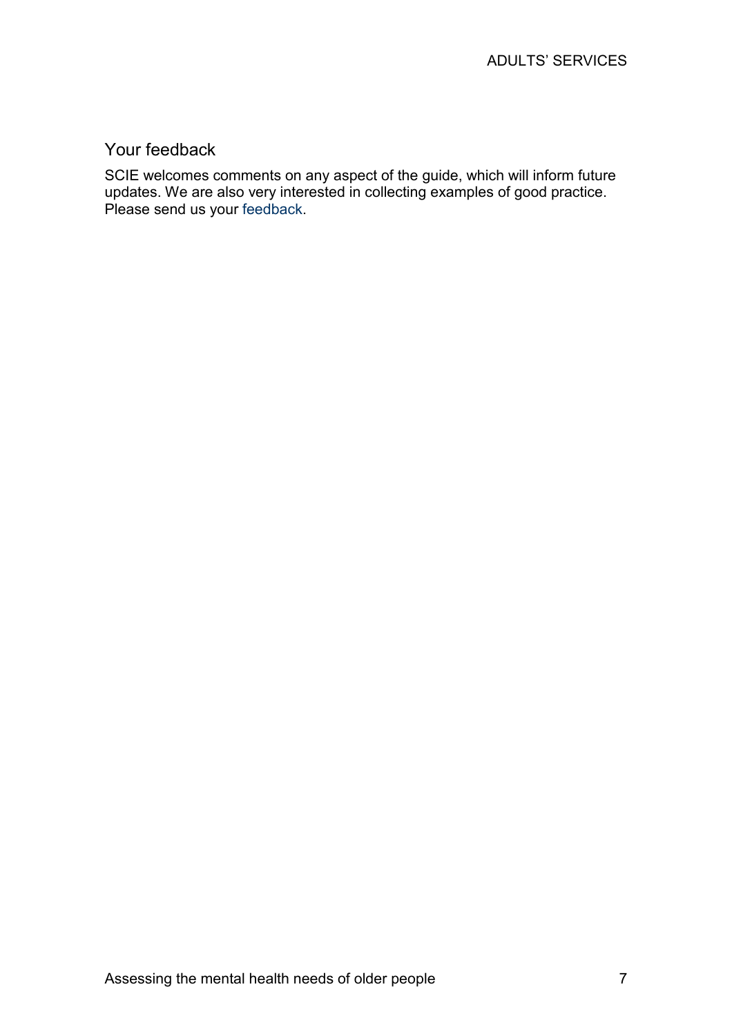## Your feedback

SCIE welcomes comments on any aspect of the guide, which will inform future updates. We are also very interested in collecting examples of good practice. Please send us your feedback.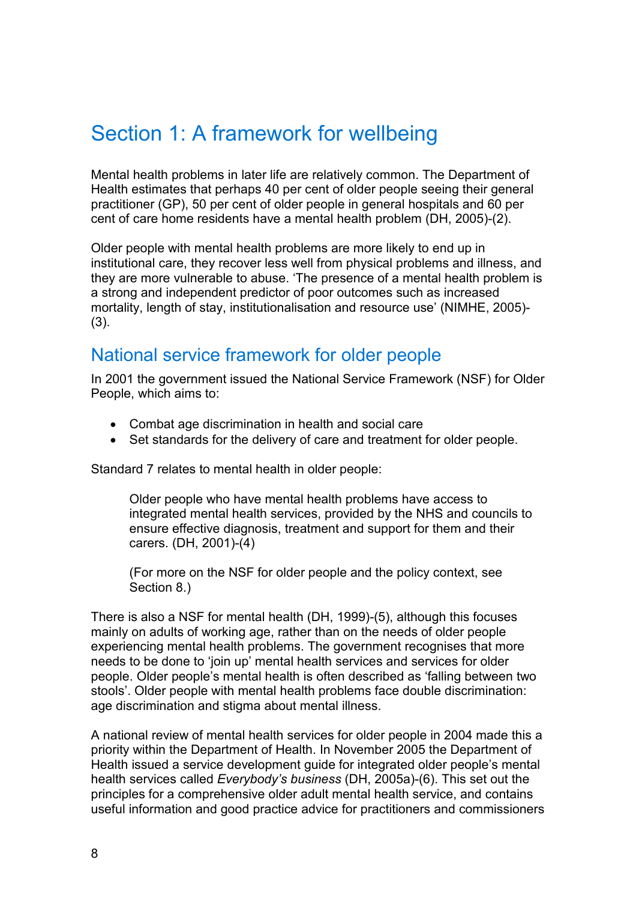# Section 1: A framework for wellbeing

Mental health problems in later life are relatively common. The Department of Health estimates that perhaps 40 per cent of older people seeing their general practitioner (GP), 50 per cent of older people in general hospitals and 60 per cent of care home residents have a mental health problem (DH, 2005)-(2).

Older people with mental health problems are more likely to end up in institutional care, they recover less well from physical problems and illness, and they are more vulnerable to abuse. 'The presence of a mental health problem is a strong and independent predictor of poor outcomes such as increased mortality, length of stay, institutionalisation and resource use' (NIMHE, 2005)-(3).

## National service framework for older people

In 2001 the government issued the National Service Framework (NSF) for Older People, which aims to:

- Combat age discrimination in health and social care
- Set standards for the delivery of care and treatment for older people.

Standard 7 relates to mental health in older people:

> Older people who have mental health problems have access to integrated mental health services, provided by the NHS and councils to ensure effective diagnosis, treatment and support for them and their carers. (DH, 2001)-(4)
>
> (For more on the NSF for older people and the policy context, see Section 8.)

There is also a NSF for mental health (DH, 1999)-(5), although this focuses mainly on adults of working age, rather than on the needs of older people experiencing mental health problems. The government recognises that more needs to be done to 'join up' mental health services and services for older people. Older people's mental health is often described as 'falling between two stools'. Older people with mental health problems face double discrimination: age discrimination and stigma about mental illness.

A national review of mental health services for older people in 2004 made this a priority within the Department of Health. In November 2005 the Department of Health issued a service development guide for integrated older people's mental health services called *Everybody's business* (DH, 2005a)-(6). This set out the principles for a comprehensive older adult mental health service, and contains useful information and good practice advice for practitioners and commissioners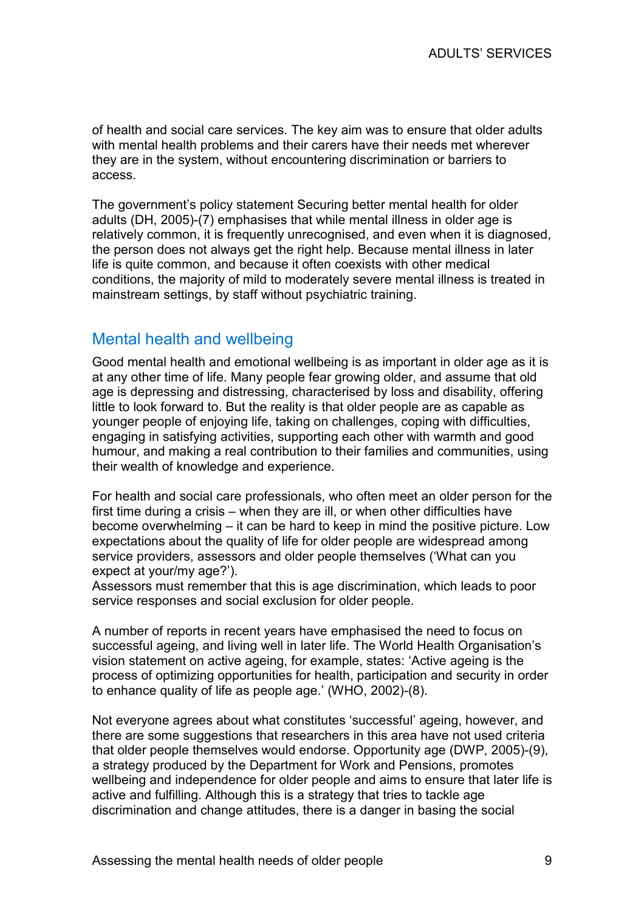of health and social care services. The key aim was to ensure that older adults with mental health problems and their carers have their needs met wherever they are in the system, without encountering discrimination or barriers to access.

The government's policy statement Securing better mental health for older adults (DH, 2005)-(7) emphasises that while mental illness in older age is relatively common, it is frequently unrecognised, and even when it is diagnosed, the person does not always get the right help. Because mental illness in later life is quite common, and because it often coexists with other medical conditions, the majority of mild to moderately severe mental illness is treated in mainstream settings, by staff without psychiatric training.

## Mental health and wellbeing

Good mental health and emotional wellbeing is as important in older age as it is at any other time of life. Many people fear growing older, and assume that old age is depressing and distressing, characterised by loss and disability, offering little to look forward to. But the reality is that older people are as capable as younger people of enjoying life, taking on challenges, coping with difficulties, engaging in satisfying activities, supporting each other with warmth and good humour, and making a real contribution to their families and communities, using their wealth of knowledge and experience.

For health and social care professionals, who often meet an older person for the first time during a crisis – when they are ill, or when other difficulties have become overwhelming – it can be hard to keep in mind the positive picture. Low expectations about the quality of life for older people are widespread among service providers, assessors and older people themselves ('What can you expect at your/my age?').
Assessors must remember that this is age discrimination, which leads to poor service responses and social exclusion for older people.

A number of reports in recent years have emphasised the need to focus on successful ageing, and living well in later life. The World Health Organisation's vision statement on active ageing, for example, states: 'Active ageing is the process of optimizing opportunities for health, participation and security in order to enhance quality of life as people age.' (WHO, 2002)-(8).

Not everyone agrees about what constitutes 'successful' ageing, however, and there are some suggestions that researchers in this area have not used criteria that older people themselves would endorse. Opportunity age (DWP, 2005)-(9), a strategy produced by the Department for Work and Pensions, promotes wellbeing and independence for older people and aims to ensure that later life is active and fulfilling. Although this is a strategy that tries to tackle age discrimination and change attitudes, there is a danger in basing the social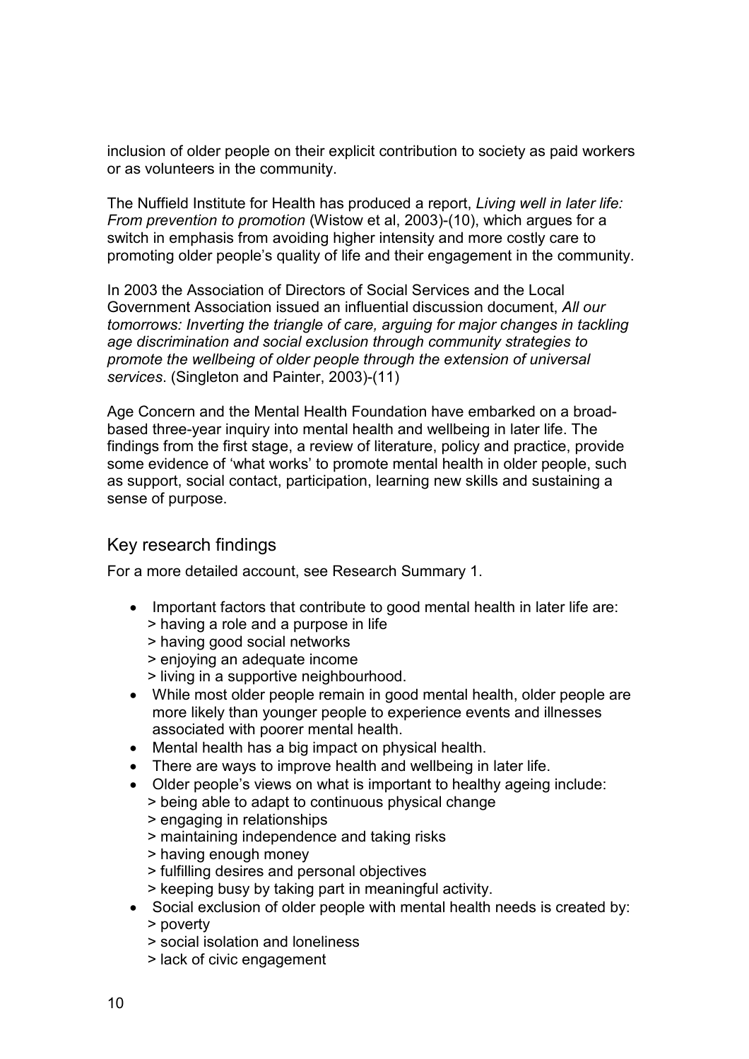inclusion of older people on their explicit contribution to society as paid workers or as volunteers in the community.

The Nuffield Institute for Health has produced a report, *Living well in later life: From prevention to promotion* (Wistow et al, 2003)-(10), which argues for a switch in emphasis from avoiding higher intensity and more costly care to promoting older people's quality of life and their engagement in the community.

In 2003 the Association of Directors of Social Services and the Local Government Association issued an influential discussion document, *All our tomorrows: Inverting the triangle of care, arguing for major changes in tackling age discrimination and social exclusion through community strategies to promote the wellbeing of older people through the extension of universal services*. (Singleton and Painter, 2003)-(11)

Age Concern and the Mental Health Foundation have embarked on a broad-based three-year inquiry into mental health and wellbeing in later life. The findings from the first stage, a review of literature, policy and practice, provide some evidence of 'what works' to promote mental health in older people, such as support, social contact, participation, learning new skills and sustaining a sense of purpose.

## Key research findings

For a more detailed account, see Research Summary 1.

- Important factors that contribute to good mental health in later life are:
  > having a role and a purpose in life
  > having good social networks
  > enjoying an adequate income
  > living in a supportive neighbourhood.
- While most older people remain in good mental health, older people are more likely than younger people to experience events and illnesses associated with poorer mental health.
- Mental health has a big impact on physical health.
- There are ways to improve health and wellbeing in later life.
- Older people's views on what is important to healthy ageing include:
  > being able to adapt to continuous physical change
  > engaging in relationships
  > maintaining independence and taking risks
  > having enough money
  > fulfilling desires and personal objectives
  > keeping busy by taking part in meaningful activity.
- Social exclusion of older people with mental health needs is created by:
  > poverty
  > social isolation and loneliness
  > lack of civic engagement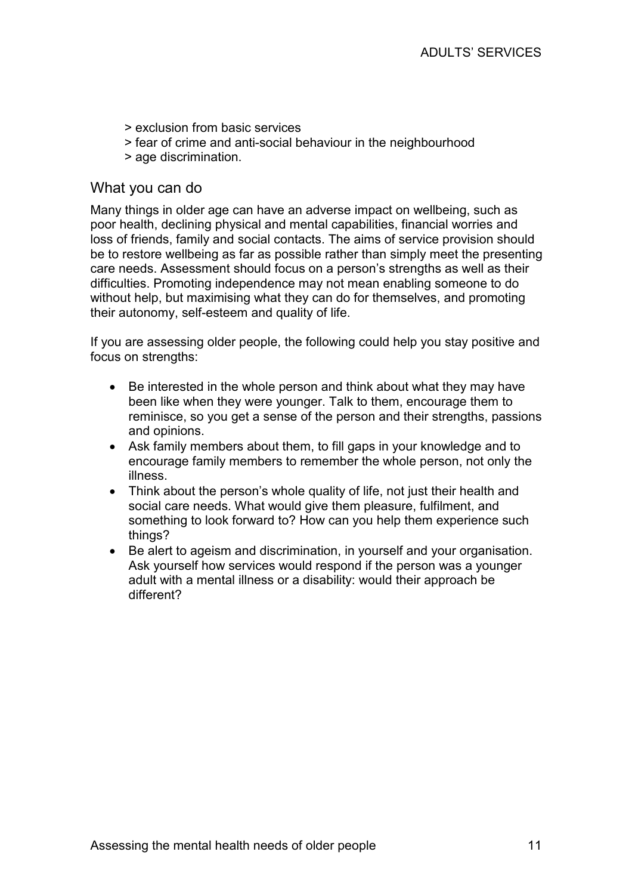> exclusion from basic services
> fear of crime and anti-social behaviour in the neighbourhood
> age discrimination.

## What you can do

Many things in older age can have an adverse impact on wellbeing, such as poor health, declining physical and mental capabilities, financial worries and loss of friends, family and social contacts. The aims of service provision should be to restore wellbeing as far as possible rather than simply meet the presenting care needs. Assessment should focus on a person's strengths as well as their difficulties. Promoting independence may not mean enabling someone to do without help, but maximising what they can do for themselves, and promoting their autonomy, self-esteem and quality of life.

If you are assessing older people, the following could help you stay positive and focus on strengths:

- Be interested in the whole person and think about what they may have been like when they were younger. Talk to them, encourage them to reminisce, so you get a sense of the person and their strengths, passions and opinions.
- Ask family members about them, to fill gaps in your knowledge and to encourage family members to remember the whole person, not only the illness.
- Think about the person's whole quality of life, not just their health and social care needs. What would give them pleasure, fulfilment, and something to look forward to? How can you help them experience such things?
- Be alert to ageism and discrimination, in yourself and your organisation. Ask yourself how services would respond if the person was a younger adult with a mental illness or a disability: would their approach be different?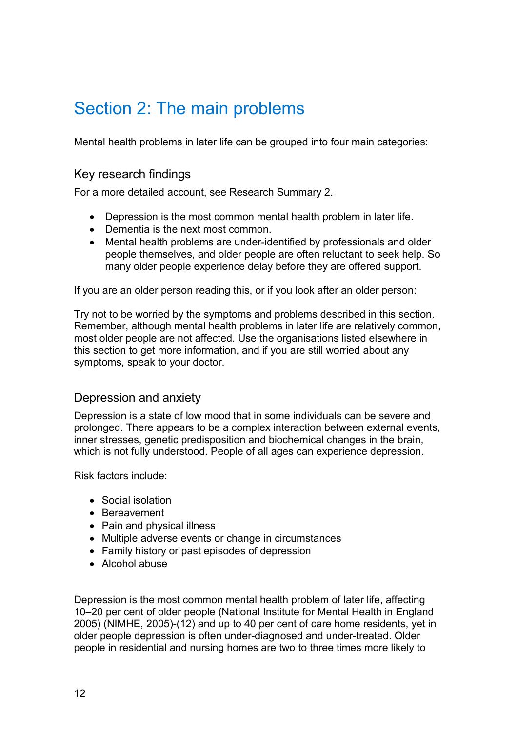# Section 2: The main problems

Mental health problems in later life can be grouped into four main categories:

## Key research findings

For a more detailed account, see Research Summary 2.

- Depression is the most common mental health problem in later life.
- Dementia is the next most common.
- Mental health problems are under-identified by professionals and older people themselves, and older people are often reluctant to seek help. So many older people experience delay before they are offered support.

If you are an older person reading this, or if you look after an older person:

Try not to be worried by the symptoms and problems described in this section. Remember, although mental health problems in later life are relatively common, most older people are not affected. Use the organisations listed elsewhere in this section to get more information, and if you are still worried about any symptoms, speak to your doctor.

## Depression and anxiety

Depression is a state of low mood that in some individuals can be severe and prolonged. There appears to be a complex interaction between external events, inner stresses, genetic predisposition and biochemical changes in the brain, which is not fully understood. People of all ages can experience depression.

Risk factors include:

- Social isolation
- Bereavement
- Pain and physical illness
- Multiple adverse events or change in circumstances
- Family history or past episodes of depression
- Alcohol abuse

Depression is the most common mental health problem of later life, affecting 10–20 per cent of older people (National Institute for Mental Health in England 2005) (NIMHE, 2005)-(12) and up to 40 per cent of care home residents, yet in older people depression is often under-diagnosed and under-treated. Older people in residential and nursing homes are two to three times more likely to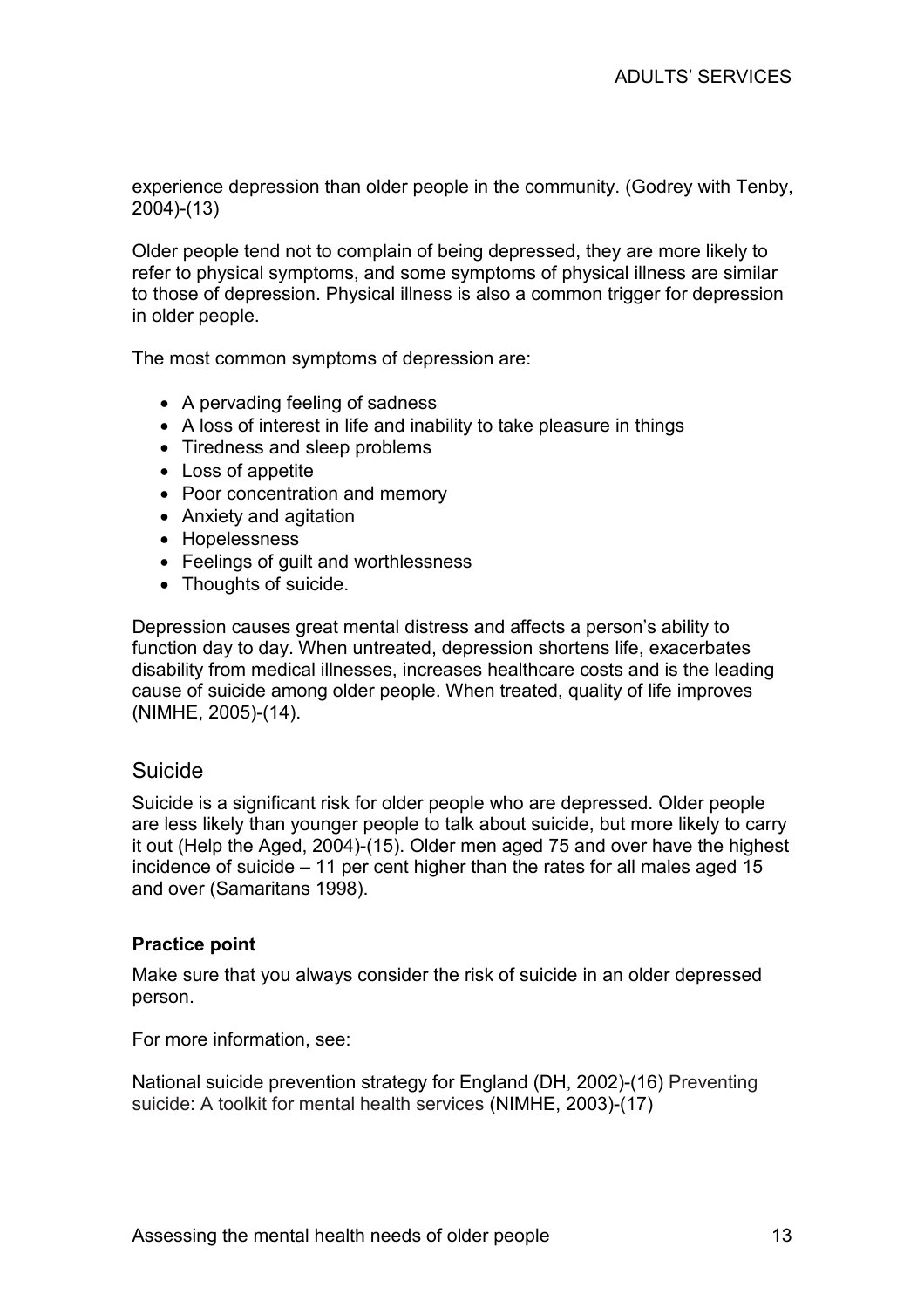experience depression than older people in the community. (Godrey with Tenby, 2004)-(13)

Older people tend not to complain of being depressed, they are more likely to refer to physical symptoms, and some symptoms of physical illness are similar to those of depression. Physical illness is also a common trigger for depression in older people.

The most common symptoms of depression are:

- A pervading feeling of sadness
- A loss of interest in life and inability to take pleasure in things
- Tiredness and sleep problems
- Loss of appetite
- Poor concentration and memory
- Anxiety and agitation
- Hopelessness
- Feelings of guilt and worthlessness
- Thoughts of suicide.

Depression causes great mental distress and affects a person's ability to function day to day. When untreated, depression shortens life, exacerbates disability from medical illnesses, increases healthcare costs and is the leading cause of suicide among older people. When treated, quality of life improves (NIMHE, 2005)-(14).

## Suicide

Suicide is a significant risk for older people who are depressed. Older people are less likely than younger people to talk about suicide, but more likely to carry it out (Help the Aged, 2004)-(15). Older men aged 75 and over have the highest incidence of suicide – 11 per cent higher than the rates for all males aged 15 and over (Samaritans 1998).

**Practice point**

Make sure that you always consider the risk of suicide in an older depressed person.

For more information, see:

National suicide prevention strategy for England (DH, 2002)-(16) Preventing suicide: A toolkit for mental health services (NIMHE, 2003)-(17)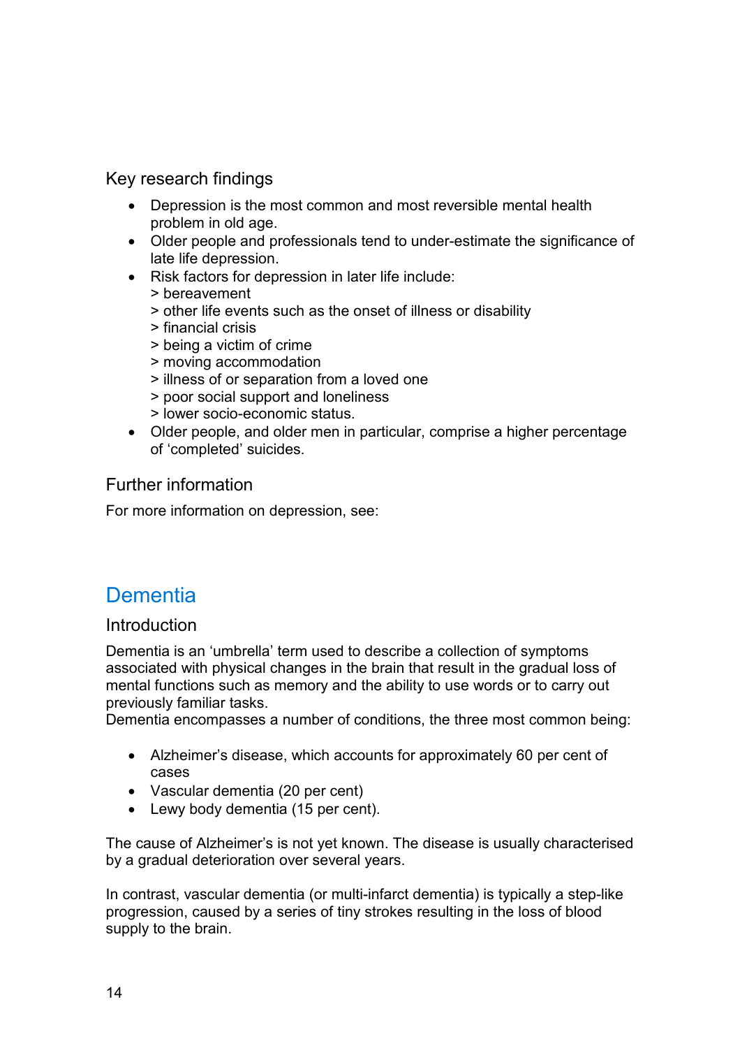### Key research findings

- Depression is the most common and most reversible mental health problem in old age.
- Older people and professionals tend to under-estimate the significance of late life depression.
- Risk factors for depression in later life include:
  > bereavement
  > other life events such as the onset of illness or disability
  > financial crisis
  > being a victim of crime
  > moving accommodation
  > illness of or separation from a loved one
  > poor social support and loneliness
  > lower socio-economic status.
- Older people, and older men in particular, comprise a higher percentage of 'completed' suicides.

### Further information

For more information on depression, see:

## Dementia

### Introduction

Dementia is an 'umbrella' term used to describe a collection of symptoms associated with physical changes in the brain that result in the gradual loss of mental functions such as memory and the ability to use words or to carry out previously familiar tasks.
Dementia encompasses a number of conditions, the three most common being:

- Alzheimer's disease, which accounts for approximately 60 per cent of cases
- Vascular dementia (20 per cent)
- Lewy body dementia (15 per cent).

The cause of Alzheimer's is not yet known. The disease is usually characterised by a gradual deterioration over several years.

In contrast, vascular dementia (or multi-infarct dementia) is typically a step-like progression, caused by a series of tiny strokes resulting in the loss of blood supply to the brain.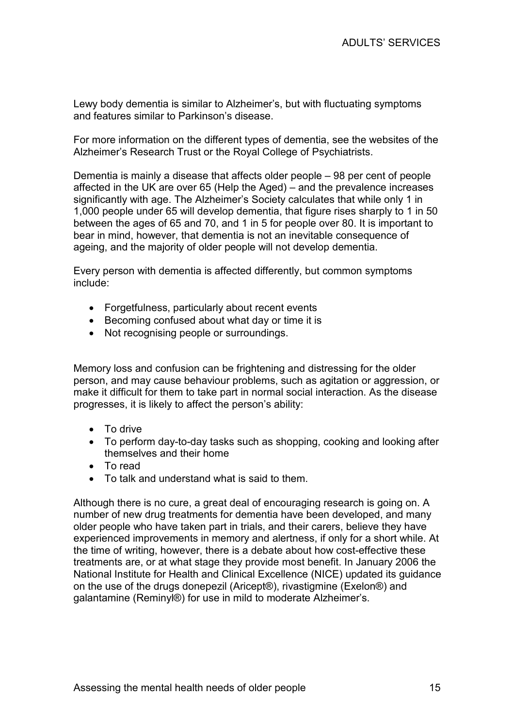Lewy body dementia is similar to Alzheimer's, but with fluctuating symptoms and features similar to Parkinson's disease.

For more information on the different types of dementia, see the websites of the Alzheimer's Research Trust or the Royal College of Psychiatrists.

Dementia is mainly a disease that affects older people – 98 per cent of people affected in the UK are over 65 (Help the Aged) – and the prevalence increases significantly with age. The Alzheimer's Society calculates that while only 1 in 1,000 people under 65 will develop dementia, that figure rises sharply to 1 in 50 between the ages of 65 and 70, and 1 in 5 for people over 80. It is important to bear in mind, however, that dementia is not an inevitable consequence of ageing, and the majority of older people will not develop dementia.

Every person with dementia is affected differently, but common symptoms include:

- Forgetfulness, particularly about recent events
- Becoming confused about what day or time it is
- Not recognising people or surroundings.

Memory loss and confusion can be frightening and distressing for the older person, and may cause behaviour problems, such as agitation or aggression, or make it difficult for them to take part in normal social interaction. As the disease progresses, it is likely to affect the person's ability:

- To drive
- To perform day-to-day tasks such as shopping, cooking and looking after themselves and their home
- To read
- To talk and understand what is said to them.

Although there is no cure, a great deal of encouraging research is going on. A number of new drug treatments for dementia have been developed, and many older people who have taken part in trials, and their carers, believe they have experienced improvements in memory and alertness, if only for a short while. At the time of writing, however, there is a debate about how cost-effective these treatments are, or at what stage they provide most benefit. In January 2006 the National Institute for Health and Clinical Excellence (NICE) updated its guidance on the use of the drugs donepezil (Aricept®), rivastigmine (Exelon®) and galantamine (Reminyl®) for use in mild to moderate Alzheimer's.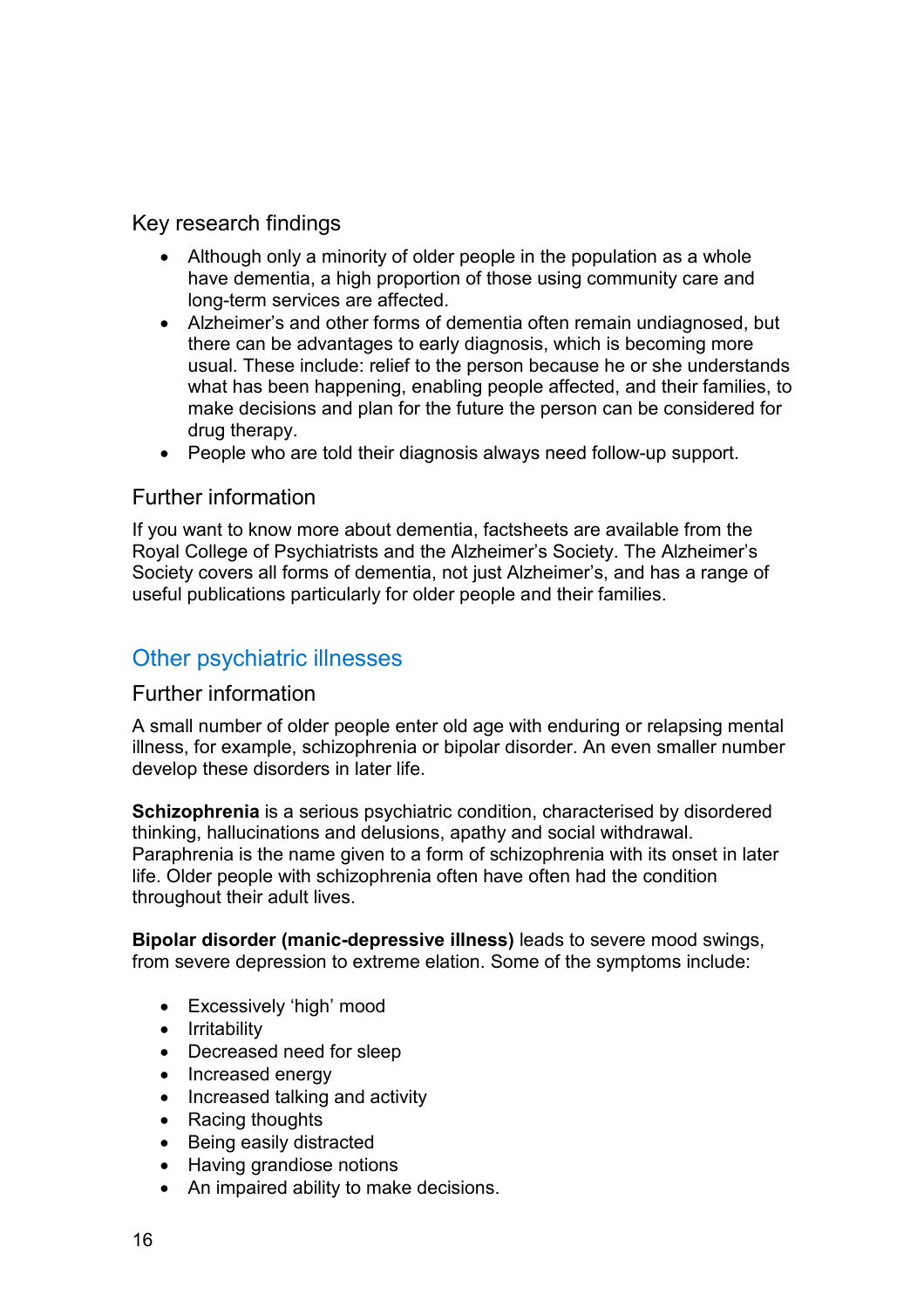### Key research findings

- Although only a minority of older people in the population as a whole have dementia, a high proportion of those using community care and long-term services are affected.
- Alzheimer's and other forms of dementia often remain undiagnosed, but there can be advantages to early diagnosis, which is becoming more usual. These include: relief to the person because he or she understands what has been happening, enabling people affected, and their families, to make decisions and plan for the future the person can be considered for drug therapy.
- People who are told their diagnosis always need follow-up support.

### Further information

If you want to know more about dementia, factsheets are available from the Royal College of Psychiatrists and the Alzheimer's Society. The Alzheimer's Society covers all forms of dementia, not just Alzheimer's, and has a range of useful publications particularly for older people and their families.

## Other psychiatric illnesses

### Further information

A small number of older people enter old age with enduring or relapsing mental illness, for example, schizophrenia or bipolar disorder. An even smaller number develop these disorders in later life.

**Schizophrenia** is a serious psychiatric condition, characterised by disordered thinking, hallucinations and delusions, apathy and social withdrawal. Paraphrenia is the name given to a form of schizophrenia with its onset in later life. Older people with schizophrenia often have often had the condition throughout their adult lives.

**Bipolar disorder (manic-depressive illness)** leads to severe mood swings, from severe depression to extreme elation. Some of the symptoms include:

- Excessively 'high' mood
- Irritability
- Decreased need for sleep
- Increased energy
- Increased talking and activity
- Racing thoughts
- Being easily distracted
- Having grandiose notions
- An impaired ability to make decisions.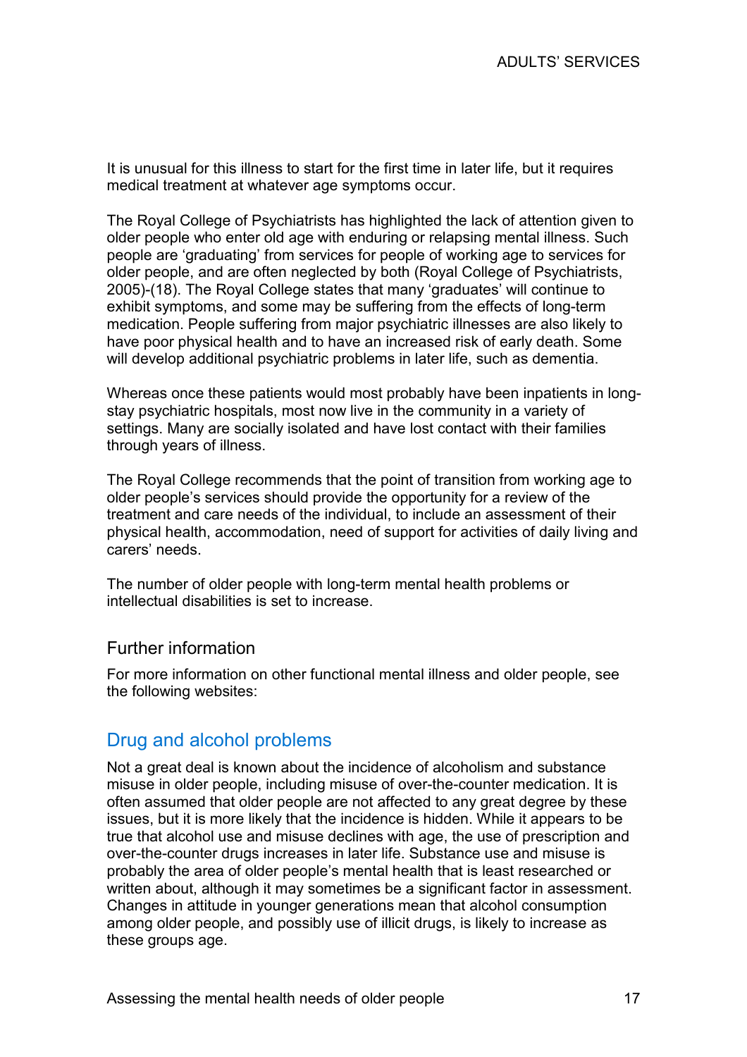It is unusual for this illness to start for the first time in later life, but it requires medical treatment at whatever age symptoms occur.

The Royal College of Psychiatrists has highlighted the lack of attention given to older people who enter old age with enduring or relapsing mental illness. Such people are 'graduating' from services for people of working age to services for older people, and are often neglected by both (Royal College of Psychiatrists, 2005)-(18). The Royal College states that many 'graduates' will continue to exhibit symptoms, and some may be suffering from the effects of long-term medication. People suffering from major psychiatric illnesses are also likely to have poor physical health and to have an increased risk of early death. Some will develop additional psychiatric problems in later life, such as dementia.

Whereas once these patients would most probably have been inpatients in long-stay psychiatric hospitals, most now live in the community in a variety of settings. Many are socially isolated and have lost contact with their families through years of illness.

The Royal College recommends that the point of transition from working age to older people's services should provide the opportunity for a review of the treatment and care needs of the individual, to include an assessment of their physical health, accommodation, need of support for activities of daily living and carers' needs.

The number of older people with long-term mental health problems or intellectual disabilities is set to increase.

### Further information

For more information on other functional mental illness and older people, see the following websites:

## Drug and alcohol problems

Not a great deal is known about the incidence of alcoholism and substance misuse in older people, including misuse of over-the-counter medication. It is often assumed that older people are not affected to any great degree by these issues, but it is more likely that the incidence is hidden. While it appears to be true that alcohol use and misuse declines with age, the use of prescription and over-the-counter drugs increases in later life. Substance use and misuse is probably the area of older people's mental health that is least researched or written about, although it may sometimes be a significant factor in assessment. Changes in attitude in younger generations mean that alcohol consumption among older people, and possibly use of illicit drugs, is likely to increase as these groups age.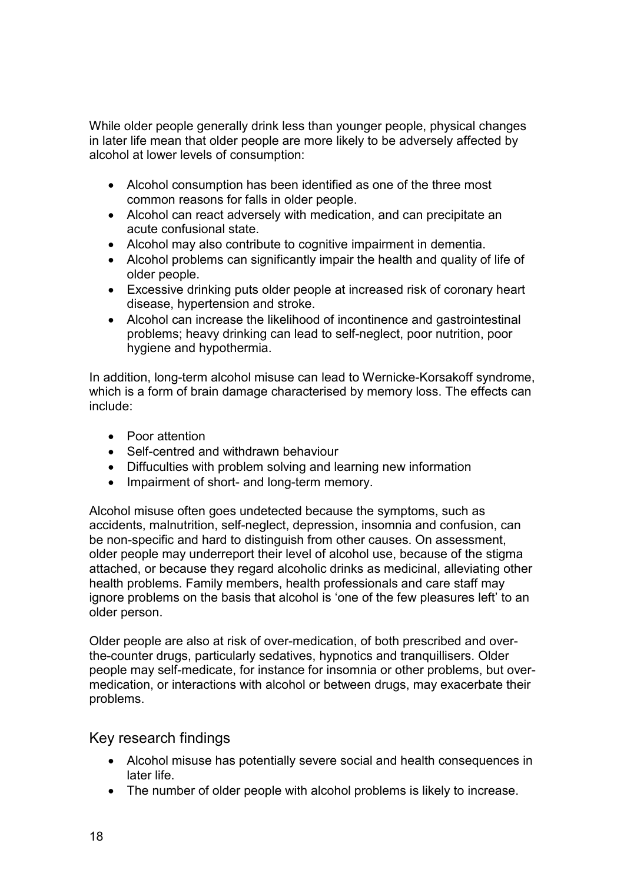While older people generally drink less than younger people, physical changes in later life mean that older people are more likely to be adversely affected by alcohol at lower levels of consumption:

- Alcohol consumption has been identified as one of the three most common reasons for falls in older people.
- Alcohol can react adversely with medication, and can precipitate an acute confusional state.
- Alcohol may also contribute to cognitive impairment in dementia.
- Alcohol problems can significantly impair the health and quality of life of older people.
- Excessive drinking puts older people at increased risk of coronary heart disease, hypertension and stroke.
- Alcohol can increase the likelihood of incontinence and gastrointestinal problems; heavy drinking can lead to self-neglect, poor nutrition, poor hygiene and hypothermia.

In addition, long-term alcohol misuse can lead to Wernicke-Korsakoff syndrome, which is a form of brain damage characterised by memory loss. The effects can include:

- Poor attention
- Self-centred and withdrawn behaviour
- Diffuculties with problem solving and learning new information
- Impairment of short- and long-term memory.

Alcohol misuse often goes undetected because the symptoms, such as accidents, malnutrition, self-neglect, depression, insomnia and confusion, can be non-specific and hard to distinguish from other causes. On assessment, older people may underreport their level of alcohol use, because of the stigma attached, or because they regard alcoholic drinks as medicinal, alleviating other health problems. Family members, health professionals and care staff may ignore problems on the basis that alcohol is 'one of the few pleasures left' to an older person.

Older people are also at risk of over-medication, of both prescribed and over-the-counter drugs, particularly sedatives, hypnotics and tranquillisers. Older people may self-medicate, for instance for insomnia or other problems, but over-medication, or interactions with alcohol or between drugs, may exacerbate their problems.

## Key research findings

- Alcohol misuse has potentially severe social and health consequences in later life.
- The number of older people with alcohol problems is likely to increase.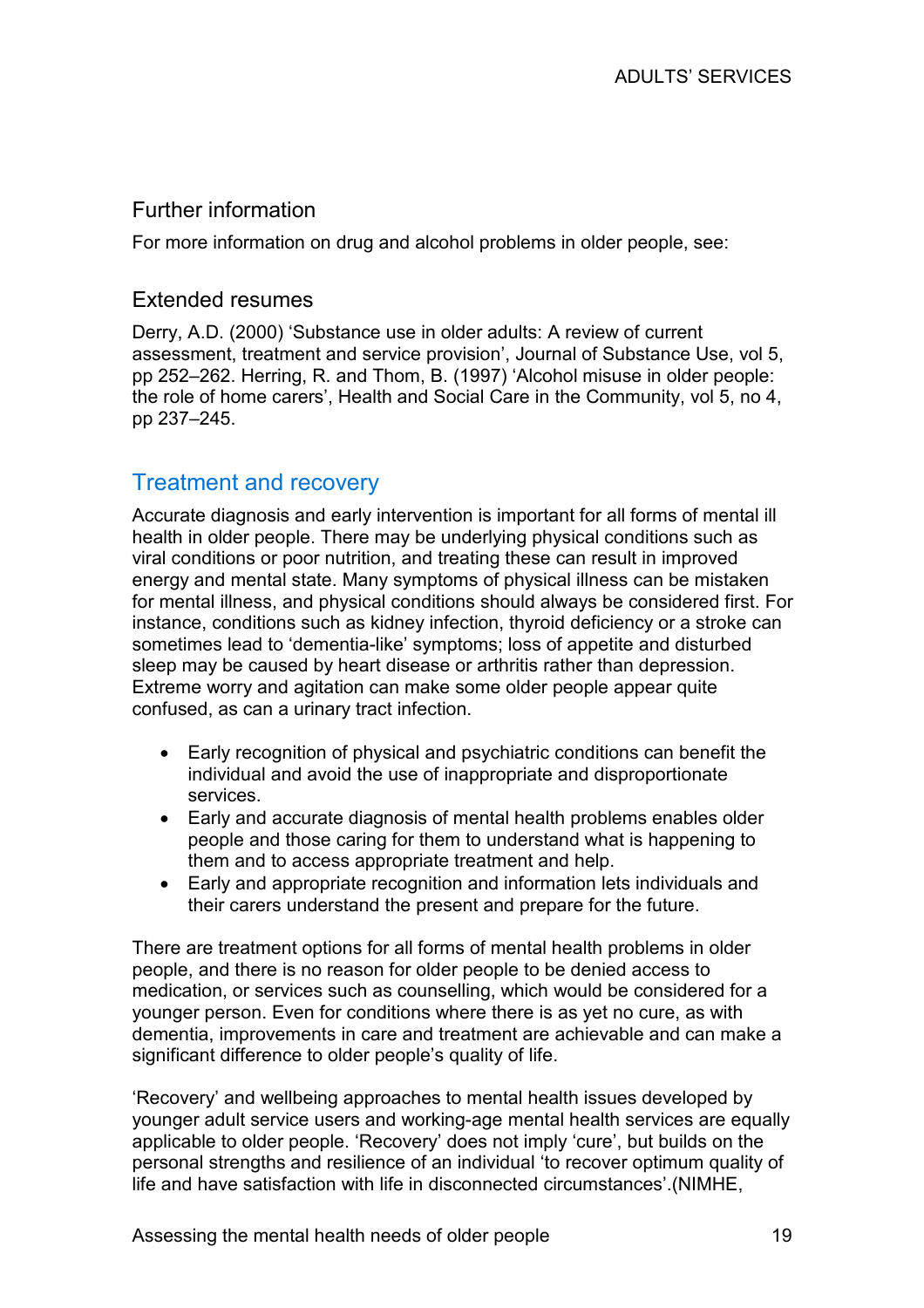## Further information

For more information on drug and alcohol problems in older people, see:

### Extended resumes

Derry, A.D. (2000) 'Substance use in older adults: A review of current assessment, treatment and service provision', Journal of Substance Use, vol 5, pp 252–262. Herring, R. and Thom, B. (1997) 'Alcohol misuse in older people: the role of home carers', Health and Social Care in the Community, vol 5, no 4, pp 237–245.

## Treatment and recovery

Accurate diagnosis and early intervention is important for all forms of mental ill health in older people. There may be underlying physical conditions such as viral conditions or poor nutrition, and treating these can result in improved energy and mental state. Many symptoms of physical illness can be mistaken for mental illness, and physical conditions should always be considered first. For instance, conditions such as kidney infection, thyroid deficiency or a stroke can sometimes lead to 'dementia-like' symptoms; loss of appetite and disturbed sleep may be caused by heart disease or arthritis rather than depression. Extreme worry and agitation can make some older people appear quite confused, as can a urinary tract infection.

- Early recognition of physical and psychiatric conditions can benefit the individual and avoid the use of inappropriate and disproportionate services.
- Early and accurate diagnosis of mental health problems enables older people and those caring for them to understand what is happening to them and to access appropriate treatment and help.
- Early and appropriate recognition and information lets individuals and their carers understand the present and prepare for the future.

There are treatment options for all forms of mental health problems in older people, and there is no reason for older people to be denied access to medication, or services such as counselling, which would be considered for a younger person. Even for conditions where there is as yet no cure, as with dementia, improvements in care and treatment are achievable and can make a significant difference to older people's quality of life.

'Recovery' and wellbeing approaches to mental health issues developed by younger adult service users and working-age mental health services are equally applicable to older people. 'Recovery' does not imply 'cure', but builds on the personal strengths and resilience of an individual 'to recover optimum quality of life and have satisfaction with life in disconnected circumstances'.(NIMHE,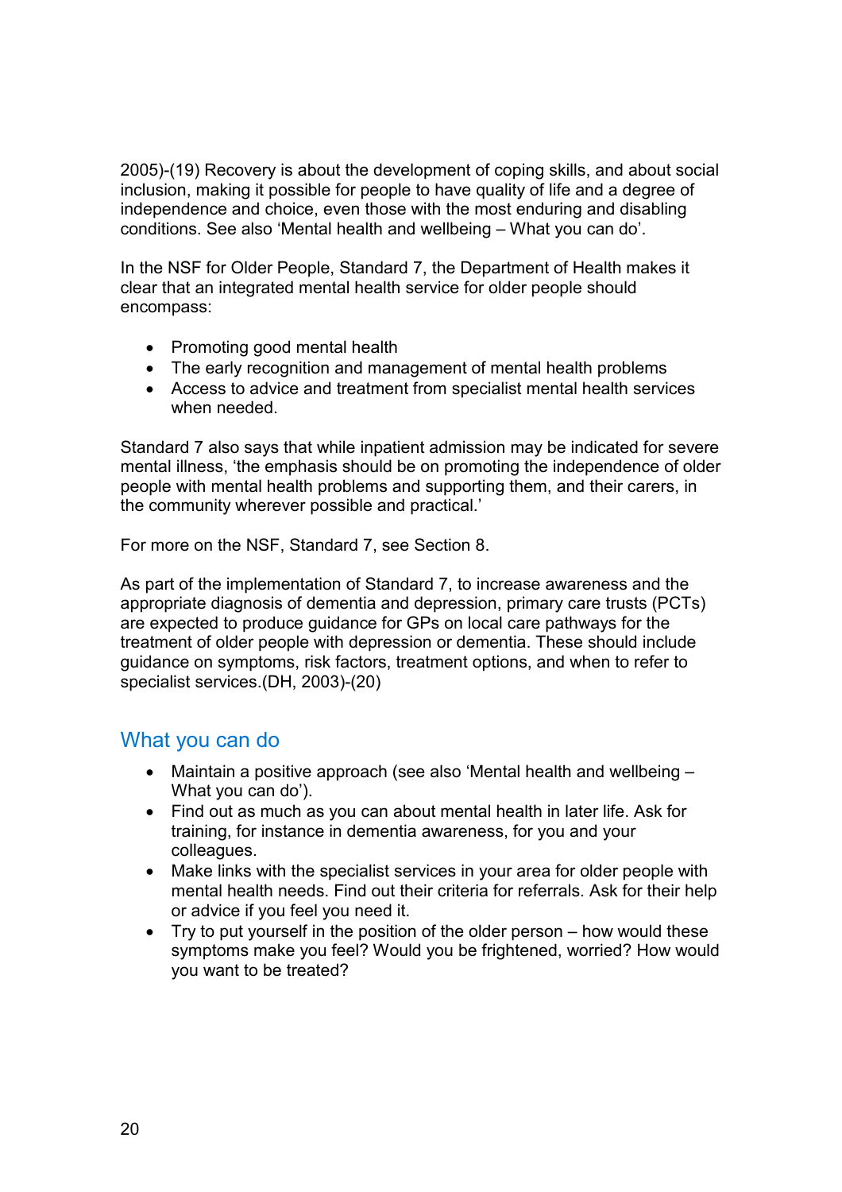2005)-(19) Recovery is about the development of coping skills, and about social inclusion, making it possible for people to have quality of life and a degree of independence and choice, even those with the most enduring and disabling conditions. See also 'Mental health and wellbeing – What you can do'.

In the NSF for Older People, Standard 7, the Department of Health makes it clear that an integrated mental health service for older people should encompass:

- Promoting good mental health
- The early recognition and management of mental health problems
- Access to advice and treatment from specialist mental health services when needed.

Standard 7 also says that while inpatient admission may be indicated for severe mental illness, 'the emphasis should be on promoting the independence of older people with mental health problems and supporting them, and their carers, in the community wherever possible and practical.'

For more on the NSF, Standard 7, see Section 8.

As part of the implementation of Standard 7, to increase awareness and the appropriate diagnosis of dementia and depression, primary care trusts (PCTs) are expected to produce guidance for GPs on local care pathways for the treatment of older people with depression or dementia. These should include guidance on symptoms, risk factors, treatment options, and when to refer to specialist services.(DH, 2003)-(20)

## What you can do

- Maintain a positive approach (see also 'Mental health and wellbeing – What you can do').
- Find out as much as you can about mental health in later life. Ask for training, for instance in dementia awareness, for you and your colleagues.
- Make links with the specialist services in your area for older people with mental health needs. Find out their criteria for referrals. Ask for their help or advice if you feel you need it.
- Try to put yourself in the position of the older person – how would these symptoms make you feel? Would you be frightened, worried? How would you want to be treated?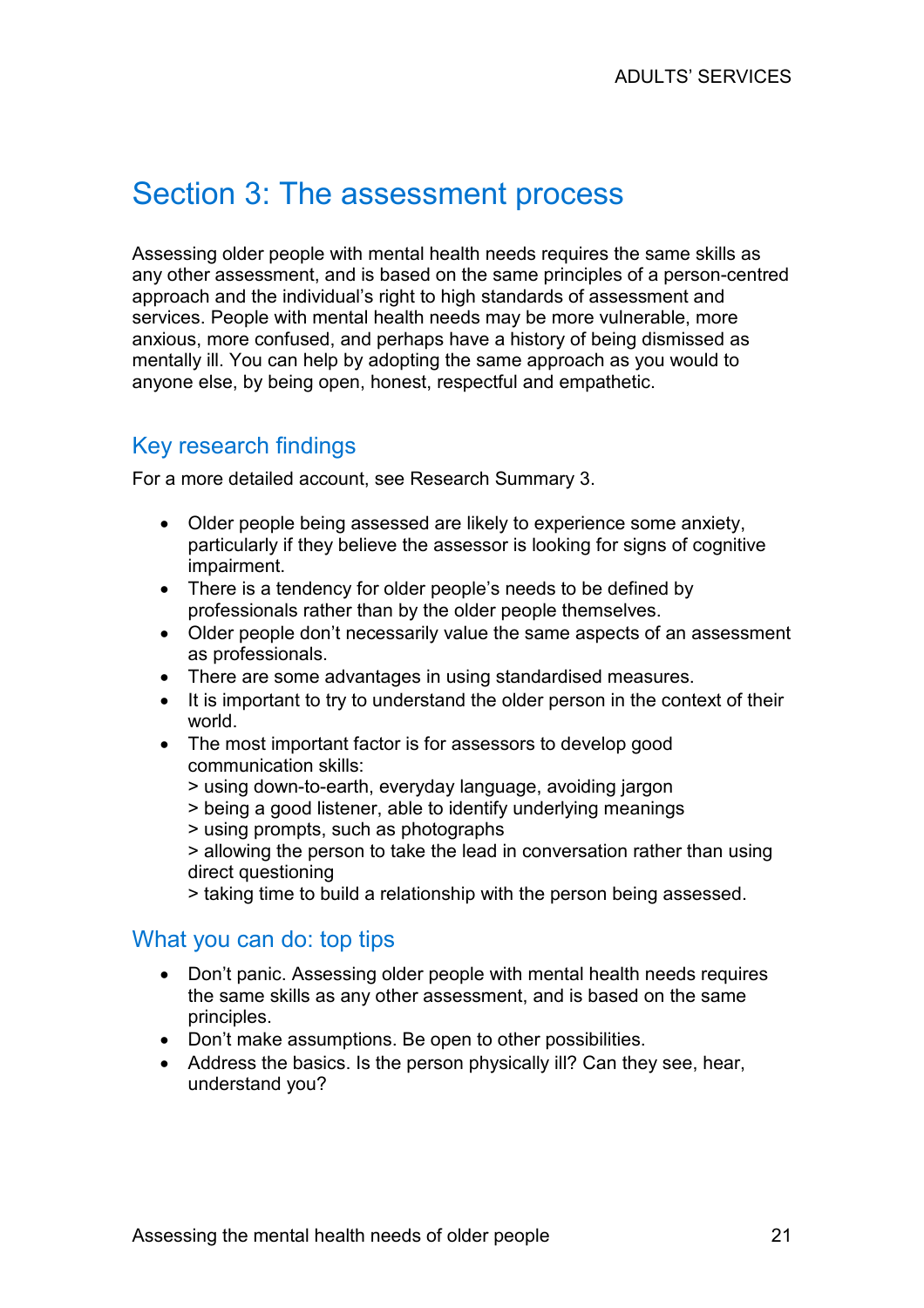# Section 3: The assessment process

Assessing older people with mental health needs requires the same skills as any other assessment, and is based on the same principles of a person-centred approach and the individual's right to high standards of assessment and services. People with mental health needs may be more vulnerable, more anxious, more confused, and perhaps have a history of being dismissed as mentally ill. You can help by adopting the same approach as you would to anyone else, by being open, honest, respectful and empathetic.

## Key research findings

For a more detailed account, see Research Summary 3.

- Older people being assessed are likely to experience some anxiety, particularly if they believe the assessor is looking for signs of cognitive impairment.
- There is a tendency for older people's needs to be defined by professionals rather than by the older people themselves.
- Older people don't necessarily value the same aspects of an assessment as professionals.
- There are some advantages in using standardised measures.
- It is important to try to understand the older person in the context of their world.
- The most important factor is for assessors to develop good communication skills:
  > using down-to-earth, everyday language, avoiding jargon
  > being a good listener, able to identify underlying meanings
  > using prompts, such as photographs
  > allowing the person to take the lead in conversation rather than using direct questioning
  > taking time to build a relationship with the person being assessed.

## What you can do: top tips

- Don't panic. Assessing older people with mental health needs requires the same skills as any other assessment, and is based on the same principles.
- Don't make assumptions. Be open to other possibilities.
- Address the basics. Is the person physically ill? Can they see, hear, understand you?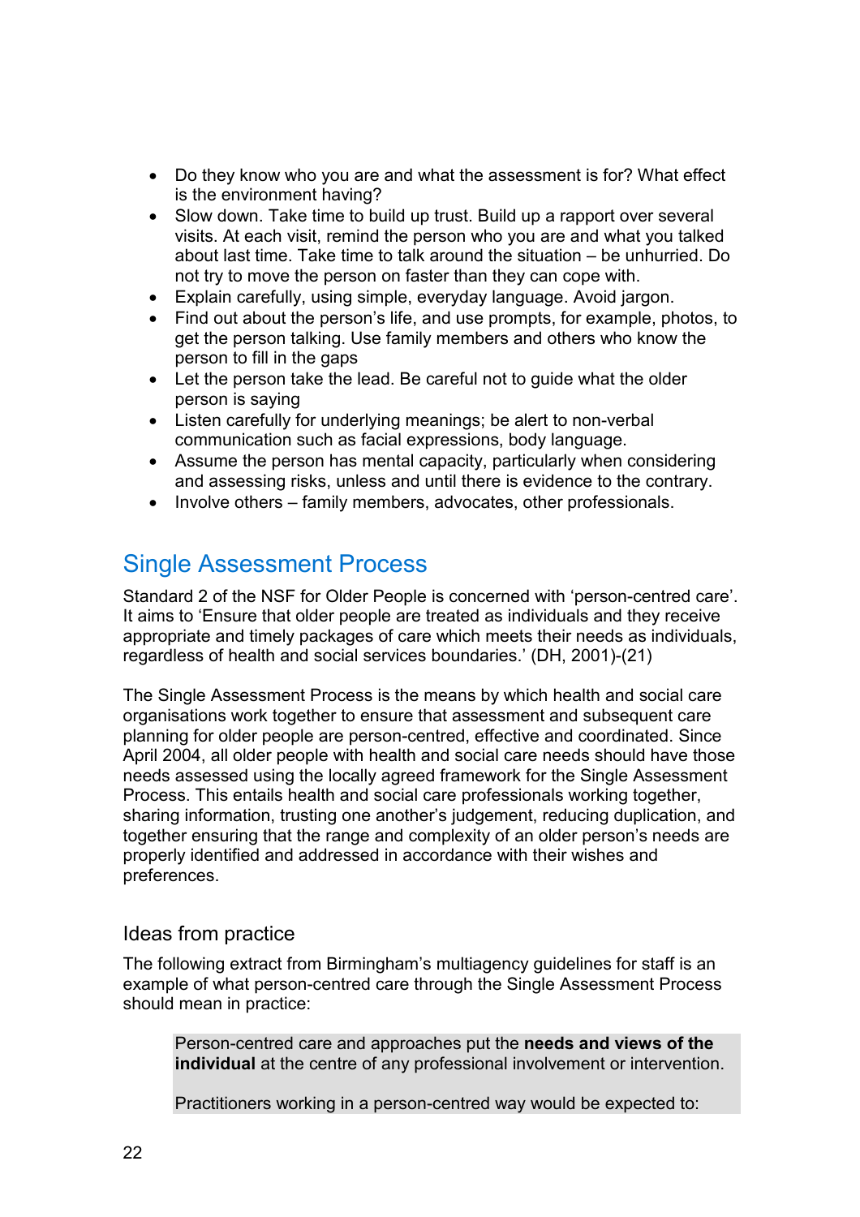- Do they know who you are and what the assessment is for? What effect is the environment having?
- Slow down. Take time to build up trust. Build up a rapport over several visits. At each visit, remind the person who you are and what you talked about last time. Take time to talk around the situation – be unhurried. Do not try to move the person on faster than they can cope with.
- Explain carefully, using simple, everyday language. Avoid jargon.
- Find out about the person's life, and use prompts, for example, photos, to get the person talking. Use family members and others who know the person to fill in the gaps
- Let the person take the lead. Be careful not to guide what the older person is saying
- Listen carefully for underlying meanings; be alert to non-verbal communication such as facial expressions, body language.
- Assume the person has mental capacity, particularly when considering and assessing risks, unless and until there is evidence to the contrary.
- Involve others – family members, advocates, other professionals.

## Single Assessment Process

Standard 2 of the NSF for Older People is concerned with 'person-centred care'. It aims to 'Ensure that older people are treated as individuals and they receive appropriate and timely packages of care which meets their needs as individuals, regardless of health and social services boundaries.' (DH, 2001)-(21)

The Single Assessment Process is the means by which health and social care organisations work together to ensure that assessment and subsequent care planning for older people are person-centred, effective and coordinated. Since April 2004, all older people with health and social care needs should have those needs assessed using the locally agreed framework for the Single Assessment Process. This entails health and social care professionals working together, sharing information, trusting one another's judgement, reducing duplication, and together ensuring that the range and complexity of an older person's needs are properly identified and addressed in accordance with their wishes and preferences.

### Ideas from practice

The following extract from Birmingham's multiagency guidelines for staff is an example of what person-centred care through the Single Assessment Process should mean in practice:

> Person-centred care and approaches put the **needs and views of the individual** at the centre of any professional involvement or intervention.
>
> Practitioners working in a person-centred way would be expected to: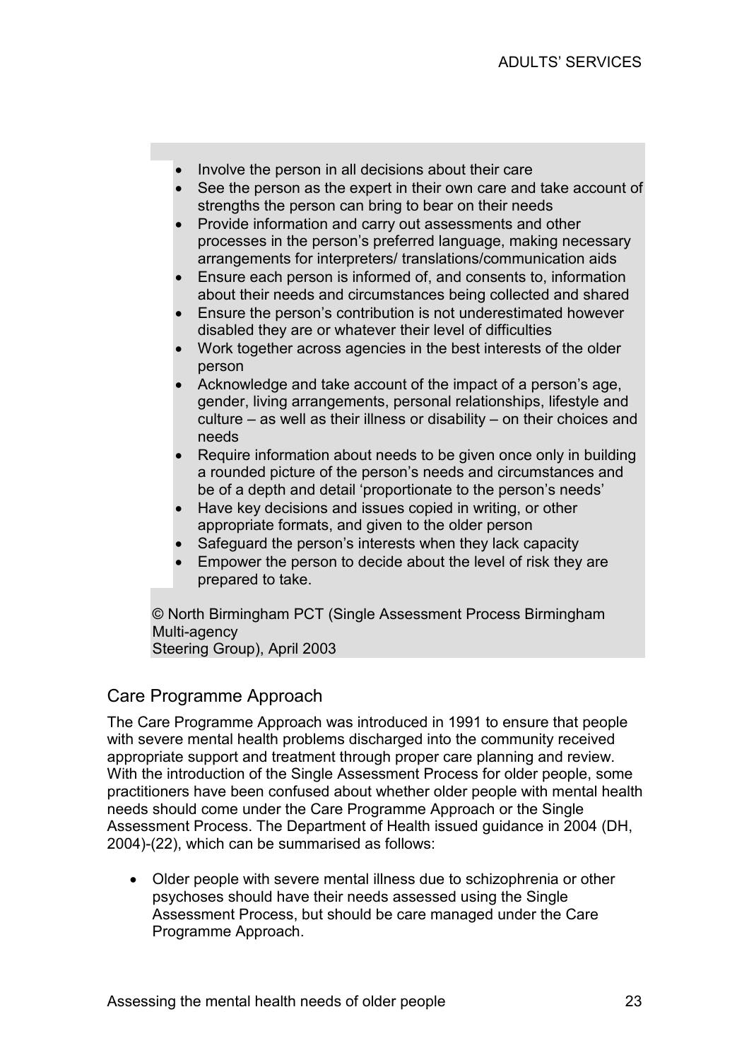- Involve the person in all decisions about their care
- See the person as the expert in their own care and take account of strengths the person can bring to bear on their needs
- Provide information and carry out assessments and other processes in the person's preferred language, making necessary arrangements for interpreters/ translations/communication aids
- Ensure each person is informed of, and consents to, information about their needs and circumstances being collected and shared
- Ensure the person's contribution is not underestimated however disabled they are or whatever their level of difficulties
- Work together across agencies in the best interests of the older person
- Acknowledge and take account of the impact of a person's age, gender, living arrangements, personal relationships, lifestyle and culture – as well as their illness or disability – on their choices and needs
- Require information about needs to be given once only in building a rounded picture of the person's needs and circumstances and be of a depth and detail 'proportionate to the person's needs'
- Have key decisions and issues copied in writing, or other appropriate formats, and given to the older person
- Safeguard the person's interests when they lack capacity
- Empower the person to decide about the level of risk they are prepared to take.

© North Birmingham PCT (Single Assessment Process Birmingham Multi-agency Steering Group), April 2003

## Care Programme Approach

The Care Programme Approach was introduced in 1991 to ensure that people with severe mental health problems discharged into the community received appropriate support and treatment through proper care planning and review. With the introduction of the Single Assessment Process for older people, some practitioners have been confused about whether older people with mental health needs should come under the Care Programme Approach or the Single Assessment Process. The Department of Health issued guidance in 2004 (DH, 2004)-(22), which can be summarised as follows:

- Older people with severe mental illness due to schizophrenia or other psychoses should have their needs assessed using the Single Assessment Process, but should be care managed under the Care Programme Approach.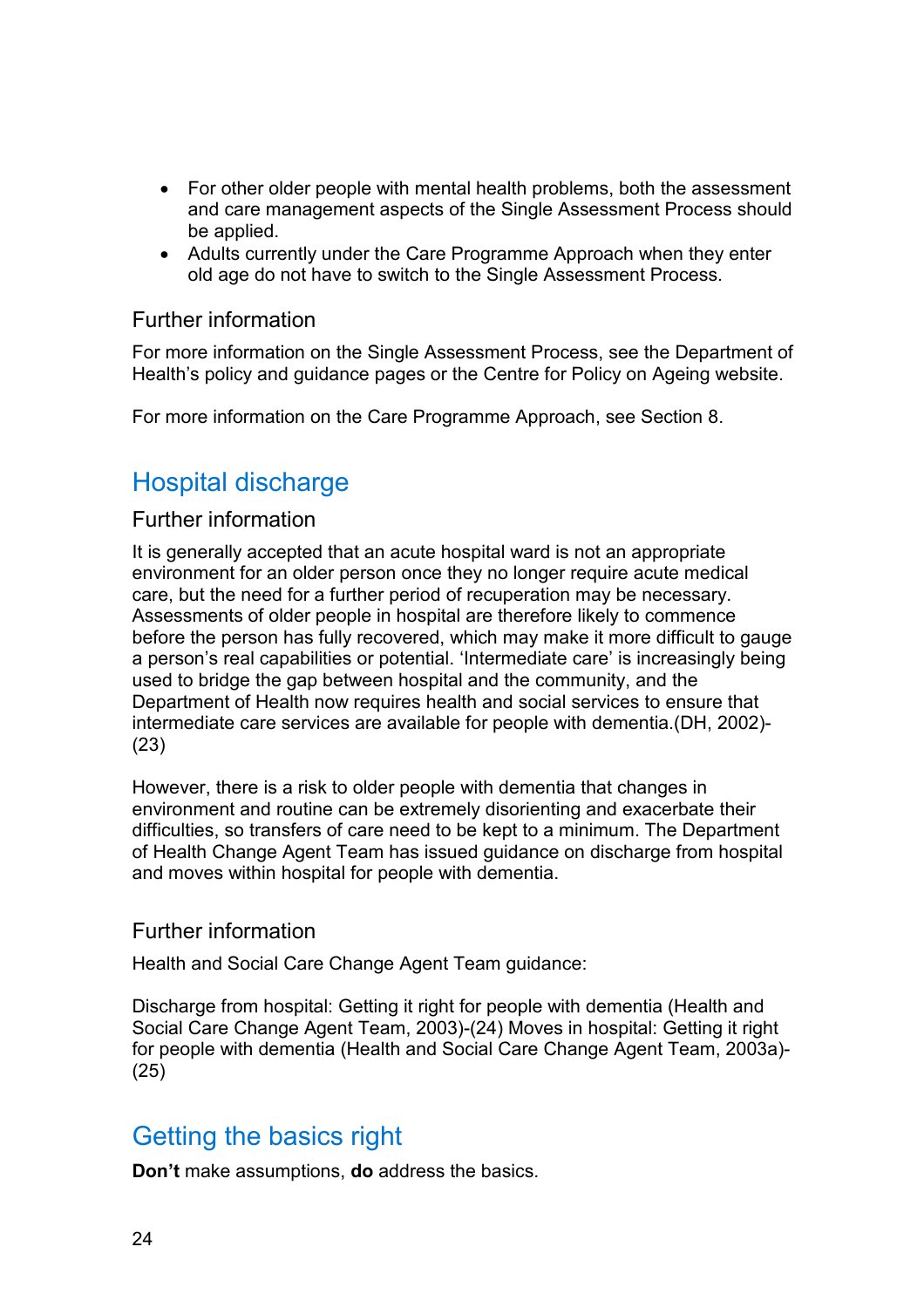- For other older people with mental health problems, both the assessment and care management aspects of the Single Assessment Process should be applied.
- Adults currently under the Care Programme Approach when they enter old age do not have to switch to the Single Assessment Process.

### Further information

For more information on the Single Assessment Process, see the Department of Health's policy and guidance pages or the Centre for Policy on Ageing website.

For more information on the Care Programme Approach, see Section 8.

## Hospital discharge

### Further information

It is generally accepted that an acute hospital ward is not an appropriate environment for an older person once they no longer require acute medical care, but the need for a further period of recuperation may be necessary. Assessments of older people in hospital are therefore likely to commence before the person has fully recovered, which may make it more difficult to gauge a person's real capabilities or potential. 'Intermediate care' is increasingly being used to bridge the gap between hospital and the community, and the Department of Health now requires health and social services to ensure that intermediate care services are available for people with dementia.(DH, 2002)-(23)

However, there is a risk to older people with dementia that changes in environment and routine can be extremely disorienting and exacerbate their difficulties, so transfers of care need to be kept to a minimum. The Department of Health Change Agent Team has issued guidance on discharge from hospital and moves within hospital for people with dementia.

### Further information

Health and Social Care Change Agent Team guidance:

Discharge from hospital: Getting it right for people with dementia (Health and Social Care Change Agent Team, 2003)-(24) Moves in hospital: Getting it right for people with dementia (Health and Social Care Change Agent Team, 2003a)-(25)

## Getting the basics right

**Don't** make assumptions, **do** address the basics.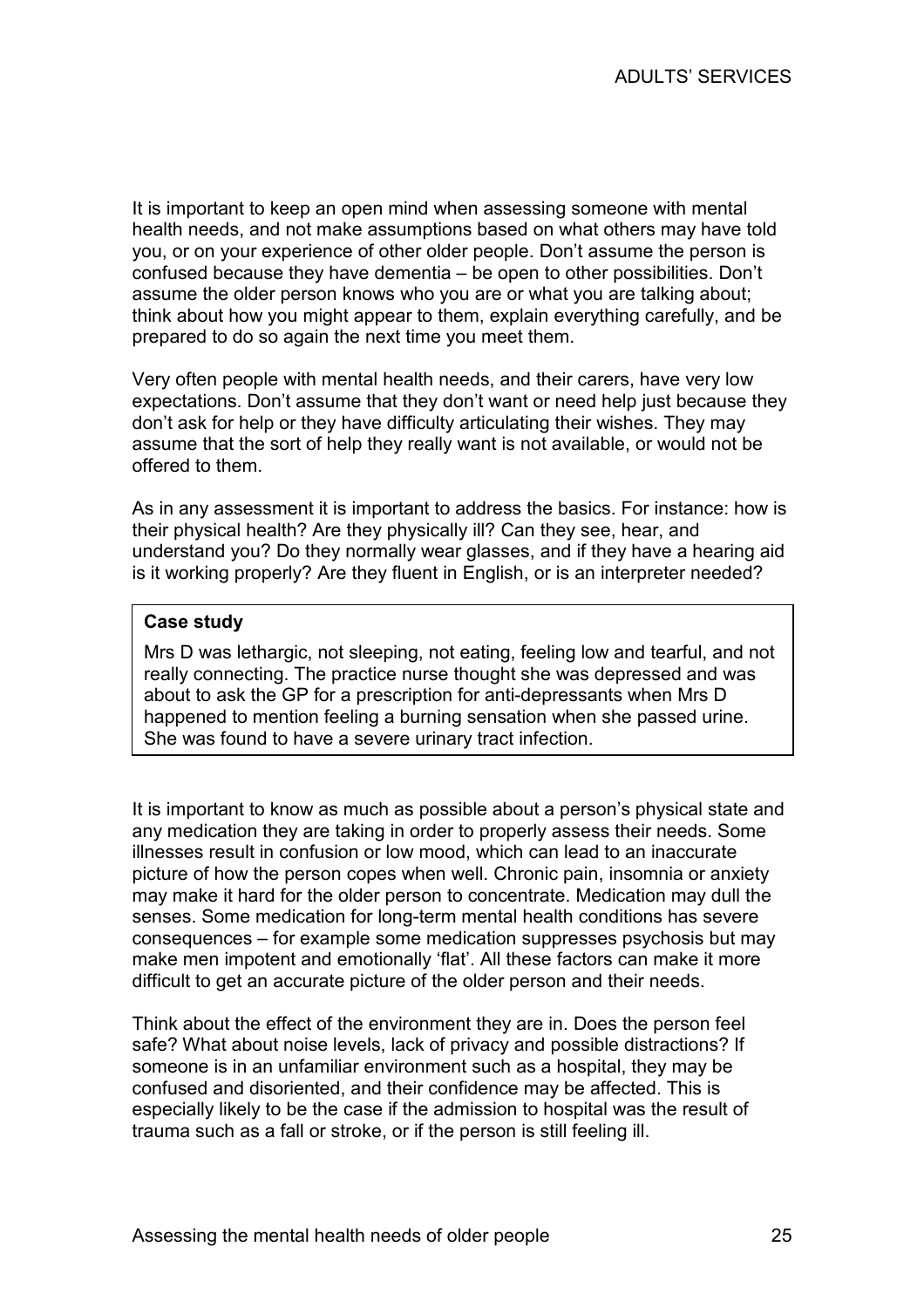It is important to keep an open mind when assessing someone with mental health needs, and not make assumptions based on what others may have told you, or on your experience of other older people. Don't assume the person is confused because they have dementia – be open to other possibilities. Don't assume the older person knows who you are or what you are talking about; think about how you might appear to them, explain everything carefully, and be prepared to do so again the next time you meet them.

Very often people with mental health needs, and their carers, have very low expectations. Don't assume that they don't want or need help just because they don't ask for help or they have difficulty articulating their wishes. They may assume that the sort of help they really want is not available, or would not be offered to them.

As in any assessment it is important to address the basics. For instance: how is their physical health? Are they physically ill? Can they see, hear, and understand you? Do they normally wear glasses, and if they have a hearing aid is it working properly? Are they fluent in English, or is an interpreter needed?

> **Case study**
>
> Mrs D was lethargic, not sleeping, not eating, feeling low and tearful, and not really connecting. The practice nurse thought she was depressed and was about to ask the GP for a prescription for anti-depressants when Mrs D happened to mention feeling a burning sensation when she passed urine. She was found to have a severe urinary tract infection.

It is important to know as much as possible about a person's physical state and any medication they are taking in order to properly assess their needs. Some illnesses result in confusion or low mood, which can lead to an inaccurate picture of how the person copes when well. Chronic pain, insomnia or anxiety may make it hard for the older person to concentrate. Medication may dull the senses. Some medication for long-term mental health conditions has severe consequences – for example some medication suppresses psychosis but may make men impotent and emotionally 'flat'. All these factors can make it more difficult to get an accurate picture of the older person and their needs.

Think about the effect of the environment they are in. Does the person feel safe? What about noise levels, lack of privacy and possible distractions? If someone is in an unfamiliar environment such as a hospital, they may be confused and disoriented, and their confidence may be affected. This is especially likely to be the case if the admission to hospital was the result of trauma such as a fall or stroke, or if the person is still feeling ill.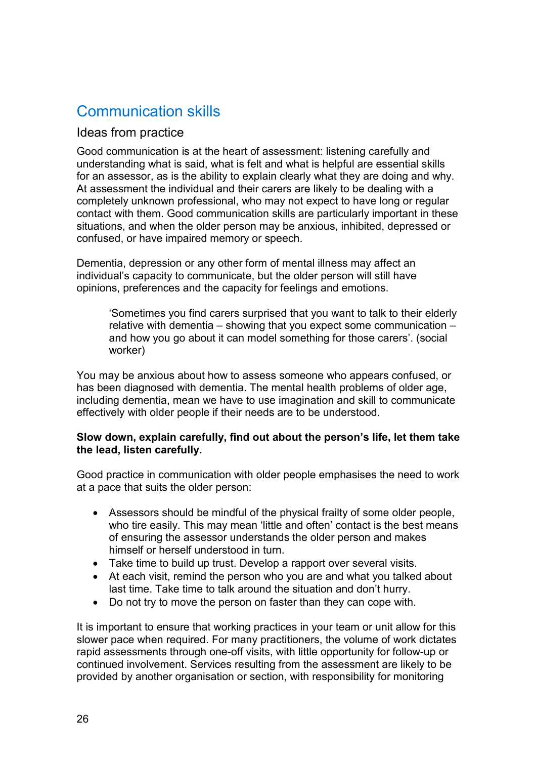## Communication skills

### Ideas from practice

Good communication is at the heart of assessment: listening carefully and understanding what is said, what is felt and what is helpful are essential skills for an assessor, as is the ability to explain clearly what they are doing and why. At assessment the individual and their carers are likely to be dealing with a completely unknown professional, who may not expect to have long or regular contact with them. Good communication skills are particularly important in these situations, and when the older person may be anxious, inhibited, depressed or confused, or have impaired memory or speech.

Dementia, depression or any other form of mental illness may affect an individual's capacity to communicate, but the older person will still have opinions, preferences and the capacity for feelings and emotions.

> 'Sometimes you find carers surprised that you want to talk to their elderly relative with dementia – showing that you expect some communication – and how you go about it can model something for those carers'. (social worker)

You may be anxious about how to assess someone who appears confused, or has been diagnosed with dementia. The mental health problems of older age, including dementia, mean we have to use imagination and skill to communicate effectively with older people if their needs are to be understood.

**Slow down, explain carefully, find out about the person's life, let them take the lead, listen carefully.**

Good practice in communication with older people emphasises the need to work at a pace that suits the older person:

- Assessors should be mindful of the physical frailty of some older people, who tire easily. This may mean 'little and often' contact is the best means of ensuring the assessor understands the older person and makes himself or herself understood in turn.
- Take time to build up trust. Develop a rapport over several visits.
- At each visit, remind the person who you are and what you talked about last time. Take time to talk around the situation and don't hurry.
- Do not try to move the person on faster than they can cope with.

It is important to ensure that working practices in your team or unit allow for this slower pace when required. For many practitioners, the volume of work dictates rapid assessments through one-off visits, with little opportunity for follow-up or continued involvement. Services resulting from the assessment are likely to be provided by another organisation or section, with responsibility for monitoring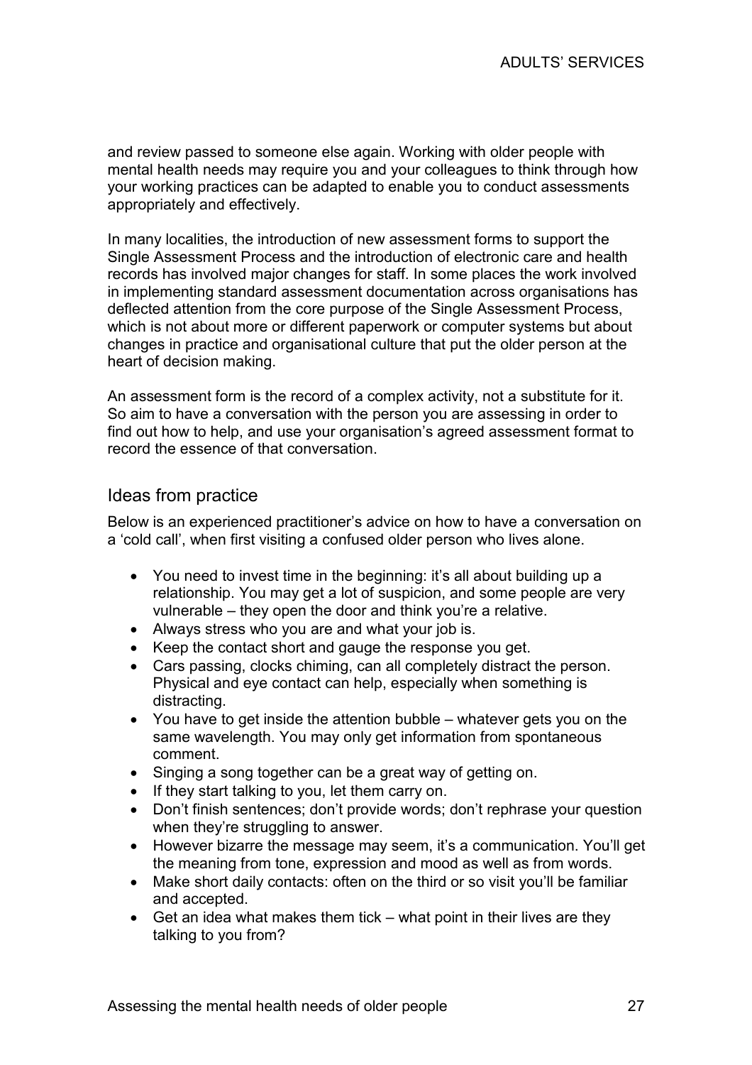and review passed to someone else again. Working with older people with mental health needs may require you and your colleagues to think through how your working practices can be adapted to enable you to conduct assessments appropriately and effectively.

In many localities, the introduction of new assessment forms to support the Single Assessment Process and the introduction of electronic care and health records has involved major changes for staff. In some places the work involved in implementing standard assessment documentation across organisations has deflected attention from the core purpose of the Single Assessment Process, which is not about more or different paperwork or computer systems but about changes in practice and organisational culture that put the older person at the heart of decision making.

An assessment form is the record of a complex activity, not a substitute for it. So aim to have a conversation with the person you are assessing in order to find out how to help, and use your organisation's agreed assessment format to record the essence of that conversation.

## Ideas from practice

Below is an experienced practitioner's advice on how to have a conversation on a 'cold call', when first visiting a confused older person who lives alone.

- You need to invest time in the beginning: it's all about building up a relationship. You may get a lot of suspicion, and some people are very vulnerable – they open the door and think you're a relative.
- Always stress who you are and what your job is.
- Keep the contact short and gauge the response you get.
- Cars passing, clocks chiming, can all completely distract the person. Physical and eye contact can help, especially when something is distracting.
- You have to get inside the attention bubble – whatever gets you on the same wavelength. You may only get information from spontaneous comment.
- Singing a song together can be a great way of getting on.
- If they start talking to you, let them carry on.
- Don't finish sentences; don't provide words; don't rephrase your question when they're struggling to answer.
- However bizarre the message may seem, it's a communication. You'll get the meaning from tone, expression and mood as well as from words.
- Make short daily contacts: often on the third or so visit you'll be familiar and accepted.
- Get an idea what makes them tick – what point in their lives are they talking to you from?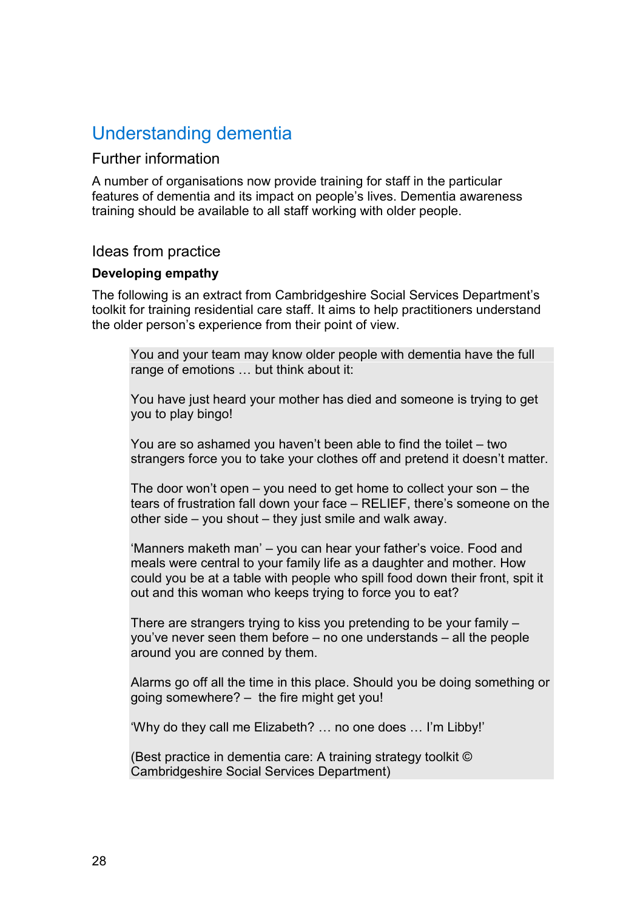# Understanding dementia

## Further information

A number of organisations now provide training for staff in the particular features of dementia and its impact on people's lives. Dementia awareness training should be available to all staff working with older people.

## Ideas from practice

**Developing empathy**

The following is an extract from Cambridgeshire Social Services Department's toolkit for training residential care staff. It aims to help practitioners understand the older person's experience from their point of view.

> You and your team may know older people with dementia have the full range of emotions … but think about it:
>
> You have just heard your mother has died and someone is trying to get you to play bingo!
>
> You are so ashamed you haven't been able to find the toilet – two strangers force you to take your clothes off and pretend it doesn't matter.
>
> The door won't open – you need to get home to collect your son – the tears of frustration fall down your face – RELIEF, there's someone on the other side – you shout – they just smile and walk away.
>
> 'Manners maketh man' – you can hear your father's voice. Food and meals were central to your family life as a daughter and mother. How could you be at a table with people who spill food down their front, spit it out and this woman who keeps trying to force you to eat?
>
> There are strangers trying to kiss you pretending to be your family – you've never seen them before – no one understands – all the people around you are conned by them.
>
> Alarms go off all the time in this place. Should you be doing something or going somewhere? – the fire might get you!
>
> 'Why do they call me Elizabeth? … no one does … I'm Libby!'
>
> (Best practice in dementia care: A training strategy toolkit © Cambridgeshire Social Services Department)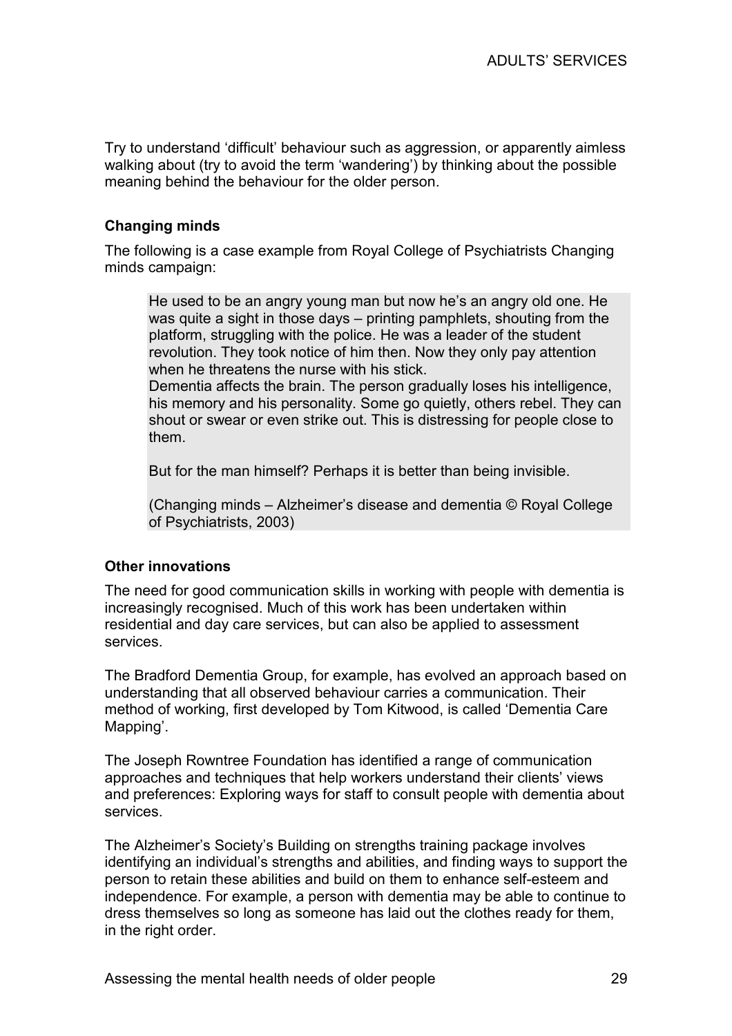Try to understand 'difficult' behaviour such as aggression, or apparently aimless walking about (try to avoid the term 'wandering') by thinking about the possible meaning behind the behaviour for the older person.

**Changing minds**

The following is a case example from Royal College of Psychiatrists Changing minds campaign:

> He used to be an angry young man but now he's an angry old one. He was quite a sight in those days – printing pamphlets, shouting from the platform, struggling with the police. He was a leader of the student revolution. They took notice of him then. Now they only pay attention when he threatens the nurse with his stick.
> Dementia affects the brain. The person gradually loses his intelligence, his memory and his personality. Some go quietly, others rebel. They can shout or swear or even strike out. This is distressing for people close to them.
>
> But for the man himself? Perhaps it is better than being invisible.
>
> (Changing minds – Alzheimer's disease and dementia © Royal College of Psychiatrists, 2003)

**Other innovations**

The need for good communication skills in working with people with dementia is increasingly recognised. Much of this work has been undertaken within residential and day care services, but can also be applied to assessment services.

The Bradford Dementia Group, for example, has evolved an approach based on understanding that all observed behaviour carries a communication. Their method of working, first developed by Tom Kitwood, is called 'Dementia Care Mapping'.

The Joseph Rowntree Foundation has identified a range of communication approaches and techniques that help workers understand their clients' views and preferences: Exploring ways for staff to consult people with dementia about services.

The Alzheimer's Society's Building on strengths training package involves identifying an individual's strengths and abilities, and finding ways to support the person to retain these abilities and build on them to enhance self-esteem and independence. For example, a person with dementia may be able to continue to dress themselves so long as someone has laid out the clothes ready for them, in the right order.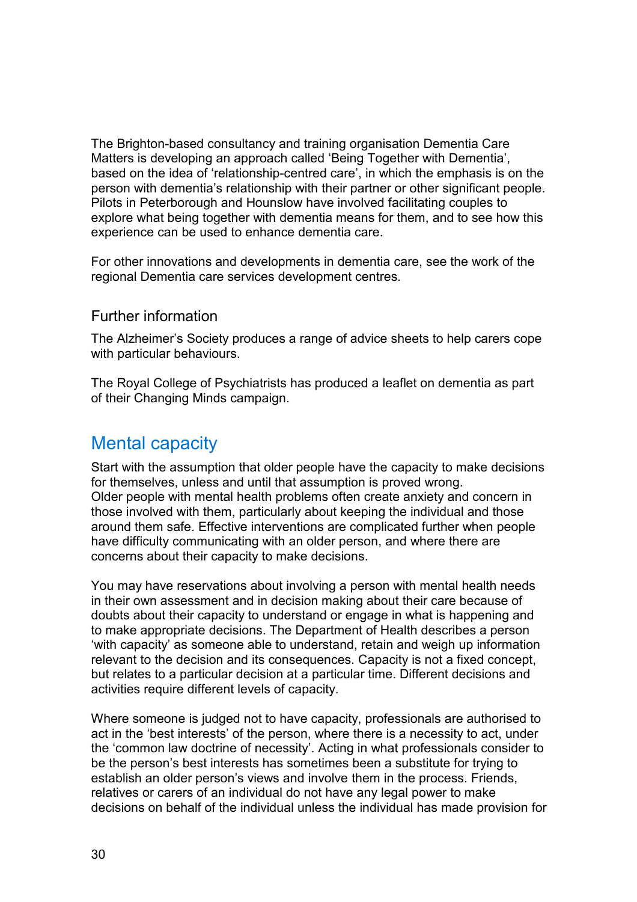The Brighton-based consultancy and training organisation Dementia Care Matters is developing an approach called 'Being Together with Dementia', based on the idea of 'relationship-centred care', in which the emphasis is on the person with dementia's relationship with their partner or other significant people. Pilots in Peterborough and Hounslow have involved facilitating couples to explore what being together with dementia means for them, and to see how this experience can be used to enhance dementia care.

For other innovations and developments in dementia care, see the work of the regional Dementia care services development centres.

### Further information

The Alzheimer's Society produces a range of advice sheets to help carers cope with particular behaviours.

The Royal College of Psychiatrists has produced a leaflet on dementia as part of their Changing Minds campaign.

## Mental capacity

Start with the assumption that older people have the capacity to make decisions for themselves, unless and until that assumption is proved wrong.
Older people with mental health problems often create anxiety and concern in those involved with them, particularly about keeping the individual and those around them safe. Effective interventions are complicated further when people have difficulty communicating with an older person, and where there are concerns about their capacity to make decisions.

You may have reservations about involving a person with mental health needs in their own assessment and in decision making about their care because of doubts about their capacity to understand or engage in what is happening and to make appropriate decisions. The Department of Health describes a person 'with capacity' as someone able to understand, retain and weigh up information relevant to the decision and its consequences. Capacity is not a fixed concept, but relates to a particular decision at a particular time. Different decisions and activities require different levels of capacity.

Where someone is judged not to have capacity, professionals are authorised to act in the 'best interests' of the person, where there is a necessity to act, under the 'common law doctrine of necessity'. Acting in what professionals consider to be the person's best interests has sometimes been a substitute for trying to establish an older person's views and involve them in the process. Friends, relatives or carers of an individual do not have any legal power to make decisions on behalf of the individual unless the individual has made provision for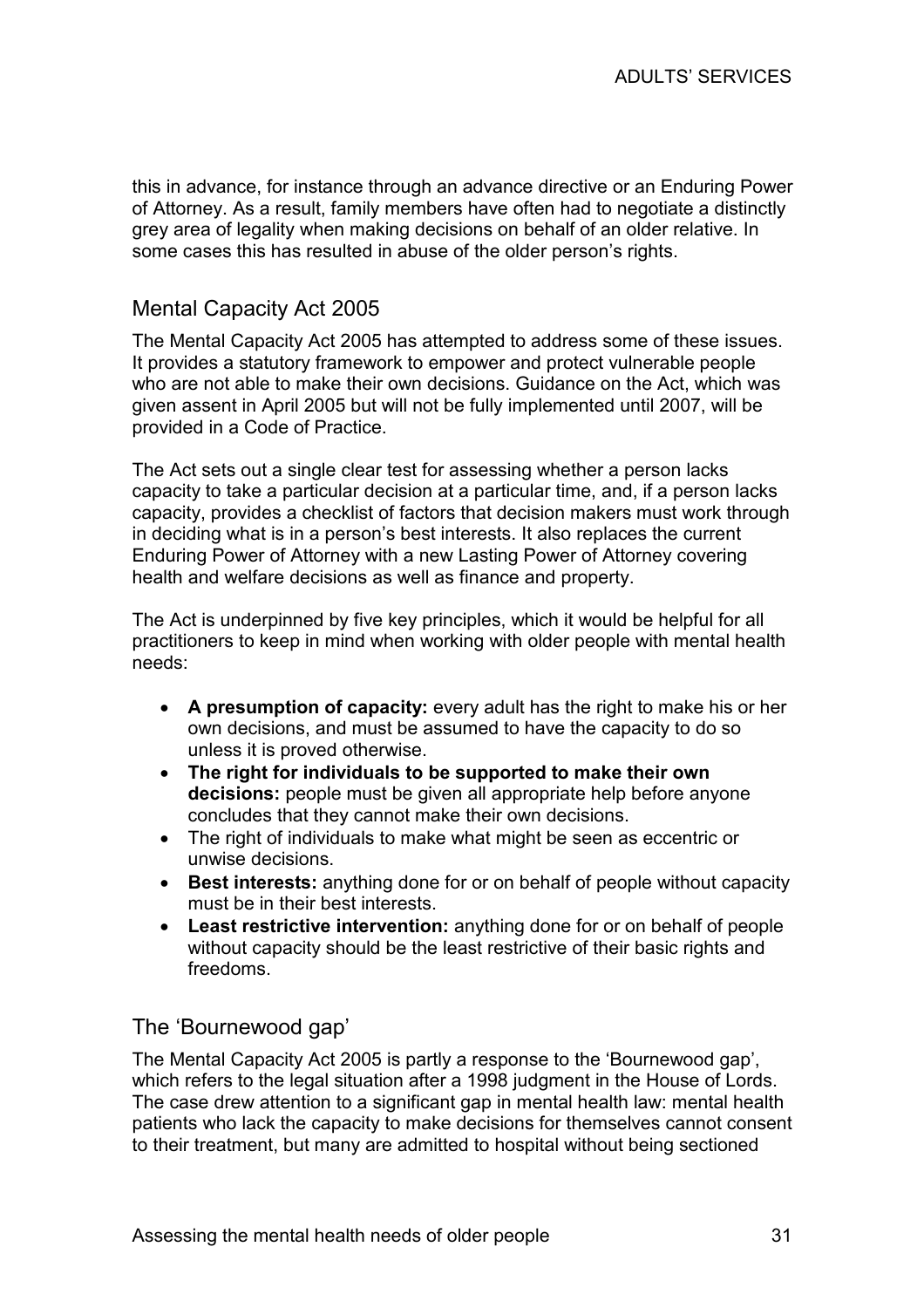this in advance, for instance through an advance directive or an Enduring Power of Attorney. As a result, family members have often had to negotiate a distinctly grey area of legality when making decisions on behalf of an older relative. In some cases this has resulted in abuse of the older person's rights.

## Mental Capacity Act 2005

The Mental Capacity Act 2005 has attempted to address some of these issues. It provides a statutory framework to empower and protect vulnerable people who are not able to make their own decisions. Guidance on the Act, which was given assent in April 2005 but will not be fully implemented until 2007, will be provided in a Code of Practice.

The Act sets out a single clear test for assessing whether a person lacks capacity to take a particular decision at a particular time, and, if a person lacks capacity, provides a checklist of factors that decision makers must work through in deciding what is in a person's best interests. It also replaces the current Enduring Power of Attorney with a new Lasting Power of Attorney covering health and welfare decisions as well as finance and property.

The Act is underpinned by five key principles, which it would be helpful for all practitioners to keep in mind when working with older people with mental health needs:

- **A presumption of capacity:** every adult has the right to make his or her own decisions, and must be assumed to have the capacity to do so unless it is proved otherwise.
- **The right for individuals to be supported to make their own decisions:** people must be given all appropriate help before anyone concludes that they cannot make their own decisions.
- The right of individuals to make what might be seen as eccentric or unwise decisions.
- **Best interests:** anything done for or on behalf of people without capacity must be in their best interests.
- **Least restrictive intervention:** anything done for or on behalf of people without capacity should be the least restrictive of their basic rights and freedoms.

## The 'Bournewood gap'

The Mental Capacity Act 2005 is partly a response to the 'Bournewood gap', which refers to the legal situation after a 1998 judgment in the House of Lords. The case drew attention to a significant gap in mental health law: mental health patients who lack the capacity to make decisions for themselves cannot consent to their treatment, but many are admitted to hospital without being sectioned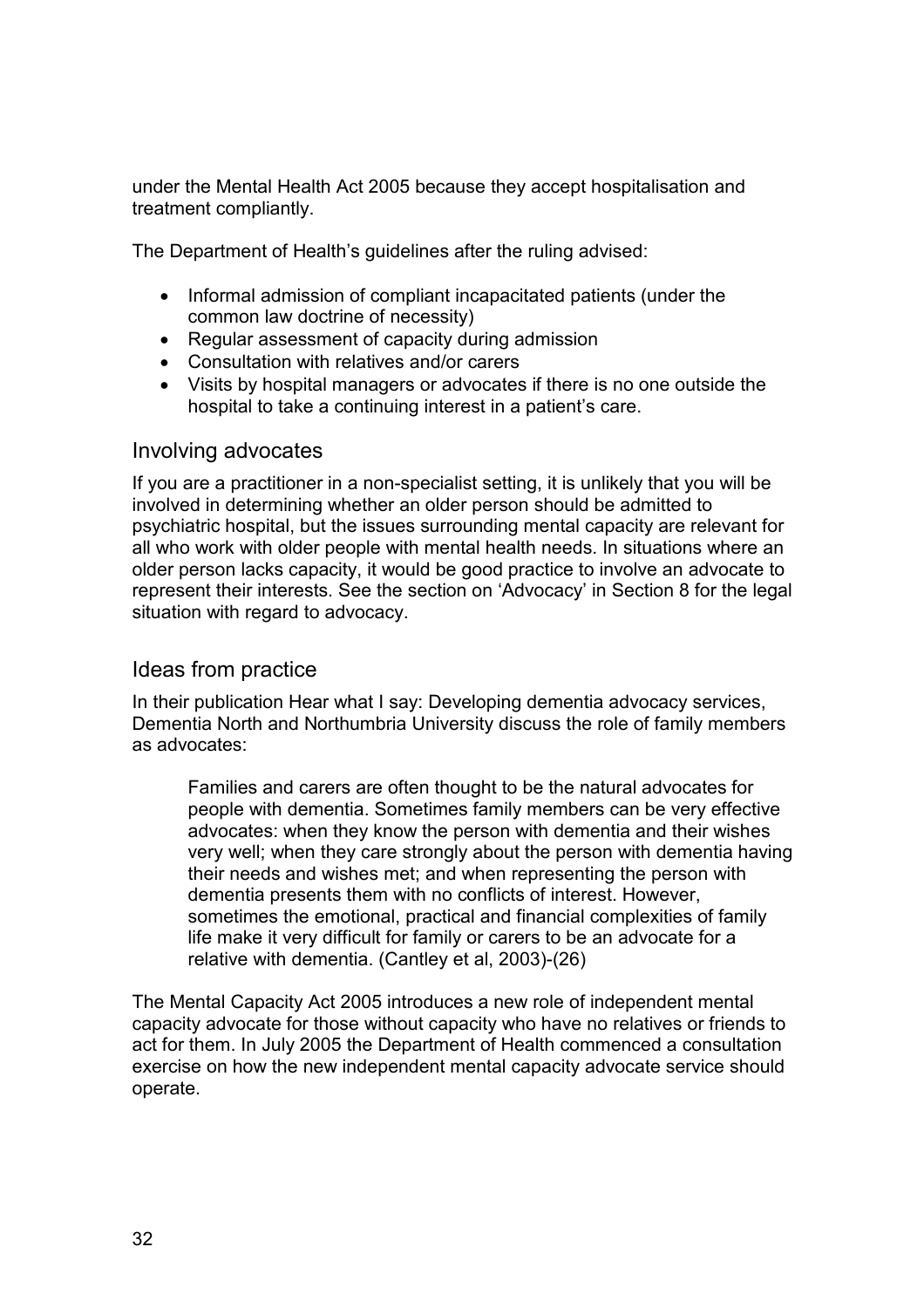under the Mental Health Act 2005 because they accept hospitalisation and treatment compliantly.

The Department of Health's guidelines after the ruling advised:

- Informal admission of compliant incapacitated patients (under the common law doctrine of necessity)
- Regular assessment of capacity during admission
- Consultation with relatives and/or carers
- Visits by hospital managers or advocates if there is no one outside the hospital to take a continuing interest in a patient's care.

## Involving advocates

If you are a practitioner in a non-specialist setting, it is unlikely that you will be involved in determining whether an older person should be admitted to psychiatric hospital, but the issues surrounding mental capacity are relevant for all who work with older people with mental health needs. In situations where an older person lacks capacity, it would be good practice to involve an advocate to represent their interests. See the section on 'Advocacy' in Section 8 for the legal situation with regard to advocacy.

## Ideas from practice

In their publication Hear what I say: Developing dementia advocacy services, Dementia North and Northumbria University discuss the role of family members as advocates:

> Families and carers are often thought to be the natural advocates for people with dementia. Sometimes family members can be very effective advocates: when they know the person with dementia and their wishes very well; when they care strongly about the person with dementia having their needs and wishes met; and when representing the person with dementia presents them with no conflicts of interest. However, sometimes the emotional, practical and financial complexities of family life make it very difficult for family or carers to be an advocate for a relative with dementia. (Cantley et al, 2003)-(26)

The Mental Capacity Act 2005 introduces a new role of independent mental capacity advocate for those without capacity who have no relatives or friends to act for them. In July 2005 the Department of Health commenced a consultation exercise on how the new independent mental capacity advocate service should operate.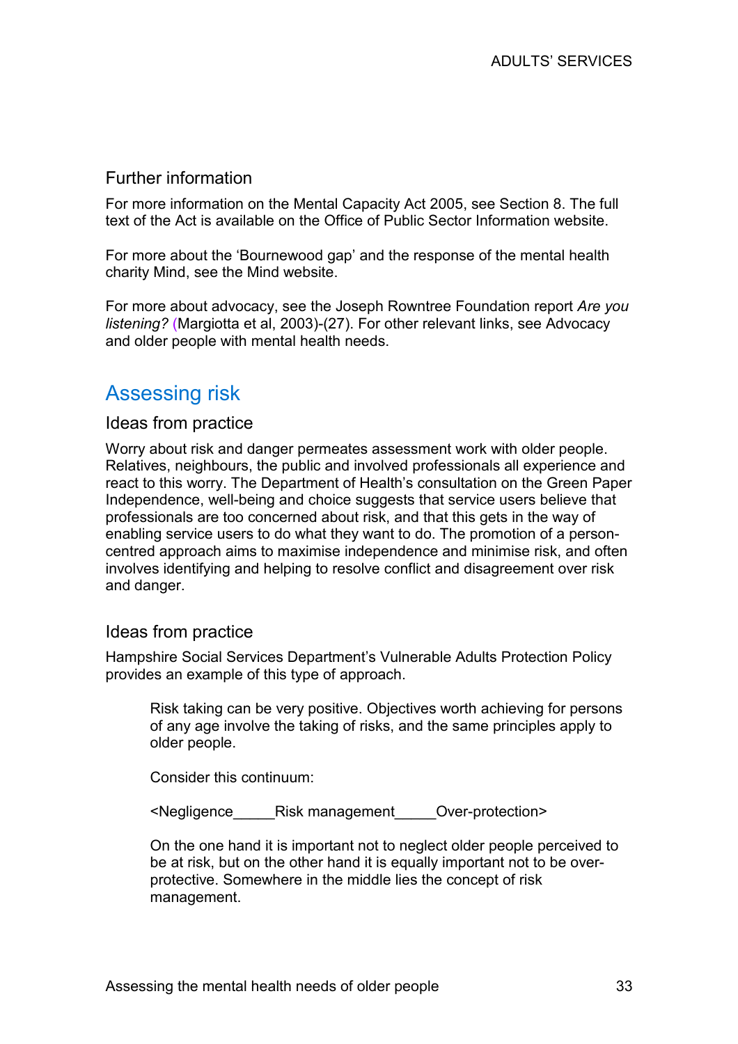### Further information

For more information on the Mental Capacity Act 2005, see Section 8. The full text of the Act is available on the Office of Public Sector Information website.

For more about the 'Bournewood gap' and the response of the mental health charity Mind, see the Mind website.

For more about advocacy, see the Joseph Rowntree Foundation report *Are you listening?* (Margiotta et al, 2003)-(27). For other relevant links, see Advocacy and older people with mental health needs.

## Assessing risk

### Ideas from practice

Worry about risk and danger permeates assessment work with older people. Relatives, neighbours, the public and involved professionals all experience and react to this worry. The Department of Health's consultation on the Green Paper Independence, well-being and choice suggests that service users believe that professionals are too concerned about risk, and that this gets in the way of enabling service users to do what they want to do. The promotion of a person-centred approach aims to maximise independence and minimise risk, and often involves identifying and helping to resolve conflict and disagreement over risk and danger.

### Ideas from practice

Hampshire Social Services Department's Vulnerable Adults Protection Policy provides an example of this type of approach.

> Risk taking can be very positive. Objectives worth achieving for persons of any age involve the taking of risks, and the same principles apply to older people.
>
> Consider this continuum:
>
> <Negligence_____Risk management_____Over-protection>
>
> On the one hand it is important not to neglect older people perceived to be at risk, but on the other hand it is equally important not to be over-protective. Somewhere in the middle lies the concept of risk management.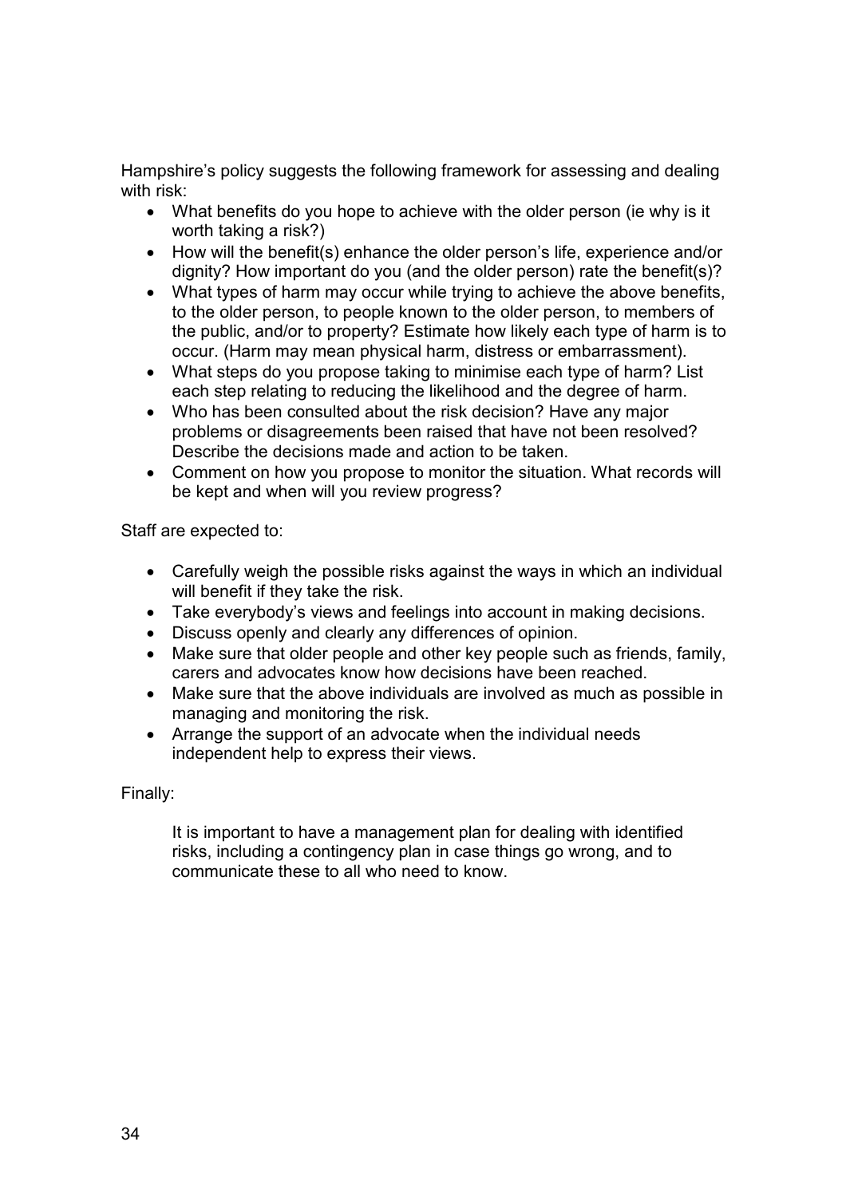Hampshire's policy suggests the following framework for assessing and dealing with risk:

- What benefits do you hope to achieve with the older person (ie why is it worth taking a risk?)
- How will the benefit(s) enhance the older person's life, experience and/or dignity? How important do you (and the older person) rate the benefit(s)?
- What types of harm may occur while trying to achieve the above benefits, to the older person, to people known to the older person, to members of the public, and/or to property? Estimate how likely each type of harm is to occur. (Harm may mean physical harm, distress or embarrassment).
- What steps do you propose taking to minimise each type of harm? List each step relating to reducing the likelihood and the degree of harm.
- Who has been consulted about the risk decision? Have any major problems or disagreements been raised that have not been resolved? Describe the decisions made and action to be taken.
- Comment on how you propose to monitor the situation. What records will be kept and when will you review progress?

Staff are expected to:

- Carefully weigh the possible risks against the ways in which an individual will benefit if they take the risk.
- Take everybody's views and feelings into account in making decisions.
- Discuss openly and clearly any differences of opinion.
- Make sure that older people and other key people such as friends, family, carers and advocates know how decisions have been reached.
- Make sure that the above individuals are involved as much as possible in managing and monitoring the risk.
- Arrange the support of an advocate when the individual needs independent help to express their views.

Finally:

> It is important to have a management plan for dealing with identified risks, including a contingency plan in case things go wrong, and to communicate these to all who need to know.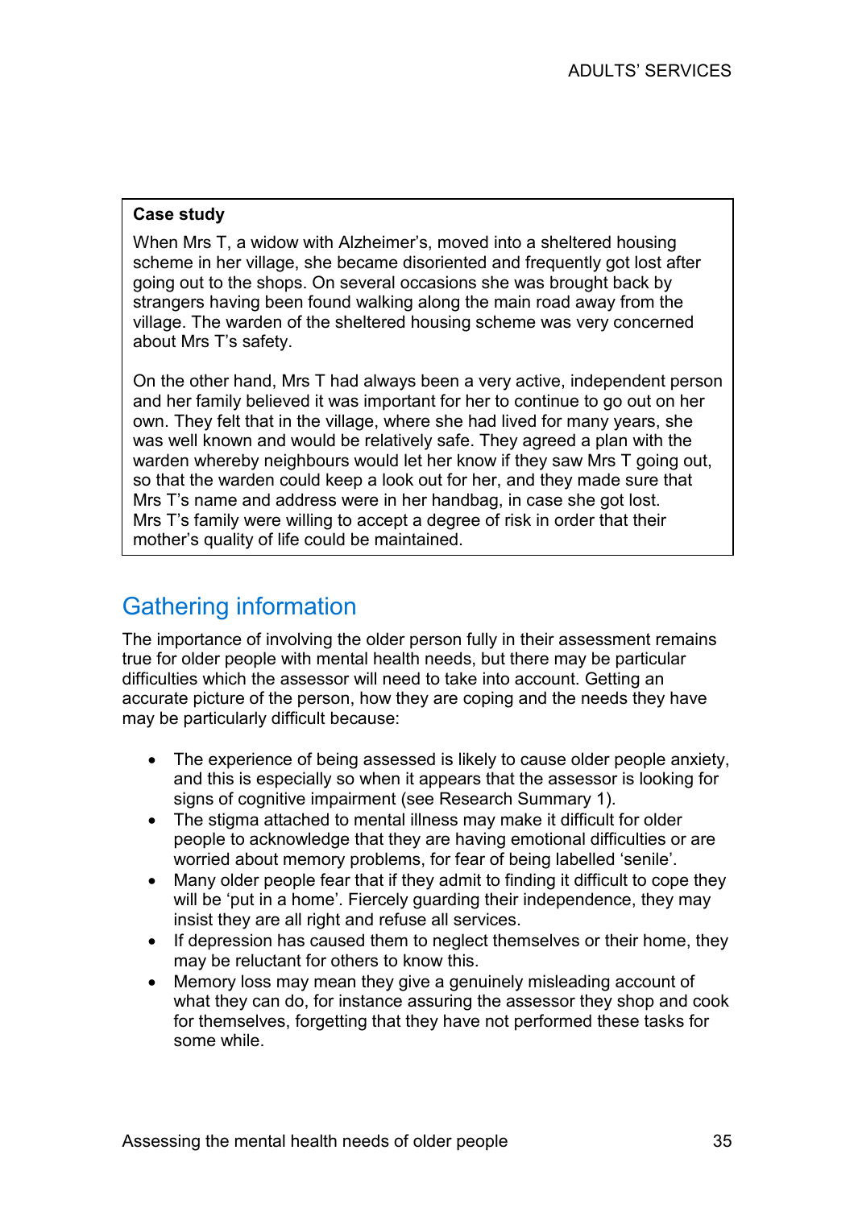**Case study**

When Mrs T, a widow with Alzheimer's, moved into a sheltered housing scheme in her village, she became disoriented and frequently got lost after going out to the shops. On several occasions she was brought back by strangers having been found walking along the main road away from the village. The warden of the sheltered housing scheme was very concerned about Mrs T's safety.

On the other hand, Mrs T had always been a very active, independent person and her family believed it was important for her to continue to go out on her own. They felt that in the village, where she had lived for many years, she was well known and would be relatively safe. They agreed a plan with the warden whereby neighbours would let her know if they saw Mrs T going out, so that the warden could keep a look out for her, and they made sure that Mrs T's name and address were in her handbag, in case she got lost. Mrs T's family were willing to accept a degree of risk in order that their mother's quality of life could be maintained.

## Gathering information

The importance of involving the older person fully in their assessment remains true for older people with mental health needs, but there may be particular difficulties which the assessor will need to take into account. Getting an accurate picture of the person, how they are coping and the needs they have may be particularly difficult because:

- The experience of being assessed is likely to cause older people anxiety, and this is especially so when it appears that the assessor is looking for signs of cognitive impairment (see Research Summary 1).
- The stigma attached to mental illness may make it difficult for older people to acknowledge that they are having emotional difficulties or are worried about memory problems, for fear of being labelled 'senile'.
- Many older people fear that if they admit to finding it difficult to cope they will be 'put in a home'. Fiercely guarding their independence, they may insist they are all right and refuse all services.
- If depression has caused them to neglect themselves or their home, they may be reluctant for others to know this.
- Memory loss may mean they give a genuinely misleading account of what they can do, for instance assuring the assessor they shop and cook for themselves, forgetting that they have not performed these tasks for some while.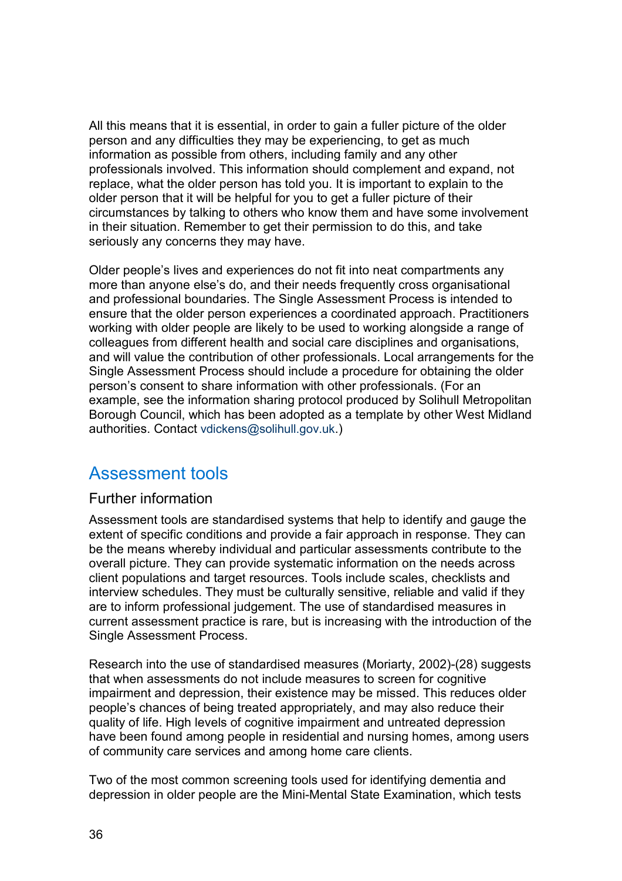All this means that it is essential, in order to gain a fuller picture of the older person and any difficulties they may be experiencing, to get as much information as possible from others, including family and any other professionals involved. This information should complement and expand, not replace, what the older person has told you. It is important to explain to the older person that it will be helpful for you to get a fuller picture of their circumstances by talking to others who know them and have some involvement in their situation. Remember to get their permission to do this, and take seriously any concerns they may have.

Older people's lives and experiences do not fit into neat compartments any more than anyone else's do, and their needs frequently cross organisational and professional boundaries. The Single Assessment Process is intended to ensure that the older person experiences a coordinated approach. Practitioners working with older people are likely to be used to working alongside a range of colleagues from different health and social care disciplines and organisations, and will value the contribution of other professionals. Local arrangements for the Single Assessment Process should include a procedure for obtaining the older person's consent to share information with other professionals. (For an example, see the information sharing protocol produced by Solihull Metropolitan Borough Council, which has been adopted as a template by other West Midland authorities. Contact vdickens@solihull.gov.uk.)

## Assessment tools

### Further information

Assessment tools are standardised systems that help to identify and gauge the extent of specific conditions and provide a fair approach in response. They can be the means whereby individual and particular assessments contribute to the overall picture. They can provide systematic information on the needs across client populations and target resources. Tools include scales, checklists and interview schedules. They must be culturally sensitive, reliable and valid if they are to inform professional judgement. The use of standardised measures in current assessment practice is rare, but is increasing with the introduction of the Single Assessment Process.

Research into the use of standardised measures (Moriarty, 2002)-(28) suggests that when assessments do not include measures to screen for cognitive impairment and depression, their existence may be missed. This reduces older people's chances of being treated appropriately, and may also reduce their quality of life. High levels of cognitive impairment and untreated depression have been found among people in residential and nursing homes, among users of community care services and among home care clients.

Two of the most common screening tools used for identifying dementia and depression in older people are the Mini-Mental State Examination, which tests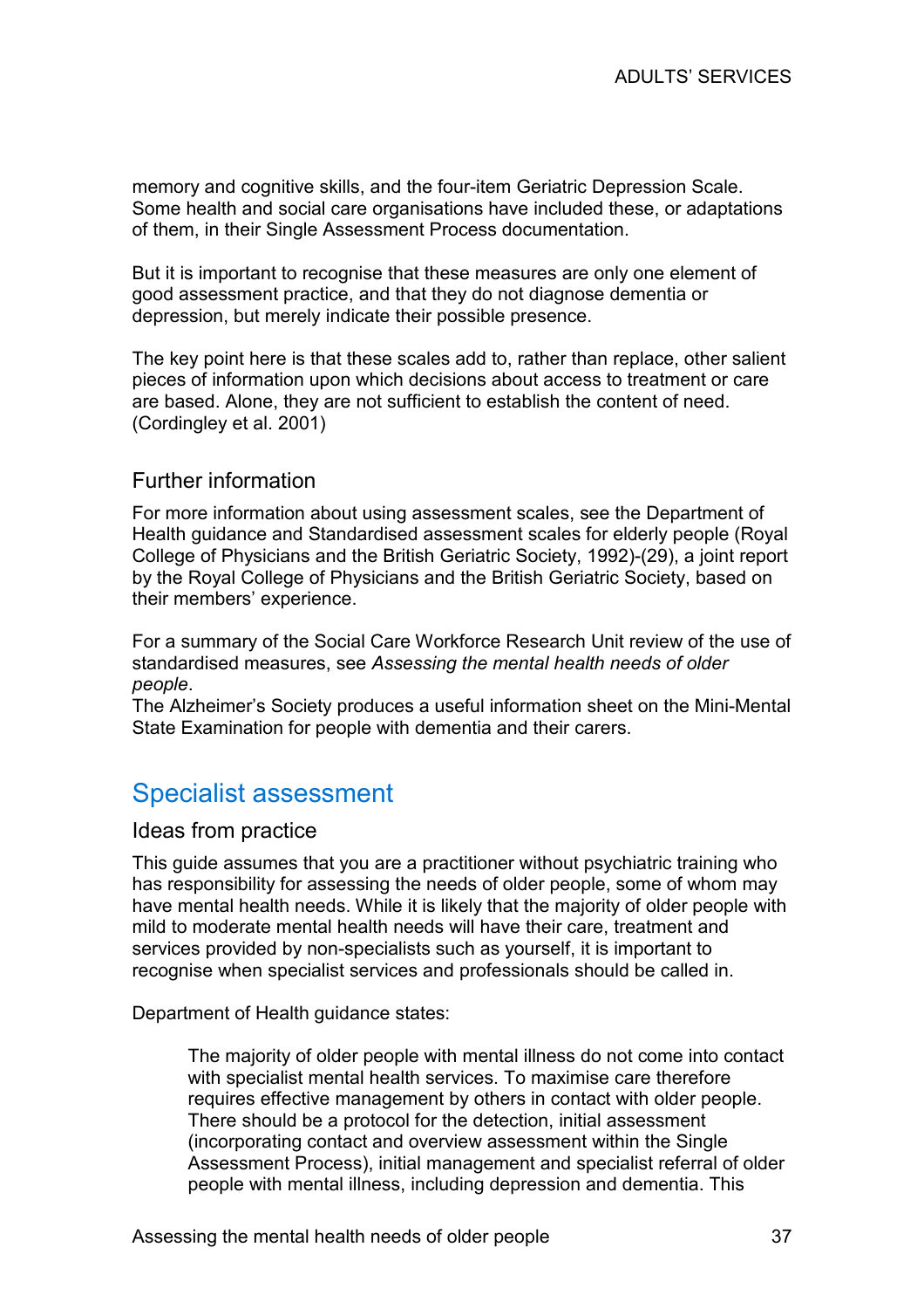memory and cognitive skills, and the four-item Geriatric Depression Scale. Some health and social care organisations have included these, or adaptations of them, in their Single Assessment Process documentation.

But it is important to recognise that these measures are only one element of good assessment practice, and that they do not diagnose dementia or depression, but merely indicate their possible presence.

The key point here is that these scales add to, rather than replace, other salient pieces of information upon which decisions about access to treatment or care are based. Alone, they are not sufficient to establish the content of need. (Cordingley et al. 2001)

### Further information

For more information about using assessment scales, see the Department of Health guidance and Standardised assessment scales for elderly people (Royal College of Physicians and the British Geriatric Society, 1992)-(29), a joint report by the Royal College of Physicians and the British Geriatric Society, based on their members' experience.

For a summary of the Social Care Workforce Research Unit review of the use of standardised measures, see *Assessing the mental health needs of older people*.
The Alzheimer's Society produces a useful information sheet on the Mini-Mental State Examination for people with dementia and their carers.

## Specialist assessment

### Ideas from practice

This guide assumes that you are a practitioner without psychiatric training who has responsibility for assessing the needs of older people, some of whom may have mental health needs. While it is likely that the majority of older people with mild to moderate mental health needs will have their care, treatment and services provided by non-specialists such as yourself, it is important to recognise when specialist services and professionals should be called in.

Department of Health guidance states:

> The majority of older people with mental illness do not come into contact with specialist mental health services. To maximise care therefore requires effective management by others in contact with older people. There should be a protocol for the detection, initial assessment (incorporating contact and overview assessment within the Single Assessment Process), initial management and specialist referral of older people with mental illness, including depression and dementia. This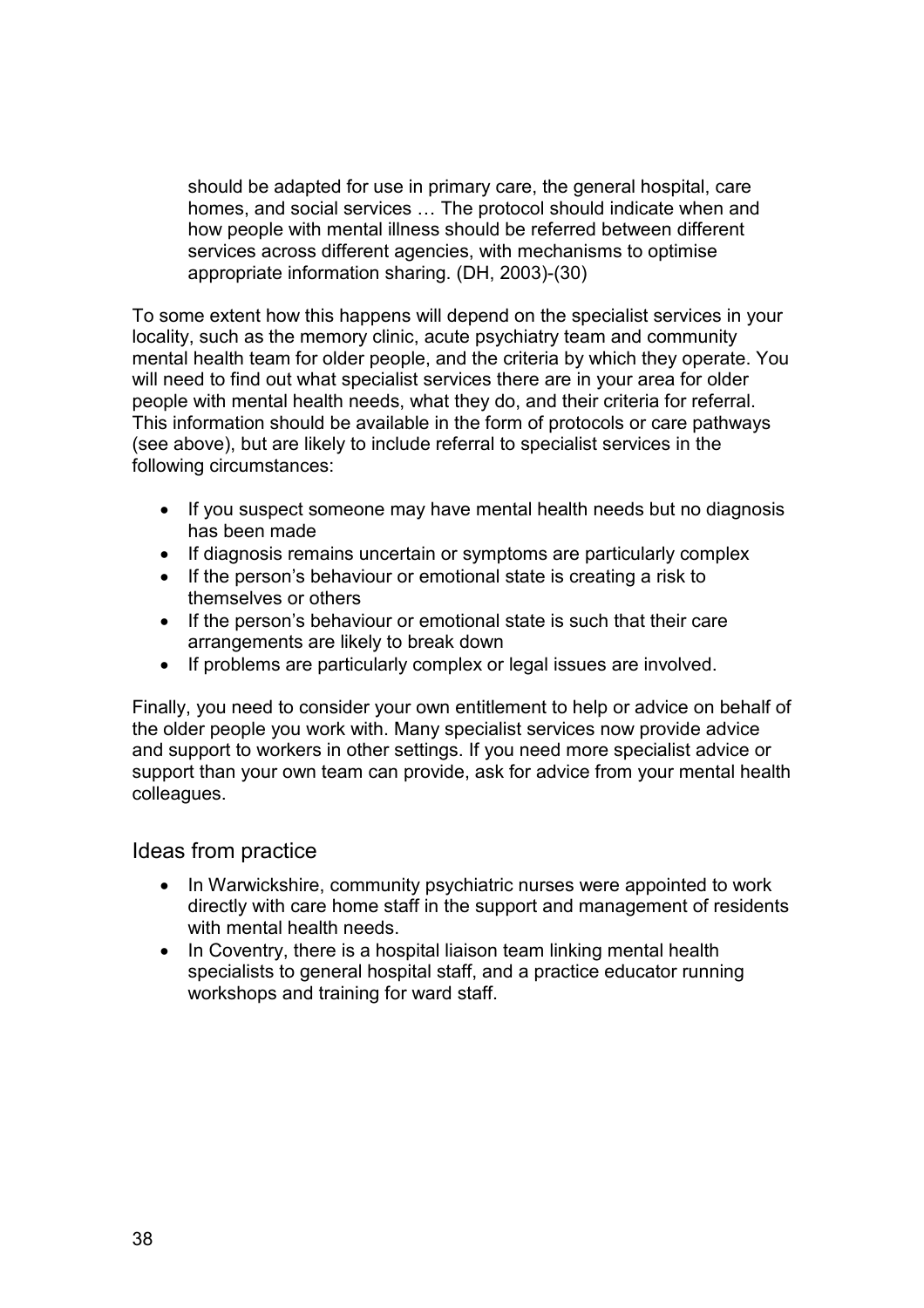> should be adapted for use in primary care, the general hospital, care homes, and social services … The protocol should indicate when and how people with mental illness should be referred between different services across different agencies, with mechanisms to optimise appropriate information sharing. (DH, 2003)-(30)

To some extent how this happens will depend on the specialist services in your locality, such as the memory clinic, acute psychiatry team and community mental health team for older people, and the criteria by which they operate. You will need to find out what specialist services there are in your area for older people with mental health needs, what they do, and their criteria for referral. This information should be available in the form of protocols or care pathways (see above), but are likely to include referral to specialist services in the following circumstances:

- If you suspect someone may have mental health needs but no diagnosis has been made
- If diagnosis remains uncertain or symptoms are particularly complex
- If the person's behaviour or emotional state is creating a risk to themselves or others
- If the person's behaviour or emotional state is such that their care arrangements are likely to break down
- If problems are particularly complex or legal issues are involved.

Finally, you need to consider your own entitlement to help or advice on behalf of the older people you work with. Many specialist services now provide advice and support to workers in other settings. If you need more specialist advice or support than your own team can provide, ask for advice from your mental health colleagues.

## Ideas from practice

- In Warwickshire, community psychiatric nurses were appointed to work directly with care home staff in the support and management of residents with mental health needs.
- In Coventry, there is a hospital liaison team linking mental health specialists to general hospital staff, and a practice educator running workshops and training for ward staff.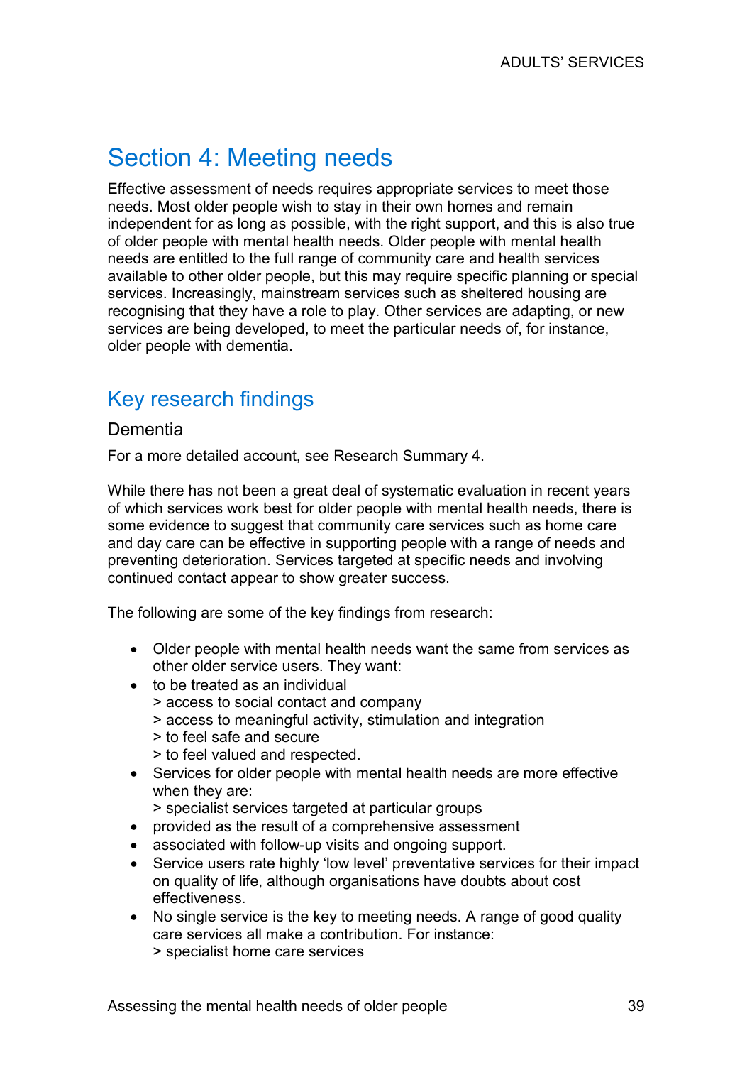# Section 4: Meeting needs

Effective assessment of needs requires appropriate services to meet those needs. Most older people wish to stay in their own homes and remain independent for as long as possible, with the right support, and this is also true of older people with mental health needs. Older people with mental health needs are entitled to the full range of community care and health services available to other older people, but this may require specific planning or special services. Increasingly, mainstream services such as sheltered housing are recognising that they have a role to play. Other services are adapting, or new services are being developed, to meet the particular needs of, for instance, older people with dementia.

## Key research findings

### Dementia

For a more detailed account, see Research Summary 4.

While there has not been a great deal of systematic evaluation in recent years of which services work best for older people with mental health needs, there is some evidence to suggest that community care services such as home care and day care can be effective in supporting people with a range of needs and preventing deterioration. Services targeted at specific needs and involving continued contact appear to show greater success.

The following are some of the key findings from research:

- Older people with mental health needs want the same from services as other older service users. They want:
- to be treated as an individual
  > access to social contact and company
  > access to meaningful activity, stimulation and integration
  > to feel safe and secure
  > to feel valued and respected.
- Services for older people with mental health needs are more effective when they are:
  > specialist services targeted at particular groups
- provided as the result of a comprehensive assessment
- associated with follow-up visits and ongoing support.
- Service users rate highly 'low level' preventative services for their impact on quality of life, although organisations have doubts about cost effectiveness.
- No single service is the key to meeting needs. A range of good quality care services all make a contribution. For instance:
  > specialist home care services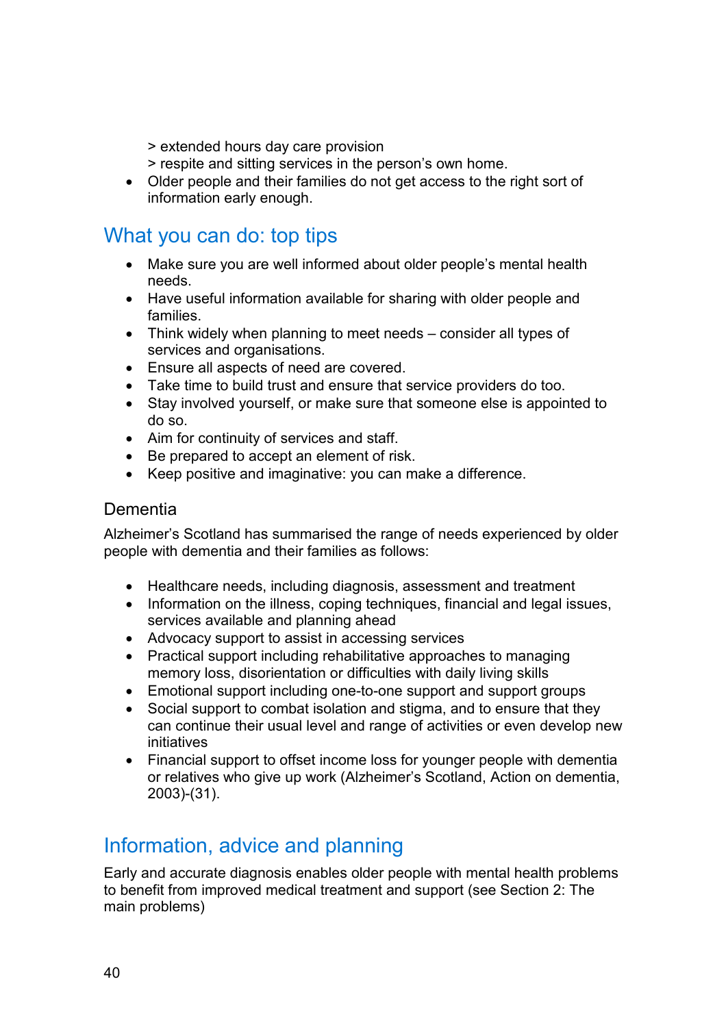> extended hours day care provision
> respite and sitting services in the person's own home.

- Older people and their families do not get access to the right sort of information early enough.

## What you can do: top tips

- Make sure you are well informed about older people's mental health needs.
- Have useful information available for sharing with older people and families.
- Think widely when planning to meet needs – consider all types of services and organisations.
- Ensure all aspects of need are covered.
- Take time to build trust and ensure that service providers do too.
- Stay involved yourself, or make sure that someone else is appointed to do so.
- Aim for continuity of services and staff.
- Be prepared to accept an element of risk.
- Keep positive and imaginative: you can make a difference.

### Dementia

Alzheimer's Scotland has summarised the range of needs experienced by older people with dementia and their families as follows:

- Healthcare needs, including diagnosis, assessment and treatment
- Information on the illness, coping techniques, financial and legal issues, services available and planning ahead
- Advocacy support to assist in accessing services
- Practical support including rehabilitative approaches to managing memory loss, disorientation or difficulties with daily living skills
- Emotional support including one-to-one support and support groups
- Social support to combat isolation and stigma, and to ensure that they can continue their usual level and range of activities or even develop new initiatives
- Financial support to offset income loss for younger people with dementia or relatives who give up work (Alzheimer's Scotland, Action on dementia, 2003)-(31).

## Information, advice and planning

Early and accurate diagnosis enables older people with mental health problems to benefit from improved medical treatment and support (see Section 2: The main problems)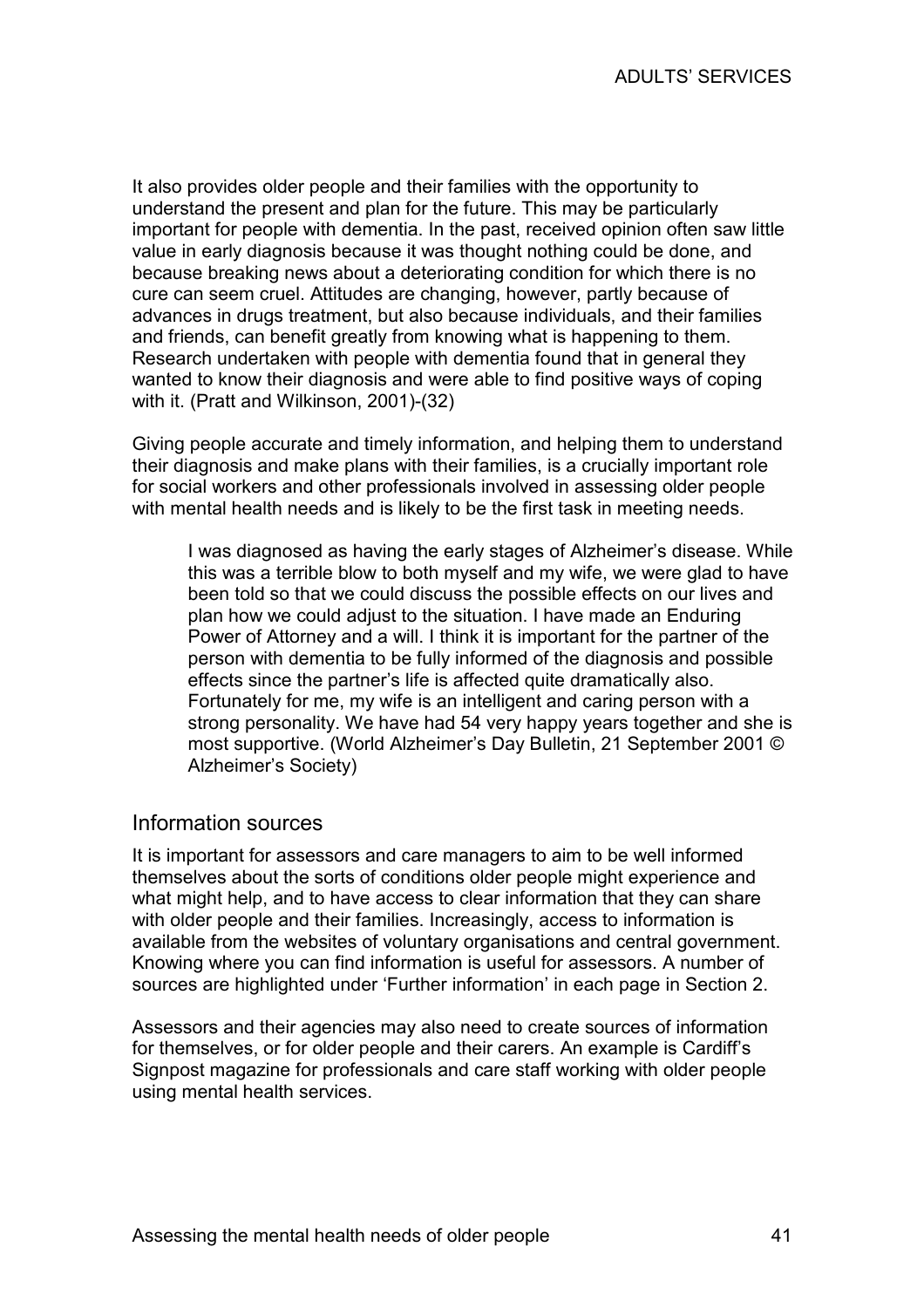It also provides older people and their families with the opportunity to understand the present and plan for the future. This may be particularly important for people with dementia. In the past, received opinion often saw little value in early diagnosis because it was thought nothing could be done, and because breaking news about a deteriorating condition for which there is no cure can seem cruel. Attitudes are changing, however, partly because of advances in drugs treatment, but also because individuals, and their families and friends, can benefit greatly from knowing what is happening to them. Research undertaken with people with dementia found that in general they wanted to know their diagnosis and were able to find positive ways of coping with it. (Pratt and Wilkinson, 2001)-(32)

Giving people accurate and timely information, and helping them to understand their diagnosis and make plans with their families, is a crucially important role for social workers and other professionals involved in assessing older people with mental health needs and is likely to be the first task in meeting needs.

> I was diagnosed as having the early stages of Alzheimer's disease. While this was a terrible blow to both myself and my wife, we were glad to have been told so that we could discuss the possible effects on our lives and plan how we could adjust to the situation. I have made an Enduring Power of Attorney and a will. I think it is important for the partner of the person with dementia to be fully informed of the diagnosis and possible effects since the partner's life is affected quite dramatically also. Fortunately for me, my wife is an intelligent and caring person with a strong personality. We have had 54 very happy years together and she is most supportive. (World Alzheimer's Day Bulletin, 21 September 2001 © Alzheimer's Society)

## Information sources

It is important for assessors and care managers to aim to be well informed themselves about the sorts of conditions older people might experience and what might help, and to have access to clear information that they can share with older people and their families. Increasingly, access to information is available from the websites of voluntary organisations and central government. Knowing where you can find information is useful for assessors. A number of sources are highlighted under 'Further information' in each page in Section 2.

Assessors and their agencies may also need to create sources of information for themselves, or for older people and their carers. An example is Cardiff's Signpost magazine for professionals and care staff working with older people using mental health services.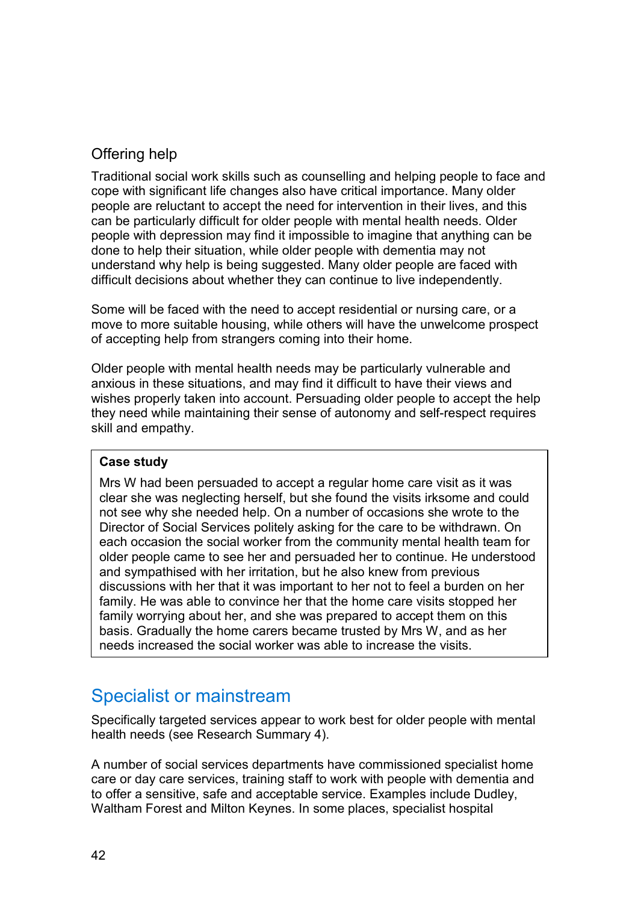### Offering help

Traditional social work skills such as counselling and helping people to face and cope with significant life changes also have critical importance. Many older people are reluctant to accept the need for intervention in their lives, and this can be particularly difficult for older people with mental health needs. Older people with depression may find it impossible to imagine that anything can be done to help their situation, while older people with dementia may not understand why help is being suggested. Many older people are faced with difficult decisions about whether they can continue to live independently.

Some will be faced with the need to accept residential or nursing care, or a move to more suitable housing, while others will have the unwelcome prospect of accepting help from strangers coming into their home.

Older people with mental health needs may be particularly vulnerable and anxious in these situations, and may find it difficult to have their views and wishes properly taken into account. Persuading older people to accept the help they need while maintaining their sense of autonomy and self-respect requires skill and empathy.

> **Case study**
>
> Mrs W had been persuaded to accept a regular home care visit as it was clear she was neglecting herself, but she found the visits irksome and could not see why she needed help. On a number of occasions she wrote to the Director of Social Services politely asking for the care to be withdrawn. On each occasion the social worker from the community mental health team for older people came to see her and persuaded her to continue. He understood and sympathised with her irritation, but he also knew from previous discussions with her that it was important to her not to feel a burden on her family. He was able to convince her that the home care visits stopped her family worrying about her, and she was prepared to accept them on this basis. Gradually the home carers became trusted by Mrs W, and as her needs increased the social worker was able to increase the visits.

## Specialist or mainstream

Specifically targeted services appear to work best for older people with mental health needs (see Research Summary 4).

A number of social services departments have commissioned specialist home care or day care services, training staff to work with people with dementia and to offer a sensitive, safe and acceptable service. Examples include Dudley, Waltham Forest and Milton Keynes. In some places, specialist hospital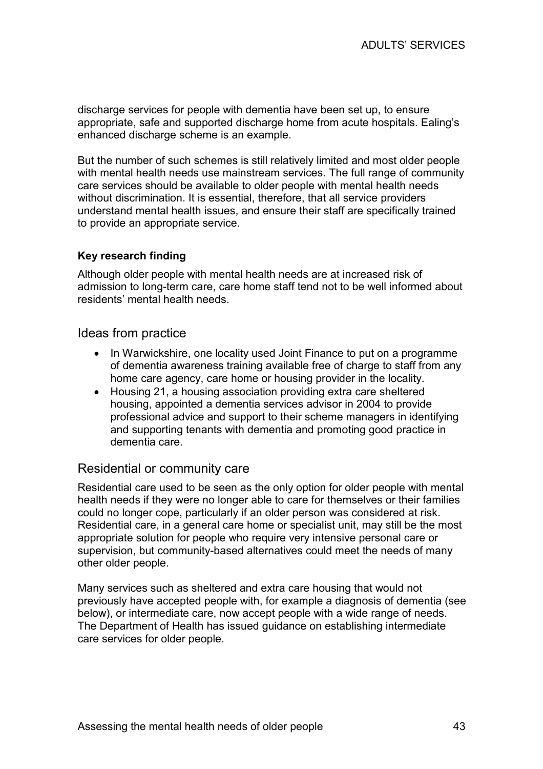discharge services for people with dementia have been set up, to ensure appropriate, safe and supported discharge home from acute hospitals. Ealing's enhanced discharge scheme is an example.

But the number of such schemes is still relatively limited and most older people with mental health needs use mainstream services. The full range of community care services should be available to older people with mental health needs without discrimination. It is essential, therefore, that all service providers understand mental health issues, and ensure their staff are specifically trained to provide an appropriate service.

**Key research finding**

Although older people with mental health needs are at increased risk of admission to long-term care, care home staff tend not to be well informed about residents' mental health needs.

## Ideas from practice

- In Warwickshire, one locality used Joint Finance to put on a programme of dementia awareness training available free of charge to staff from any home care agency, care home or housing provider in the locality.
- Housing 21, a housing association providing extra care sheltered housing, appointed a dementia services advisor in 2004 to provide professional advice and support to their scheme managers in identifying and supporting tenants with dementia and promoting good practice in dementia care.

## Residential or community care

Residential care used to be seen as the only option for older people with mental health needs if they were no longer able to care for themselves or their families could no longer cope, particularly if an older person was considered at risk. Residential care, in a general care home or specialist unit, may still be the most appropriate solution for people who require very intensive personal care or supervision, but community-based alternatives could meet the needs of many other older people.

Many services such as sheltered and extra care housing that would not previously have accepted people with, for example a diagnosis of dementia (see below), or intermediate care, now accept people with a wide range of needs. The Department of Health has issued guidance on establishing intermediate care services for older people.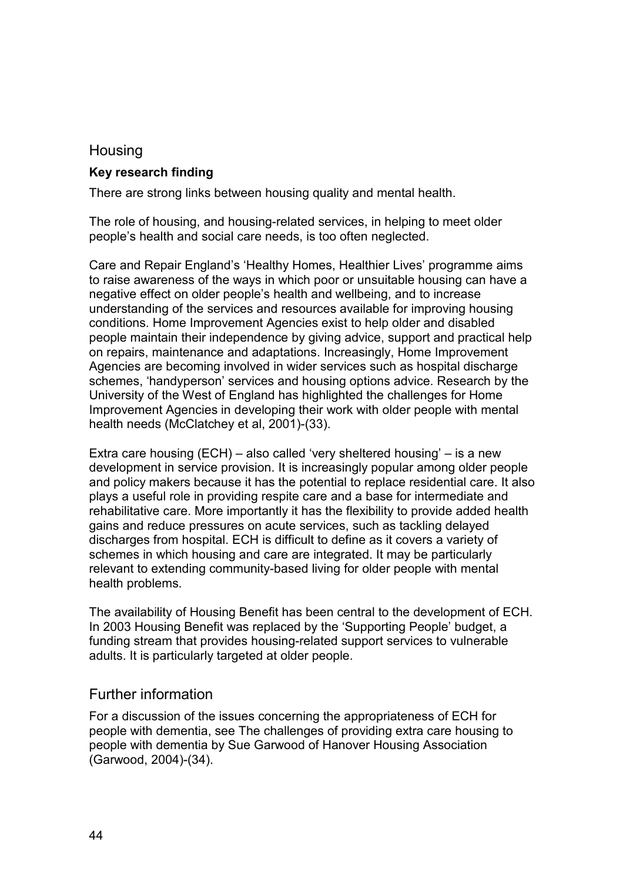## Housing

**Key research finding**

There are strong links between housing quality and mental health.

The role of housing, and housing-related services, in helping to meet older people's health and social care needs, is too often neglected.

Care and Repair England's 'Healthy Homes, Healthier Lives' programme aims to raise awareness of the ways in which poor or unsuitable housing can have a negative effect on older people's health and wellbeing, and to increase understanding of the services and resources available for improving housing conditions. Home Improvement Agencies exist to help older and disabled people maintain their independence by giving advice, support and practical help on repairs, maintenance and adaptations. Increasingly, Home Improvement Agencies are becoming involved in wider services such as hospital discharge schemes, 'handyperson' services and housing options advice. Research by the University of the West of England has highlighted the challenges for Home Improvement Agencies in developing their work with older people with mental health needs (McClatchey et al, 2001)-(33).

Extra care housing (ECH) – also called 'very sheltered housing' – is a new development in service provision. It is increasingly popular among older people and policy makers because it has the potential to replace residential care. It also plays a useful role in providing respite care and a base for intermediate and rehabilitative care. More importantly it has the flexibility to provide added health gains and reduce pressures on acute services, such as tackling delayed discharges from hospital. ECH is difficult to define as it covers a variety of schemes in which housing and care are integrated. It may be particularly relevant to extending community-based living for older people with mental health problems.

The availability of Housing Benefit has been central to the development of ECH. In 2003 Housing Benefit was replaced by the 'Supporting People' budget, a funding stream that provides housing-related support services to vulnerable adults. It is particularly targeted at older people.

## Further information

For a discussion of the issues concerning the appropriateness of ECH for people with dementia, see The challenges of providing extra care housing to people with dementia by Sue Garwood of Hanover Housing Association (Garwood, 2004)-(34).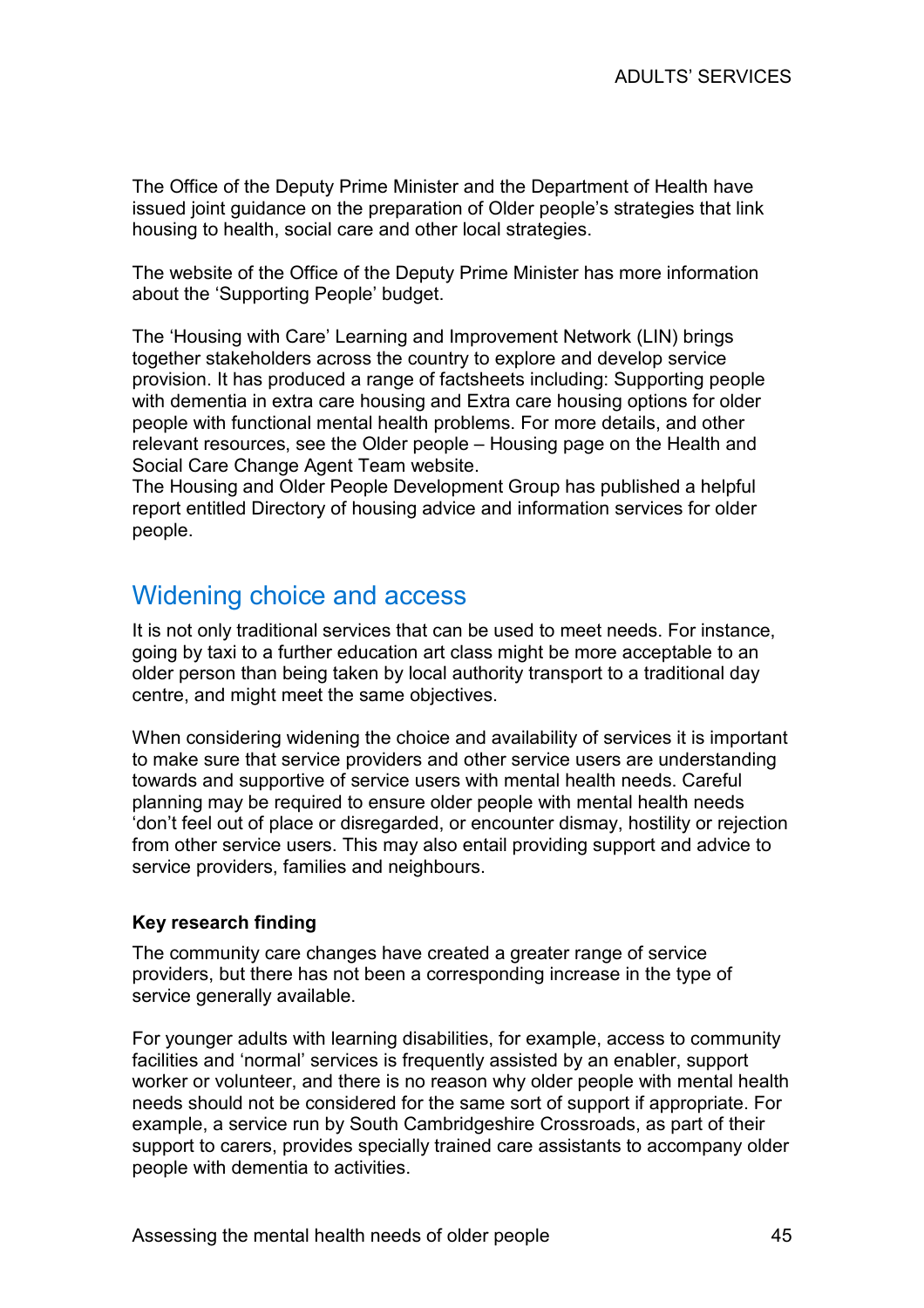The Office of the Deputy Prime Minister and the Department of Health have issued joint guidance on the preparation of Older people's strategies that link housing to health, social care and other local strategies.

The website of the Office of the Deputy Prime Minister has more information about the 'Supporting People' budget.

The 'Housing with Care' Learning and Improvement Network (LIN) brings together stakeholders across the country to explore and develop service provision. It has produced a range of factsheets including: Supporting people with dementia in extra care housing and Extra care housing options for older people with functional mental health problems. For more details, and other relevant resources, see the Older people – Housing page on the Health and Social Care Change Agent Team website.
The Housing and Older People Development Group has published a helpful report entitled Directory of housing advice and information services for older people.

## Widening choice and access

It is not only traditional services that can be used to meet needs. For instance, going by taxi to a further education art class might be more acceptable to an older person than being taken by local authority transport to a traditional day centre, and might meet the same objectives.

When considering widening the choice and availability of services it is important to make sure that service providers and other service users are understanding towards and supportive of service users with mental health needs. Careful planning may be required to ensure older people with mental health needs 'don't feel out of place or disregarded, or encounter dismay, hostility or rejection from other service users. This may also entail providing support and advice to service providers, families and neighbours.

**Key research finding**

The community care changes have created a greater range of service providers, but there has not been a corresponding increase in the type of service generally available.

For younger adults with learning disabilities, for example, access to community facilities and 'normal' services is frequently assisted by an enabler, support worker or volunteer, and there is no reason why older people with mental health needs should not be considered for the same sort of support if appropriate. For example, a service run by South Cambridgeshire Crossroads, as part of their support to carers, provides specially trained care assistants to accompany older people with dementia to activities.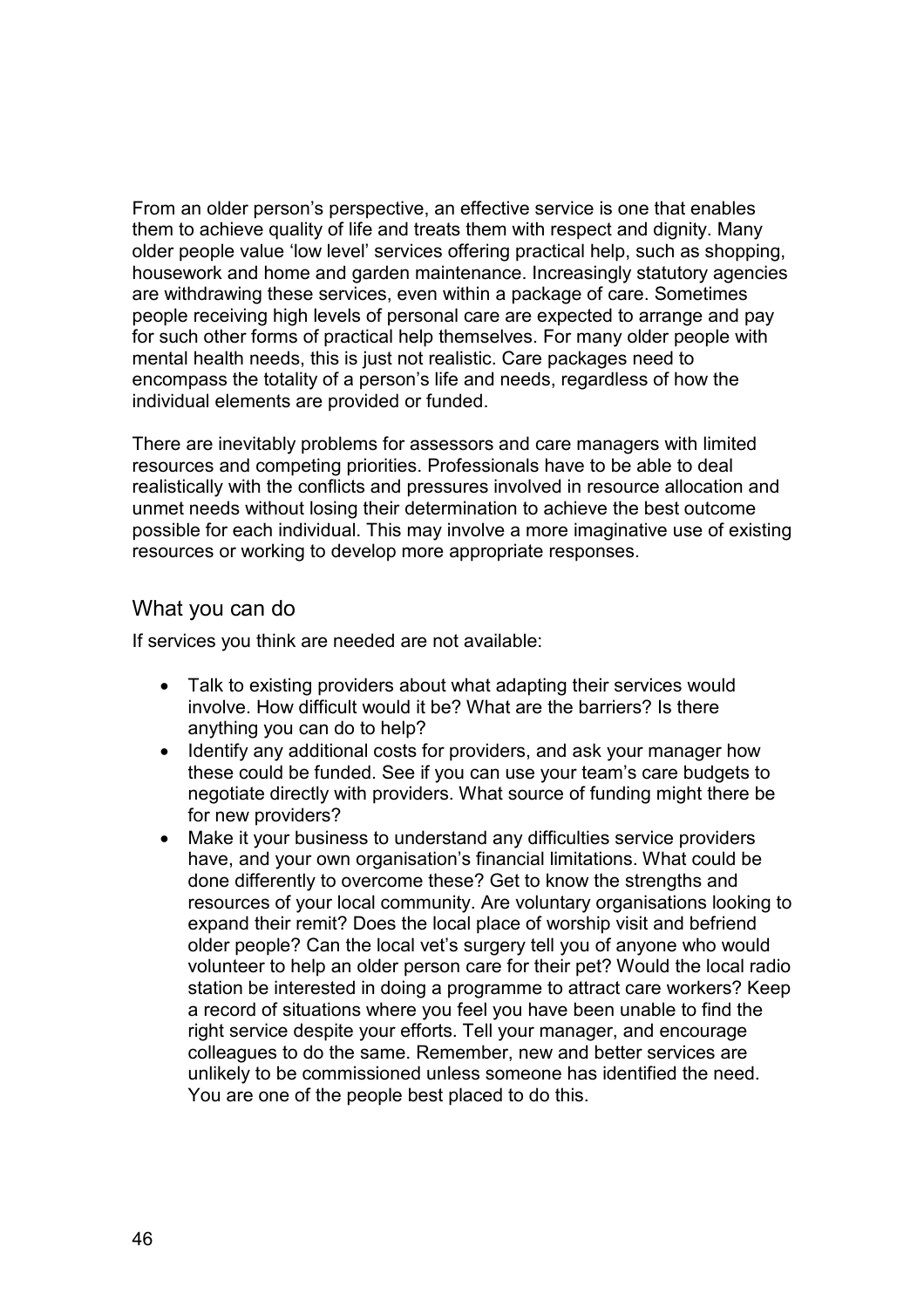From an older person's perspective, an effective service is one that enables them to achieve quality of life and treats them with respect and dignity. Many older people value 'low level' services offering practical help, such as shopping, housework and home and garden maintenance. Increasingly statutory agencies are withdrawing these services, even within a package of care. Sometimes people receiving high levels of personal care are expected to arrange and pay for such other forms of practical help themselves. For many older people with mental health needs, this is just not realistic. Care packages need to encompass the totality of a person's life and needs, regardless of how the individual elements are provided or funded.

There are inevitably problems for assessors and care managers with limited resources and competing priorities. Professionals have to be able to deal realistically with the conflicts and pressures involved in resource allocation and unmet needs without losing their determination to achieve the best outcome possible for each individual. This may involve a more imaginative use of existing resources or working to develop more appropriate responses.

## What you can do

If services you think are needed are not available:

- Talk to existing providers about what adapting their services would involve. How difficult would it be? What are the barriers? Is there anything you can do to help?
- Identify any additional costs for providers, and ask your manager how these could be funded. See if you can use your team's care budgets to negotiate directly with providers. What source of funding might there be for new providers?
- Make it your business to understand any difficulties service providers have, and your own organisation's financial limitations. What could be done differently to overcome these? Get to know the strengths and resources of your local community. Are voluntary organisations looking to expand their remit? Does the local place of worship visit and befriend older people? Can the local vet's surgery tell you of anyone who would volunteer to help an older person care for their pet? Would the local radio station be interested in doing a programme to attract care workers? Keep a record of situations where you feel you have been unable to find the right service despite your efforts. Tell your manager, and encourage colleagues to do the same. Remember, new and better services are unlikely to be commissioned unless someone has identified the need. You are one of the people best placed to do this.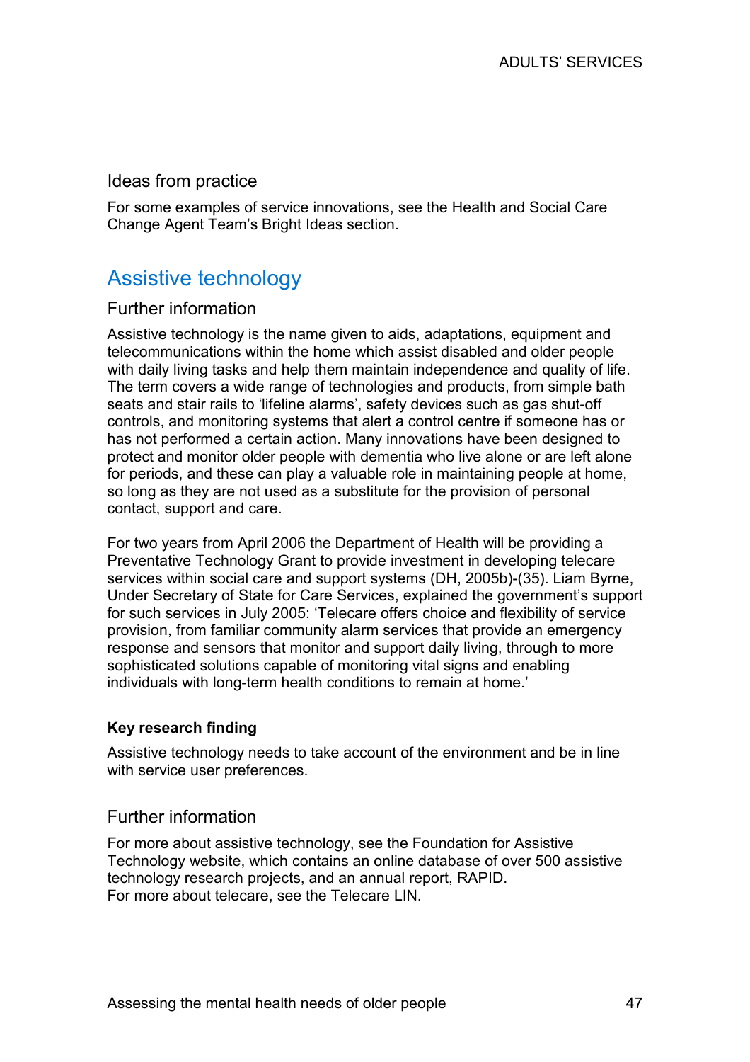### Ideas from practice

For some examples of service innovations, see the Health and Social Care Change Agent Team's Bright Ideas section.

## Assistive technology

### Further information

Assistive technology is the name given to aids, adaptations, equipment and telecommunications within the home which assist disabled and older people with daily living tasks and help them maintain independence and quality of life. The term covers a wide range of technologies and products, from simple bath seats and stair rails to 'lifeline alarms', safety devices such as gas shut-off controls, and monitoring systems that alert a control centre if someone has or has not performed a certain action. Many innovations have been designed to protect and monitor older people with dementia who live alone or are left alone for periods, and these can play a valuable role in maintaining people at home, so long as they are not used as a substitute for the provision of personal contact, support and care.

For two years from April 2006 the Department of Health will be providing a Preventative Technology Grant to provide investment in developing telecare services within social care and support systems (DH, 2005b)-(35). Liam Byrne, Under Secretary of State for Care Services, explained the government's support for such services in July 2005: 'Telecare offers choice and flexibility of service provision, from familiar community alarm services that provide an emergency response and sensors that monitor and support daily living, through to more sophisticated solutions capable of monitoring vital signs and enabling individuals with long-term health conditions to remain at home.'

**Key research finding**

Assistive technology needs to take account of the environment and be in line with service user preferences.

### Further information

For more about assistive technology, see the Foundation for Assistive Technology website, which contains an online database of over 500 assistive technology research projects, and an annual report, RAPID.
For more about telecare, see the Telecare LIN.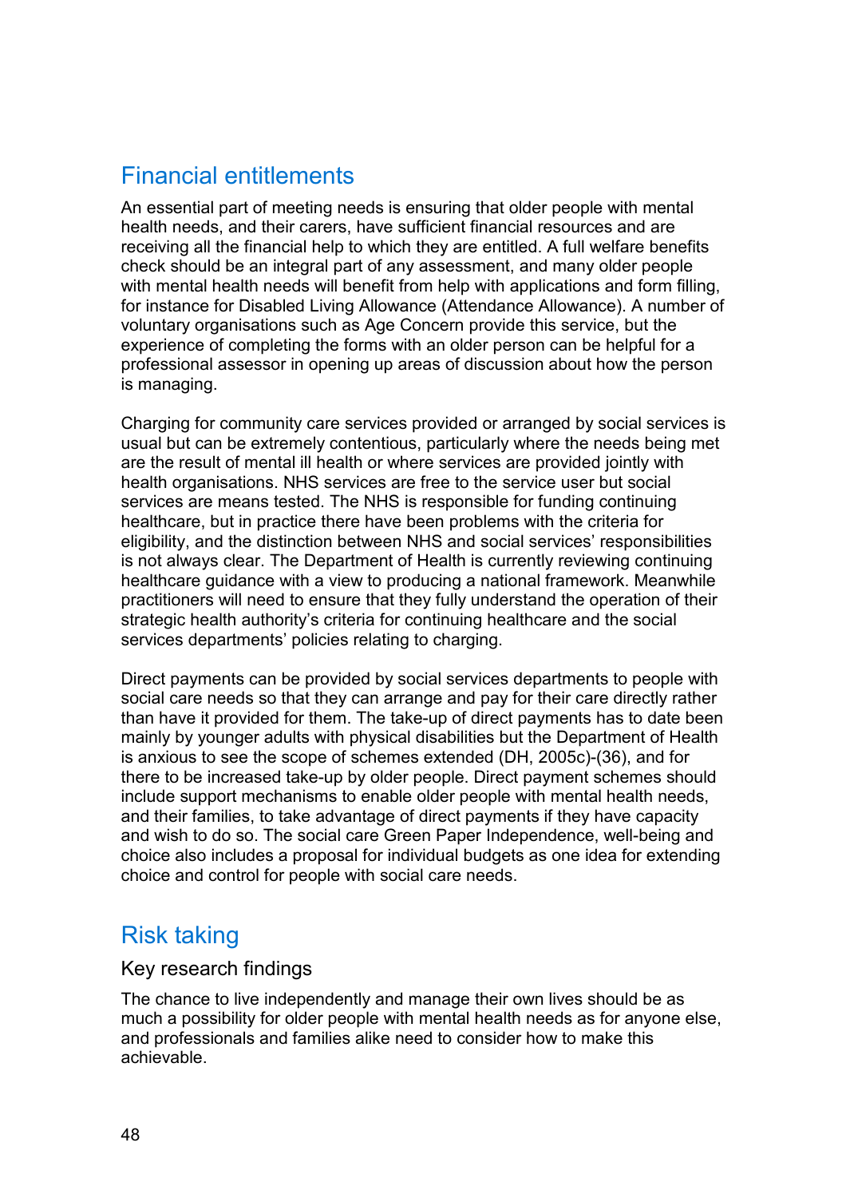## Financial entitlements

An essential part of meeting needs is ensuring that older people with mental health needs, and their carers, have sufficient financial resources and are receiving all the financial help to which they are entitled. A full welfare benefits check should be an integral part of any assessment, and many older people with mental health needs will benefit from help with applications and form filling, for instance for Disabled Living Allowance (Attendance Allowance). A number of voluntary organisations such as Age Concern provide this service, but the experience of completing the forms with an older person can be helpful for a professional assessor in opening up areas of discussion about how the person is managing.

Charging for community care services provided or arranged by social services is usual but can be extremely contentious, particularly where the needs being met are the result of mental ill health or where services are provided jointly with health organisations. NHS services are free to the service user but social services are means tested. The NHS is responsible for funding continuing healthcare, but in practice there have been problems with the criteria for eligibility, and the distinction between NHS and social services' responsibilities is not always clear. The Department of Health is currently reviewing continuing healthcare guidance with a view to producing a national framework. Meanwhile practitioners will need to ensure that they fully understand the operation of their strategic health authority's criteria for continuing healthcare and the social services departments' policies relating to charging.

Direct payments can be provided by social services departments to people with social care needs so that they can arrange and pay for their care directly rather than have it provided for them. The take-up of direct payments has to date been mainly by younger adults with physical disabilities but the Department of Health is anxious to see the scope of schemes extended (DH, 2005c)-(36), and for there to be increased take-up by older people. Direct payment schemes should include support mechanisms to enable older people with mental health needs, and their families, to take advantage of direct payments if they have capacity and wish to do so. The social care Green Paper Independence, well-being and choice also includes a proposal for individual budgets as one idea for extending choice and control for people with social care needs.

## Risk taking

### Key research findings

The chance to live independently and manage their own lives should be as much a possibility for older people with mental health needs as for anyone else, and professionals and families alike need to consider how to make this achievable.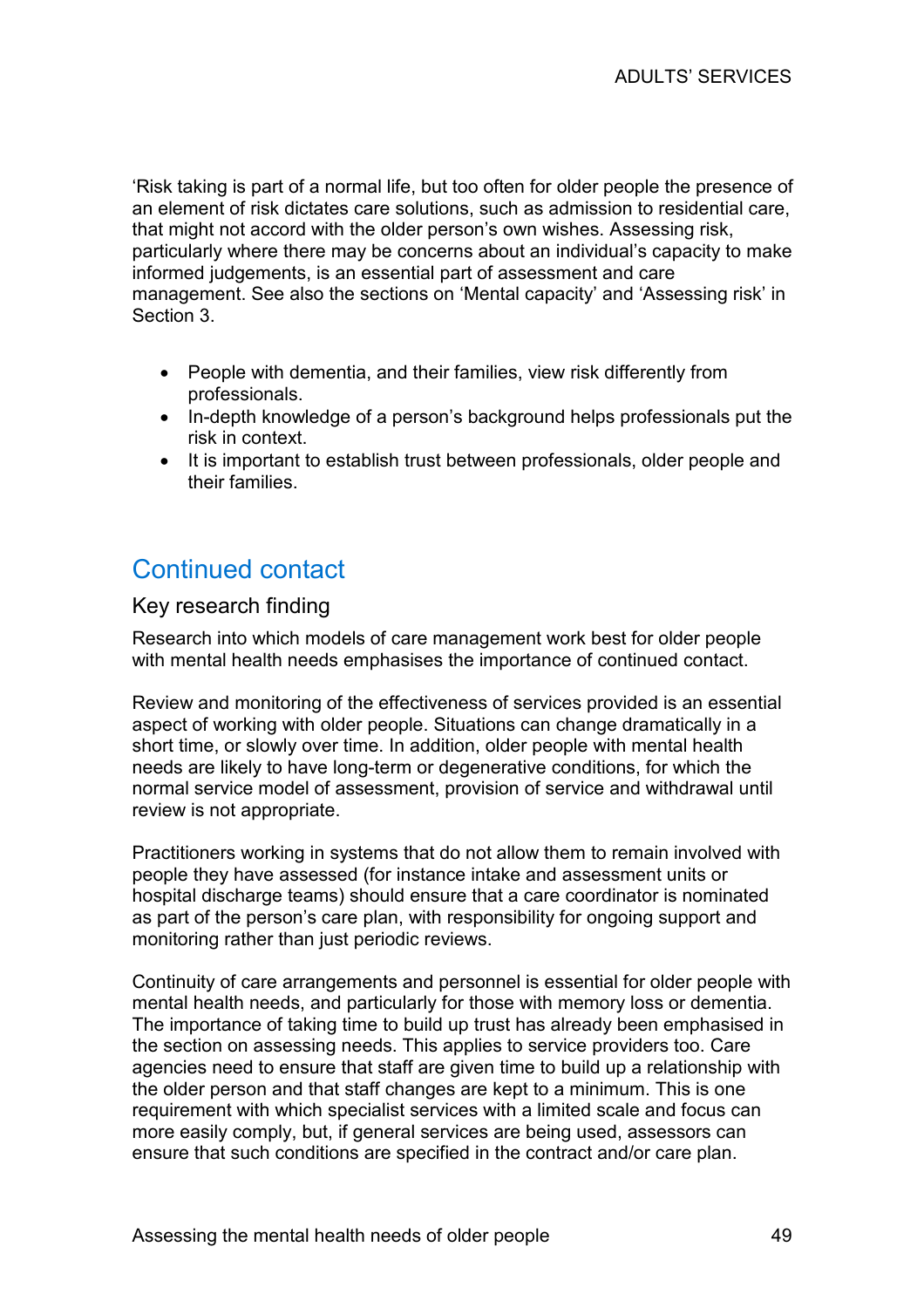'Risk taking is part of a normal life, but too often for older people the presence of an element of risk dictates care solutions, such as admission to residential care, that might not accord with the older person's own wishes. Assessing risk, particularly where there may be concerns about an individual's capacity to make informed judgements, is an essential part of assessment and care management. See also the sections on 'Mental capacity' and 'Assessing risk' in Section 3.

- People with dementia, and their families, view risk differently from professionals.
- In-depth knowledge of a person's background helps professionals put the risk in context.
- It is important to establish trust between professionals, older people and their families.

## Continued contact

### Key research finding

Research into which models of care management work best for older people with mental health needs emphasises the importance of continued contact.

Review and monitoring of the effectiveness of services provided is an essential aspect of working with older people. Situations can change dramatically in a short time, or slowly over time. In addition, older people with mental health needs are likely to have long-term or degenerative conditions, for which the normal service model of assessment, provision of service and withdrawal until review is not appropriate.

Practitioners working in systems that do not allow them to remain involved with people they have assessed (for instance intake and assessment units or hospital discharge teams) should ensure that a care coordinator is nominated as part of the person's care plan, with responsibility for ongoing support and monitoring rather than just periodic reviews.

Continuity of care arrangements and personnel is essential for older people with mental health needs, and particularly for those with memory loss or dementia. The importance of taking time to build up trust has already been emphasised in the section on assessing needs. This applies to service providers too. Care agencies need to ensure that staff are given time to build up a relationship with the older person and that staff changes are kept to a minimum. This is one requirement with which specialist services with a limited scale and focus can more easily comply, but, if general services are being used, assessors can ensure that such conditions are specified in the contract and/or care plan.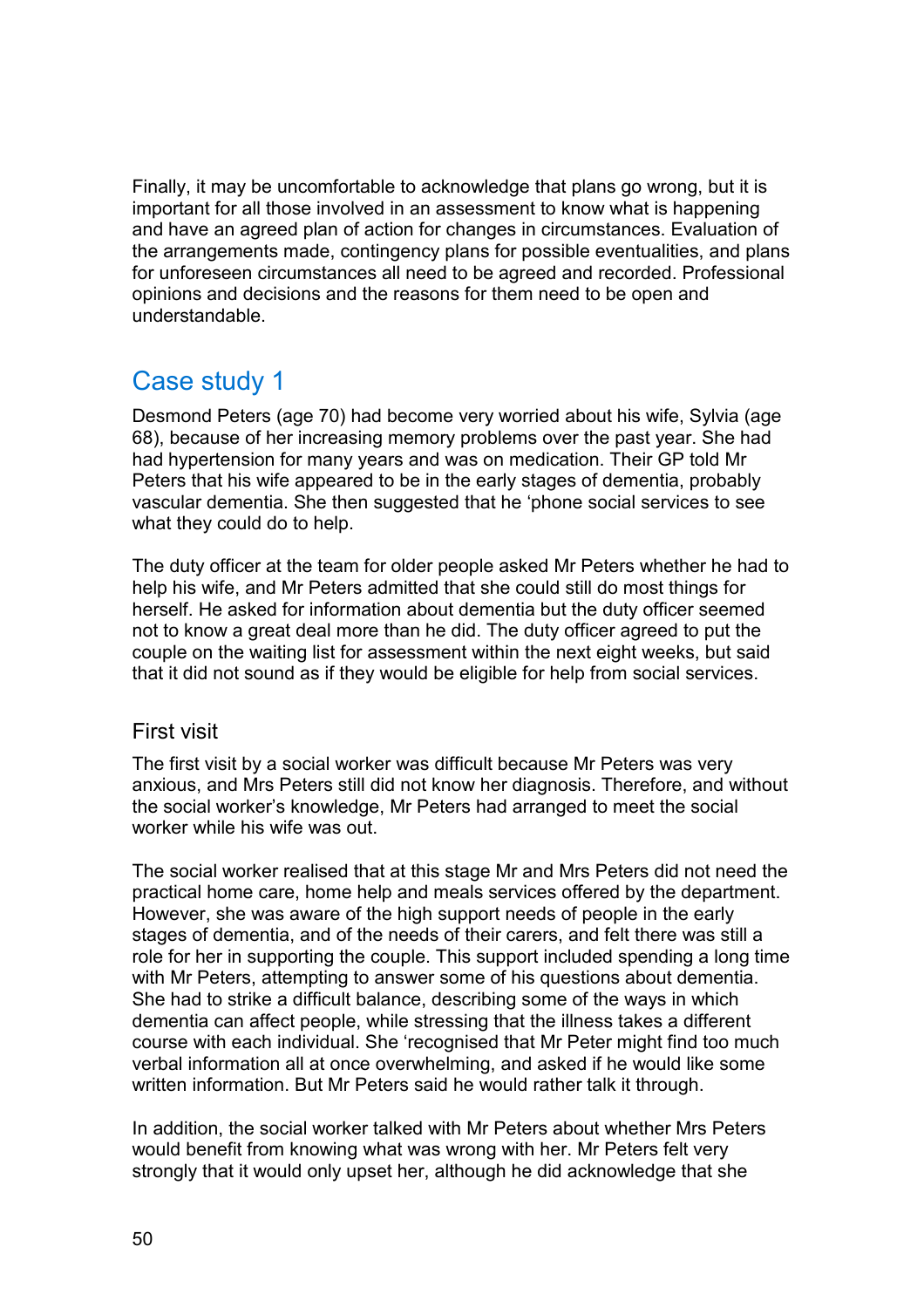Finally, it may be uncomfortable to acknowledge that plans go wrong, but it is important for all those involved in an assessment to know what is happening and have an agreed plan of action for changes in circumstances. Evaluation of the arrangements made, contingency plans for possible eventualities, and plans for unforeseen circumstances all need to be agreed and recorded. Professional opinions and decisions and the reasons for them need to be open and understandable.

## Case study 1

Desmond Peters (age 70) had become very worried about his wife, Sylvia (age 68), because of her increasing memory problems over the past year. She had had hypertension for many years and was on medication. Their GP told Mr Peters that his wife appeared to be in the early stages of dementia, probably vascular dementia. She then suggested that he 'phone social services to see what they could do to help.

The duty officer at the team for older people asked Mr Peters whether he had to help his wife, and Mr Peters admitted that she could still do most things for herself. He asked for information about dementia but the duty officer seemed not to know a great deal more than he did. The duty officer agreed to put the couple on the waiting list for assessment within the next eight weeks, but said that it did not sound as if they would be eligible for help from social services.

### First visit

The first visit by a social worker was difficult because Mr Peters was very anxious, and Mrs Peters still did not know her diagnosis. Therefore, and without the social worker's knowledge, Mr Peters had arranged to meet the social worker while his wife was out.

The social worker realised that at this stage Mr and Mrs Peters did not need the practical home care, home help and meals services offered by the department. However, she was aware of the high support needs of people in the early stages of dementia, and of the needs of their carers, and felt there was still a role for her in supporting the couple. This support included spending a long time with Mr Peters, attempting to answer some of his questions about dementia. She had to strike a difficult balance, describing some of the ways in which dementia can affect people, while stressing that the illness takes a different course with each individual. She 'recognised that Mr Peter might find too much verbal information all at once overwhelming, and asked if he would like some written information. But Mr Peters said he would rather talk it through.

In addition, the social worker talked with Mr Peters about whether Mrs Peters would benefit from knowing what was wrong with her. Mr Peters felt very strongly that it would only upset her, although he did acknowledge that she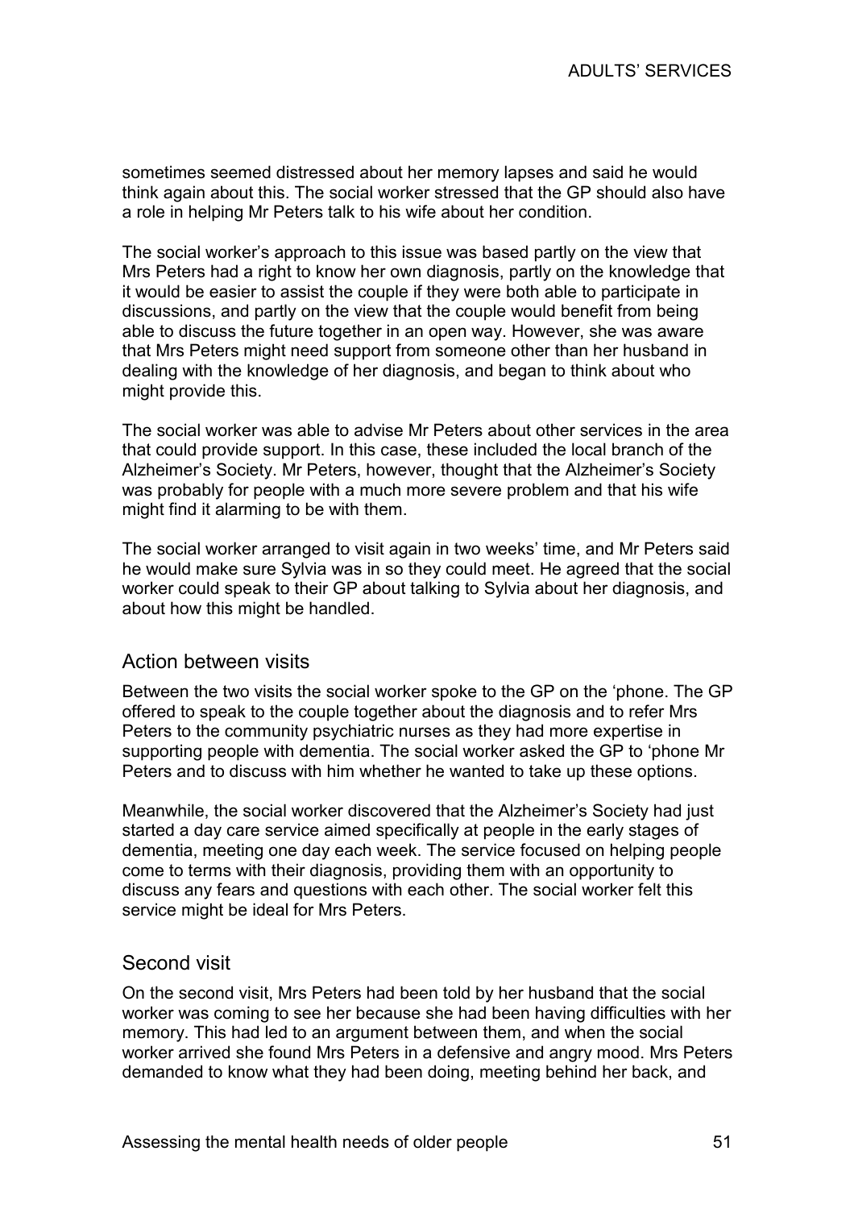sometimes seemed distressed about her memory lapses and said he would think again about this. The social worker stressed that the GP should also have a role in helping Mr Peters talk to his wife about her condition.

The social worker's approach to this issue was based partly on the view that Mrs Peters had a right to know her own diagnosis, partly on the knowledge that it would be easier to assist the couple if they were both able to participate in discussions, and partly on the view that the couple would benefit from being able to discuss the future together in an open way. However, she was aware that Mrs Peters might need support from someone other than her husband in dealing with the knowledge of her diagnosis, and began to think about who might provide this.

The social worker was able to advise Mr Peters about other services in the area that could provide support. In this case, these included the local branch of the Alzheimer's Society. Mr Peters, however, thought that the Alzheimer's Society was probably for people with a much more severe problem and that his wife might find it alarming to be with them.

The social worker arranged to visit again in two weeks' time, and Mr Peters said he would make sure Sylvia was in so they could meet. He agreed that the social worker could speak to their GP about talking to Sylvia about her diagnosis, and about how this might be handled.

## Action between visits

Between the two visits the social worker spoke to the GP on the 'phone. The GP offered to speak to the couple together about the diagnosis and to refer Mrs Peters to the community psychiatric nurses as they had more expertise in supporting people with dementia. The social worker asked the GP to 'phone Mr Peters and to discuss with him whether he wanted to take up these options.

Meanwhile, the social worker discovered that the Alzheimer's Society had just started a day care service aimed specifically at people in the early stages of dementia, meeting one day each week. The service focused on helping people come to terms with their diagnosis, providing them with an opportunity to discuss any fears and questions with each other. The social worker felt this service might be ideal for Mrs Peters.

## Second visit

On the second visit, Mrs Peters had been told by her husband that the social worker was coming to see her because she had been having difficulties with her memory. This had led to an argument between them, and when the social worker arrived she found Mrs Peters in a defensive and angry mood. Mrs Peters demanded to know what they had been doing, meeting behind her back, and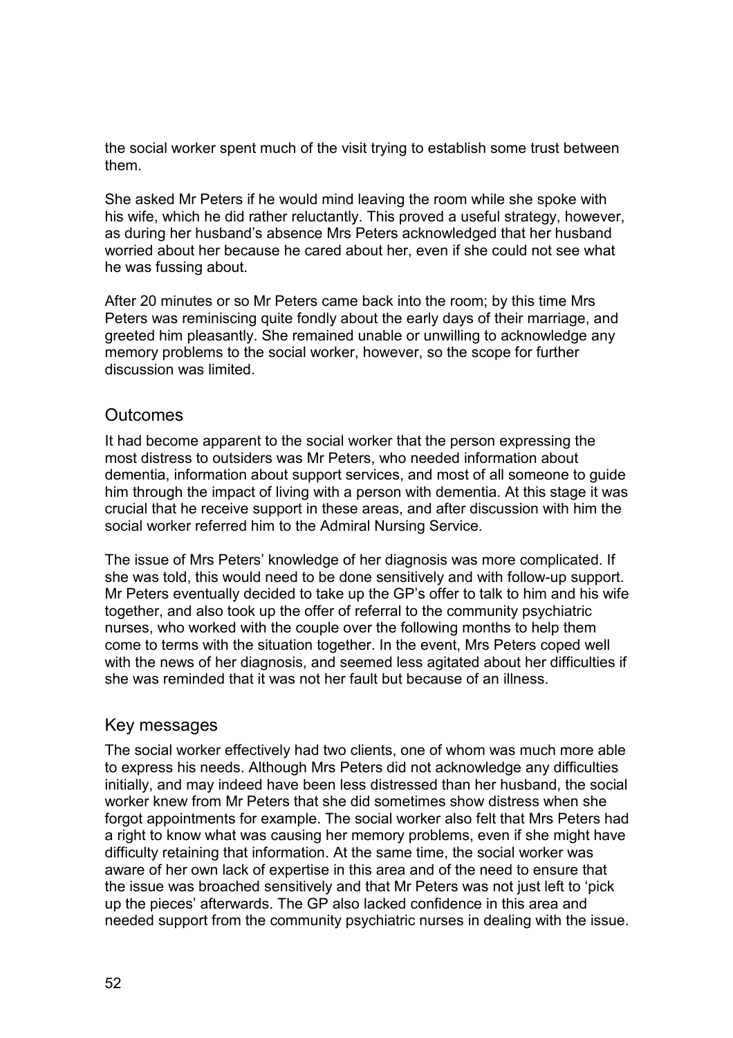the social worker spent much of the visit trying to establish some trust between them.

She asked Mr Peters if he would mind leaving the room while she spoke with his wife, which he did rather reluctantly. This proved a useful strategy, however, as during her husband's absence Mrs Peters acknowledged that her husband worried about her because he cared about her, even if she could not see what he was fussing about.

After 20 minutes or so Mr Peters came back into the room; by this time Mrs Peters was reminiscing quite fondly about the early days of their marriage, and greeted him pleasantly. She remained unable or unwilling to acknowledge any memory problems to the social worker, however, so the scope for further discussion was limited.

## Outcomes

It had become apparent to the social worker that the person expressing the most distress to outsiders was Mr Peters, who needed information about dementia, information about support services, and most of all someone to guide him through the impact of living with a person with dementia. At this stage it was crucial that he receive support in these areas, and after discussion with him the social worker referred him to the Admiral Nursing Service.

The issue of Mrs Peters' knowledge of her diagnosis was more complicated. If she was told, this would need to be done sensitively and with follow-up support. Mr Peters eventually decided to take up the GP's offer to talk to him and his wife together, and also took up the offer of referral to the community psychiatric nurses, who worked with the couple over the following months to help them come to terms with the situation together. In the event, Mrs Peters coped well with the news of her diagnosis, and seemed less agitated about her difficulties if she was reminded that it was not her fault but because of an illness.

## Key messages

The social worker effectively had two clients, one of whom was much more able to express his needs. Although Mrs Peters did not acknowledge any difficulties initially, and may indeed have been less distressed than her husband, the social worker knew from Mr Peters that she did sometimes show distress when she forgot appointments for example. The social worker also felt that Mrs Peters had a right to know what was causing her memory problems, even if she might have difficulty retaining that information. At the same time, the social worker was aware of her own lack of expertise in this area and of the need to ensure that the issue was broached sensitively and that Mr Peters was not just left to 'pick up the pieces' afterwards. The GP also lacked confidence in this area and needed support from the community psychiatric nurses in dealing with the issue.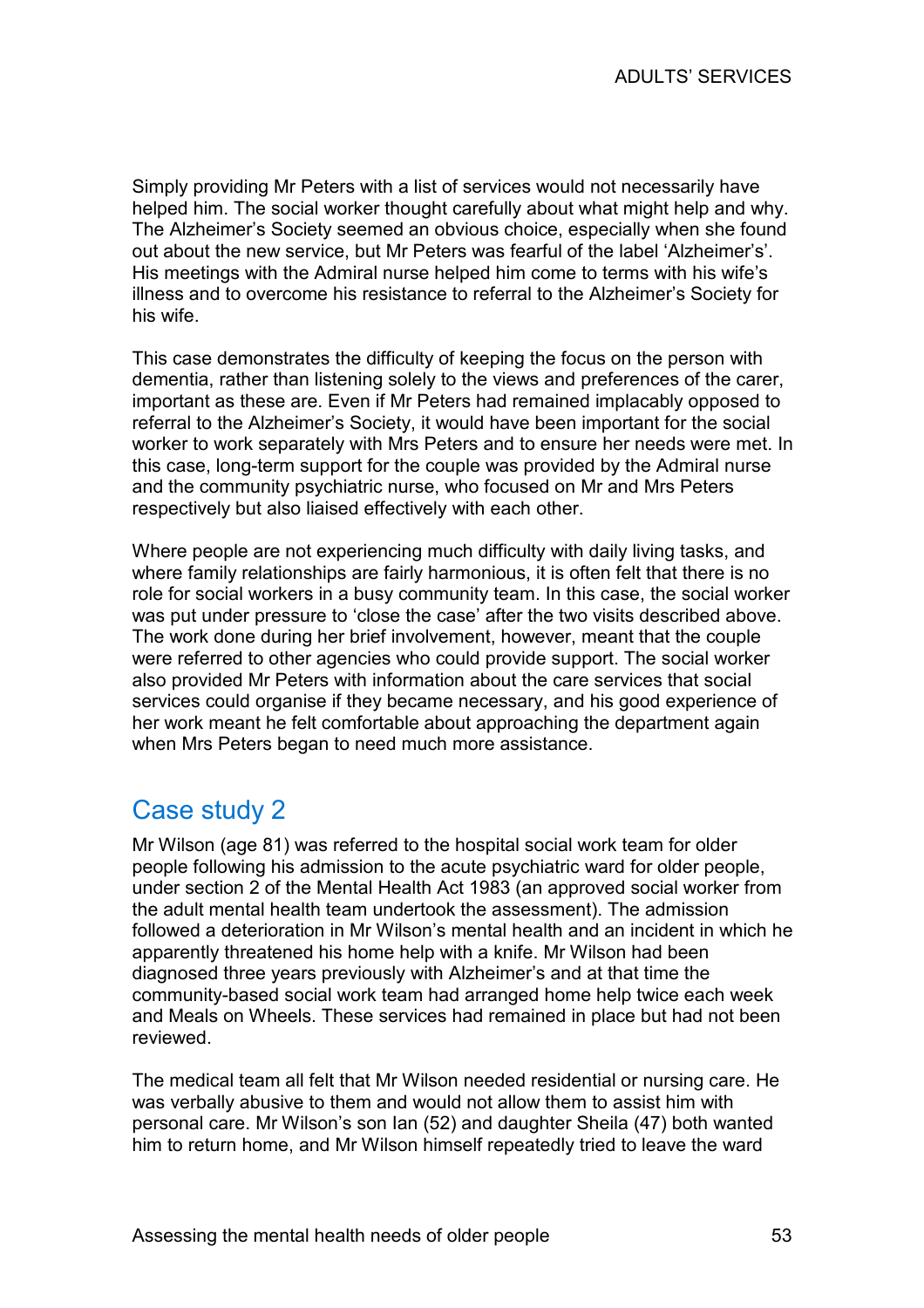Simply providing Mr Peters with a list of services would not necessarily have helped him. The social worker thought carefully about what might help and why. The Alzheimer's Society seemed an obvious choice, especially when she found out about the new service, but Mr Peters was fearful of the label 'Alzheimer's'. His meetings with the Admiral nurse helped him come to terms with his wife's illness and to overcome his resistance to referral to the Alzheimer's Society for his wife.

This case demonstrates the difficulty of keeping the focus on the person with dementia, rather than listening solely to the views and preferences of the carer, important as these are. Even if Mr Peters had remained implacably opposed to referral to the Alzheimer's Society, it would have been important for the social worker to work separately with Mrs Peters and to ensure her needs were met. In this case, long-term support for the couple was provided by the Admiral nurse and the community psychiatric nurse, who focused on Mr and Mrs Peters respectively but also liaised effectively with each other.

Where people are not experiencing much difficulty with daily living tasks, and where family relationships are fairly harmonious, it is often felt that there is no role for social workers in a busy community team. In this case, the social worker was put under pressure to 'close the case' after the two visits described above. The work done during her brief involvement, however, meant that the couple were referred to other agencies who could provide support. The social worker also provided Mr Peters with information about the care services that social services could organise if they became necessary, and his good experience of her work meant he felt comfortable about approaching the department again when Mrs Peters began to need much more assistance.

## Case study 2

Mr Wilson (age 81) was referred to the hospital social work team for older people following his admission to the acute psychiatric ward for older people, under section 2 of the Mental Health Act 1983 (an approved social worker from the adult mental health team undertook the assessment). The admission followed a deterioration in Mr Wilson's mental health and an incident in which he apparently threatened his home help with a knife. Mr Wilson had been diagnosed three years previously with Alzheimer's and at that time the community-based social work team had arranged home help twice each week and Meals on Wheels. These services had remained in place but had not been reviewed.

The medical team all felt that Mr Wilson needed residential or nursing care. He was verbally abusive to them and would not allow them to assist him with personal care. Mr Wilson's son Ian (52) and daughter Sheila (47) both wanted him to return home, and Mr Wilson himself repeatedly tried to leave the ward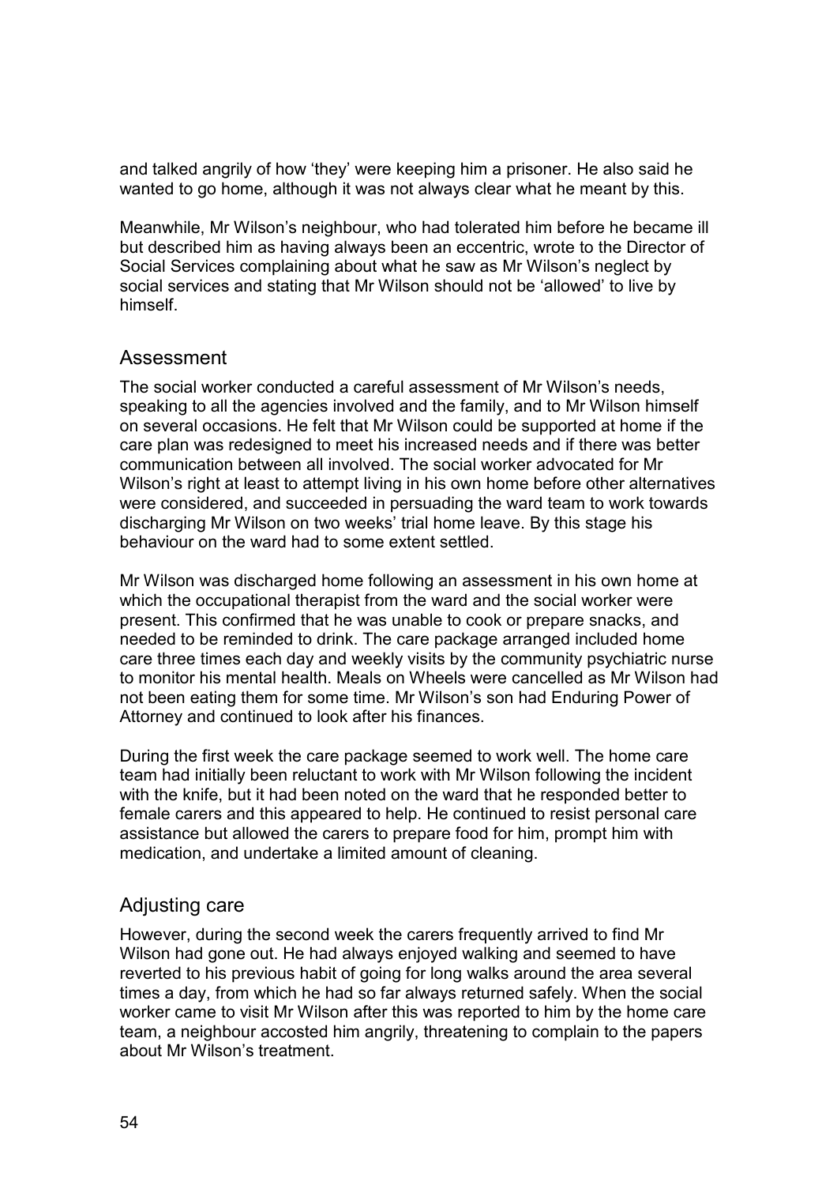and talked angrily of how 'they' were keeping him a prisoner. He also said he wanted to go home, although it was not always clear what he meant by this.

Meanwhile, Mr Wilson's neighbour, who had tolerated him before he became ill but described him as having always been an eccentric, wrote to the Director of Social Services complaining about what he saw as Mr Wilson's neglect by social services and stating that Mr Wilson should not be 'allowed' to live by himself.

## Assessment

The social worker conducted a careful assessment of Mr Wilson's needs, speaking to all the agencies involved and the family, and to Mr Wilson himself on several occasions. He felt that Mr Wilson could be supported at home if the care plan was redesigned to meet his increased needs and if there was better communication between all involved. The social worker advocated for Mr Wilson's right at least to attempt living in his own home before other alternatives were considered, and succeeded in persuading the ward team to work towards discharging Mr Wilson on two weeks' trial home leave. By this stage his behaviour on the ward had to some extent settled.

Mr Wilson was discharged home following an assessment in his own home at which the occupational therapist from the ward and the social worker were present. This confirmed that he was unable to cook or prepare snacks, and needed to be reminded to drink. The care package arranged included home care three times each day and weekly visits by the community psychiatric nurse to monitor his mental health. Meals on Wheels were cancelled as Mr Wilson had not been eating them for some time. Mr Wilson's son had Enduring Power of Attorney and continued to look after his finances.

During the first week the care package seemed to work well. The home care team had initially been reluctant to work with Mr Wilson following the incident with the knife, but it had been noted on the ward that he responded better to female carers and this appeared to help. He continued to resist personal care assistance but allowed the carers to prepare food for him, prompt him with medication, and undertake a limited amount of cleaning.

## Adjusting care

However, during the second week the carers frequently arrived to find Mr Wilson had gone out. He had always enjoyed walking and seemed to have reverted to his previous habit of going for long walks around the area several times a day, from which he had so far always returned safely. When the social worker came to visit Mr Wilson after this was reported to him by the home care team, a neighbour accosted him angrily, threatening to complain to the papers about Mr Wilson's treatment.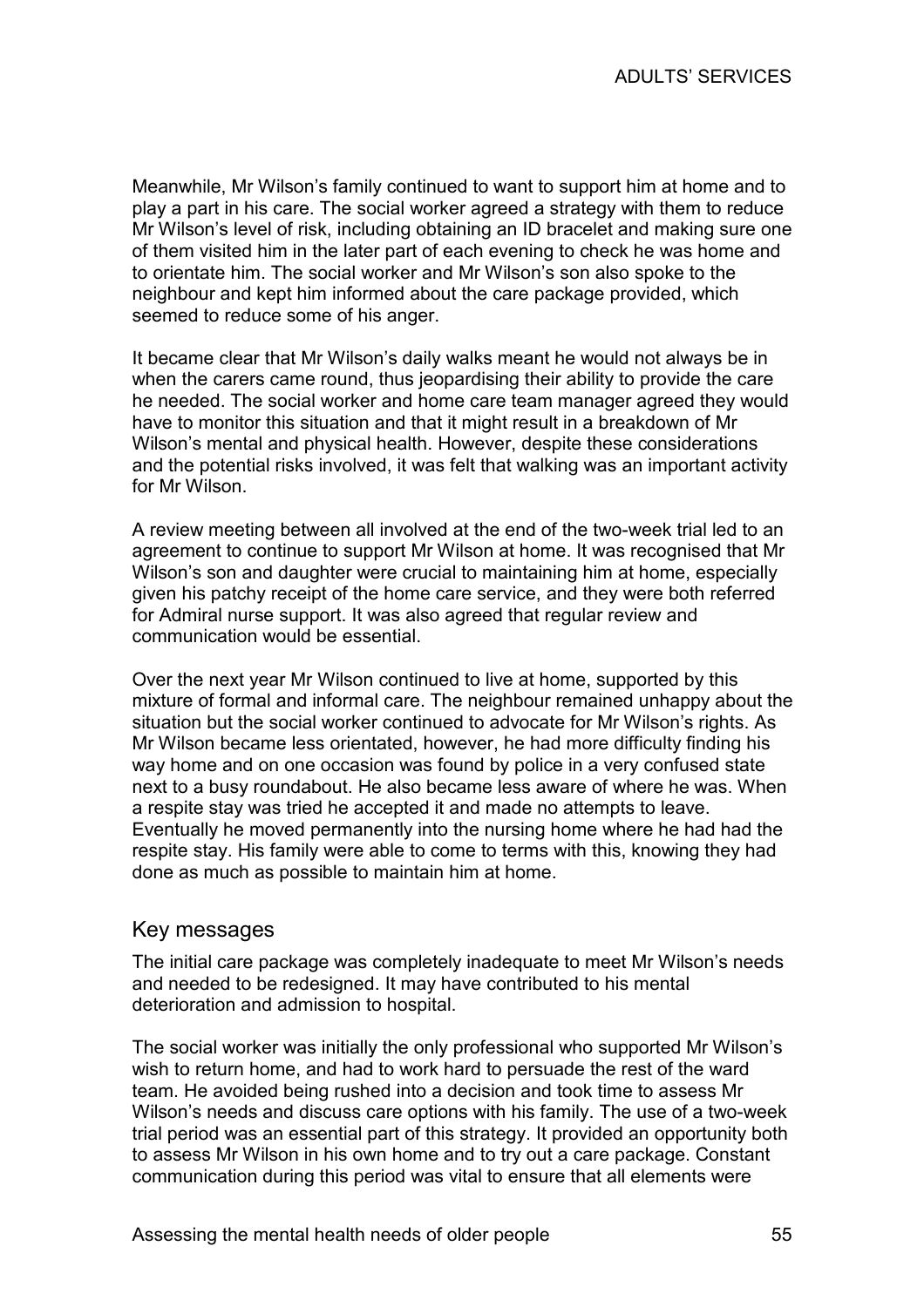Meanwhile, Mr Wilson's family continued to want to support him at home and to play a part in his care. The social worker agreed a strategy with them to reduce Mr Wilson's level of risk, including obtaining an ID bracelet and making sure one of them visited him in the later part of each evening to check he was home and to orientate him. The social worker and Mr Wilson's son also spoke to the neighbour and kept him informed about the care package provided, which seemed to reduce some of his anger.

It became clear that Mr Wilson's daily walks meant he would not always be in when the carers came round, thus jeopardising their ability to provide the care he needed. The social worker and home care team manager agreed they would have to monitor this situation and that it might result in a breakdown of Mr Wilson's mental and physical health. However, despite these considerations and the potential risks involved, it was felt that walking was an important activity for Mr Wilson.

A review meeting between all involved at the end of the two-week trial led to an agreement to continue to support Mr Wilson at home. It was recognised that Mr Wilson's son and daughter were crucial to maintaining him at home, especially given his patchy receipt of the home care service, and they were both referred for Admiral nurse support. It was also agreed that regular review and communication would be essential.

Over the next year Mr Wilson continued to live at home, supported by this mixture of formal and informal care. The neighbour remained unhappy about the situation but the social worker continued to advocate for Mr Wilson's rights. As Mr Wilson became less orientated, however, he had more difficulty finding his way home and on one occasion was found by police in a very confused state next to a busy roundabout. He also became less aware of where he was. When a respite stay was tried he accepted it and made no attempts to leave. Eventually he moved permanently into the nursing home where he had had the respite stay. His family were able to come to terms with this, knowing they had done as much as possible to maintain him at home.

## Key messages

The initial care package was completely inadequate to meet Mr Wilson's needs and needed to be redesigned. It may have contributed to his mental deterioration and admission to hospital.

The social worker was initially the only professional who supported Mr Wilson's wish to return home, and had to work hard to persuade the rest of the ward team. He avoided being rushed into a decision and took time to assess Mr Wilson's needs and discuss care options with his family. The use of a two-week trial period was an essential part of this strategy. It provided an opportunity both to assess Mr Wilson in his own home and to try out a care package. Constant communication during this period was vital to ensure that all elements were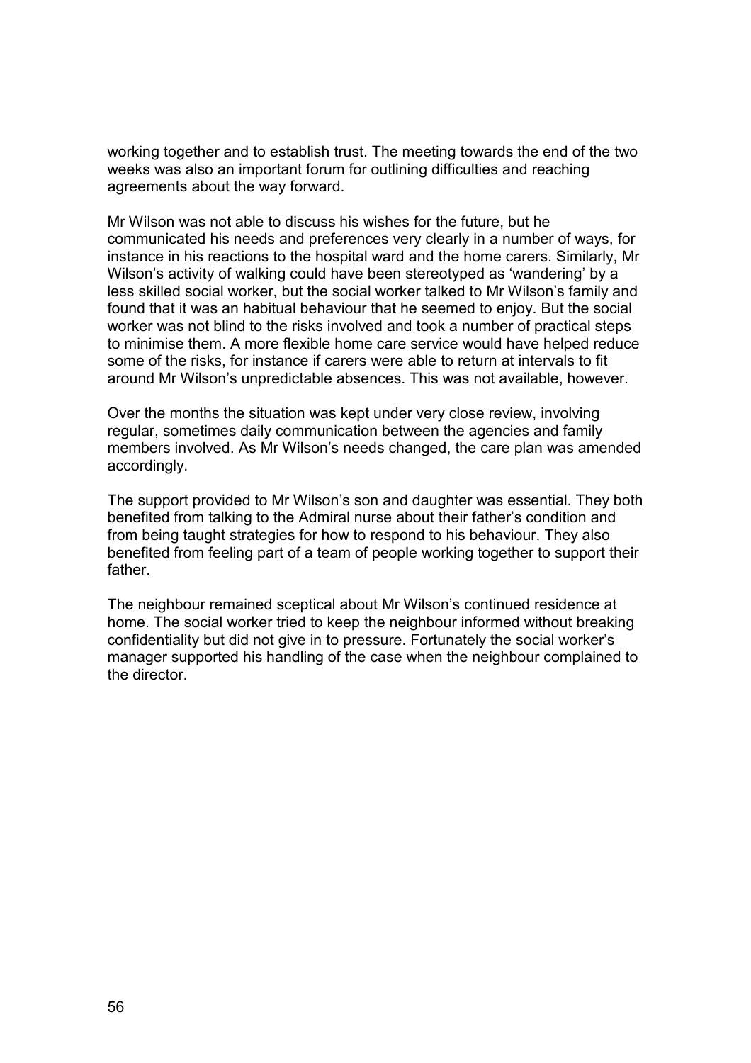working together and to establish trust. The meeting towards the end of the two weeks was also an important forum for outlining difficulties and reaching agreements about the way forward.

Mr Wilson was not able to discuss his wishes for the future, but he communicated his needs and preferences very clearly in a number of ways, for instance in his reactions to the hospital ward and the home carers. Similarly, Mr Wilson's activity of walking could have been stereotyped as 'wandering' by a less skilled social worker, but the social worker talked to Mr Wilson's family and found that it was an habitual behaviour that he seemed to enjoy. But the social worker was not blind to the risks involved and took a number of practical steps to minimise them. A more flexible home care service would have helped reduce some of the risks, for instance if carers were able to return at intervals to fit around Mr Wilson's unpredictable absences. This was not available, however.

Over the months the situation was kept under very close review, involving regular, sometimes daily communication between the agencies and family members involved. As Mr Wilson's needs changed, the care plan was amended accordingly.

The support provided to Mr Wilson's son and daughter was essential. They both benefited from talking to the Admiral nurse about their father's condition and from being taught strategies for how to respond to his behaviour. They also benefited from feeling part of a team of people working together to support their father.

The neighbour remained sceptical about Mr Wilson's continued residence at home. The social worker tried to keep the neighbour informed without breaking confidentiality but did not give in to pressure. Fortunately the social worker's manager supported his handling of the case when the neighbour complained to the director.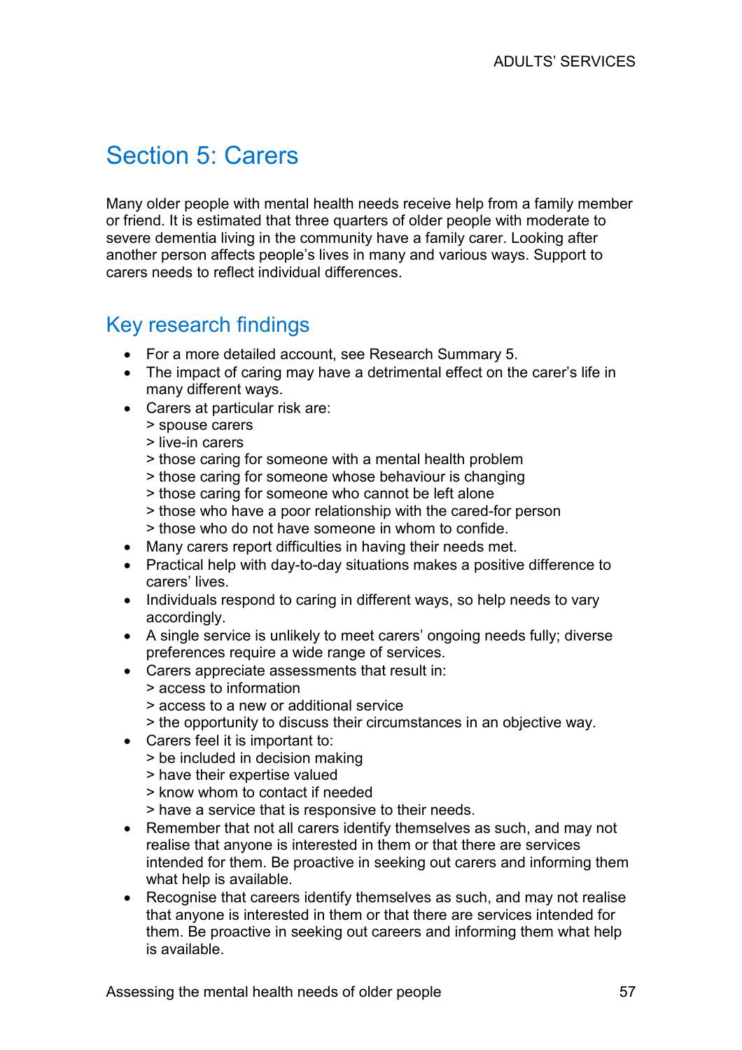# Section 5: Carers

Many older people with mental health needs receive help from a family member or friend. It is estimated that three quarters of older people with moderate to severe dementia living in the community have a family carer. Looking after another person affects people's lives in many and various ways. Support to carers needs to reflect individual differences.

## Key research findings

- For a more detailed account, see Research Summary 5.
- The impact of caring may have a detrimental effect on the carer's life in many different ways.
- Carers at particular risk are:
  > spouse carers
  > live-in carers
  > those caring for someone with a mental health problem
  > those caring for someone whose behaviour is changing
  > those caring for someone who cannot be left alone
  > those who have a poor relationship with the cared-for person
  > those who do not have someone in whom to confide.
- Many carers report difficulties in having their needs met.
- Practical help with day-to-day situations makes a positive difference to carers' lives.
- Individuals respond to caring in different ways, so help needs to vary accordingly.
- A single service is unlikely to meet carers' ongoing needs fully; diverse preferences require a wide range of services.
- Carers appreciate assessments that result in:
  > access to information
  > access to a new or additional service
  > the opportunity to discuss their circumstances in an objective way.
- Carers feel it is important to:
  > be included in decision making
  > have their expertise valued
  > know whom to contact if needed
  > have a service that is responsive to their needs.
- Remember that not all carers identify themselves as such, and may not realise that anyone is interested in them or that there are services intended for them. Be proactive in seeking out carers and informing them what help is available.
- Recognise that careers identify themselves as such, and may not realise that anyone is interested in them or that there are services intended for them. Be proactive in seeking out careers and informing them what help is available.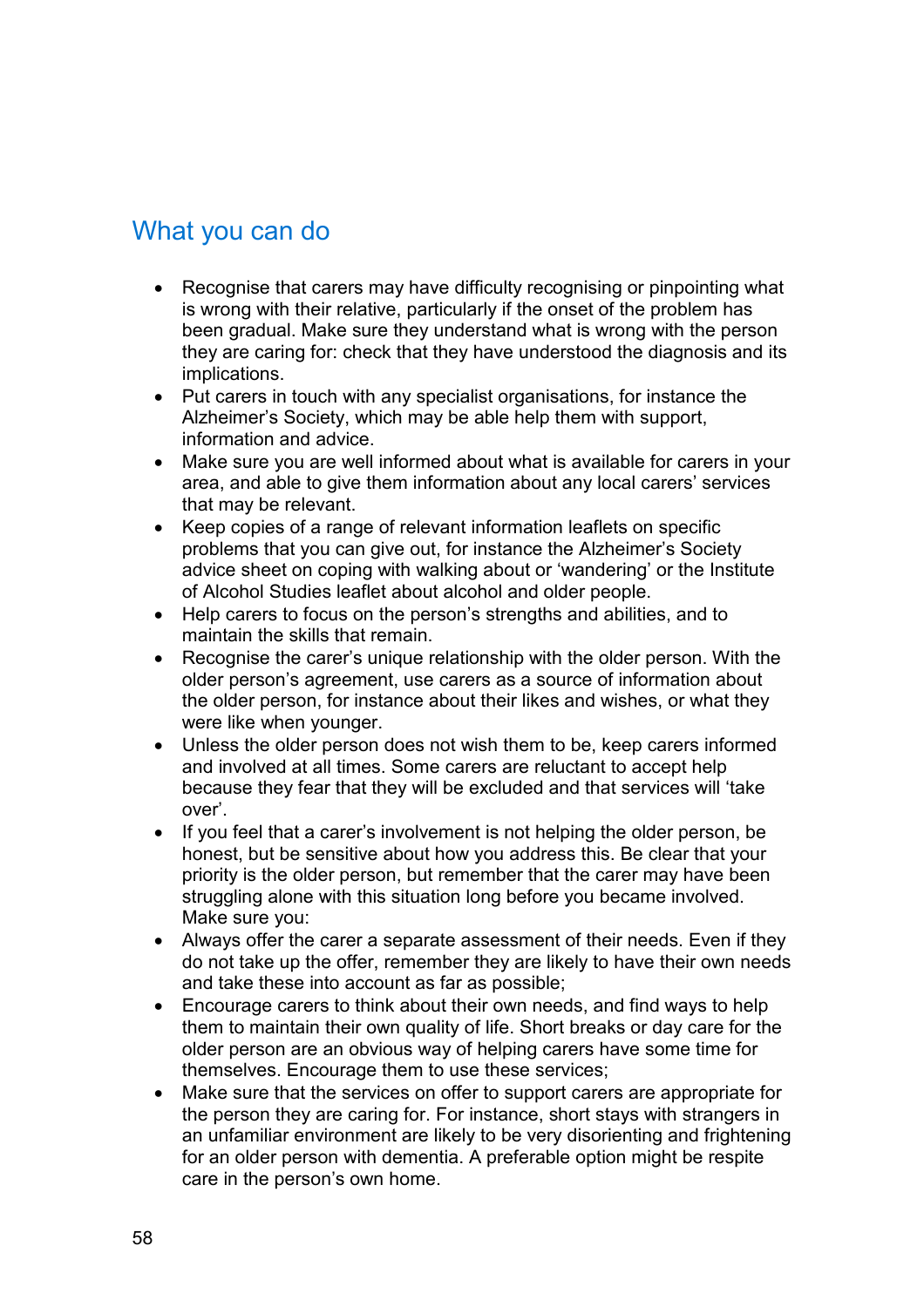## What you can do

- Recognise that carers may have difficulty recognising or pinpointing what is wrong with their relative, particularly if the onset of the problem has been gradual. Make sure they understand what is wrong with the person they are caring for: check that they have understood the diagnosis and its implications.
- Put carers in touch with any specialist organisations, for instance the Alzheimer's Society, which may be able help them with support, information and advice.
- Make sure you are well informed about what is available for carers in your area, and able to give them information about any local carers' services that may be relevant.
- Keep copies of a range of relevant information leaflets on specific problems that you can give out, for instance the Alzheimer's Society advice sheet on coping with walking about or 'wandering' or the Institute of Alcohol Studies leaflet about alcohol and older people.
- Help carers to focus on the person's strengths and abilities, and to maintain the skills that remain.
- Recognise the carer's unique relationship with the older person. With the older person's agreement, use carers as a source of information about the older person, for instance about their likes and wishes, or what they were like when younger.
- Unless the older person does not wish them to be, keep carers informed and involved at all times. Some carers are reluctant to accept help because they fear that they will be excluded and that services will 'take over'.
- If you feel that a carer's involvement is not helping the older person, be honest, but be sensitive about how you address this. Be clear that your priority is the older person, but remember that the carer may have been struggling alone with this situation long before you became involved. Make sure you:
- Always offer the carer a separate assessment of their needs. Even if they do not take up the offer, remember they are likely to have their own needs and take these into account as far as possible;
- Encourage carers to think about their own needs, and find ways to help them to maintain their own quality of life. Short breaks or day care for the older person are an obvious way of helping carers have some time for themselves. Encourage them to use these services;
- Make sure that the services on offer to support carers are appropriate for the person they are caring for. For instance, short stays with strangers in an unfamiliar environment are likely to be very disorienting and frightening for an older person with dementia. A preferable option might be respite care in the person's own home.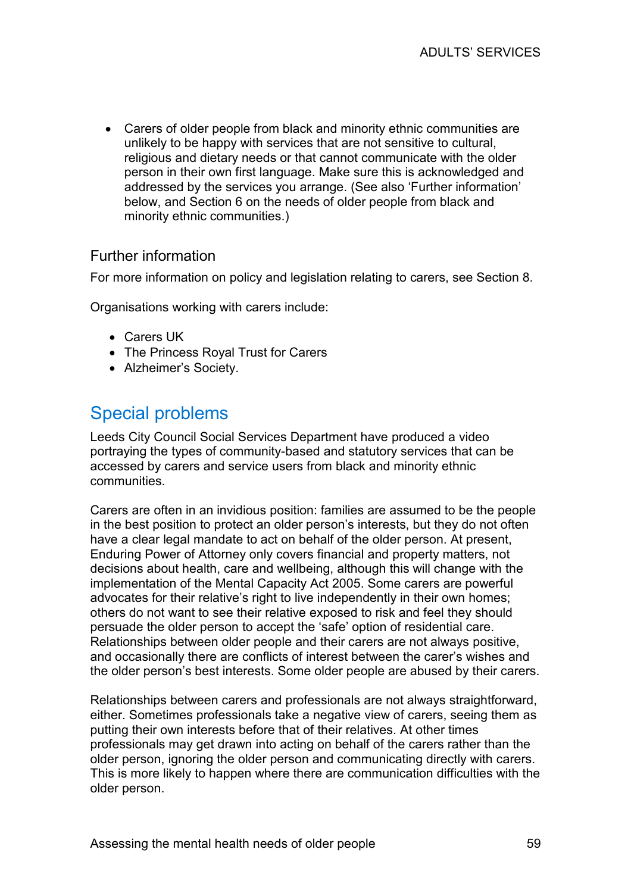- Carers of older people from black and minority ethnic communities are unlikely to be happy with services that are not sensitive to cultural, religious and dietary needs or that cannot communicate with the older person in their own first language. Make sure this is acknowledged and addressed by the services you arrange. (See also 'Further information' below, and Section 6 on the needs of older people from black and minority ethnic communities.)

### Further information

For more information on policy and legislation relating to carers, see Section 8.

Organisations working with carers include:

- Carers UK
- The Princess Royal Trust for Carers
- Alzheimer's Society.

## Special problems

Leeds City Council Social Services Department have produced a video portraying the types of community-based and statutory services that can be accessed by carers and service users from black and minority ethnic communities.

Carers are often in an invidious position: families are assumed to be the people in the best position to protect an older person's interests, but they do not often have a clear legal mandate to act on behalf of the older person. At present, Enduring Power of Attorney only covers financial and property matters, not decisions about health, care and wellbeing, although this will change with the implementation of the Mental Capacity Act 2005. Some carers are powerful advocates for their relative's right to live independently in their own homes; others do not want to see their relative exposed to risk and feel they should persuade the older person to accept the 'safe' option of residential care. Relationships between older people and their carers are not always positive, and occasionally there are conflicts of interest between the carer's wishes and the older person's best interests. Some older people are abused by their carers.

Relationships between carers and professionals are not always straightforward, either. Sometimes professionals take a negative view of carers, seeing them as putting their own interests before that of their relatives. At other times professionals may get drawn into acting on behalf of the carers rather than the older person, ignoring the older person and communicating directly with carers. This is more likely to happen where there are communication difficulties with the older person.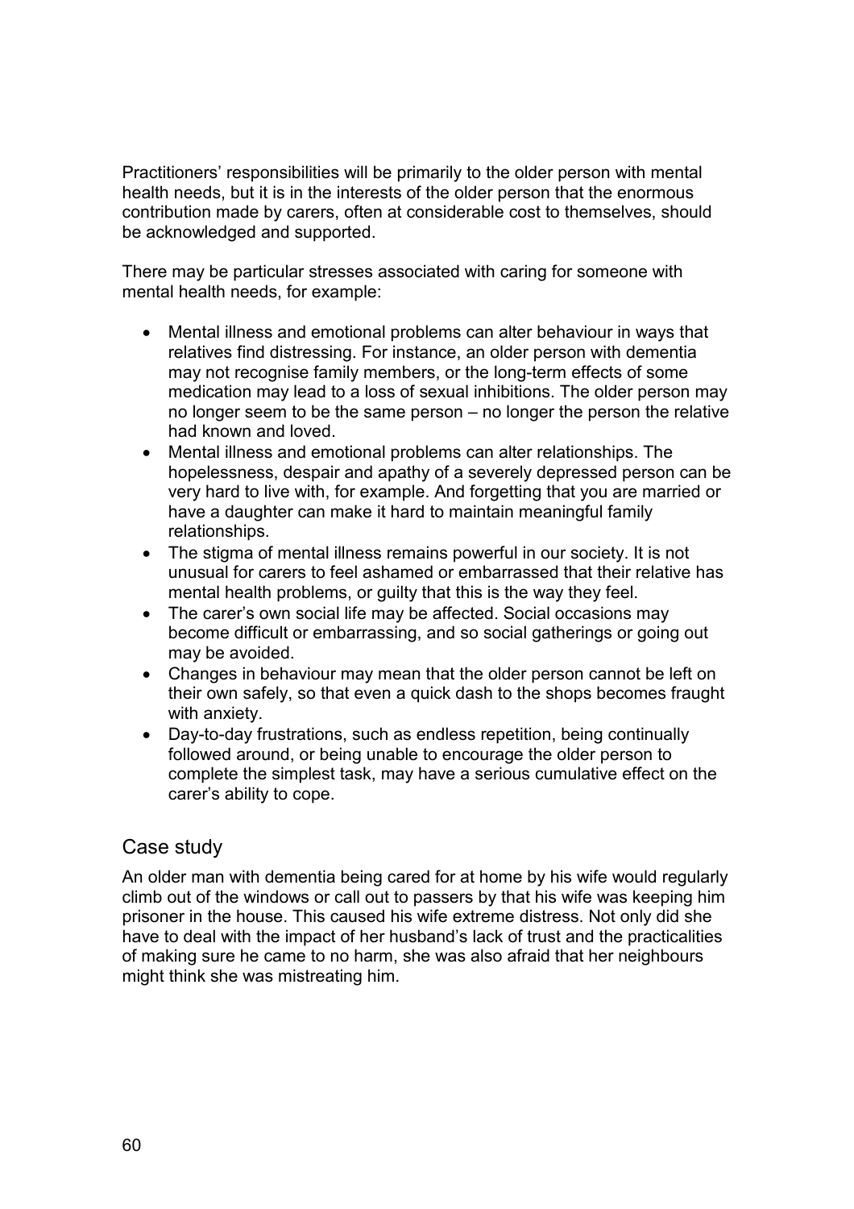Practitioners' responsibilities will be primarily to the older person with mental health needs, but it is in the interests of the older person that the enormous contribution made by carers, often at considerable cost to themselves, should be acknowledged and supported.

There may be particular stresses associated with caring for someone with mental health needs, for example:

- Mental illness and emotional problems can alter behaviour in ways that relatives find distressing. For instance, an older person with dementia may not recognise family members, or the long-term effects of some medication may lead to a loss of sexual inhibitions. The older person may no longer seem to be the same person – no longer the person the relative had known and loved.
- Mental illness and emotional problems can alter relationships. The hopelessness, despair and apathy of a severely depressed person can be very hard to live with, for example. And forgetting that you are married or have a daughter can make it hard to maintain meaningful family relationships.
- The stigma of mental illness remains powerful in our society. It is not unusual for carers to feel ashamed or embarrassed that their relative has mental health problems, or guilty that this is the way they feel.
- The carer's own social life may be affected. Social occasions may become difficult or embarrassing, and so social gatherings or going out may be avoided.
- Changes in behaviour may mean that the older person cannot be left on their own safely, so that even a quick dash to the shops becomes fraught with anxiety.
- Day-to-day frustrations, such as endless repetition, being continually followed around, or being unable to encourage the older person to complete the simplest task, may have a serious cumulative effect on the carer's ability to cope.

## Case study

An older man with dementia being cared for at home by his wife would regularly climb out of the windows or call out to passers by that his wife was keeping him prisoner in the house. This caused his wife extreme distress. Not only did she have to deal with the impact of her husband's lack of trust and the practicalities of making sure he came to no harm, she was also afraid that her neighbours might think she was mistreating him.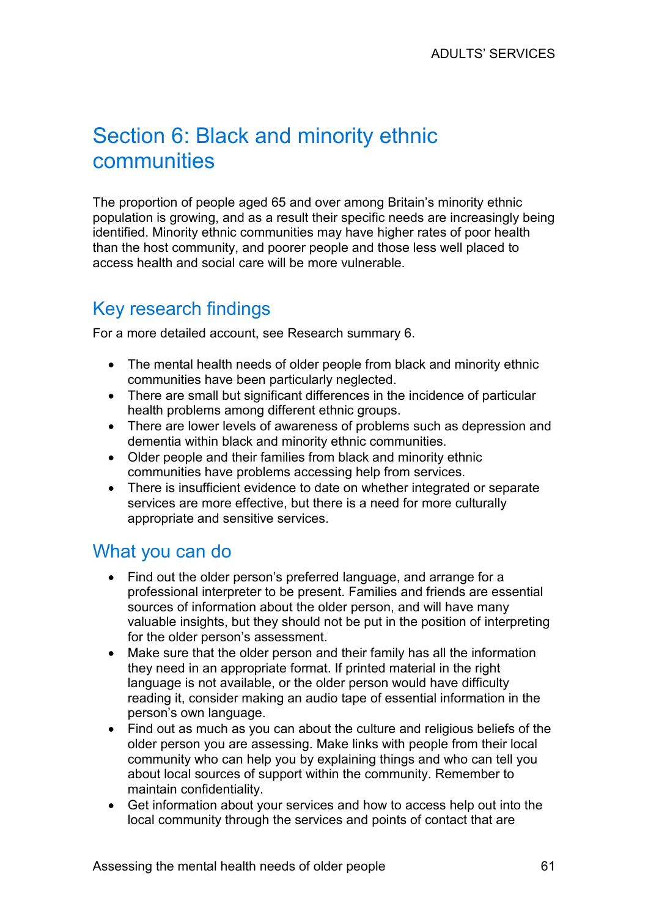# Section 6: Black and minority ethnic communities

The proportion of people aged 65 and over among Britain's minority ethnic population is growing, and as a result their specific needs are increasingly being identified. Minority ethnic communities may have higher rates of poor health than the host community, and poorer people and those less well placed to access health and social care will be more vulnerable.

## Key research findings

For a more detailed account, see Research summary 6.

- The mental health needs of older people from black and minority ethnic communities have been particularly neglected.
- There are small but significant differences in the incidence of particular health problems among different ethnic groups.
- There are lower levels of awareness of problems such as depression and dementia within black and minority ethnic communities.
- Older people and their families from black and minority ethnic communities have problems accessing help from services.
- There is insufficient evidence to date on whether integrated or separate services are more effective, but there is a need for more culturally appropriate and sensitive services.

## What you can do

- Find out the older person's preferred language, and arrange for a professional interpreter to be present. Families and friends are essential sources of information about the older person, and will have many valuable insights, but they should not be put in the position of interpreting for the older person's assessment.
- Make sure that the older person and their family has all the information they need in an appropriate format. If printed material in the right language is not available, or the older person would have difficulty reading it, consider making an audio tape of essential information in the person's own language.
- Find out as much as you can about the culture and religious beliefs of the older person you are assessing. Make links with people from their local community who can help you by explaining things and who can tell you about local sources of support within the community. Remember to maintain confidentiality.
- Get information about your services and how to access help out into the local community through the services and points of contact that are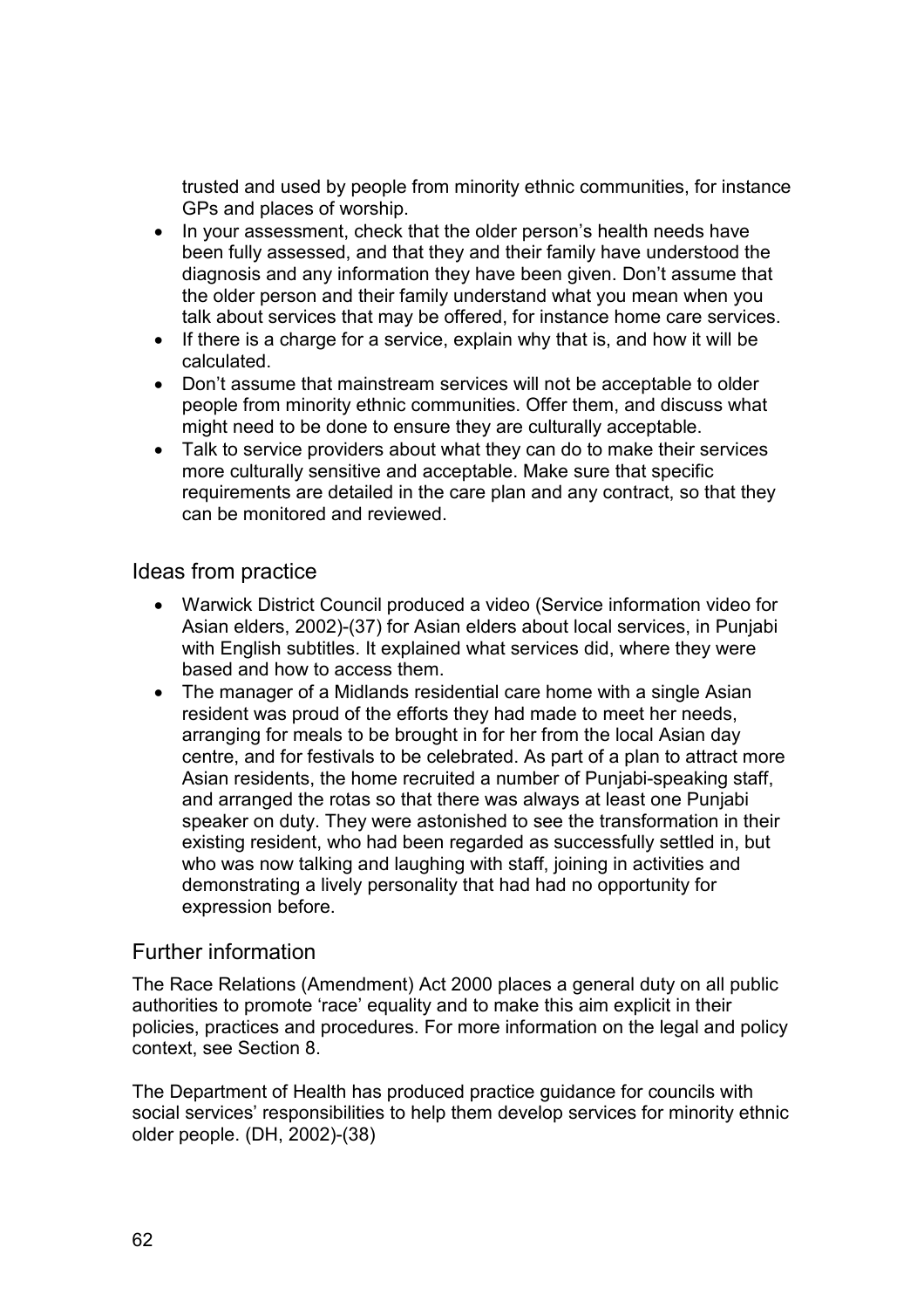trusted and used by people from minority ethnic communities, for instance GPs and places of worship.

- In your assessment, check that the older person's health needs have been fully assessed, and that they and their family have understood the diagnosis and any information they have been given. Don't assume that the older person and their family understand what you mean when you talk about services that may be offered, for instance home care services.
- If there is a charge for a service, explain why that is, and how it will be calculated.
- Don't assume that mainstream services will not be acceptable to older people from minority ethnic communities. Offer them, and discuss what might need to be done to ensure they are culturally acceptable.
- Talk to service providers about what they can do to make their services more culturally sensitive and acceptable. Make sure that specific requirements are detailed in the care plan and any contract, so that they can be monitored and reviewed.

## Ideas from practice

- Warwick District Council produced a video (Service information video for Asian elders, 2002)-(37) for Asian elders about local services, in Punjabi with English subtitles. It explained what services did, where they were based and how to access them.
- The manager of a Midlands residential care home with a single Asian resident was proud of the efforts they had made to meet her needs, arranging for meals to be brought in for her from the local Asian day centre, and for festivals to be celebrated. As part of a plan to attract more Asian residents, the home recruited a number of Punjabi-speaking staff, and arranged the rotas so that there was always at least one Punjabi speaker on duty. They were astonished to see the transformation in their existing resident, who had been regarded as successfully settled in, but who was now talking and laughing with staff, joining in activities and demonstrating a lively personality that had had no opportunity for expression before.

## Further information

The Race Relations (Amendment) Act 2000 places a general duty on all public authorities to promote 'race' equality and to make this aim explicit in their policies, practices and procedures. For more information on the legal and policy context, see Section 8.

The Department of Health has produced practice guidance for councils with social services' responsibilities to help them develop services for minority ethnic older people. (DH, 2002)-(38)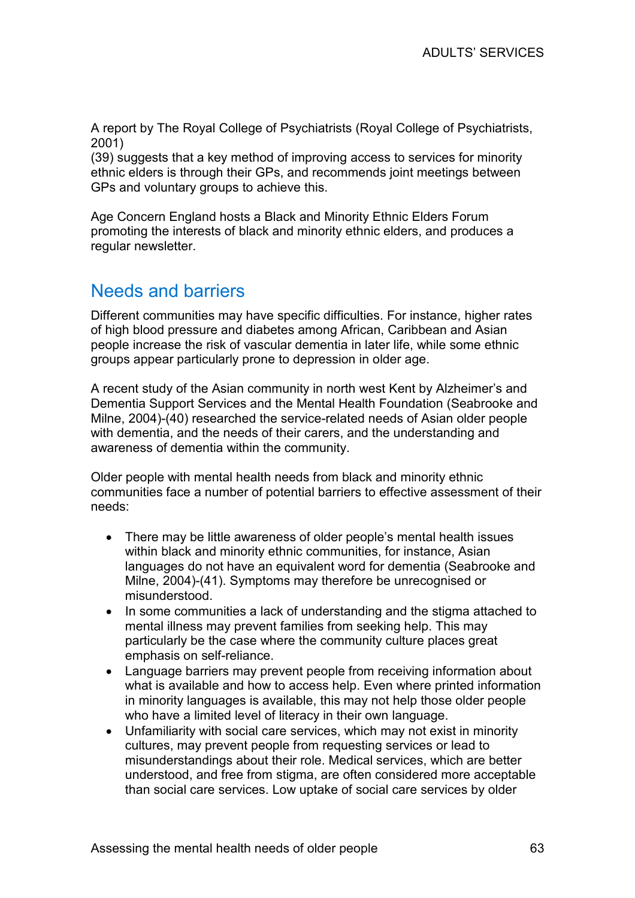A report by The Royal College of Psychiatrists (Royal College of Psychiatrists, 2001)
(39) suggests that a key method of improving access to services for minority ethnic elders is through their GPs, and recommends joint meetings between GPs and voluntary groups to achieve this.

Age Concern England hosts a Black and Minority Ethnic Elders Forum promoting the interests of black and minority ethnic elders, and produces a regular newsletter.

## Needs and barriers

Different communities may have specific difficulties. For instance, higher rates of high blood pressure and diabetes among African, Caribbean and Asian people increase the risk of vascular dementia in later life, while some ethnic groups appear particularly prone to depression in older age.

A recent study of the Asian community in north west Kent by Alzheimer's and Dementia Support Services and the Mental Health Foundation (Seabrooke and Milne, 2004)-(40) researched the service-related needs of Asian older people with dementia, and the needs of their carers, and the understanding and awareness of dementia within the community.

Older people with mental health needs from black and minority ethnic communities face a number of potential barriers to effective assessment of their needs:

- There may be little awareness of older people's mental health issues within black and minority ethnic communities, for instance, Asian languages do not have an equivalent word for dementia (Seabrooke and Milne, 2004)-(41). Symptoms may therefore be unrecognised or misunderstood.
- In some communities a lack of understanding and the stigma attached to mental illness may prevent families from seeking help. This may particularly be the case where the community culture places great emphasis on self-reliance.
- Language barriers may prevent people from receiving information about what is available and how to access help. Even where printed information in minority languages is available, this may not help those older people who have a limited level of literacy in their own language.
- Unfamiliarity with social care services, which may not exist in minority cultures, may prevent people from requesting services or lead to misunderstandings about their role. Medical services, which are better understood, and free from stigma, are often considered more acceptable than social care services. Low uptake of social care services by older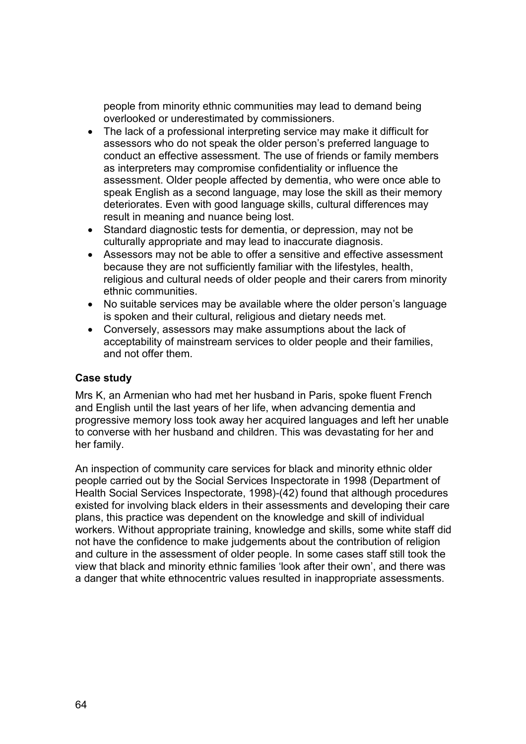people from minority ethnic communities may lead to demand being overlooked or underestimated by commissioners.

- The lack of a professional interpreting service may make it difficult for assessors who do not speak the older person's preferred language to conduct an effective assessment. The use of friends or family members as interpreters may compromise confidentiality or influence the assessment. Older people affected by dementia, who were once able to speak English as a second language, may lose the skill as their memory deteriorates. Even with good language skills, cultural differences may result in meaning and nuance being lost.
- Standard diagnostic tests for dementia, or depression, may not be culturally appropriate and may lead to inaccurate diagnosis.
- Assessors may not be able to offer a sensitive and effective assessment because they are not sufficiently familiar with the lifestyles, health, religious and cultural needs of older people and their carers from minority ethnic communities.
- No suitable services may be available where the older person's language is spoken and their cultural, religious and dietary needs met.
- Conversely, assessors may make assumptions about the lack of acceptability of mainstream services to older people and their families, and not offer them.

**Case study**

Mrs K, an Armenian who had met her husband in Paris, spoke fluent French and English until the last years of her life, when advancing dementia and progressive memory loss took away her acquired languages and left her unable to converse with her husband and children. This was devastating for her and her family.

An inspection of community care services for black and minority ethnic older people carried out by the Social Services Inspectorate in 1998 (Department of Health Social Services Inspectorate, 1998)-(42) found that although procedures existed for involving black elders in their assessments and developing their care plans, this practice was dependent on the knowledge and skill of individual workers. Without appropriate training, knowledge and skills, some white staff did not have the confidence to make judgements about the contribution of religion and culture in the assessment of older people. In some cases staff still took the view that black and minority ethnic families 'look after their own', and there was a danger that white ethnocentric values resulted in inappropriate assessments.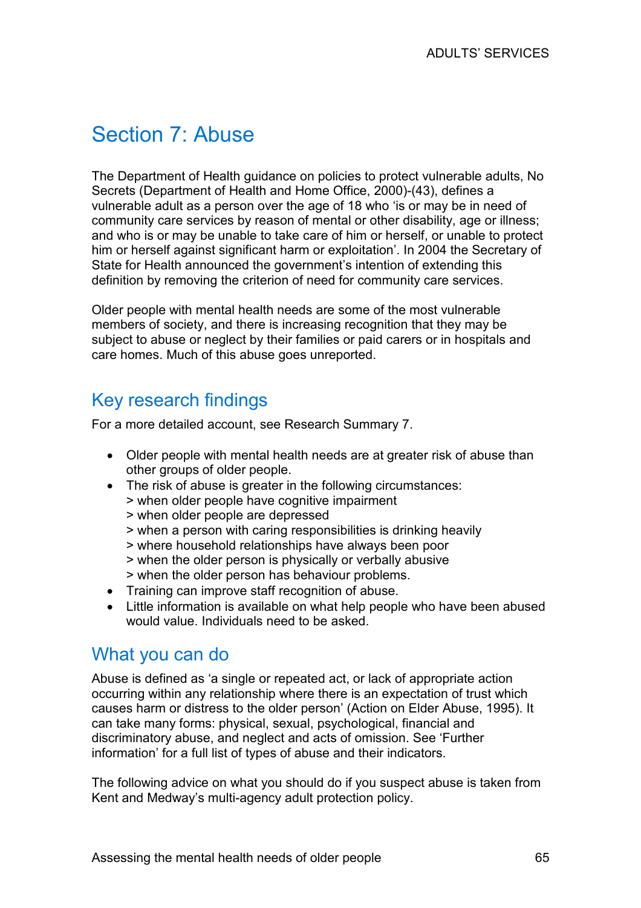# Section 7: Abuse

The Department of Health guidance on policies to protect vulnerable adults, No Secrets (Department of Health and Home Office, 2000)-(43), defines a vulnerable adult as a person over the age of 18 who 'is or may be in need of community care services by reason of mental or other disability, age or illness; and who is or may be unable to take care of him or herself, or unable to protect him or herself against significant harm or exploitation'. In 2004 the Secretary of State for Health announced the government's intention of extending this definition by removing the criterion of need for community care services.

Older people with mental health needs are some of the most vulnerable members of society, and there is increasing recognition that they may be subject to abuse or neglect by their families or paid carers or in hospitals and care homes. Much of this abuse goes unreported.

## Key research findings

For a more detailed account, see Research Summary 7.

- Older people with mental health needs are at greater risk of abuse than other groups of older people.
- The risk of abuse is greater in the following circumstances:
  > when older people have cognitive impairment
  > when older people are depressed
  > when a person with caring responsibilities is drinking heavily
  > where household relationships have always been poor
  > when the older person is physically or verbally abusive
  > when the older person has behaviour problems.
- Training can improve staff recognition of abuse.
- Little information is available on what help people who have been abused would value. Individuals need to be asked.

## What you can do

Abuse is defined as 'a single or repeated act, or lack of appropriate action occurring within any relationship where there is an expectation of trust which causes harm or distress to the older person' (Action on Elder Abuse, 1995). It can take many forms: physical, sexual, psychological, financial and discriminatory abuse, and neglect and acts of omission. See 'Further information' for a full list of types of abuse and their indicators.

The following advice on what you should do if you suspect abuse is taken from Kent and Medway's multi-agency adult protection policy.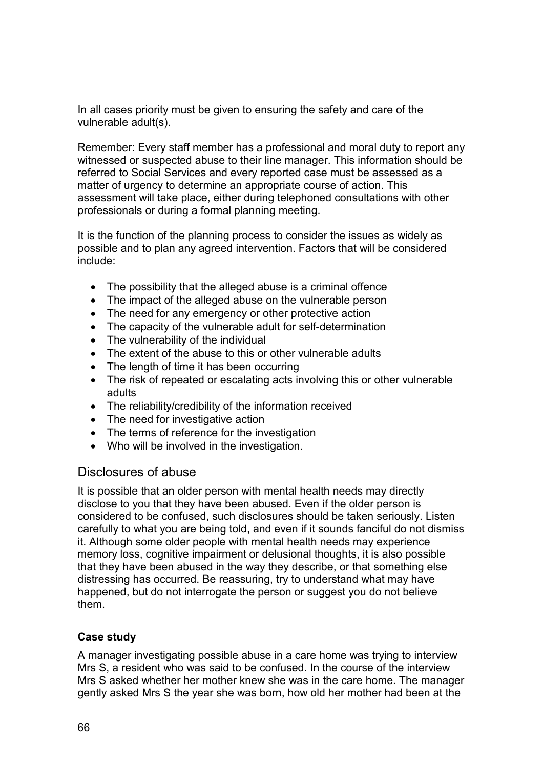In all cases priority must be given to ensuring the safety and care of the vulnerable adult(s).

Remember: Every staff member has a professional and moral duty to report any witnessed or suspected abuse to their line manager. This information should be referred to Social Services and every reported case must be assessed as a matter of urgency to determine an appropriate course of action. This assessment will take place, either during telephoned consultations with other professionals or during a formal planning meeting.

It is the function of the planning process to consider the issues as widely as possible and to plan any agreed intervention. Factors that will be considered include:

- The possibility that the alleged abuse is a criminal offence
- The impact of the alleged abuse on the vulnerable person
- The need for any emergency or other protective action
- The capacity of the vulnerable adult for self-determination
- The vulnerability of the individual
- The extent of the abuse to this or other vulnerable adults
- The length of time it has been occurring
- The risk of repeated or escalating acts involving this or other vulnerable adults
- The reliability/credibility of the information received
- The need for investigative action
- The terms of reference for the investigation
- Who will be involved in the investigation.

## Disclosures of abuse

It is possible that an older person with mental health needs may directly disclose to you that they have been abused. Even if the older person is considered to be confused, such disclosures should be taken seriously. Listen carefully to what you are being told, and even if it sounds fanciful do not dismiss it. Although some older people with mental health needs may experience memory loss, cognitive impairment or delusional thoughts, it is also possible that they have been abused in the way they describe, or that something else distressing has occurred. Be reassuring, try to understand what may have happened, but do not interrogate the person or suggest you do not believe them.

**Case study**

A manager investigating possible abuse in a care home was trying to interview Mrs S, a resident who was said to be confused. In the course of the interview Mrs S asked whether her mother knew she was in the care home. The manager gently asked Mrs S the year she was born, how old her mother had been at the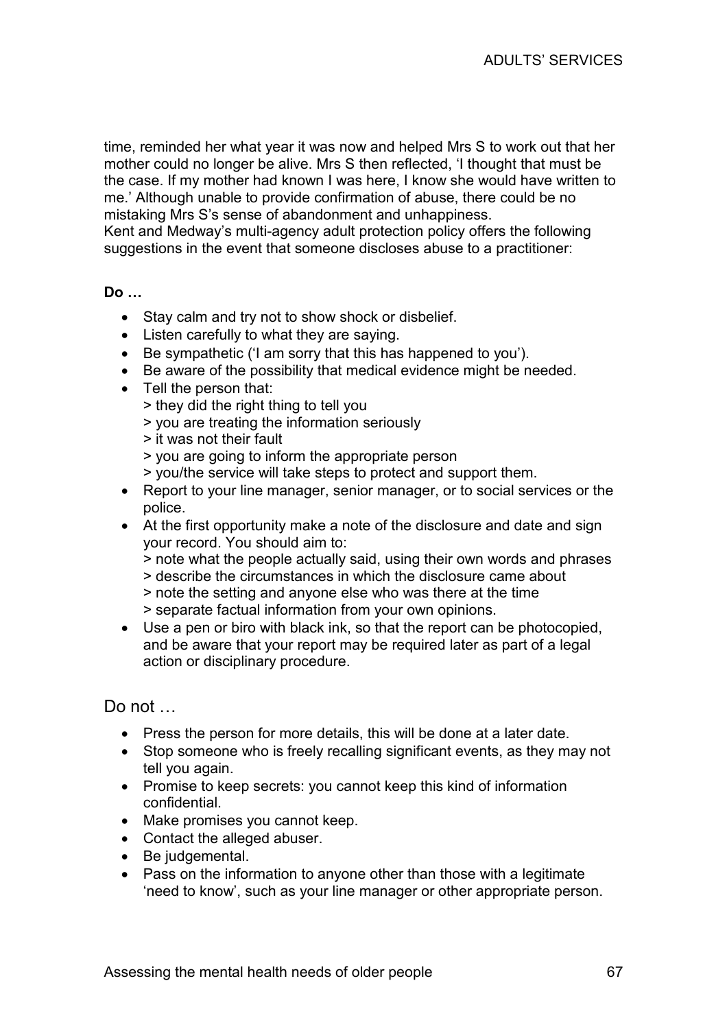time, reminded her what year it was now and helped Mrs S to work out that her mother could no longer be alive. Mrs S then reflected, 'I thought that must be the case. If my mother had known I was here, I know she would have written to me.' Although unable to provide confirmation of abuse, there could be no mistaking Mrs S's sense of abandonment and unhappiness.
Kent and Medway's multi-agency adult protection policy offers the following suggestions in the event that someone discloses abuse to a practitioner:

**Do …**

- Stay calm and try not to show shock or disbelief.
- Listen carefully to what they are saying.
- Be sympathetic ('I am sorry that this has happened to you').
- Be aware of the possibility that medical evidence might be needed.
- Tell the person that:
  > they did the right thing to tell you
  > you are treating the information seriously
  > it was not their fault
  > you are going to inform the appropriate person
  > you/the service will take steps to protect and support them.
- Report to your line manager, senior manager, or to social services or the police.
- At the first opportunity make a note of the disclosure and date and sign your record. You should aim to:
  > note what the people actually said, using their own words and phrases
  > describe the circumstances in which the disclosure came about
  > note the setting and anyone else who was there at the time
  > separate factual information from your own opinions.
- Use a pen or biro with black ink, so that the report can be photocopied, and be aware that your report may be required later as part of a legal action or disciplinary procedure.

Do not …

- Press the person for more details, this will be done at a later date.
- Stop someone who is freely recalling significant events, as they may not tell you again.
- Promise to keep secrets: you cannot keep this kind of information confidential.
- Make promises you cannot keep.
- Contact the alleged abuser.
- Be judgemental.
- Pass on the information to anyone other than those with a legitimate 'need to know', such as your line manager or other appropriate person.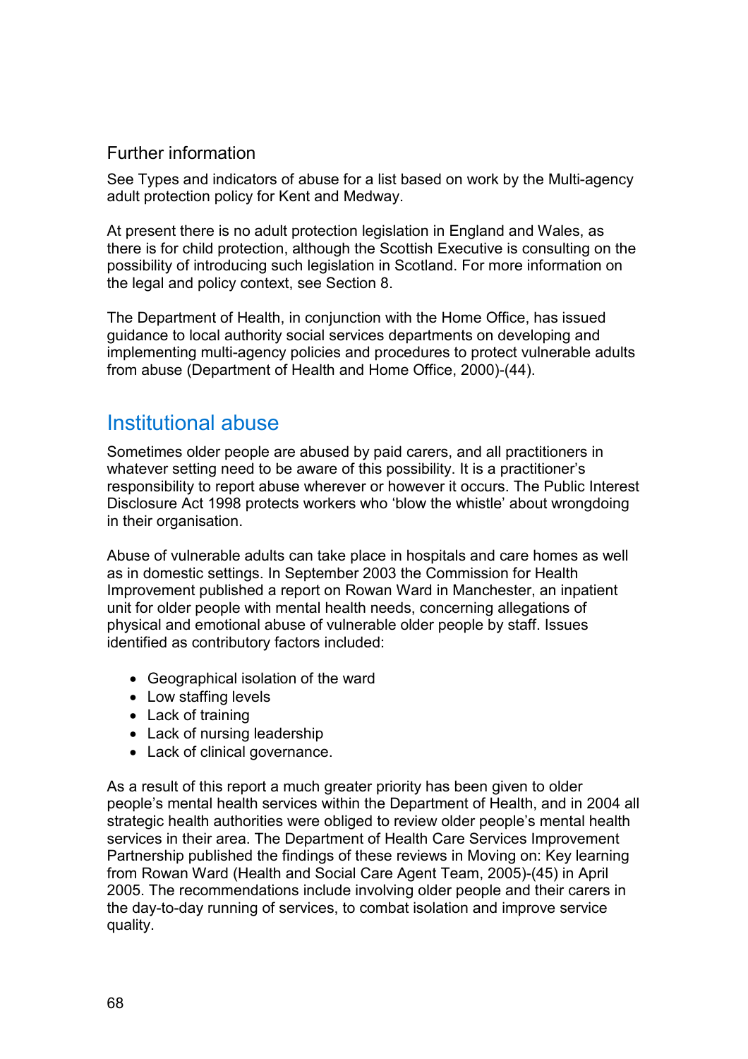### Further information

See Types and indicators of abuse for a list based on work by the Multi-agency adult protection policy for Kent and Medway.

At present there is no adult protection legislation in England and Wales, as there is for child protection, although the Scottish Executive is consulting on the possibility of introducing such legislation in Scotland. For more information on the legal and policy context, see Section 8.

The Department of Health, in conjunction with the Home Office, has issued guidance to local authority social services departments on developing and implementing multi-agency policies and procedures to protect vulnerable adults from abuse (Department of Health and Home Office, 2000)-(44).

## Institutional abuse

Sometimes older people are abused by paid carers, and all practitioners in whatever setting need to be aware of this possibility. It is a practitioner's responsibility to report abuse wherever or however it occurs. The Public Interest Disclosure Act 1998 protects workers who 'blow the whistle' about wrongdoing in their organisation.

Abuse of vulnerable adults can take place in hospitals and care homes as well as in domestic settings. In September 2003 the Commission for Health Improvement published a report on Rowan Ward in Manchester, an inpatient unit for older people with mental health needs, concerning allegations of physical and emotional abuse of vulnerable older people by staff. Issues identified as contributory factors included:

- Geographical isolation of the ward
- Low staffing levels
- Lack of training
- Lack of nursing leadership
- Lack of clinical governance.

As a result of this report a much greater priority has been given to older people's mental health services within the Department of Health, and in 2004 all strategic health authorities were obliged to review older people's mental health services in their area. The Department of Health Care Services Improvement Partnership published the findings of these reviews in Moving on: Key learning from Rowan Ward (Health and Social Care Agent Team, 2005)-(45) in April 2005. The recommendations include involving older people and their carers in the day-to-day running of services, to combat isolation and improve service quality.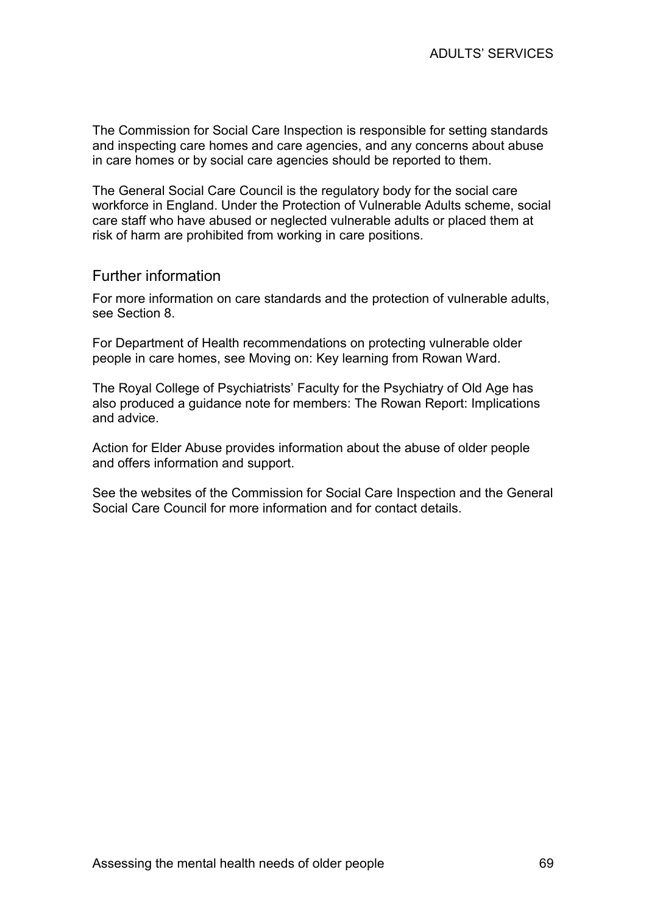The Commission for Social Care Inspection is responsible for setting standards and inspecting care homes and care agencies, and any concerns about abuse in care homes or by social care agencies should be reported to them.

The General Social Care Council is the regulatory body for the social care workforce in England. Under the Protection of Vulnerable Adults scheme, social care staff who have abused or neglected vulnerable adults or placed them at risk of harm are prohibited from working in care positions.

## Further information

For more information on care standards and the protection of vulnerable adults, see Section 8.

For Department of Health recommendations on protecting vulnerable older people in care homes, see Moving on: Key learning from Rowan Ward.

The Royal College of Psychiatrists' Faculty for the Psychiatry of Old Age has also produced a guidance note for members: The Rowan Report: Implications and advice.

Action for Elder Abuse provides information about the abuse of older people and offers information and support.

See the websites of the Commission for Social Care Inspection and the General Social Care Council for more information and for contact details.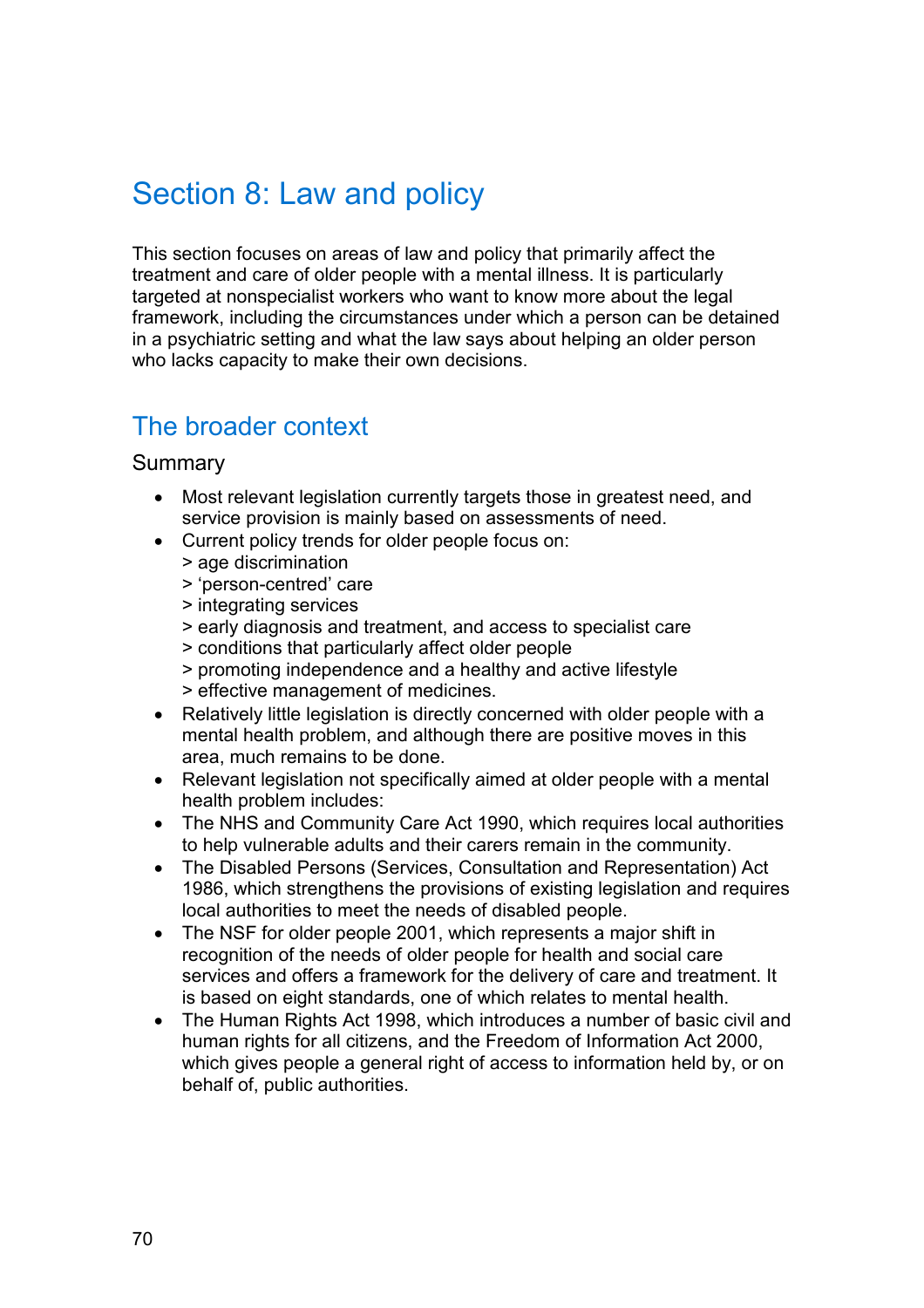# Section 8: Law and policy

This section focuses on areas of law and policy that primarily affect the treatment and care of older people with a mental illness. It is particularly targeted at nonspecialist workers who want to know more about the legal framework, including the circumstances under which a person can be detained in a psychiatric setting and what the law says about helping an older person who lacks capacity to make their own decisions.

## The broader context

### Summary

- Most relevant legislation currently targets those in greatest need, and service provision is mainly based on assessments of need.
- Current policy trends for older people focus on:
  > age discrimination
  > 'person-centred' care
  > integrating services
  > early diagnosis and treatment, and access to specialist care
  > conditions that particularly affect older people
  > promoting independence and a healthy and active lifestyle
  > effective management of medicines.
- Relatively little legislation is directly concerned with older people with a mental health problem, and although there are positive moves in this area, much remains to be done.
- Relevant legislation not specifically aimed at older people with a mental health problem includes:
- The NHS and Community Care Act 1990, which requires local authorities to help vulnerable adults and their carers remain in the community.
- The Disabled Persons (Services, Consultation and Representation) Act 1986, which strengthens the provisions of existing legislation and requires local authorities to meet the needs of disabled people.
- The NSF for older people 2001, which represents a major shift in recognition of the needs of older people for health and social care services and offers a framework for the delivery of care and treatment. It is based on eight standards, one of which relates to mental health.
- The Human Rights Act 1998, which introduces a number of basic civil and human rights for all citizens, and the Freedom of Information Act 2000, which gives people a general right of access to information held by, or on behalf of, public authorities.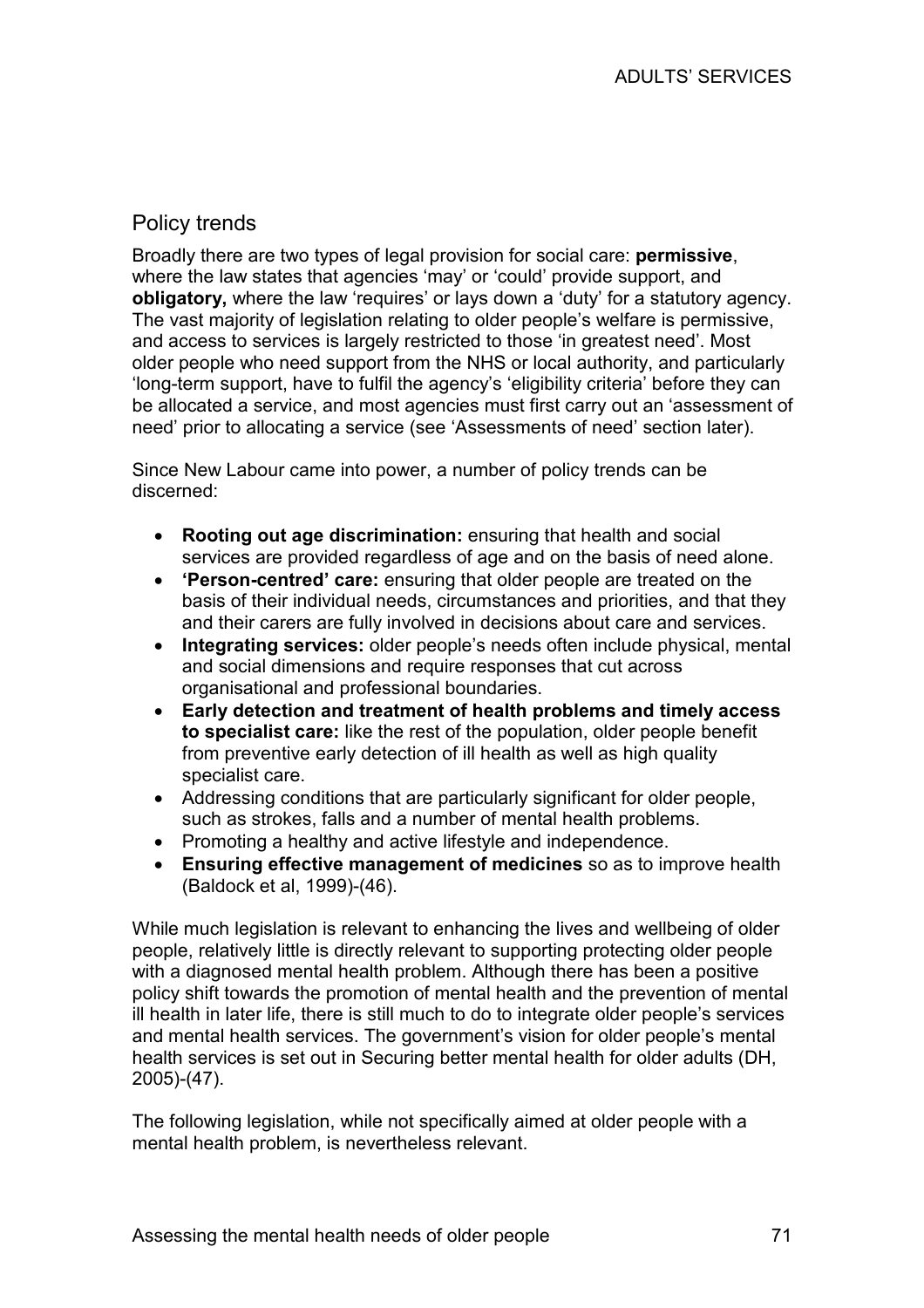## Policy trends

Broadly there are two types of legal provision for social care: **permissive**, where the law states that agencies 'may' or 'could' provide support, and **obligatory,** where the law 'requires' or lays down a 'duty' for a statutory agency. The vast majority of legislation relating to older people's welfare is permissive, and access to services is largely restricted to those 'in greatest need'. Most older people who need support from the NHS or local authority, and particularly 'long-term support, have to fulfil the agency's 'eligibility criteria' before they can be allocated a service, and most agencies must first carry out an 'assessment of need' prior to allocating a service (see 'Assessments of need' section later).

Since New Labour came into power, a number of policy trends can be discerned:

- **Rooting out age discrimination:** ensuring that health and social services are provided regardless of age and on the basis of need alone.
- **'Person-centred' care:** ensuring that older people are treated on the basis of their individual needs, circumstances and priorities, and that they and their carers are fully involved in decisions about care and services.
- **Integrating services:** older people's needs often include physical, mental and social dimensions and require responses that cut across organisational and professional boundaries.
- **Early detection and treatment of health problems and timely access to specialist care:** like the rest of the population, older people benefit from preventive early detection of ill health as well as high quality specialist care.
- Addressing conditions that are particularly significant for older people, such as strokes, falls and a number of mental health problems.
- Promoting a healthy and active lifestyle and independence.
- **Ensuring effective management of medicines** so as to improve health (Baldock et al, 1999)-(46).

While much legislation is relevant to enhancing the lives and wellbeing of older people, relatively little is directly relevant to supporting protecting older people with a diagnosed mental health problem. Although there has been a positive policy shift towards the promotion of mental health and the prevention of mental ill health in later life, there is still much to do to integrate older people's services and mental health services. The government's vision for older people's mental health services is set out in Securing better mental health for older adults (DH, 2005)-(47).

The following legislation, while not specifically aimed at older people with a mental health problem, is nevertheless relevant.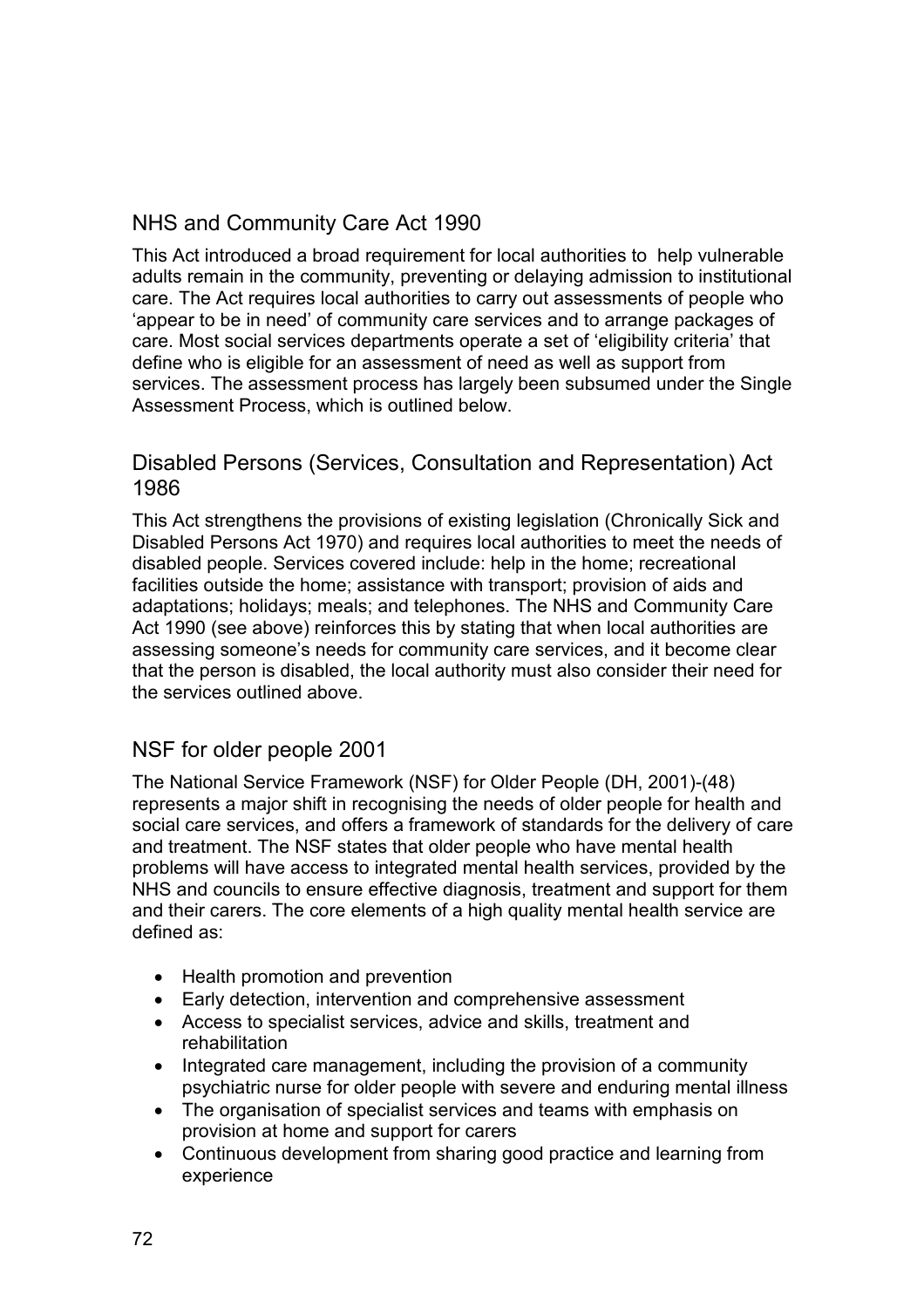## NHS and Community Care Act 1990

This Act introduced a broad requirement for local authorities to help vulnerable adults remain in the community, preventing or delaying admission to institutional care. The Act requires local authorities to carry out assessments of people who 'appear to be in need' of community care services and to arrange packages of care. Most social services departments operate a set of 'eligibility criteria' that define who is eligible for an assessment of need as well as support from services. The assessment process has largely been subsumed under the Single Assessment Process, which is outlined below.

## Disabled Persons (Services, Consultation and Representation) Act 1986

This Act strengthens the provisions of existing legislation (Chronically Sick and Disabled Persons Act 1970) and requires local authorities to meet the needs of disabled people. Services covered include: help in the home; recreational facilities outside the home; assistance with transport; provision of aids and adaptations; holidays; meals; and telephones. The NHS and Community Care Act 1990 (see above) reinforces this by stating that when local authorities are assessing someone's needs for community care services, and it become clear that the person is disabled, the local authority must also consider their need for the services outlined above.

## NSF for older people 2001

The National Service Framework (NSF) for Older People (DH, 2001)-(48) represents a major shift in recognising the needs of older people for health and social care services, and offers a framework of standards for the delivery of care and treatment. The NSF states that older people who have mental health problems will have access to integrated mental health services, provided by the NHS and councils to ensure effective diagnosis, treatment and support for them and their carers. The core elements of a high quality mental health service are defined as:

- Health promotion and prevention
- Early detection, intervention and comprehensive assessment
- Access to specialist services, advice and skills, treatment and rehabilitation
- Integrated care management, including the provision of a community psychiatric nurse for older people with severe and enduring mental illness
- The organisation of specialist services and teams with emphasis on provision at home and support for carers
- Continuous development from sharing good practice and learning from experience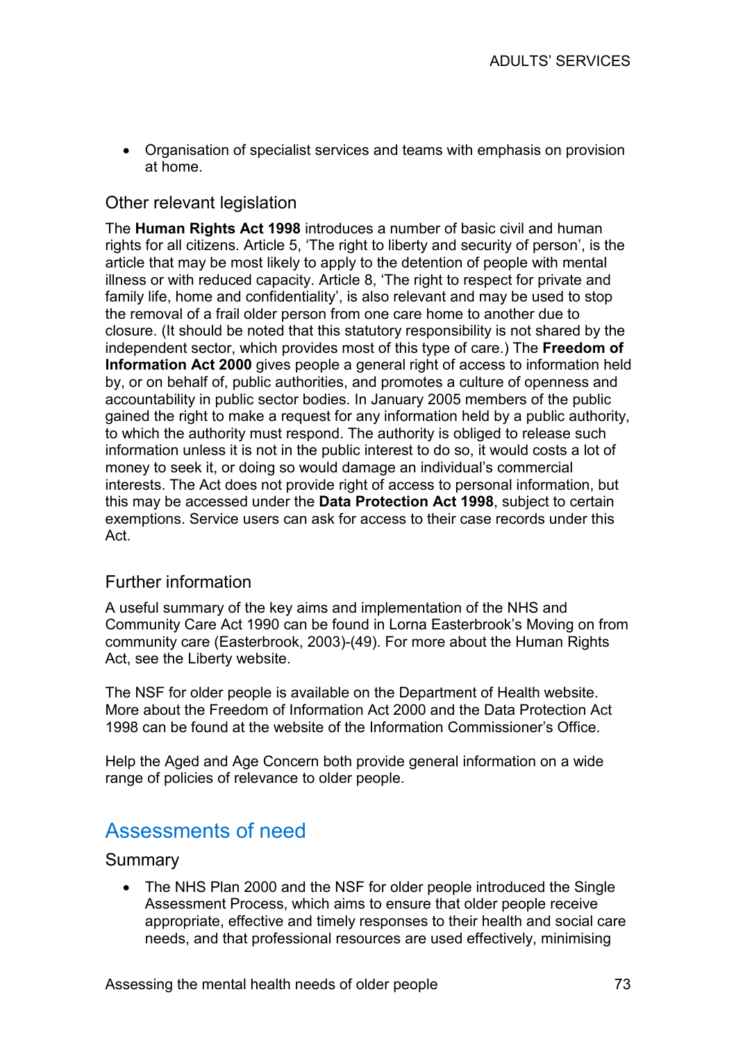- Organisation of specialist services and teams with emphasis on provision at home.

### Other relevant legislation

The **Human Rights Act 1998** introduces a number of basic civil and human rights for all citizens. Article 5, 'The right to liberty and security of person', is the article that may be most likely to apply to the detention of people with mental illness or with reduced capacity. Article 8, 'The right to respect for private and family life, home and confidentiality', is also relevant and may be used to stop the removal of a frail older person from one care home to another due to closure. (It should be noted that this statutory responsibility is not shared by the independent sector, which provides most of this type of care.) The **Freedom of Information Act 2000** gives people a general right of access to information held by, or on behalf of, public authorities, and promotes a culture of openness and accountability in public sector bodies. In January 2005 members of the public gained the right to make a request for any information held by a public authority, to which the authority must respond. The authority is obliged to release such information unless it is not in the public interest to do so, it would costs a lot of money to seek it, or doing so would damage an individual's commercial interests. The Act does not provide right of access to personal information, but this may be accessed under the **Data Protection Act 1998**, subject to certain exemptions. Service users can ask for access to their case records under this Act.

### Further information

A useful summary of the key aims and implementation of the NHS and Community Care Act 1990 can be found in Lorna Easterbrook's Moving on from community care (Easterbrook, 2003)-(49). For more about the Human Rights Act, see the Liberty website.

The NSF for older people is available on the Department of Health website. More about the Freedom of Information Act 2000 and the Data Protection Act 1998 can be found at the website of the Information Commissioner's Office.

Help the Aged and Age Concern both provide general information on a wide range of policies of relevance to older people.

## Assessments of need

### Summary

- The NHS Plan 2000 and the NSF for older people introduced the Single Assessment Process, which aims to ensure that older people receive appropriate, effective and timely responses to their health and social care needs, and that professional resources are used effectively, minimising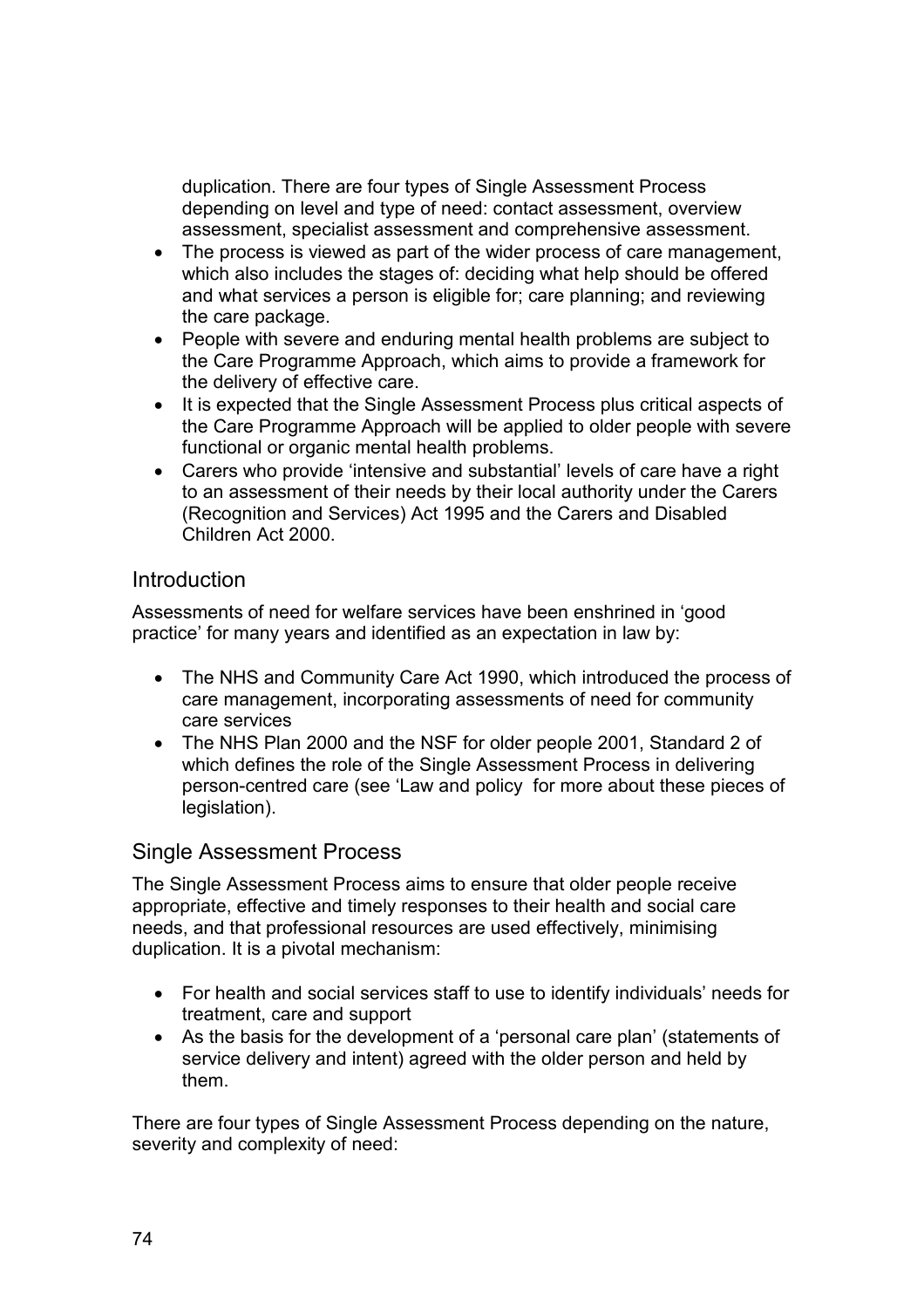duplication. There are four types of Single Assessment Process depending on level and type of need: contact assessment, overview assessment, specialist assessment and comprehensive assessment.

- The process is viewed as part of the wider process of care management, which also includes the stages of: deciding what help should be offered and what services a person is eligible for; care planning; and reviewing the care package.
- People with severe and enduring mental health problems are subject to the Care Programme Approach, which aims to provide a framework for the delivery of effective care.
- It is expected that the Single Assessment Process plus critical aspects of the Care Programme Approach will be applied to older people with severe functional or organic mental health problems.
- Carers who provide 'intensive and substantial' levels of care have a right to an assessment of their needs by their local authority under the Carers (Recognition and Services) Act 1995 and the Carers and Disabled Children Act 2000.

## Introduction

Assessments of need for welfare services have been enshrined in 'good practice' for many years and identified as an expectation in law by:

- The NHS and Community Care Act 1990, which introduced the process of care management, incorporating assessments of need for community care services
- The NHS Plan 2000 and the NSF for older people 2001, Standard 2 of which defines the role of the Single Assessment Process in delivering person-centred care (see 'Law and policy for more about these pieces of legislation).

## Single Assessment Process

The Single Assessment Process aims to ensure that older people receive appropriate, effective and timely responses to their health and social care needs, and that professional resources are used effectively, minimising duplication. It is a pivotal mechanism:

- For health and social services staff to use to identify individuals' needs for treatment, care and support
- As the basis for the development of a 'personal care plan' (statements of service delivery and intent) agreed with the older person and held by them.

There are four types of Single Assessment Process depending on the nature, severity and complexity of need: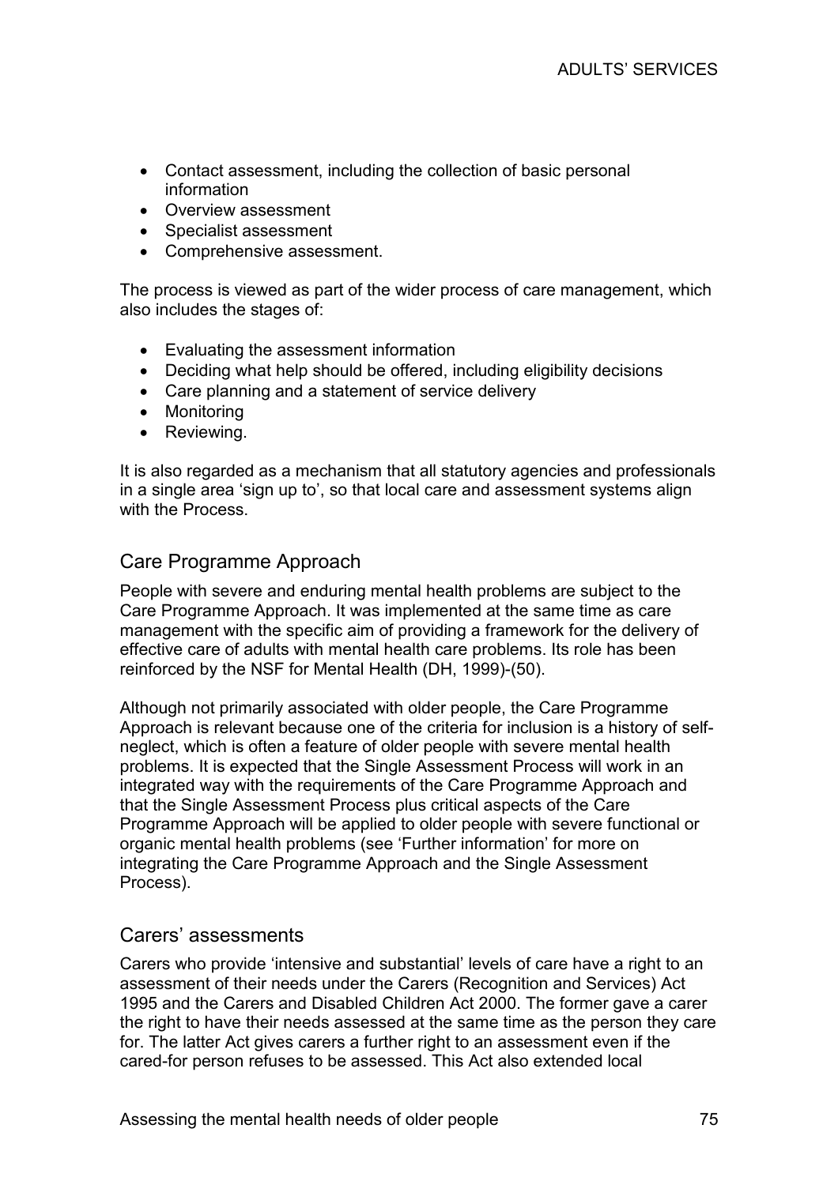- Contact assessment, including the collection of basic personal information
- Overview assessment
- Specialist assessment
- Comprehensive assessment.

The process is viewed as part of the wider process of care management, which also includes the stages of:

- Evaluating the assessment information
- Deciding what help should be offered, including eligibility decisions
- Care planning and a statement of service delivery
- Monitoring
- Reviewing.

It is also regarded as a mechanism that all statutory agencies and professionals in a single area 'sign up to', so that local care and assessment systems align with the Process.

## Care Programme Approach

People with severe and enduring mental health problems are subject to the Care Programme Approach. It was implemented at the same time as care management with the specific aim of providing a framework for the delivery of effective care of adults with mental health care problems. Its role has been reinforced by the NSF for Mental Health (DH, 1999)-(50).

Although not primarily associated with older people, the Care Programme Approach is relevant because one of the criteria for inclusion is a history of self-neglect, which is often a feature of older people with severe mental health problems. It is expected that the Single Assessment Process will work in an integrated way with the requirements of the Care Programme Approach and that the Single Assessment Process plus critical aspects of the Care Programme Approach will be applied to older people with severe functional or organic mental health problems (see 'Further information' for more on integrating the Care Programme Approach and the Single Assessment Process).

## Carers' assessments

Carers who provide 'intensive and substantial' levels of care have a right to an assessment of their needs under the Carers (Recognition and Services) Act 1995 and the Carers and Disabled Children Act 2000. The former gave a carer the right to have their needs assessed at the same time as the person they care for. The latter Act gives carers a further right to an assessment even if the cared-for person refuses to be assessed. This Act also extended local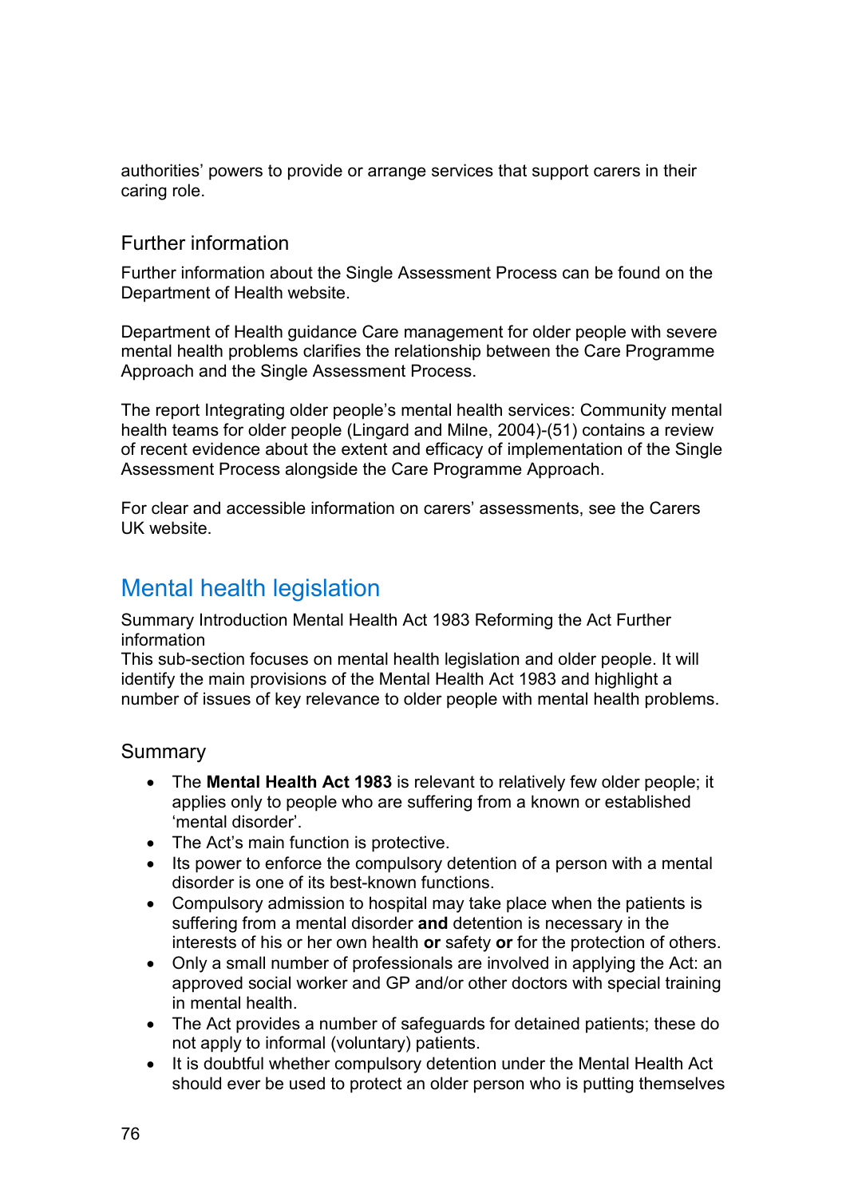authorities' powers to provide or arrange services that support carers in their caring role.

### Further information

Further information about the Single Assessment Process can be found on the Department of Health website.

Department of Health guidance Care management for older people with severe mental health problems clarifies the relationship between the Care Programme Approach and the Single Assessment Process.

The report Integrating older people's mental health services: Community mental health teams for older people (Lingard and Milne, 2004)-(51) contains a review of recent evidence about the extent and efficacy of implementation of the Single Assessment Process alongside the Care Programme Approach.

For clear and accessible information on carers' assessments, see the Carers UK website.

## Mental health legislation

Summary Introduction Mental Health Act 1983 Reforming the Act Further information
This sub-section focuses on mental health legislation and older people. It will identify the main provisions of the Mental Health Act 1983 and highlight a number of issues of key relevance to older people with mental health problems.

### Summary

- The **Mental Health Act 1983** is relevant to relatively few older people; it applies only to people who are suffering from a known or established 'mental disorder'.
- The Act's main function is protective.
- Its power to enforce the compulsory detention of a person with a mental disorder is one of its best-known functions.
- Compulsory admission to hospital may take place when the patients is suffering from a mental disorder **and** detention is necessary in the interests of his or her own health **or** safety **or** for the protection of others.
- Only a small number of professionals are involved in applying the Act: an approved social worker and GP and/or other doctors with special training in mental health.
- The Act provides a number of safeguards for detained patients; these do not apply to informal (voluntary) patients.
- It is doubtful whether compulsory detention under the Mental Health Act should ever be used to protect an older person who is putting themselves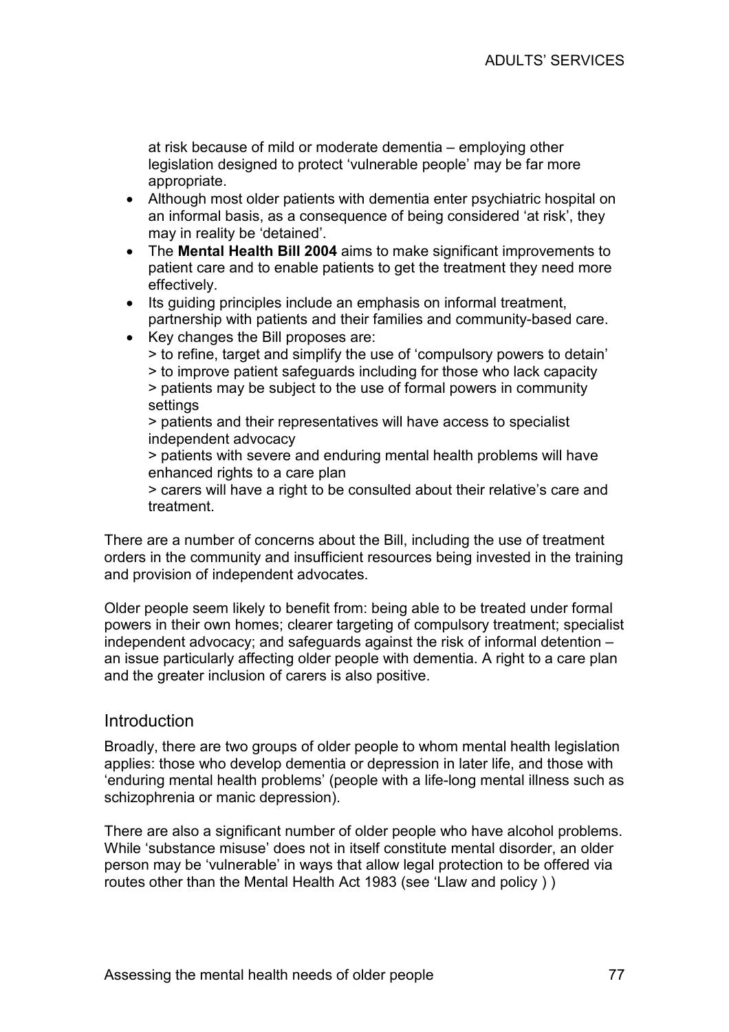at risk because of mild or moderate dementia – employing other legislation designed to protect 'vulnerable people' may be far more appropriate.

- Although most older patients with dementia enter psychiatric hospital on an informal basis, as a consequence of being considered 'at risk', they may in reality be 'detained'.
- The **Mental Health Bill 2004** aims to make significant improvements to patient care and to enable patients to get the treatment they need more effectively.
- Its guiding principles include an emphasis on informal treatment, partnership with patients and their families and community-based care.
- Key changes the Bill proposes are:
  > to refine, target and simplify the use of 'compulsory powers to detain'
  > to improve patient safeguards including for those who lack capacity
  > patients may be subject to the use of formal powers in community settings
  > patients and their representatives will have access to specialist independent advocacy
  > patients with severe and enduring mental health problems will have enhanced rights to a care plan
  > carers will have a right to be consulted about their relative's care and treatment.

There are a number of concerns about the Bill, including the use of treatment orders in the community and insufficient resources being invested in the training and provision of independent advocates.

Older people seem likely to benefit from: being able to be treated under formal powers in their own homes; clearer targeting of compulsory treatment; specialist independent advocacy; and safeguards against the risk of informal detention – an issue particularly affecting older people with dementia. A right to a care plan and the greater inclusion of carers is also positive.

## Introduction

Broadly, there are two groups of older people to whom mental health legislation applies: those who develop dementia or depression in later life, and those with 'enduring mental health problems' (people with a life-long mental illness such as schizophrenia or manic depression).

There are also a significant number of older people who have alcohol problems. While 'substance misuse' does not in itself constitute mental disorder, an older person may be 'vulnerable' in ways that allow legal protection to be offered via routes other than the Mental Health Act 1983 (see 'Llaw and policy ) )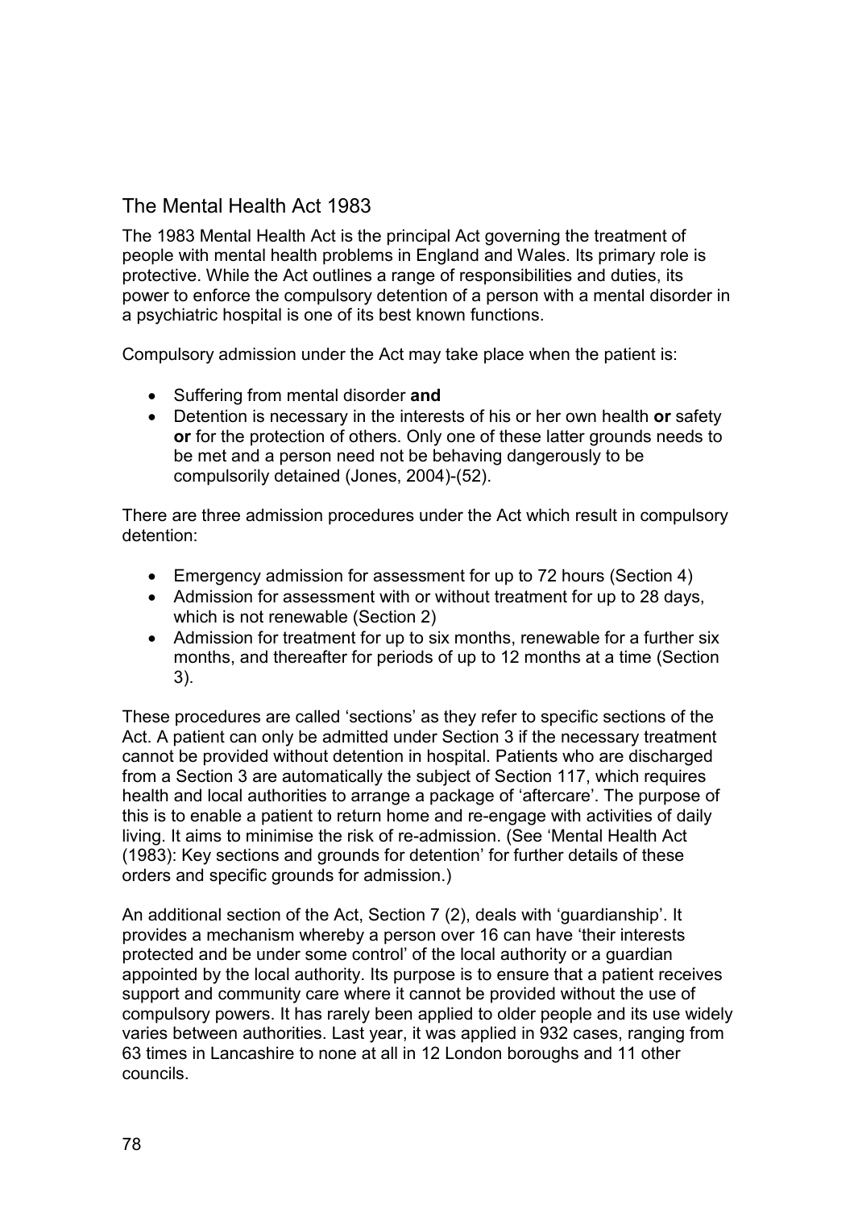## The Mental Health Act 1983

The 1983 Mental Health Act is the principal Act governing the treatment of people with mental health problems in England and Wales. Its primary role is protective. While the Act outlines a range of responsibilities and duties, its power to enforce the compulsory detention of a person with a mental disorder in a psychiatric hospital is one of its best known functions.

Compulsory admission under the Act may take place when the patient is:

- Suffering from mental disorder **and**
- Detention is necessary in the interests of his or her own health **or** safety **or** for the protection of others. Only one of these latter grounds needs to be met and a person need not be behaving dangerously to be compulsorily detained (Jones, 2004)-(52).

There are three admission procedures under the Act which result in compulsory detention:

- Emergency admission for assessment for up to 72 hours (Section 4)
- Admission for assessment with or without treatment for up to 28 days, which is not renewable (Section 2)
- Admission for treatment for up to six months, renewable for a further six months, and thereafter for periods of up to 12 months at a time (Section 3).

These procedures are called 'sections' as they refer to specific sections of the Act. A patient can only be admitted under Section 3 if the necessary treatment cannot be provided without detention in hospital. Patients who are discharged from a Section 3 are automatically the subject of Section 117, which requires health and local authorities to arrange a package of 'aftercare'. The purpose of this is to enable a patient to return home and re-engage with activities of daily living. It aims to minimise the risk of re-admission. (See 'Mental Health Act (1983): Key sections and grounds for detention' for further details of these orders and specific grounds for admission.)

An additional section of the Act, Section 7 (2), deals with 'guardianship'. It provides a mechanism whereby a person over 16 can have 'their interests protected and be under some control' of the local authority or a guardian appointed by the local authority. Its purpose is to ensure that a patient receives support and community care where it cannot be provided without the use of compulsory powers. It has rarely been applied to older people and its use widely varies between authorities. Last year, it was applied in 932 cases, ranging from 63 times in Lancashire to none at all in 12 London boroughs and 11 other councils.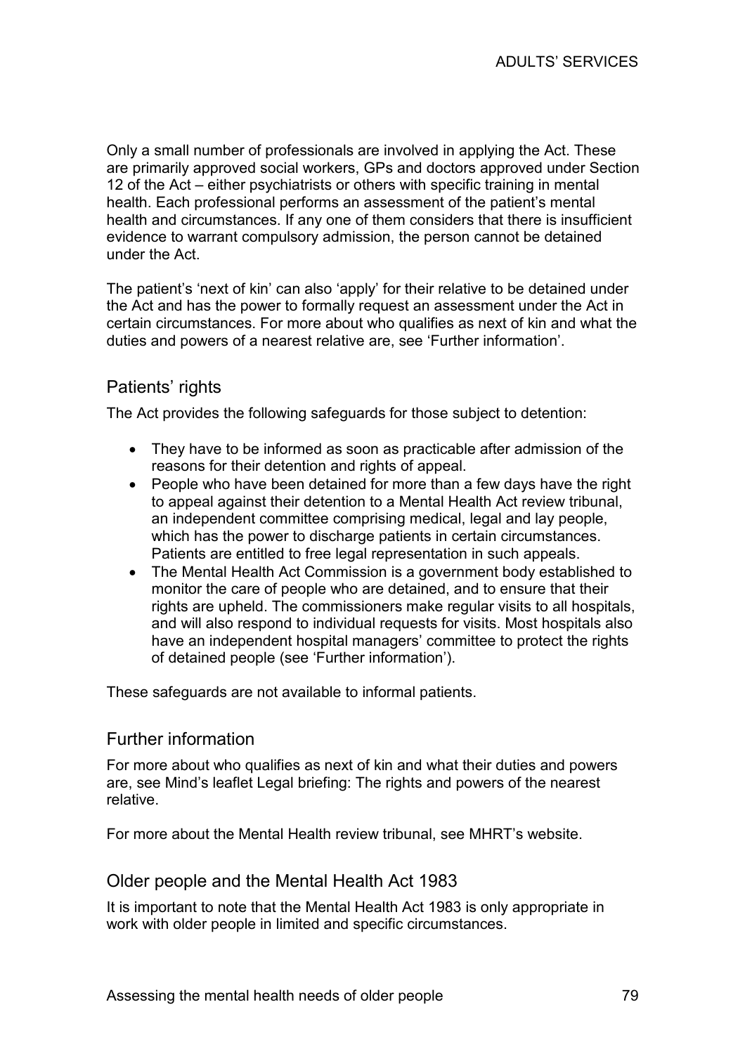Only a small number of professionals are involved in applying the Act. These are primarily approved social workers, GPs and doctors approved under Section 12 of the Act – either psychiatrists or others with specific training in mental health. Each professional performs an assessment of the patient's mental health and circumstances. If any one of them considers that there is insufficient evidence to warrant compulsory admission, the person cannot be detained under the Act.

The patient's 'next of kin' can also 'apply' for their relative to be detained under the Act and has the power to formally request an assessment under the Act in certain circumstances. For more about who qualifies as next of kin and what the duties and powers of a nearest relative are, see 'Further information'.

## Patients' rights

The Act provides the following safeguards for those subject to detention:

- They have to be informed as soon as practicable after admission of the reasons for their detention and rights of appeal.
- People who have been detained for more than a few days have the right to appeal against their detention to a Mental Health Act review tribunal, an independent committee comprising medical, legal and lay people, which has the power to discharge patients in certain circumstances. Patients are entitled to free legal representation in such appeals.
- The Mental Health Act Commission is a government body established to monitor the care of people who are detained, and to ensure that their rights are upheld. The commissioners make regular visits to all hospitals, and will also respond to individual requests for visits. Most hospitals also have an independent hospital managers' committee to protect the rights of detained people (see 'Further information').

These safeguards are not available to informal patients.

## Further information

For more about who qualifies as next of kin and what their duties and powers are, see Mind's leaflet Legal briefing: The rights and powers of the nearest relative.

For more about the Mental Health review tribunal, see MHRT's website.

## Older people and the Mental Health Act 1983

It is important to note that the Mental Health Act 1983 is only appropriate in work with older people in limited and specific circumstances.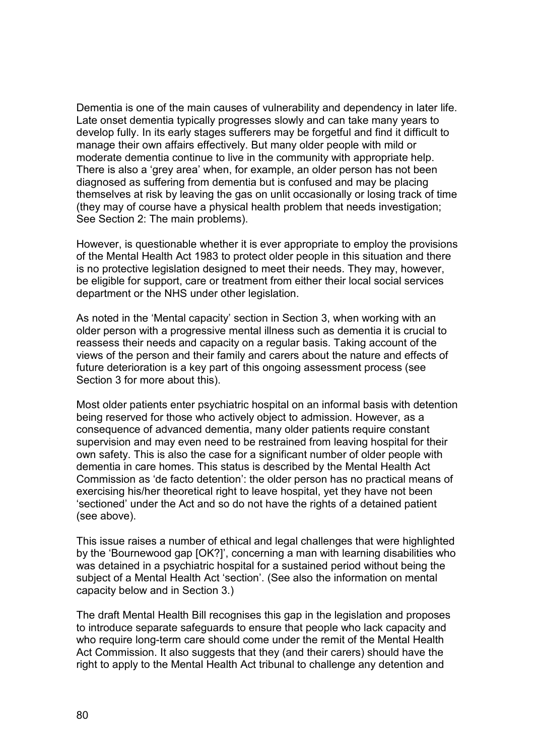Dementia is one of the main causes of vulnerability and dependency in later life. Late onset dementia typically progresses slowly and can take many years to develop fully. In its early stages sufferers may be forgetful and find it difficult to manage their own affairs effectively. But many older people with mild or moderate dementia continue to live in the community with appropriate help. There is also a 'grey area' when, for example, an older person has not been diagnosed as suffering from dementia but is confused and may be placing themselves at risk by leaving the gas on unlit occasionally or losing track of time (they may of course have a physical health problem that needs investigation; See Section 2: The main problems).

However, is questionable whether it is ever appropriate to employ the provisions of the Mental Health Act 1983 to protect older people in this situation and there is no protective legislation designed to meet their needs. They may, however, be eligible for support, care or treatment from either their local social services department or the NHS under other legislation.

As noted in the 'Mental capacity' section in Section 3, when working with an older person with a progressive mental illness such as dementia it is crucial to reassess their needs and capacity on a regular basis. Taking account of the views of the person and their family and carers about the nature and effects of future deterioration is a key part of this ongoing assessment process (see Section 3 for more about this).

Most older patients enter psychiatric hospital on an informal basis with detention being reserved for those who actively object to admission. However, as a consequence of advanced dementia, many older patients require constant supervision and may even need to be restrained from leaving hospital for their own safety. This is also the case for a significant number of older people with dementia in care homes. This status is described by the Mental Health Act Commission as 'de facto detention': the older person has no practical means of exercising his/her theoretical right to leave hospital, yet they have not been 'sectioned' under the Act and so do not have the rights of a detained patient (see above).

This issue raises a number of ethical and legal challenges that were highlighted by the 'Bournewood gap [OK?]', concerning a man with learning disabilities who was detained in a psychiatric hospital for a sustained period without being the subject of a Mental Health Act 'section'. (See also the information on mental capacity below and in Section 3.)

The draft Mental Health Bill recognises this gap in the legislation and proposes to introduce separate safeguards to ensure that people who lack capacity and who require long-term care should come under the remit of the Mental Health Act Commission. It also suggests that they (and their carers) should have the right to apply to the Mental Health Act tribunal to challenge any detention and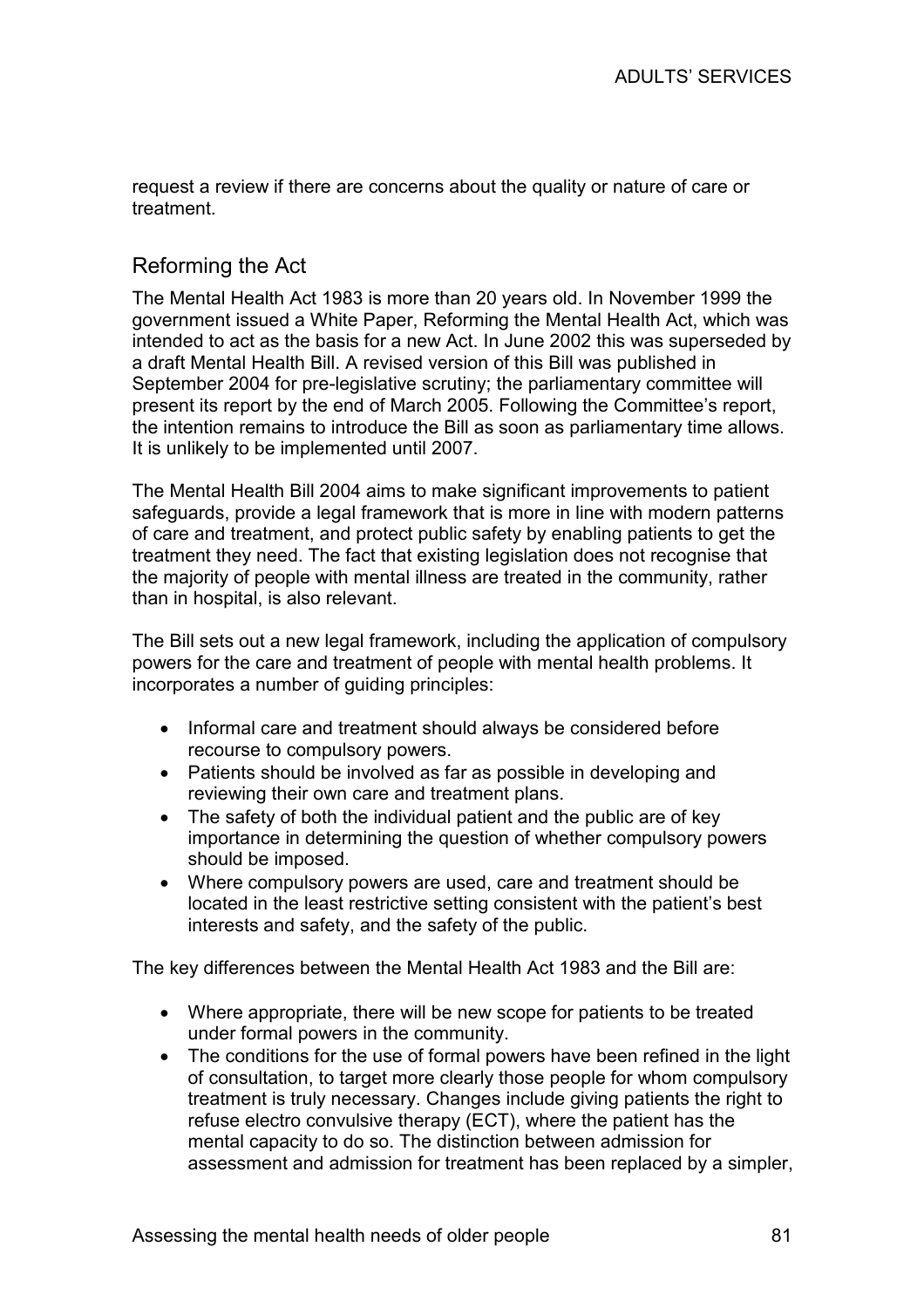request a review if there are concerns about the quality or nature of care or treatment.

## Reforming the Act

The Mental Health Act 1983 is more than 20 years old. In November 1999 the government issued a White Paper, Reforming the Mental Health Act, which was intended to act as the basis for a new Act. In June 2002 this was superseded by a draft Mental Health Bill. A revised version of this Bill was published in September 2004 for pre-legislative scrutiny; the parliamentary committee will present its report by the end of March 2005. Following the Committee's report, the intention remains to introduce the Bill as soon as parliamentary time allows. It is unlikely to be implemented until 2007.

The Mental Health Bill 2004 aims to make significant improvements to patient safeguards, provide a legal framework that is more in line with modern patterns of care and treatment, and protect public safety by enabling patients to get the treatment they need. The fact that existing legislation does not recognise that the majority of people with mental illness are treated in the community, rather than in hospital, is also relevant.

The Bill sets out a new legal framework, including the application of compulsory powers for the care and treatment of people with mental health problems. It incorporates a number of guiding principles:

- Informal care and treatment should always be considered before recourse to compulsory powers.
- Patients should be involved as far as possible in developing and reviewing their own care and treatment plans.
- The safety of both the individual patient and the public are of key importance in determining the question of whether compulsory powers should be imposed.
- Where compulsory powers are used, care and treatment should be located in the least restrictive setting consistent with the patient's best interests and safety, and the safety of the public.

The key differences between the Mental Health Act 1983 and the Bill are:

- Where appropriate, there will be new scope for patients to be treated under formal powers in the community.
- The conditions for the use of formal powers have been refined in the light of consultation, to target more clearly those people for whom compulsory treatment is truly necessary. Changes include giving patients the right to refuse electro convulsive therapy (ECT), where the patient has the mental capacity to do so. The distinction between admission for assessment and admission for treatment has been replaced by a simpler,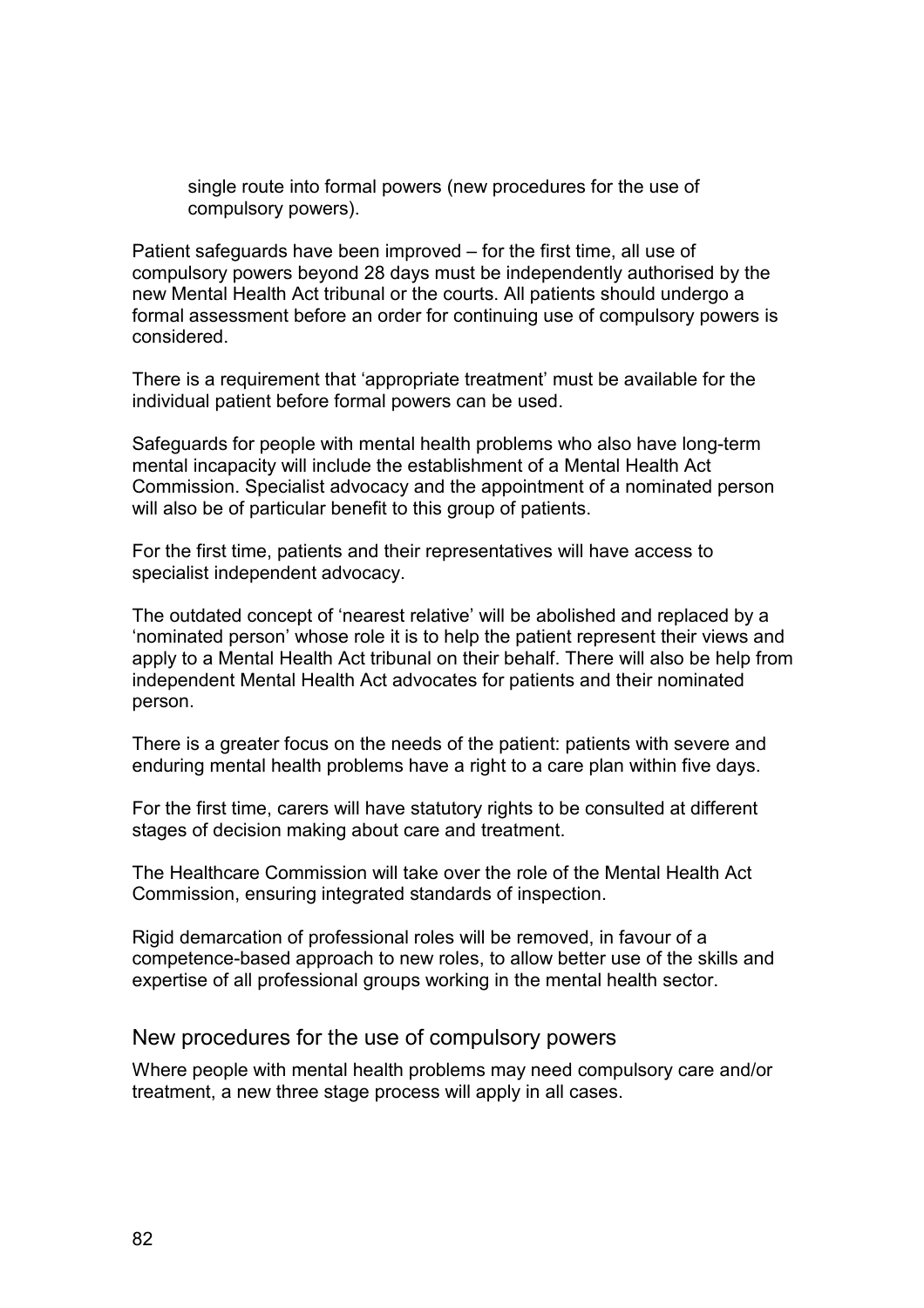single route into formal powers (new procedures for the use of compulsory powers).

Patient safeguards have been improved – for the first time, all use of compulsory powers beyond 28 days must be independently authorised by the new Mental Health Act tribunal or the courts. All patients should undergo a formal assessment before an order for continuing use of compulsory powers is considered.

There is a requirement that 'appropriate treatment' must be available for the individual patient before formal powers can be used.

Safeguards for people with mental health problems who also have long-term mental incapacity will include the establishment of a Mental Health Act Commission. Specialist advocacy and the appointment of a nominated person will also be of particular benefit to this group of patients.

For the first time, patients and their representatives will have access to specialist independent advocacy.

The outdated concept of 'nearest relative' will be abolished and replaced by a 'nominated person' whose role it is to help the patient represent their views and apply to a Mental Health Act tribunal on their behalf. There will also be help from independent Mental Health Act advocates for patients and their nominated person.

There is a greater focus on the needs of the patient: patients with severe and enduring mental health problems have a right to a care plan within five days.

For the first time, carers will have statutory rights to be consulted at different stages of decision making about care and treatment.

The Healthcare Commission will take over the role of the Mental Health Act Commission, ensuring integrated standards of inspection.

Rigid demarcation of professional roles will be removed, in favour of a competence-based approach to new roles, to allow better use of the skills and expertise of all professional groups working in the mental health sector.

## New procedures for the use of compulsory powers

Where people with mental health problems may need compulsory care and/or treatment, a new three stage process will apply in all cases.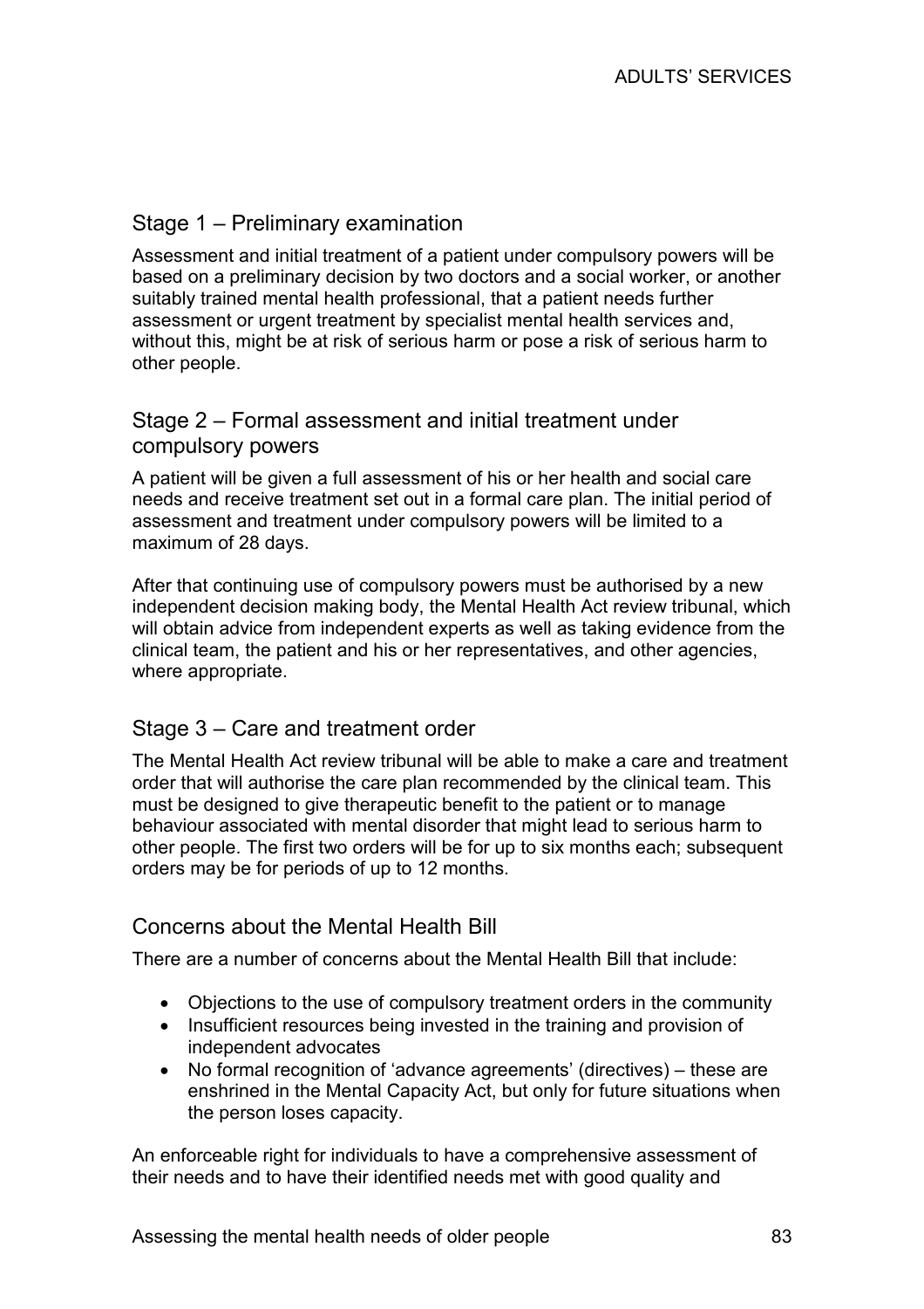## Stage 1 – Preliminary examination

Assessment and initial treatment of a patient under compulsory powers will be based on a preliminary decision by two doctors and a social worker, or another suitably trained mental health professional, that a patient needs further assessment or urgent treatment by specialist mental health services and, without this, might be at risk of serious harm or pose a risk of serious harm to other people.

## Stage 2 – Formal assessment and initial treatment under compulsory powers

A patient will be given a full assessment of his or her health and social care needs and receive treatment set out in a formal care plan. The initial period of assessment and treatment under compulsory powers will be limited to a maximum of 28 days.

After that continuing use of compulsory powers must be authorised by a new independent decision making body, the Mental Health Act review tribunal, which will obtain advice from independent experts as well as taking evidence from the clinical team, the patient and his or her representatives, and other agencies, where appropriate.

## Stage 3 – Care and treatment order

The Mental Health Act review tribunal will be able to make a care and treatment order that will authorise the care plan recommended by the clinical team. This must be designed to give therapeutic benefit to the patient or to manage behaviour associated with mental disorder that might lead to serious harm to other people. The first two orders will be for up to six months each; subsequent orders may be for periods of up to 12 months.

## Concerns about the Mental Health Bill

There are a number of concerns about the Mental Health Bill that include:

- Objections to the use of compulsory treatment orders in the community
- Insufficient resources being invested in the training and provision of independent advocates
- No formal recognition of 'advance agreements' (directives) – these are enshrined in the Mental Capacity Act, but only for future situations when the person loses capacity.

An enforceable right for individuals to have a comprehensive assessment of their needs and to have their identified needs met with good quality and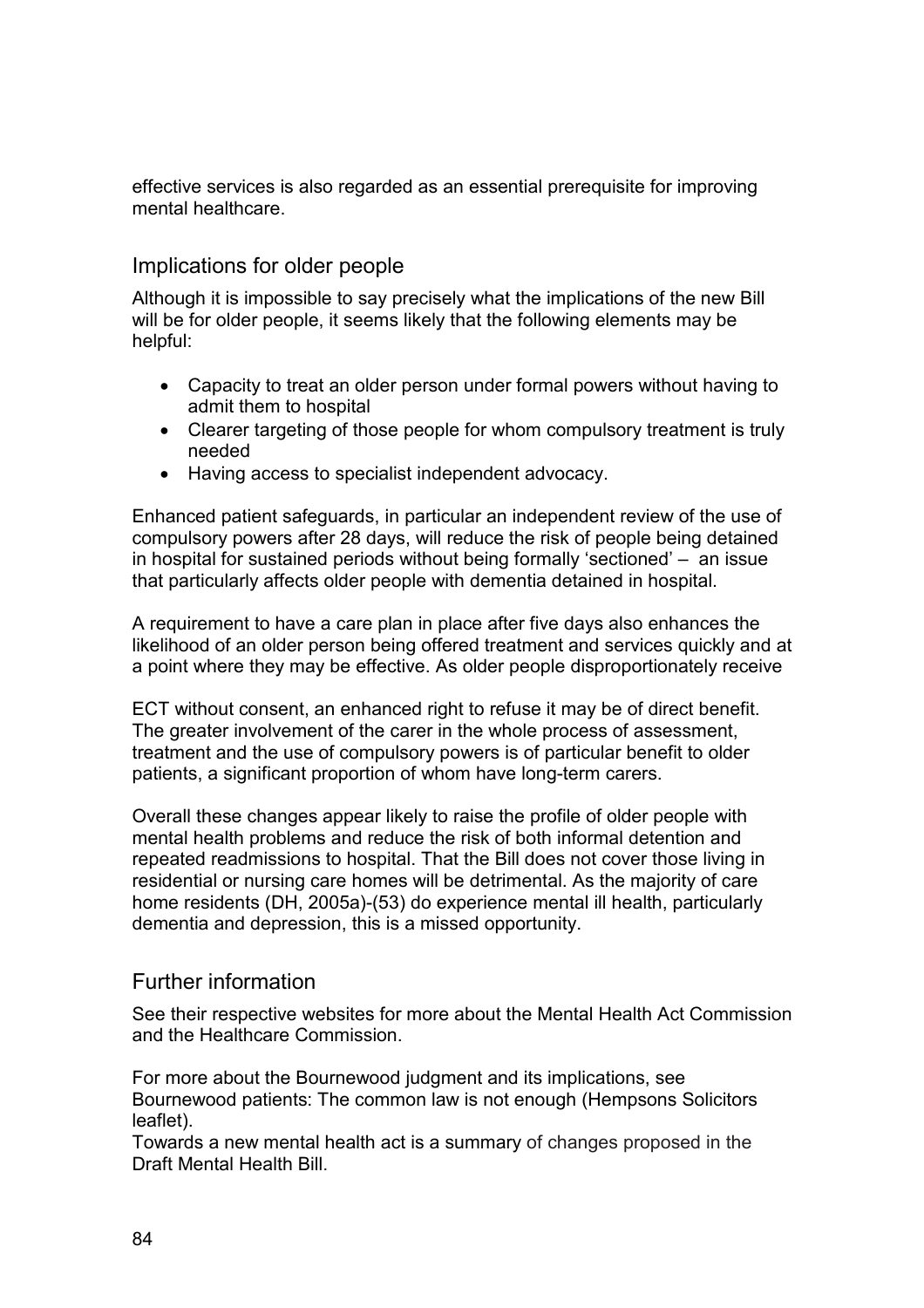effective services is also regarded as an essential prerequisite for improving mental healthcare.

## Implications for older people

Although it is impossible to say precisely what the implications of the new Bill will be for older people, it seems likely that the following elements may be helpful:

- Capacity to treat an older person under formal powers without having to admit them to hospital
- Clearer targeting of those people for whom compulsory treatment is truly needed
- Having access to specialist independent advocacy.

Enhanced patient safeguards, in particular an independent review of the use of compulsory powers after 28 days, will reduce the risk of people being detained in hospital for sustained periods without being formally 'sectioned' – an issue that particularly affects older people with dementia detained in hospital.

A requirement to have a care plan in place after five days also enhances the likelihood of an older person being offered treatment and services quickly and at a point where they may be effective. As older people disproportionately receive

ECT without consent, an enhanced right to refuse it may be of direct benefit. The greater involvement of the carer in the whole process of assessment, treatment and the use of compulsory powers is of particular benefit to older patients, a significant proportion of whom have long-term carers.

Overall these changes appear likely to raise the profile of older people with mental health problems and reduce the risk of both informal detention and repeated readmissions to hospital. That the Bill does not cover those living in residential or nursing care homes will be detrimental. As the majority of care home residents (DH, 2005a)-(53) do experience mental ill health, particularly dementia and depression, this is a missed opportunity.

## Further information

See their respective websites for more about the Mental Health Act Commission and the Healthcare Commission.

For more about the Bournewood judgment and its implications, see Bournewood patients: The common law is not enough (Hempsons Solicitors leaflet).
Towards a new mental health act is a summary of changes proposed in the Draft Mental Health Bill.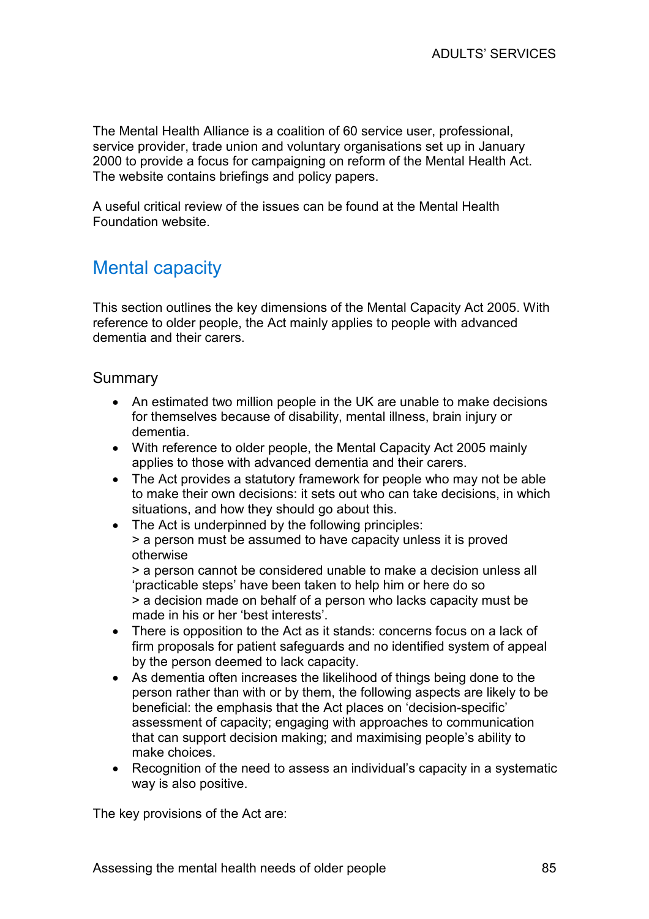The Mental Health Alliance is a coalition of 60 service user, professional, service provider, trade union and voluntary organisations set up in January 2000 to provide a focus for campaigning on reform of the Mental Health Act. The website contains briefings and policy papers.

A useful critical review of the issues can be found at the Mental Health Foundation website.

## Mental capacity

This section outlines the key dimensions of the Mental Capacity Act 2005. With reference to older people, the Act mainly applies to people with advanced dementia and their carers.

### Summary

- An estimated two million people in the UK are unable to make decisions for themselves because of disability, mental illness, brain injury or dementia.
- With reference to older people, the Mental Capacity Act 2005 mainly applies to those with advanced dementia and their carers.
- The Act provides a statutory framework for people who may not be able to make their own decisions: it sets out who can take decisions, in which situations, and how they should go about this.
- The Act is underpinned by the following principles:
  > a person must be assumed to have capacity unless it is proved otherwise
  > a person cannot be considered unable to make a decision unless all 'practicable steps' have been taken to help him or here do so
  > a decision made on behalf of a person who lacks capacity must be made in his or her 'best interests'.
- There is opposition to the Act as it stands: concerns focus on a lack of firm proposals for patient safeguards and no identified system of appeal by the person deemed to lack capacity.
- As dementia often increases the likelihood of things being done to the person rather than with or by them, the following aspects are likely to be beneficial: the emphasis that the Act places on 'decision-specific' assessment of capacity; engaging with approaches to communication that can support decision making; and maximising people's ability to make choices.
- Recognition of the need to assess an individual's capacity in a systematic way is also positive.

The key provisions of the Act are: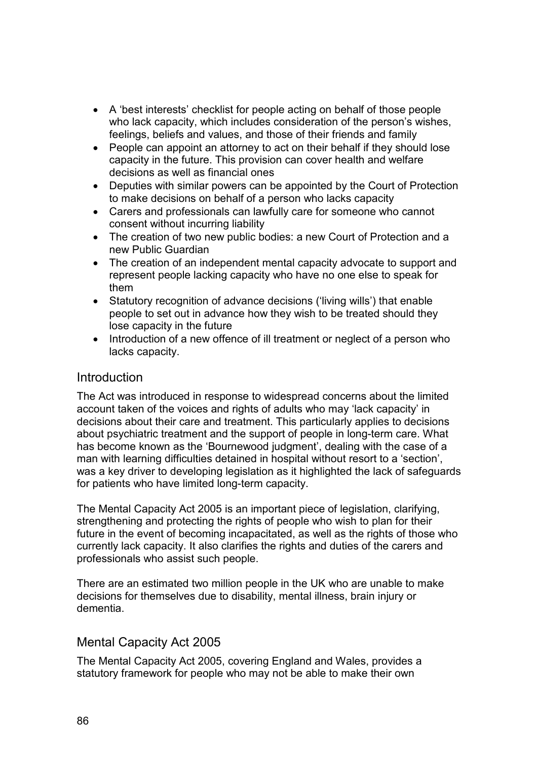- A 'best interests' checklist for people acting on behalf of those people who lack capacity, which includes consideration of the person's wishes, feelings, beliefs and values, and those of their friends and family
- People can appoint an attorney to act on their behalf if they should lose capacity in the future. This provision can cover health and welfare decisions as well as financial ones
- Deputies with similar powers can be appointed by the Court of Protection to make decisions on behalf of a person who lacks capacity
- Carers and professionals can lawfully care for someone who cannot consent without incurring liability
- The creation of two new public bodies: a new Court of Protection and a new Public Guardian
- The creation of an independent mental capacity advocate to support and represent people lacking capacity who have no one else to speak for them
- Statutory recognition of advance decisions ('living wills') that enable people to set out in advance how they wish to be treated should they lose capacity in the future
- Introduction of a new offence of ill treatment or neglect of a person who lacks capacity.

## Introduction

The Act was introduced in response to widespread concerns about the limited account taken of the voices and rights of adults who may 'lack capacity' in decisions about their care and treatment. This particularly applies to decisions about psychiatric treatment and the support of people in long-term care. What has become known as the 'Bournewood judgment', dealing with the case of a man with learning difficulties detained in hospital without resort to a 'section', was a key driver to developing legislation as it highlighted the lack of safeguards for patients who have limited long-term capacity.

The Mental Capacity Act 2005 is an important piece of legislation, clarifying, strengthening and protecting the rights of people who wish to plan for their future in the event of becoming incapacitated, as well as the rights of those who currently lack capacity. It also clarifies the rights and duties of the carers and professionals who assist such people.

There are an estimated two million people in the UK who are unable to make decisions for themselves due to disability, mental illness, brain injury or dementia.

## Mental Capacity Act 2005

The Mental Capacity Act 2005, covering England and Wales, provides a statutory framework for people who may not be able to make their own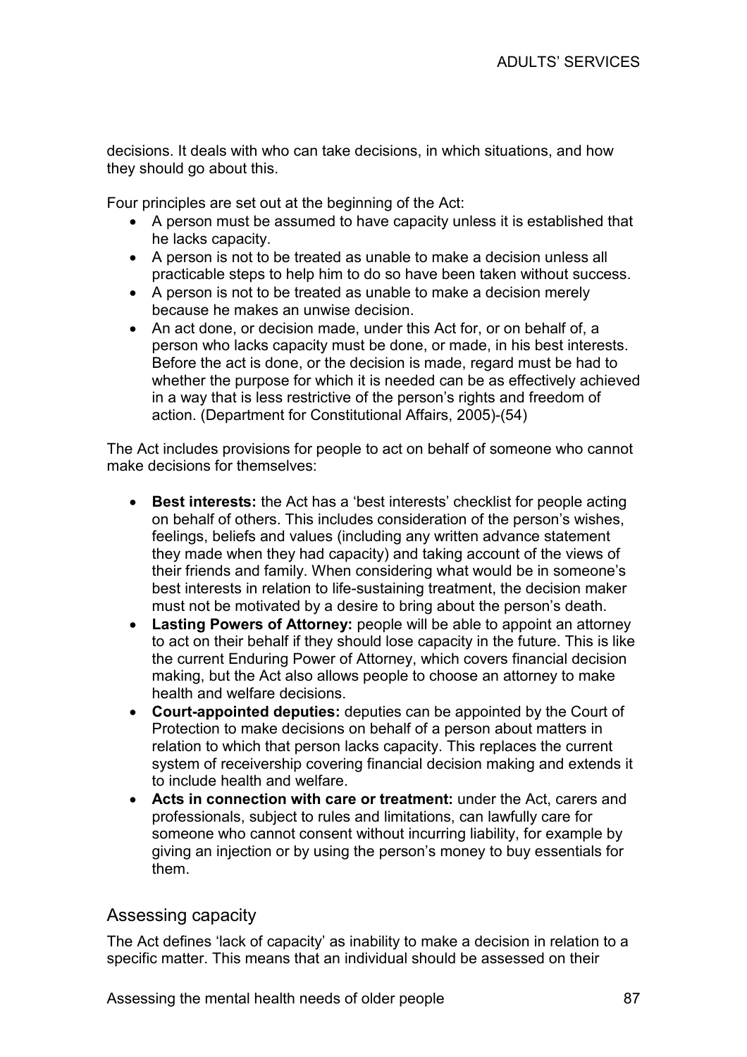decisions. It deals with who can take decisions, in which situations, and how they should go about this.

Four principles are set out at the beginning of the Act:

- A person must be assumed to have capacity unless it is established that he lacks capacity.
- A person is not to be treated as unable to make a decision unless all practicable steps to help him to do so have been taken without success.
- A person is not to be treated as unable to make a decision merely because he makes an unwise decision.
- An act done, or decision made, under this Act for, or on behalf of, a person who lacks capacity must be done, or made, in his best interests. Before the act is done, or the decision is made, regard must be had to whether the purpose for which it is needed can be as effectively achieved in a way that is less restrictive of the person's rights and freedom of action. (Department for Constitutional Affairs, 2005)-(54)

The Act includes provisions for people to act on behalf of someone who cannot make decisions for themselves:

- **Best interests:** the Act has a 'best interests' checklist for people acting on behalf of others. This includes consideration of the person's wishes, feelings, beliefs and values (including any written advance statement they made when they had capacity) and taking account of the views of their friends and family. When considering what would be in someone's best interests in relation to life-sustaining treatment, the decision maker must not be motivated by a desire to bring about the person's death.
- **Lasting Powers of Attorney:** people will be able to appoint an attorney to act on their behalf if they should lose capacity in the future. This is like the current Enduring Power of Attorney, which covers financial decision making, but the Act also allows people to choose an attorney to make health and welfare decisions.
- **Court-appointed deputies:** deputies can be appointed by the Court of Protection to make decisions on behalf of a person about matters in relation to which that person lacks capacity. This replaces the current system of receivership covering financial decision making and extends it to include health and welfare.
- **Acts in connection with care or treatment:** under the Act, carers and professionals, subject to rules and limitations, can lawfully care for someone who cannot consent without incurring liability, for example by giving an injection or by using the person's money to buy essentials for them.

## Assessing capacity

The Act defines 'lack of capacity' as inability to make a decision in relation to a specific matter. This means that an individual should be assessed on their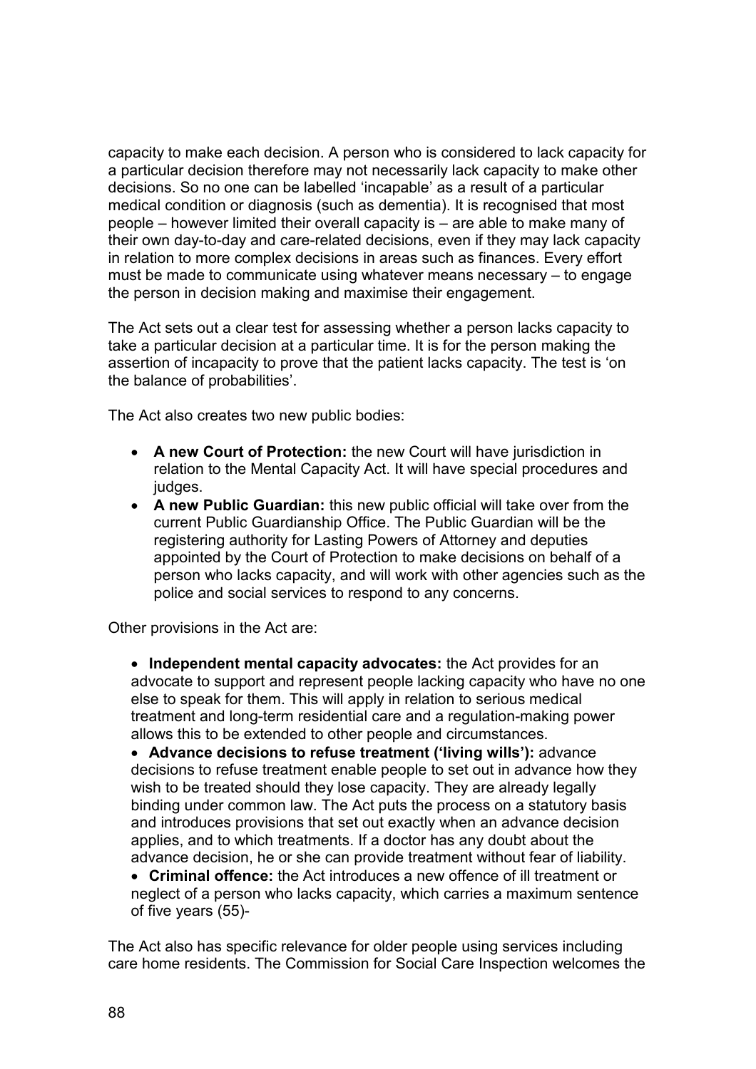capacity to make each decision. A person who is considered to lack capacity for a particular decision therefore may not necessarily lack capacity to make other decisions. So no one can be labelled 'incapable' as a result of a particular medical condition or diagnosis (such as dementia). It is recognised that most people – however limited their overall capacity is – are able to make many of their own day-to-day and care-related decisions, even if they may lack capacity in relation to more complex decisions in areas such as finances. Every effort must be made to communicate using whatever means necessary – to engage the person in decision making and maximise their engagement.

The Act sets out a clear test for assessing whether a person lacks capacity to take a particular decision at a particular time. It is for the person making the assertion of incapacity to prove that the patient lacks capacity. The test is 'on the balance of probabilities'.

The Act also creates two new public bodies:

- **A new Court of Protection:** the new Court will have jurisdiction in relation to the Mental Capacity Act. It will have special procedures and judges.
- **A new Public Guardian:** this new public official will take over from the current Public Guardianship Office. The Public Guardian will be the registering authority for Lasting Powers of Attorney and deputies appointed by the Court of Protection to make decisions on behalf of a person who lacks capacity, and will work with other agencies such as the police and social services to respond to any concerns.

Other provisions in the Act are:

- **Independent mental capacity advocates:** the Act provides for an advocate to support and represent people lacking capacity who have no one else to speak for them. This will apply in relation to serious medical treatment and long-term residential care and a regulation-making power allows this to be extended to other people and circumstances.
- **Advance decisions to refuse treatment ('living wills'):** advance decisions to refuse treatment enable people to set out in advance how they wish to be treated should they lose capacity. They are already legally binding under common law. The Act puts the process on a statutory basis and introduces provisions that set out exactly when an advance decision applies, and to which treatments. If a doctor has any doubt about the advance decision, he or she can provide treatment without fear of liability.
- **Criminal offence:** the Act introduces a new offence of ill treatment or neglect of a person who lacks capacity, which carries a maximum sentence of five years (55)-

The Act also has specific relevance for older people using services including care home residents. The Commission for Social Care Inspection welcomes the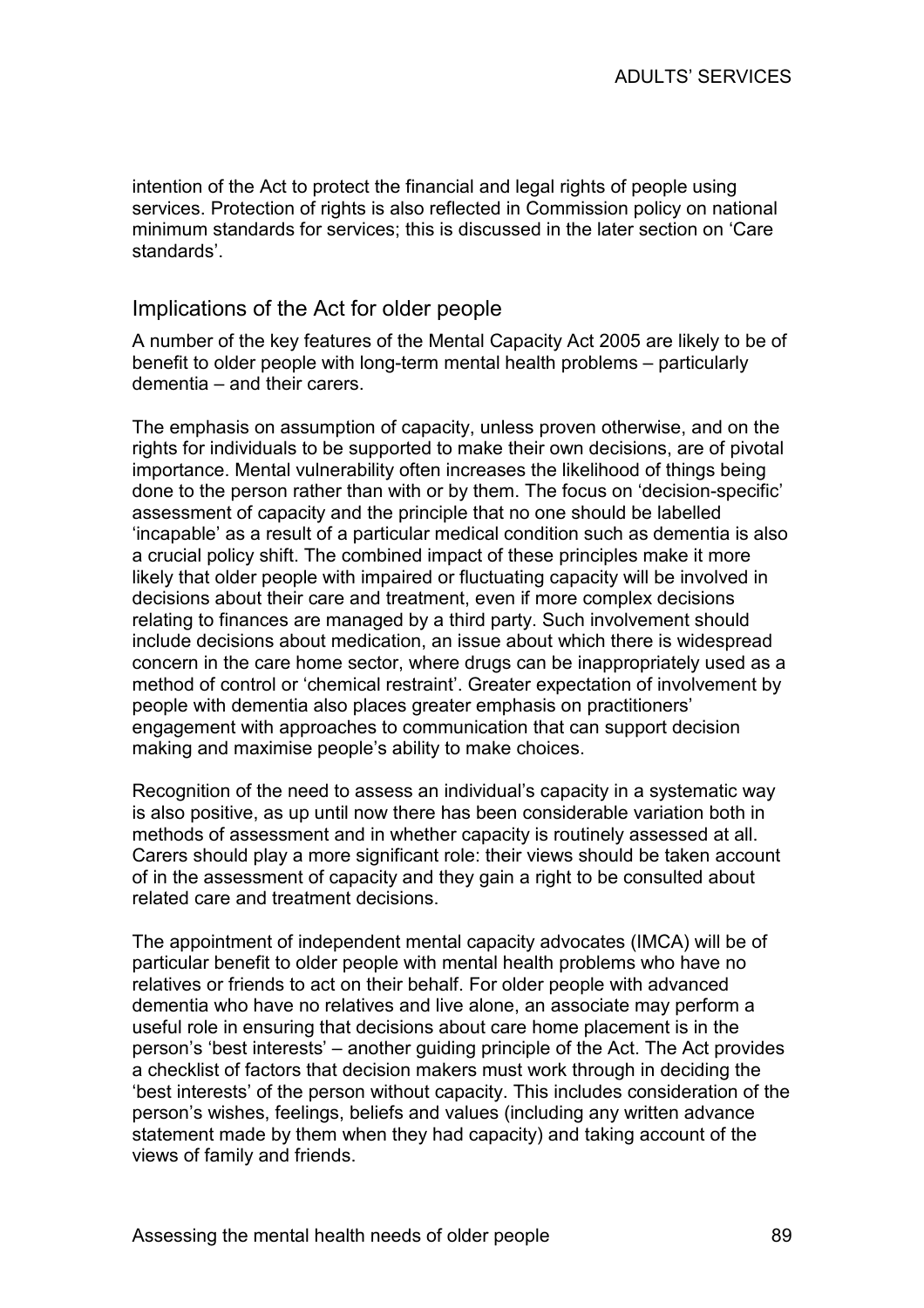intention of the Act to protect the financial and legal rights of people using services. Protection of rights is also reflected in Commission policy on national minimum standards for services; this is discussed in the later section on 'Care standards'.

## Implications of the Act for older people

A number of the key features of the Mental Capacity Act 2005 are likely to be of benefit to older people with long-term mental health problems – particularly dementia – and their carers.

The emphasis on assumption of capacity, unless proven otherwise, and on the rights for individuals to be supported to make their own decisions, are of pivotal importance. Mental vulnerability often increases the likelihood of things being done to the person rather than with or by them. The focus on 'decision-specific' assessment of capacity and the principle that no one should be labelled 'incapable' as a result of a particular medical condition such as dementia is also a crucial policy shift. The combined impact of these principles make it more likely that older people with impaired or fluctuating capacity will be involved in decisions about their care and treatment, even if more complex decisions relating to finances are managed by a third party. Such involvement should include decisions about medication, an issue about which there is widespread concern in the care home sector, where drugs can be inappropriately used as a method of control or 'chemical restraint'. Greater expectation of involvement by people with dementia also places greater emphasis on practitioners' engagement with approaches to communication that can support decision making and maximise people's ability to make choices.

Recognition of the need to assess an individual's capacity in a systematic way is also positive, as up until now there has been considerable variation both in methods of assessment and in whether capacity is routinely assessed at all. Carers should play a more significant role: their views should be taken account of in the assessment of capacity and they gain a right to be consulted about related care and treatment decisions.

The appointment of independent mental capacity advocates (IMCA) will be of particular benefit to older people with mental health problems who have no relatives or friends to act on their behalf. For older people with advanced dementia who have no relatives and live alone, an associate may perform a useful role in ensuring that decisions about care home placement is in the person's 'best interests' – another guiding principle of the Act. The Act provides a checklist of factors that decision makers must work through in deciding the 'best interests' of the person without capacity. This includes consideration of the person's wishes, feelings, beliefs and values (including any written advance statement made by them when they had capacity) and taking account of the views of family and friends.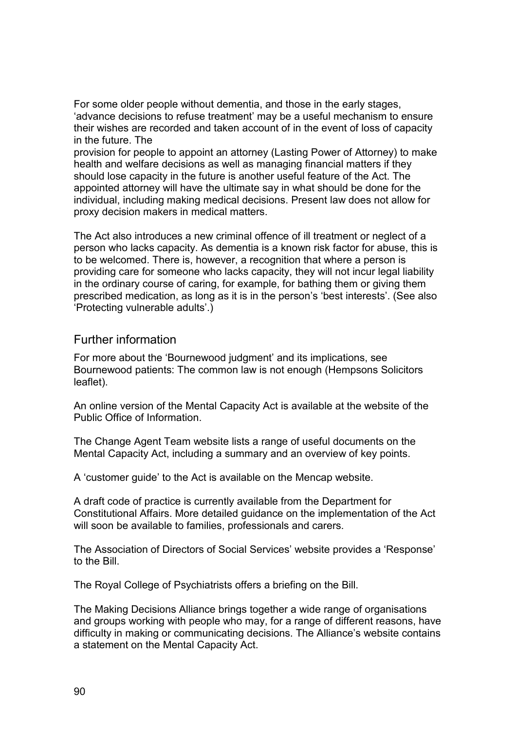For some older people without dementia, and those in the early stages, 'advance decisions to refuse treatment' may be a useful mechanism to ensure their wishes are recorded and taken account of in the event of loss of capacity in the future. The provision for people to appoint an attorney (Lasting Power of Attorney) to make health and welfare decisions as well as managing financial matters if they should lose capacity in the future is another useful feature of the Act. The appointed attorney will have the ultimate say in what should be done for the individual, including making medical decisions. Present law does not allow for proxy decision makers in medical matters.

The Act also introduces a new criminal offence of ill treatment or neglect of a person who lacks capacity. As dementia is a known risk factor for abuse, this is to be welcomed. There is, however, a recognition that where a person is providing care for someone who lacks capacity, they will not incur legal liability in the ordinary course of caring, for example, for bathing them or giving them prescribed medication, as long as it is in the person's 'best interests'. (See also 'Protecting vulnerable adults'.)

## Further information

For more about the 'Bournewood judgment' and its implications, see Bournewood patients: The common law is not enough (Hempsons Solicitors leaflet).

An online version of the Mental Capacity Act is available at the website of the Public Office of Information.

The Change Agent Team website lists a range of useful documents on the Mental Capacity Act, including a summary and an overview of key points.

A 'customer guide' to the Act is available on the Mencap website.

A draft code of practice is currently available from the Department for Constitutional Affairs. More detailed guidance on the implementation of the Act will soon be available to families, professionals and carers.

The Association of Directors of Social Services' website provides a 'Response' to the Bill.

The Royal College of Psychiatrists offers a briefing on the Bill.

The Making Decisions Alliance brings together a wide range of organisations and groups working with people who may, for a range of different reasons, have difficulty in making or communicating decisions. The Alliance's website contains a statement on the Mental Capacity Act.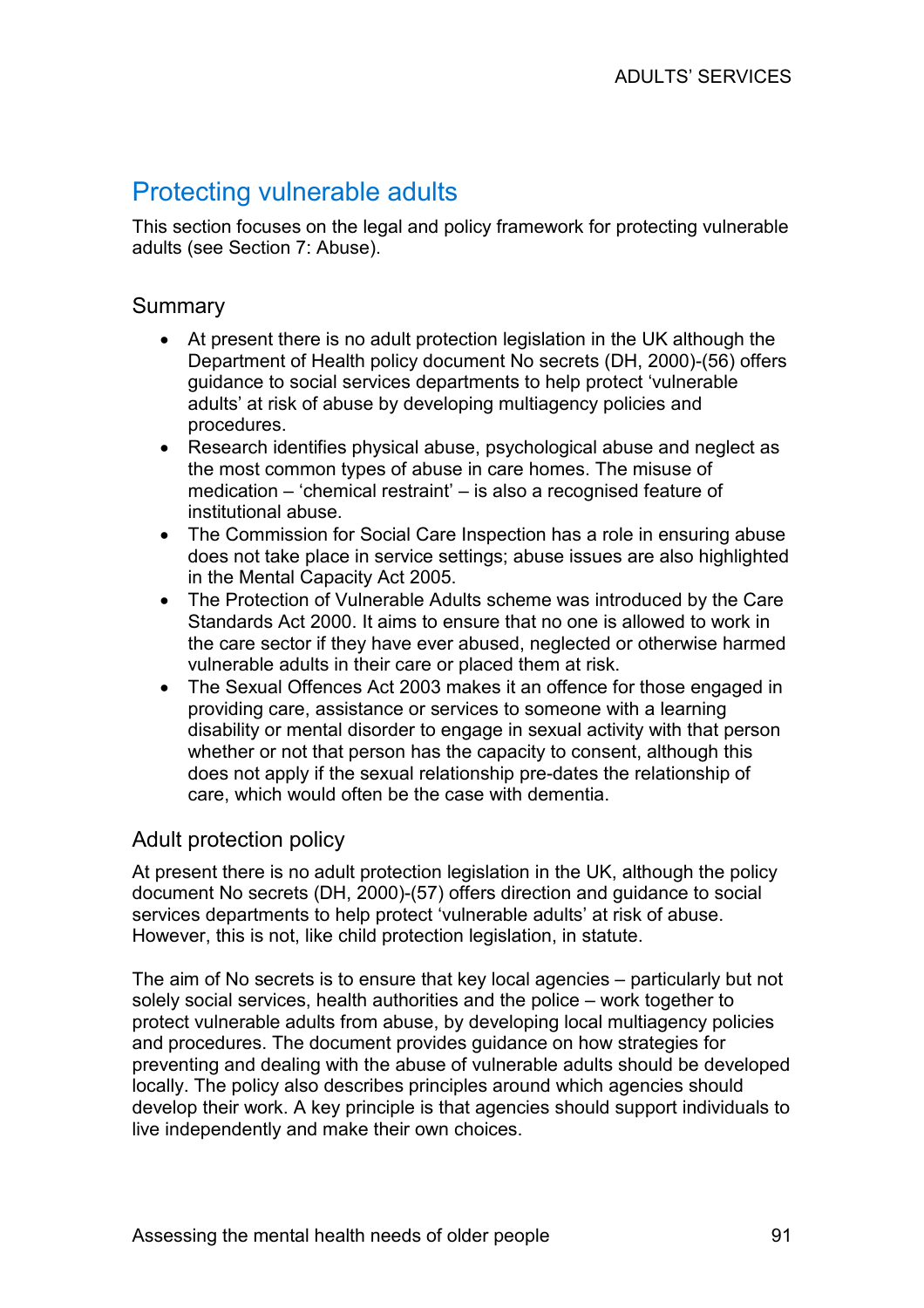## Protecting vulnerable adults

This section focuses on the legal and policy framework for protecting vulnerable adults (see Section 7: Abuse).

### Summary

- At present there is no adult protection legislation in the UK although the Department of Health policy document No secrets (DH, 2000)-(56) offers guidance to social services departments to help protect 'vulnerable adults' at risk of abuse by developing multiagency policies and procedures.
- Research identifies physical abuse, psychological abuse and neglect as the most common types of abuse in care homes. The misuse of medication – 'chemical restraint' – is also a recognised feature of institutional abuse.
- The Commission for Social Care Inspection has a role in ensuring abuse does not take place in service settings; abuse issues are also highlighted in the Mental Capacity Act 2005.
- The Protection of Vulnerable Adults scheme was introduced by the Care Standards Act 2000. It aims to ensure that no one is allowed to work in the care sector if they have ever abused, neglected or otherwise harmed vulnerable adults in their care or placed them at risk.
- The Sexual Offences Act 2003 makes it an offence for those engaged in providing care, assistance or services to someone with a learning disability or mental disorder to engage in sexual activity with that person whether or not that person has the capacity to consent, although this does not apply if the sexual relationship pre-dates the relationship of care, which would often be the case with dementia.

### Adult protection policy

At present there is no adult protection legislation in the UK, although the policy document No secrets (DH, 2000)-(57) offers direction and guidance to social services departments to help protect 'vulnerable adults' at risk of abuse. However, this is not, like child protection legislation, in statute.

The aim of No secrets is to ensure that key local agencies – particularly but not solely social services, health authorities and the police – work together to protect vulnerable adults from abuse, by developing local multiagency policies and procedures. The document provides guidance on how strategies for preventing and dealing with the abuse of vulnerable adults should be developed locally. The policy also describes principles around which agencies should develop their work. A key principle is that agencies should support individuals to live independently and make their own choices.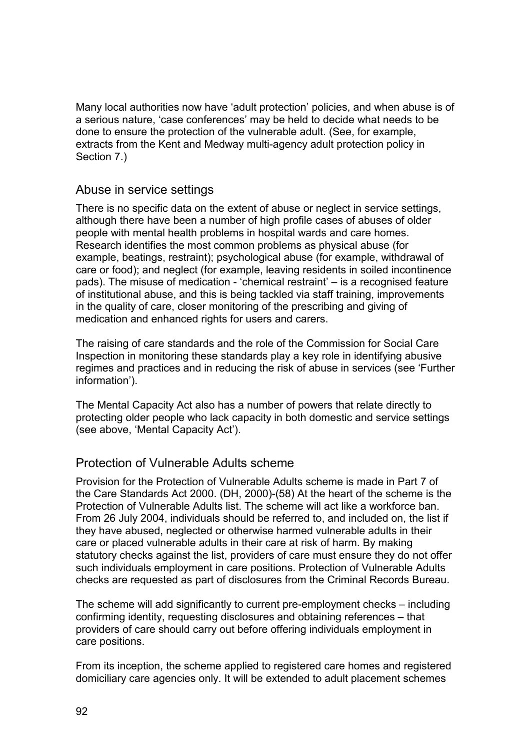Many local authorities now have 'adult protection' policies, and when abuse is of a serious nature, 'case conferences' may be held to decide what needs to be done to ensure the protection of the vulnerable adult. (See, for example, extracts from the Kent and Medway multi-agency adult protection policy in Section 7.)

## Abuse in service settings

There is no specific data on the extent of abuse or neglect in service settings, although there have been a number of high profile cases of abuses of older people with mental health problems in hospital wards and care homes. Research identifies the most common problems as physical abuse (for example, beatings, restraint); psychological abuse (for example, withdrawal of care or food); and neglect (for example, leaving residents in soiled incontinence pads). The misuse of medication - 'chemical restraint' – is a recognised feature of institutional abuse, and this is being tackled via staff training, improvements in the quality of care, closer monitoring of the prescribing and giving of medication and enhanced rights for users and carers.

The raising of care standards and the role of the Commission for Social Care Inspection in monitoring these standards play a key role in identifying abusive regimes and practices and in reducing the risk of abuse in services (see 'Further information').

The Mental Capacity Act also has a number of powers that relate directly to protecting older people who lack capacity in both domestic and service settings (see above, 'Mental Capacity Act').

## Protection of Vulnerable Adults scheme

Provision for the Protection of Vulnerable Adults scheme is made in Part 7 of the Care Standards Act 2000. (DH, 2000)-(58) At the heart of the scheme is the Protection of Vulnerable Adults list. The scheme will act like a workforce ban. From 26 July 2004, individuals should be referred to, and included on, the list if they have abused, neglected or otherwise harmed vulnerable adults in their care or placed vulnerable adults in their care at risk of harm. By making statutory checks against the list, providers of care must ensure they do not offer such individuals employment in care positions. Protection of Vulnerable Adults checks are requested as part of disclosures from the Criminal Records Bureau.

The scheme will add significantly to current pre-employment checks – including confirming identity, requesting disclosures and obtaining references – that providers of care should carry out before offering individuals employment in care positions.

From its inception, the scheme applied to registered care homes and registered domiciliary care agencies only. It will be extended to adult placement schemes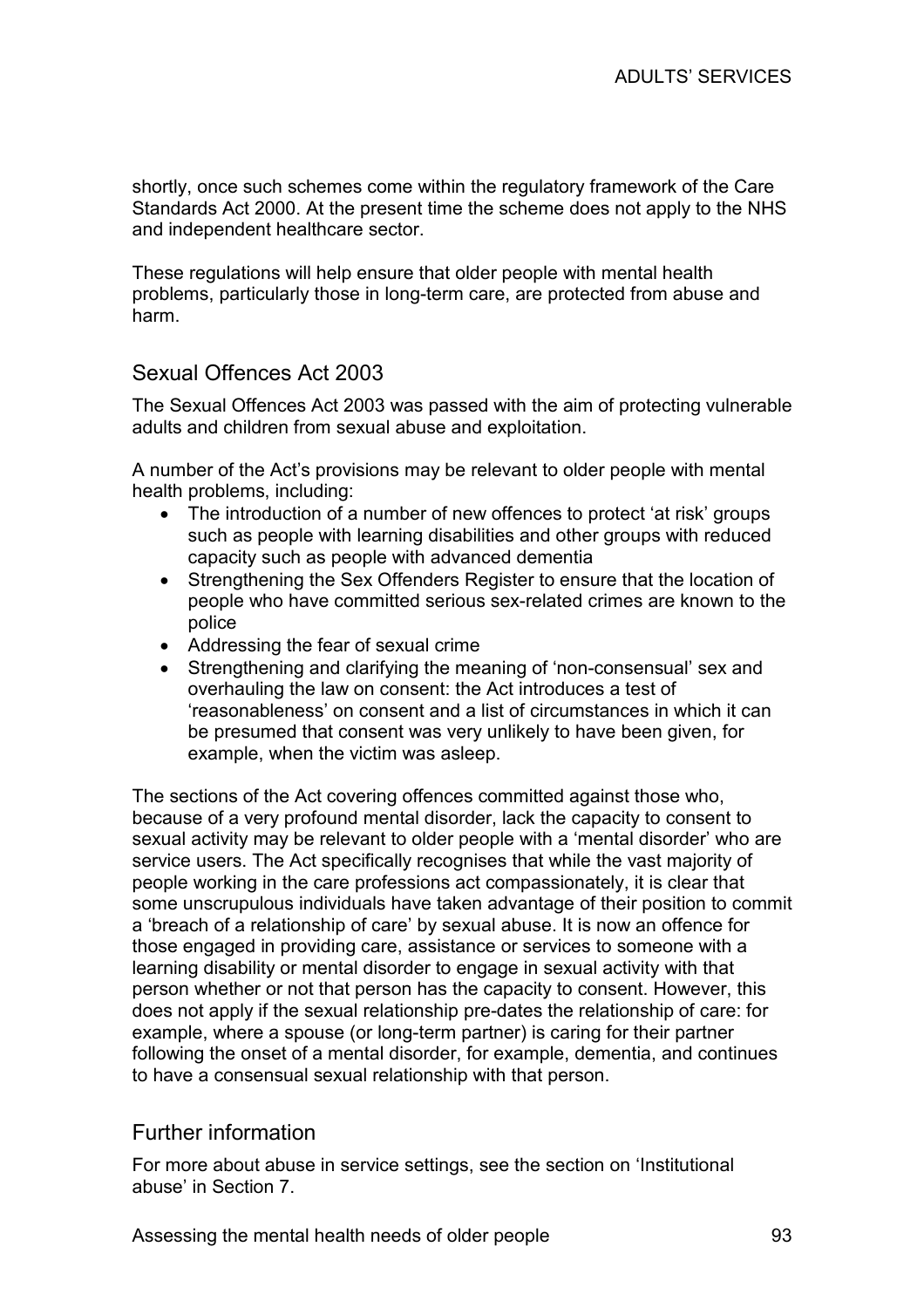shortly, once such schemes come within the regulatory framework of the Care Standards Act 2000. At the present time the scheme does not apply to the NHS and independent healthcare sector.

These regulations will help ensure that older people with mental health problems, particularly those in long-term care, are protected from abuse and harm.

## Sexual Offences Act 2003

The Sexual Offences Act 2003 was passed with the aim of protecting vulnerable adults and children from sexual abuse and exploitation.

A number of the Act's provisions may be relevant to older people with mental health problems, including:

- The introduction of a number of new offences to protect 'at risk' groups such as people with learning disabilities and other groups with reduced capacity such as people with advanced dementia
- Strengthening the Sex Offenders Register to ensure that the location of people who have committed serious sex-related crimes are known to the police
- Addressing the fear of sexual crime
- Strengthening and clarifying the meaning of 'non-consensual' sex and overhauling the law on consent: the Act introduces a test of 'reasonableness' on consent and a list of circumstances in which it can be presumed that consent was very unlikely to have been given, for example, when the victim was asleep.

The sections of the Act covering offences committed against those who, because of a very profound mental disorder, lack the capacity to consent to sexual activity may be relevant to older people with a 'mental disorder' who are service users. The Act specifically recognises that while the vast majority of people working in the care professions act compassionately, it is clear that some unscrupulous individuals have taken advantage of their position to commit a 'breach of a relationship of care' by sexual abuse. It is now an offence for those engaged in providing care, assistance or services to someone with a learning disability or mental disorder to engage in sexual activity with that person whether or not that person has the capacity to consent. However, this does not apply if the sexual relationship pre-dates the relationship of care: for example, where a spouse (or long-term partner) is caring for their partner following the onset of a mental disorder, for example, dementia, and continues to have a consensual sexual relationship with that person.

## Further information

For more about abuse in service settings, see the section on 'Institutional abuse' in Section 7.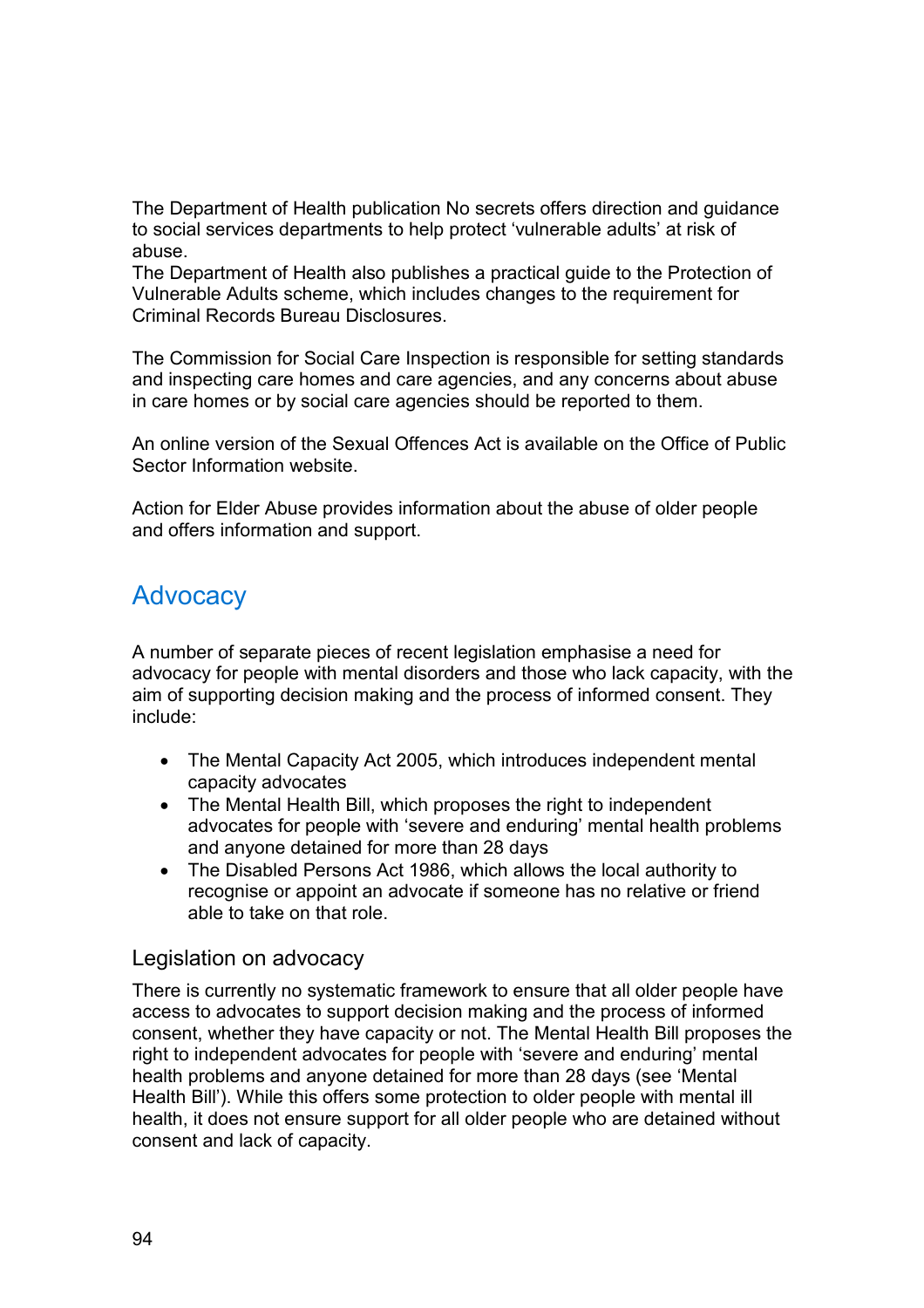The Department of Health publication No secrets offers direction and guidance to social services departments to help protect 'vulnerable adults' at risk of abuse.

The Department of Health also publishes a practical guide to the Protection of Vulnerable Adults scheme, which includes changes to the requirement for Criminal Records Bureau Disclosures.

The Commission for Social Care Inspection is responsible for setting standards and inspecting care homes and care agencies, and any concerns about abuse in care homes or by social care agencies should be reported to them.

An online version of the Sexual Offences Act is available on the Office of Public Sector Information website.

Action for Elder Abuse provides information about the abuse of older people and offers information and support.

## Advocacy

A number of separate pieces of recent legislation emphasise a need for advocacy for people with mental disorders and those who lack capacity, with the aim of supporting decision making and the process of informed consent. They include:

- The Mental Capacity Act 2005, which introduces independent mental capacity advocates
- The Mental Health Bill, which proposes the right to independent advocates for people with 'severe and enduring' mental health problems and anyone detained for more than 28 days
- The Disabled Persons Act 1986, which allows the local authority to recognise or appoint an advocate if someone has no relative or friend able to take on that role.

### Legislation on advocacy

There is currently no systematic framework to ensure that all older people have access to advocates to support decision making and the process of informed consent, whether they have capacity or not. The Mental Health Bill proposes the right to independent advocates for people with 'severe and enduring' mental health problems and anyone detained for more than 28 days (see 'Mental Health Bill'). While this offers some protection to older people with mental ill health, it does not ensure support for all older people who are detained without consent and lack of capacity.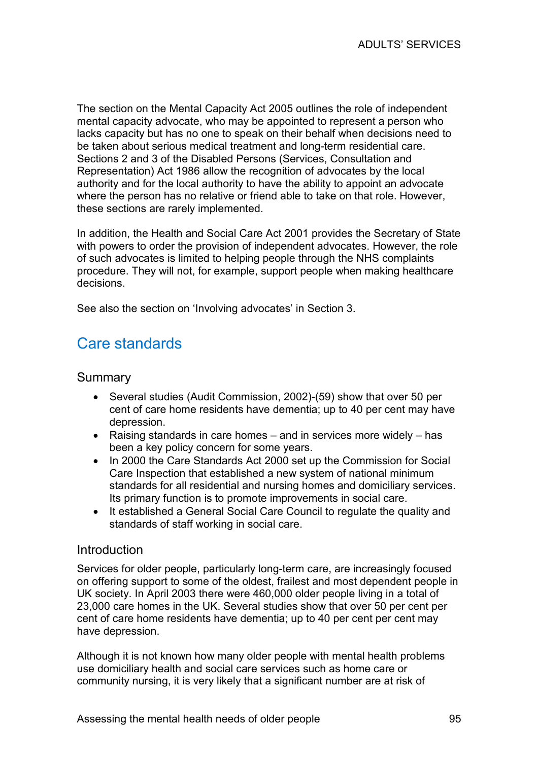The section on the Mental Capacity Act 2005 outlines the role of independent mental capacity advocate, who may be appointed to represent a person who lacks capacity but has no one to speak on their behalf when decisions need to be taken about serious medical treatment and long-term residential care. Sections 2 and 3 of the Disabled Persons (Services, Consultation and Representation) Act 1986 allow the recognition of advocates by the local authority and for the local authority to have the ability to appoint an advocate where the person has no relative or friend able to take on that role. However, these sections are rarely implemented.

In addition, the Health and Social Care Act 2001 provides the Secretary of State with powers to order the provision of independent advocates. However, the role of such advocates is limited to helping people through the NHS complaints procedure. They will not, for example, support people when making healthcare decisions.

See also the section on 'Involving advocates' in Section 3.

## Care standards

### Summary

- Several studies (Audit Commission, 2002)-(59) show that over 50 per cent of care home residents have dementia; up to 40 per cent may have depression.
- Raising standards in care homes – and in services more widely – has been a key policy concern for some years.
- In 2000 the Care Standards Act 2000 set up the Commission for Social Care Inspection that established a new system of national minimum standards for all residential and nursing homes and domiciliary services. Its primary function is to promote improvements in social care.
- It established a General Social Care Council to regulate the quality and standards of staff working in social care.

### Introduction

Services for older people, particularly long-term care, are increasingly focused on offering support to some of the oldest, frailest and most dependent people in UK society. In April 2003 there were 460,000 older people living in a total of 23,000 care homes in the UK. Several studies show that over 50 per cent per cent of care home residents have dementia; up to 40 per cent per cent may have depression.

Although it is not known how many older people with mental health problems use domiciliary health and social care services such as home care or community nursing, it is very likely that a significant number are at risk of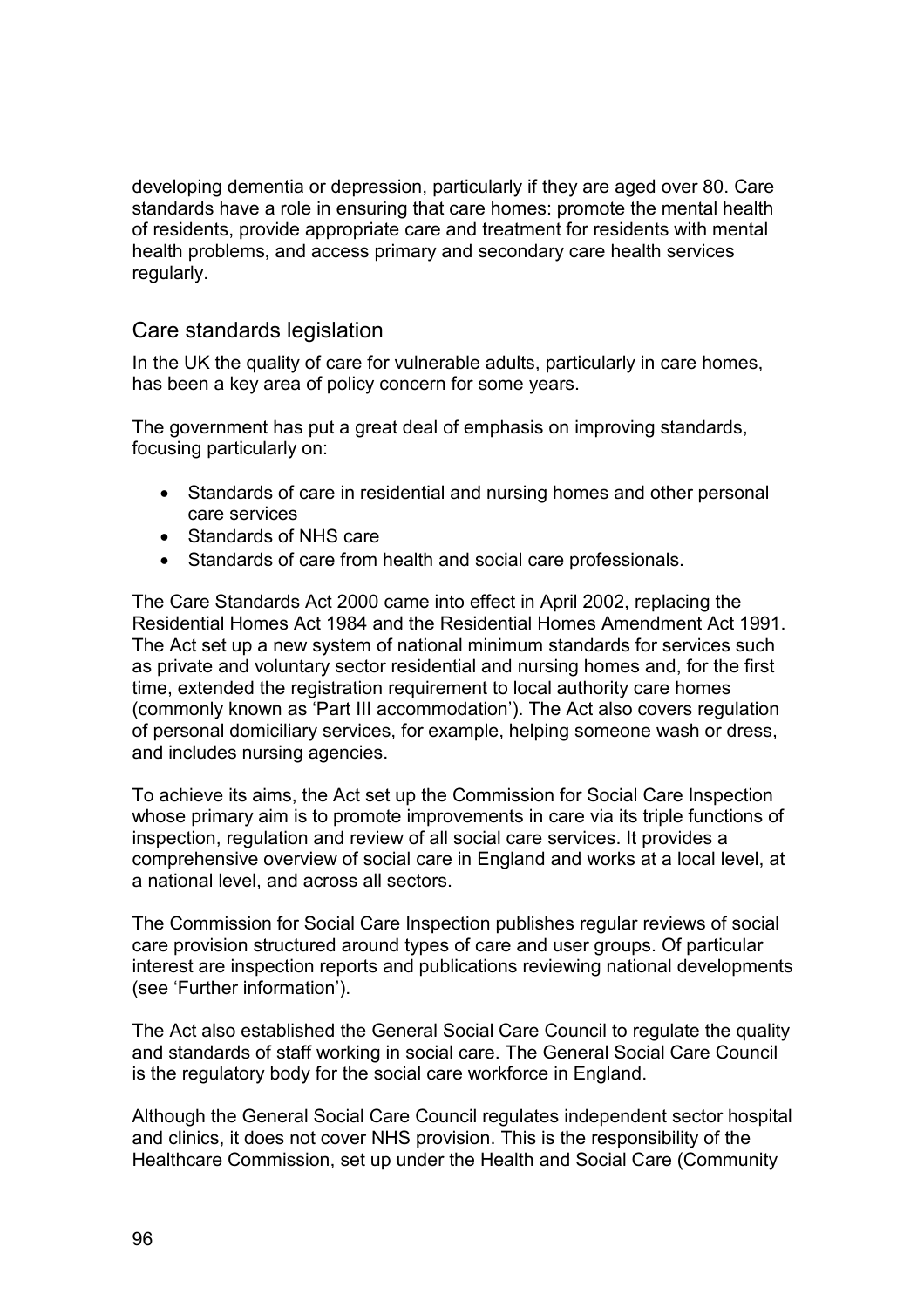developing dementia or depression, particularly if they are aged over 80. Care standards have a role in ensuring that care homes: promote the mental health of residents, provide appropriate care and treatment for residents with mental health problems, and access primary and secondary care health services regularly.

## Care standards legislation

In the UK the quality of care for vulnerable adults, particularly in care homes, has been a key area of policy concern for some years.

The government has put a great deal of emphasis on improving standards, focusing particularly on:

- Standards of care in residential and nursing homes and other personal care services
- Standards of NHS care
- Standards of care from health and social care professionals.

The Care Standards Act 2000 came into effect in April 2002, replacing the Residential Homes Act 1984 and the Residential Homes Amendment Act 1991. The Act set up a new system of national minimum standards for services such as private and voluntary sector residential and nursing homes and, for the first time, extended the registration requirement to local authority care homes (commonly known as 'Part III accommodation'). The Act also covers regulation of personal domiciliary services, for example, helping someone wash or dress, and includes nursing agencies.

To achieve its aims, the Act set up the Commission for Social Care Inspection whose primary aim is to promote improvements in care via its triple functions of inspection, regulation and review of all social care services. It provides a comprehensive overview of social care in England and works at a local level, at a national level, and across all sectors.

The Commission for Social Care Inspection publishes regular reviews of social care provision structured around types of care and user groups. Of particular interest are inspection reports and publications reviewing national developments (see 'Further information').

The Act also established the General Social Care Council to regulate the quality and standards of staff working in social care. The General Social Care Council is the regulatory body for the social care workforce in England.

Although the General Social Care Council regulates independent sector hospital and clinics, it does not cover NHS provision. This is the responsibility of the Healthcare Commission, set up under the Health and Social Care (Community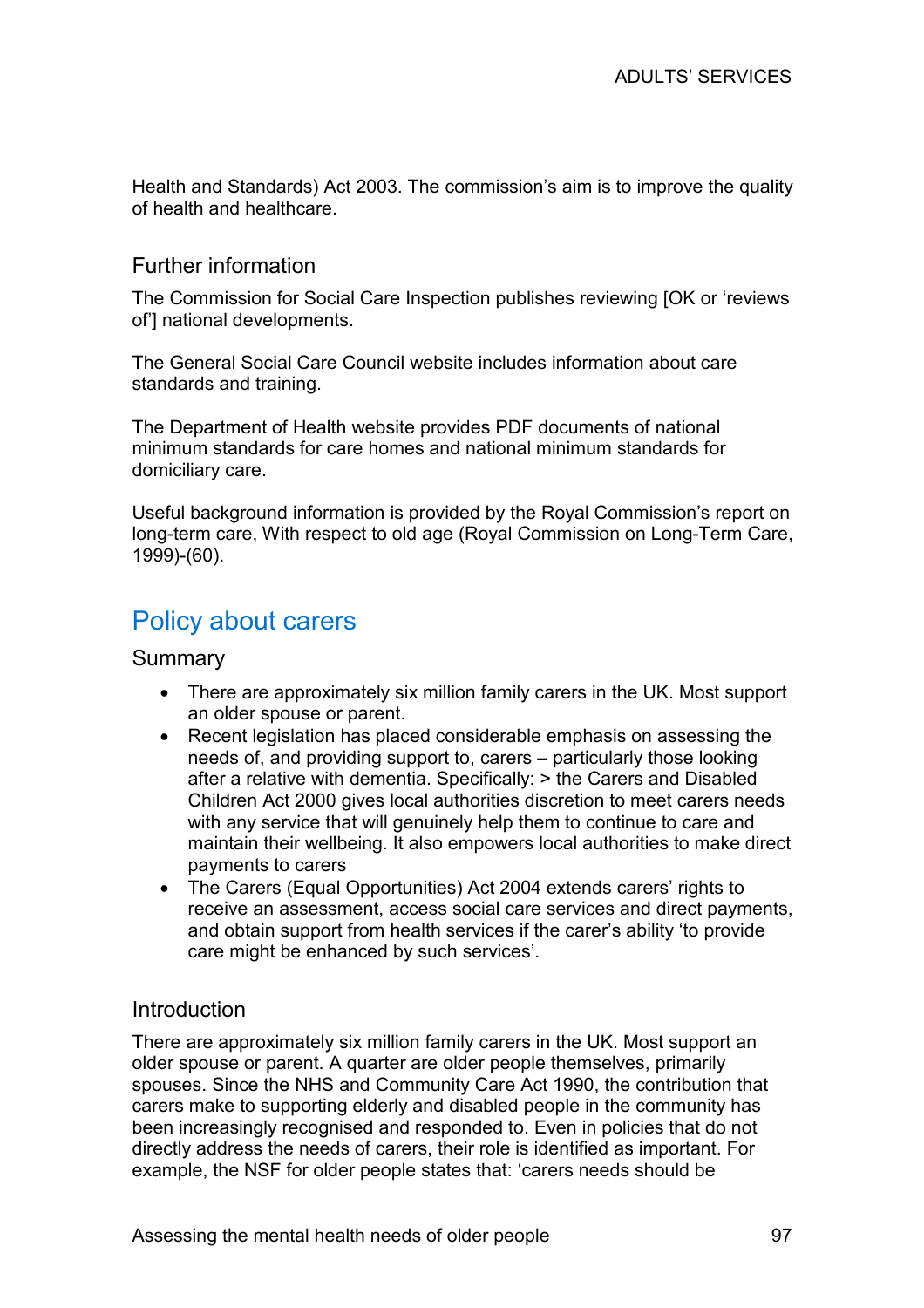Health and Standards) Act 2003. The commission's aim is to improve the quality of health and healthcare.

### Further information

The Commission for Social Care Inspection publishes reviewing [OK or 'reviews of'] national developments.

The General Social Care Council website includes information about care standards and training.

The Department of Health website provides PDF documents of national minimum standards for care homes and national minimum standards for domiciliary care.

Useful background information is provided by the Royal Commission's report on long-term care, With respect to old age (Royal Commission on Long-Term Care, 1999)-(60).

## Policy about carers

### Summary

- There are approximately six million family carers in the UK. Most support an older spouse or parent.
- Recent legislation has placed considerable emphasis on assessing the needs of, and providing support to, carers – particularly those looking after a relative with dementia. Specifically: > the Carers and Disabled Children Act 2000 gives local authorities discretion to meet carers needs with any service that will genuinely help them to continue to care and maintain their wellbeing. It also empowers local authorities to make direct payments to carers
- The Carers (Equal Opportunities) Act 2004 extends carers' rights to receive an assessment, access social care services and direct payments, and obtain support from health services if the carer's ability 'to provide care might be enhanced by such services'.

### Introduction

There are approximately six million family carers in the UK. Most support an older spouse or parent. A quarter are older people themselves, primarily spouses. Since the NHS and Community Care Act 1990, the contribution that carers make to supporting elderly and disabled people in the community has been increasingly recognised and responded to. Even in policies that do not directly address the needs of carers, their role is identified as important. For example, the NSF for older people states that: 'carers needs should be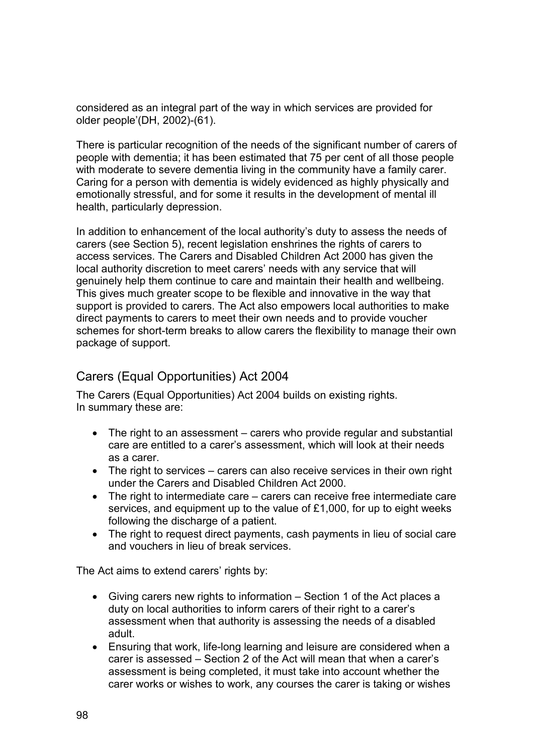considered as an integral part of the way in which services are provided for older people'(DH, 2002)-(61).

There is particular recognition of the needs of the significant number of carers of people with dementia; it has been estimated that 75 per cent of all those people with moderate to severe dementia living in the community have a family carer. Caring for a person with dementia is widely evidenced as highly physically and emotionally stressful, and for some it results in the development of mental ill health, particularly depression.

In addition to enhancement of the local authority's duty to assess the needs of carers (see Section 5), recent legislation enshrines the rights of carers to access services. The Carers and Disabled Children Act 2000 has given the local authority discretion to meet carers' needs with any service that will genuinely help them continue to care and maintain their health and wellbeing. This gives much greater scope to be flexible and innovative in the way that support is provided to carers. The Act also empowers local authorities to make direct payments to carers to meet their own needs and to provide voucher schemes for short-term breaks to allow carers the flexibility to manage their own package of support.

## Carers (Equal Opportunities) Act 2004

The Carers (Equal Opportunities) Act 2004 builds on existing rights. In summary these are:

- The right to an assessment – carers who provide regular and substantial care are entitled to a carer's assessment, which will look at their needs as a carer.
- The right to services – carers can also receive services in their own right under the Carers and Disabled Children Act 2000.
- The right to intermediate care – carers can receive free intermediate care services, and equipment up to the value of £1,000, for up to eight weeks following the discharge of a patient.
- The right to request direct payments, cash payments in lieu of social care and vouchers in lieu of break services.

The Act aims to extend carers' rights by:

- Giving carers new rights to information – Section 1 of the Act places a duty on local authorities to inform carers of their right to a carer's assessment when that authority is assessing the needs of a disabled adult.
- Ensuring that work, life-long learning and leisure are considered when a carer is assessed – Section 2 of the Act will mean that when a carer's assessment is being completed, it must take into account whether the carer works or wishes to work, any courses the carer is taking or wishes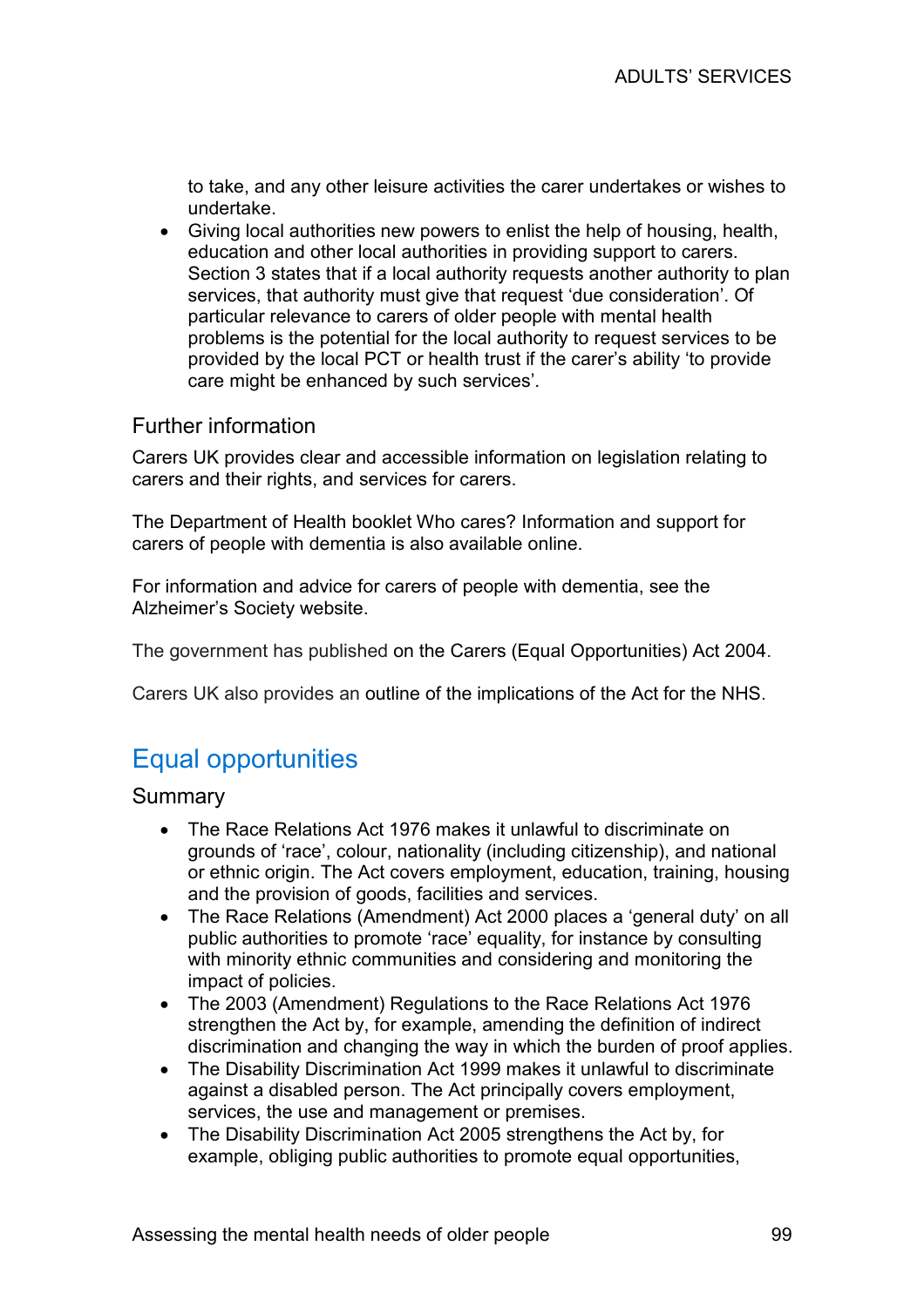to take, and any other leisure activities the carer undertakes or wishes to undertake.

- Giving local authorities new powers to enlist the help of housing, health, education and other local authorities in providing support to carers. Section 3 states that if a local authority requests another authority to plan services, that authority must give that request 'due consideration'. Of particular relevance to carers of older people with mental health problems is the potential for the local authority to request services to be provided by the local PCT or health trust if the carer's ability 'to provide care might be enhanced by such services'.

### Further information

Carers UK provides clear and accessible information on legislation relating to carers and their rights, and services for carers.

The Department of Health booklet Who cares? Information and support for carers of people with dementia is also available online.

For information and advice for carers of people with dementia, see the Alzheimer's Society website.

The government has published on the Carers (Equal Opportunities) Act 2004.

Carers UK also provides an outline of the implications of the Act for the NHS.

## Equal opportunities

### Summary

- The Race Relations Act 1976 makes it unlawful to discriminate on grounds of 'race', colour, nationality (including citizenship), and national or ethnic origin. The Act covers employment, education, training, housing and the provision of goods, facilities and services.
- The Race Relations (Amendment) Act 2000 places a 'general duty' on all public authorities to promote 'race' equality, for instance by consulting with minority ethnic communities and considering and monitoring the impact of policies.
- The 2003 (Amendment) Regulations to the Race Relations Act 1976 strengthen the Act by, for example, amending the definition of indirect discrimination and changing the way in which the burden of proof applies.
- The Disability Discrimination Act 1999 makes it unlawful to discriminate against a disabled person. The Act principally covers employment, services, the use and management or premises.
- The Disability Discrimination Act 2005 strengthens the Act by, for example, obliging public authorities to promote equal opportunities,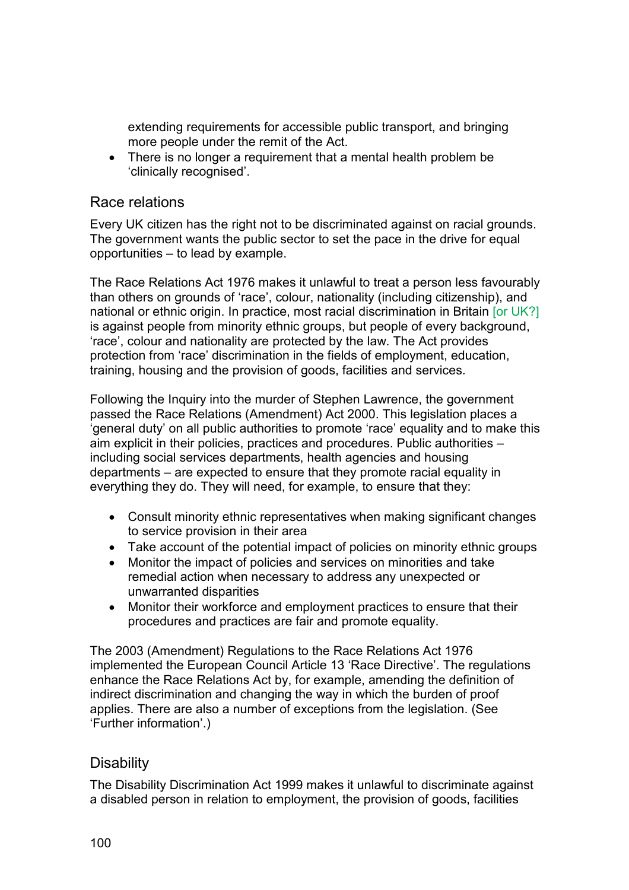extending requirements for accessible public transport, and bringing more people under the remit of the Act.

- There is no longer a requirement that a mental health problem be 'clinically recognised'.

## Race relations

Every UK citizen has the right not to be discriminated against on racial grounds. The government wants the public sector to set the pace in the drive for equal opportunities – to lead by example.

The Race Relations Act 1976 makes it unlawful to treat a person less favourably than others on grounds of 'race', colour, nationality (including citizenship), and national or ethnic origin. In practice, most racial discrimination in Britain [or UK?] is against people from minority ethnic groups, but people of every background, 'race', colour and nationality are protected by the law. The Act provides protection from 'race' discrimination in the fields of employment, education, training, housing and the provision of goods, facilities and services.

Following the Inquiry into the murder of Stephen Lawrence, the government passed the Race Relations (Amendment) Act 2000. This legislation places a 'general duty' on all public authorities to promote 'race' equality and to make this aim explicit in their policies, practices and procedures. Public authorities – including social services departments, health agencies and housing departments – are expected to ensure that they promote racial equality in everything they do. They will need, for example, to ensure that they:

- Consult minority ethnic representatives when making significant changes to service provision in their area
- Take account of the potential impact of policies on minority ethnic groups
- Monitor the impact of policies and services on minorities and take remedial action when necessary to address any unexpected or unwarranted disparities
- Monitor their workforce and employment practices to ensure that their procedures and practices are fair and promote equality.

The 2003 (Amendment) Regulations to the Race Relations Act 1976 implemented the European Council Article 13 'Race Directive'. The regulations enhance the Race Relations Act by, for example, amending the definition of indirect discrimination and changing the way in which the burden of proof applies. There are also a number of exceptions from the legislation. (See 'Further information'.)

## Disability

The Disability Discrimination Act 1999 makes it unlawful to discriminate against a disabled person in relation to employment, the provision of goods, facilities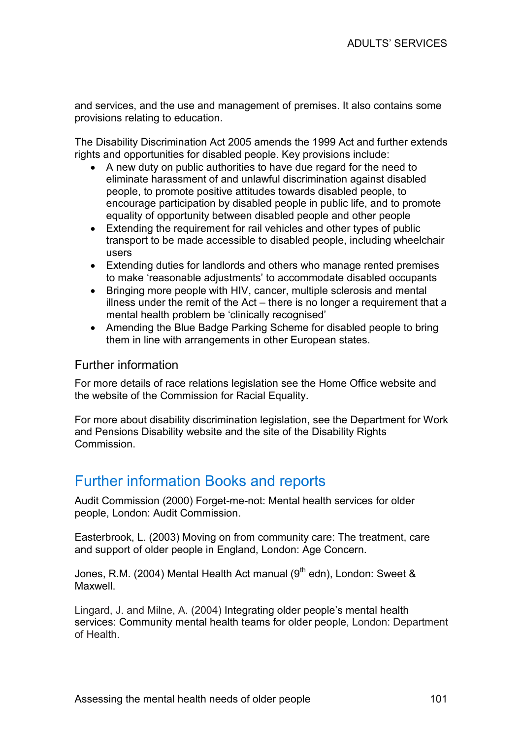and services, and the use and management of premises. It also contains some provisions relating to education.

The Disability Discrimination Act 2005 amends the 1999 Act and further extends rights and opportunities for disabled people. Key provisions include:

- A new duty on public authorities to have due regard for the need to eliminate harassment of and unlawful discrimination against disabled people, to promote positive attitudes towards disabled people, to encourage participation by disabled people in public life, and to promote equality of opportunity between disabled people and other people
- Extending the requirement for rail vehicles and other types of public transport to be made accessible to disabled people, including wheelchair users
- Extending duties for landlords and others who manage rented premises to make 'reasonable adjustments' to accommodate disabled occupants
- Bringing more people with HIV, cancer, multiple sclerosis and mental illness under the remit of the Act – there is no longer a requirement that a mental health problem be 'clinically recognised'
- Amending the Blue Badge Parking Scheme for disabled people to bring them in line with arrangements in other European states.

### Further information

For more details of race relations legislation see the Home Office website and the website of the Commission for Racial Equality.

For more about disability discrimination legislation, see the Department for Work and Pensions Disability website and the site of the Disability Rights Commission.

## Further information Books and reports

Audit Commission (2000) Forget-me-not: Mental health services for older people, London: Audit Commission.

Easterbrook, L. (2003) Moving on from community care: The treatment, care and support of older people in England, London: Age Concern.

Jones, R.M. (2004) Mental Health Act manual (9th edn), London: Sweet & Maxwell.

Lingard, J. and Milne, A. (2004) Integrating older people's mental health services: Community mental health teams for older people, London: Department of Health.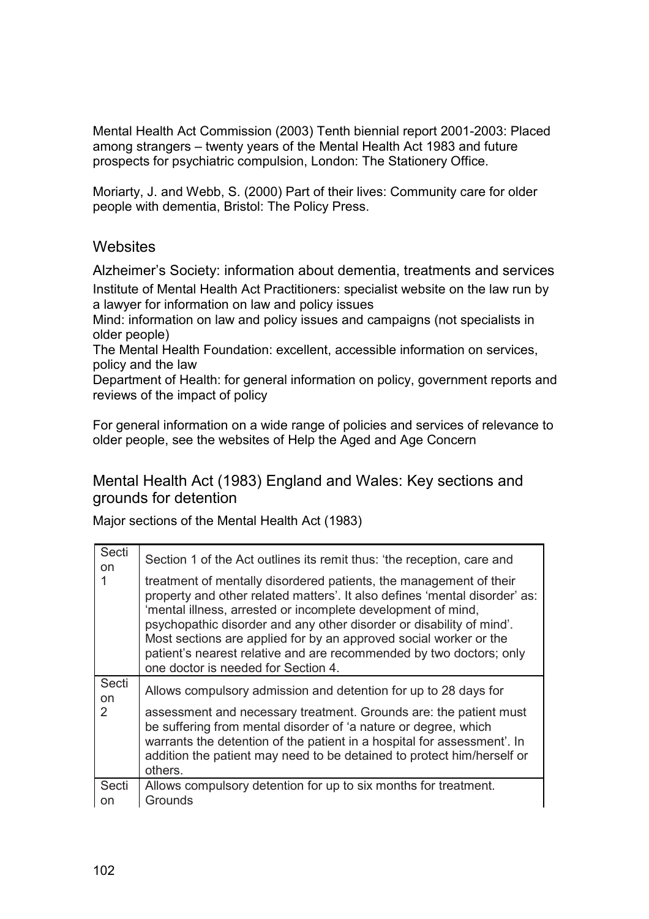Mental Health Act Commission (2003) Tenth biennial report 2001-2003: Placed among strangers – twenty years of the Mental Health Act 1983 and future prospects for psychiatric compulsion, London: The Stationery Office.

Moriarty, J. and Webb, S. (2000) Part of their lives: Community care for older people with dementia, Bristol: The Policy Press.

## Websites

Alzheimer's Society: information about dementia, treatments and services

Institute of Mental Health Act Practitioners: specialist website on the law run by a lawyer for information on law and policy issues

Mind: information on law and policy issues and campaigns (not specialists in older people)

The Mental Health Foundation: excellent, accessible information on services, policy and the law

Department of Health: for general information on policy, government reports and reviews of the impact of policy

For general information on a wide range of policies and services of relevance to older people, see the websites of Help the Aged and Age Concern

## Mental Health Act (1983) England and Wales: Key sections and grounds for detention

Major sections of the Mental Health Act (1983)

| | |
|---|---|
| Section 1 | Section 1 of the Act outlines its remit thus: 'the reception, care and treatment of mentally disordered patients, the management of their property and other related matters'. It also defines 'mental disorder' as: 'mental illness, arrested or incomplete development of mind, psychopathic disorder and any other disorder or disability of mind'. Most sections are applied for by an approved social worker or the patient's nearest relative and are recommended by two doctors; only one doctor is needed for Section 4. |
| Section 2 | Allows compulsory admission and detention for up to 28 days for assessment and necessary treatment. Grounds are: the patient must be suffering from mental disorder of 'a nature or degree, which warrants the detention of the patient in a hospital for assessment'. In addition the patient may need to be detained to protect him/herself or others. |
| Section | Allows compulsory detention for up to six months for treatment. Grounds |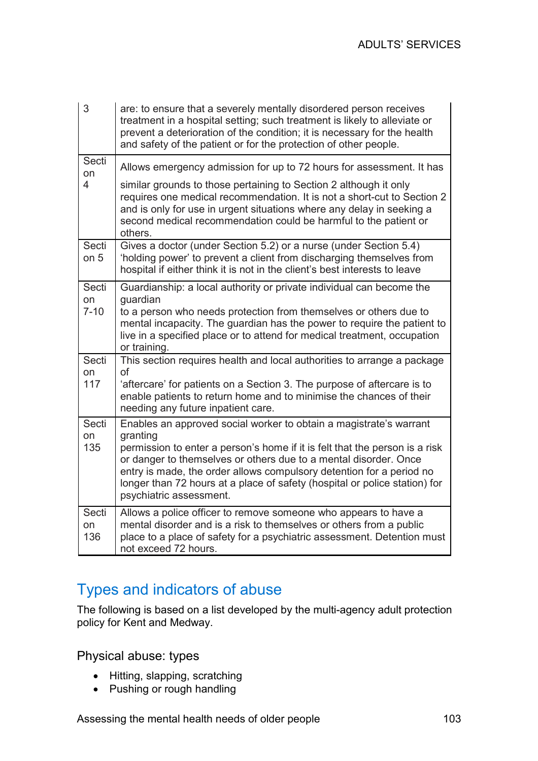| | |
|---|---|
| 3 | are: to ensure that a severely mentally disordered person receives treatment in a hospital setting; such treatment is likely to alleviate or prevent a deterioration of the condition; it is necessary for the health and safety of the patient or for the protection of other people. |
| Section 4 | Allows emergency admission for up to 72 hours for assessment. It has similar grounds to those pertaining to Section 2 although it only requires one medical recommendation. It is not a short-cut to Section 2 and is only for use in urgent situations where any delay in seeking a second medical recommendation could be harmful to the patient or others. |
| Section 5 | Gives a doctor (under Section 5.2) or a nurse (under Section 5.4) 'holding power' to prevent a client from discharging themselves from hospital if either think it is not in the client's best interests to leave |
| Section 7-10 | Guardianship: a local authority or private individual can become the guardian to a person who needs protection from themselves or others due to mental incapacity. The guardian has the power to require the patient to live in a specified place or to attend for medical treatment, occupation or training. |
| Section 117 | This section requires health and local authorities to arrange a package of 'aftercare' for patients on a Section 3. The purpose of aftercare is to enable patients to return home and to minimise the chances of their needing any future inpatient care. |
| Section 135 | Enables an approved social worker to obtain a magistrate's warrant granting permission to enter a person's home if it is felt that the person is a risk or danger to themselves or others due to a mental disorder. Once entry is made, the order allows compulsory detention for a period no longer than 72 hours at a place of safety (hospital or police station) for psychiatric assessment. |
| Section 136 | Allows a police officer to remove someone who appears to have a mental disorder and is a risk to themselves or others from a public place to a place of safety for a psychiatric assessment. Detention must not exceed 72 hours. |

## Types and indicators of abuse

The following is based on a list developed by the multi-agency adult protection policy for Kent and Medway.

### Physical abuse: types

- Hitting, slapping, scratching
- Pushing or rough handling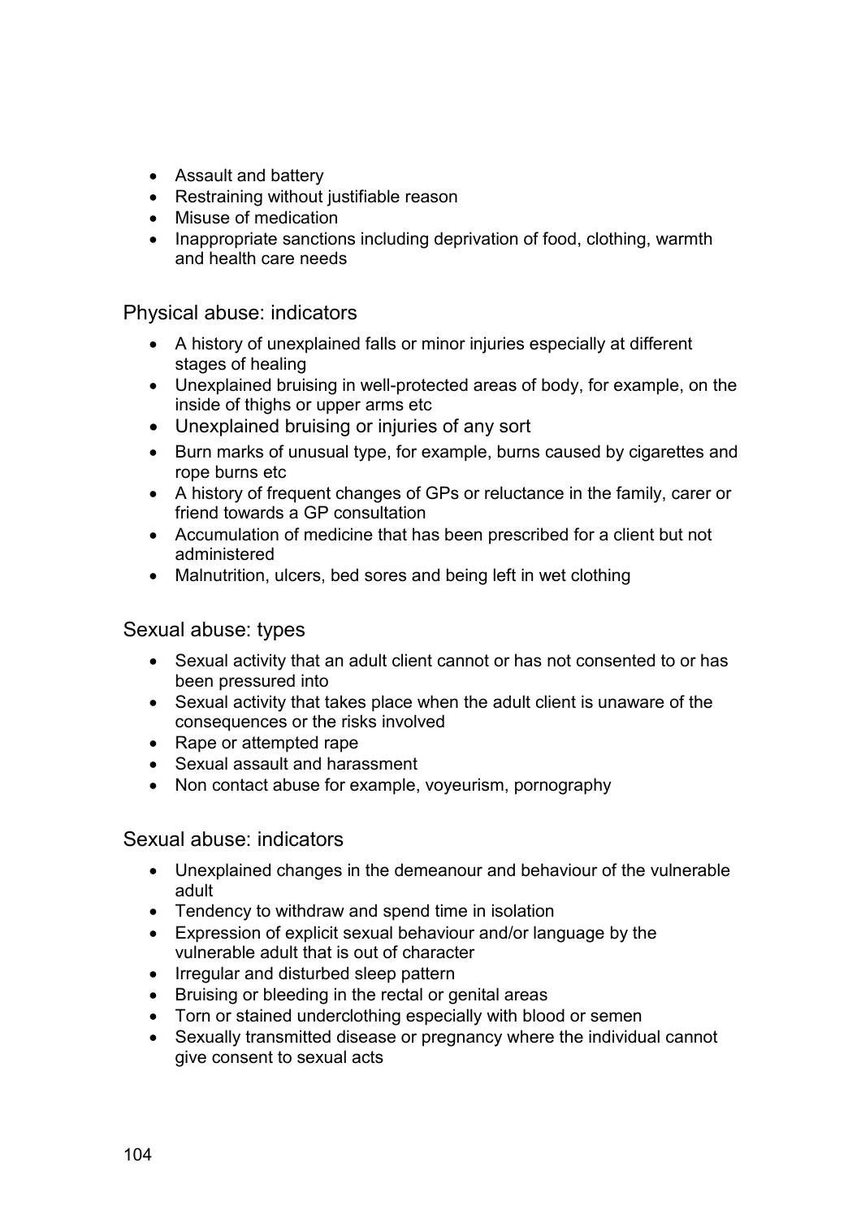- Assault and battery
- Restraining without justifiable reason
- Misuse of medication
- Inappropriate sanctions including deprivation of food, clothing, warmth and health care needs

## Physical abuse: indicators

- A history of unexplained falls or minor injuries especially at different stages of healing
- Unexplained bruising in well-protected areas of body, for example, on the inside of thighs or upper arms etc
- Unexplained bruising or injuries of any sort
- Burn marks of unusual type, for example, burns caused by cigarettes and rope burns etc
- A history of frequent changes of GPs or reluctance in the family, carer or friend towards a GP consultation
- Accumulation of medicine that has been prescribed for a client but not administered
- Malnutrition, ulcers, bed sores and being left in wet clothing

## Sexual abuse: types

- Sexual activity that an adult client cannot or has not consented to or has been pressured into
- Sexual activity that takes place when the adult client is unaware of the consequences or the risks involved
- Rape or attempted rape
- Sexual assault and harassment
- Non contact abuse for example, voyeurism, pornography

## Sexual abuse: indicators

- Unexplained changes in the demeanour and behaviour of the vulnerable adult
- Tendency to withdraw and spend time in isolation
- Expression of explicit sexual behaviour and/or language by the vulnerable adult that is out of character
- Irregular and disturbed sleep pattern
- Bruising or bleeding in the rectal or genital areas
- Torn or stained underclothing especially with blood or semen
- Sexually transmitted disease or pregnancy where the individual cannot give consent to sexual acts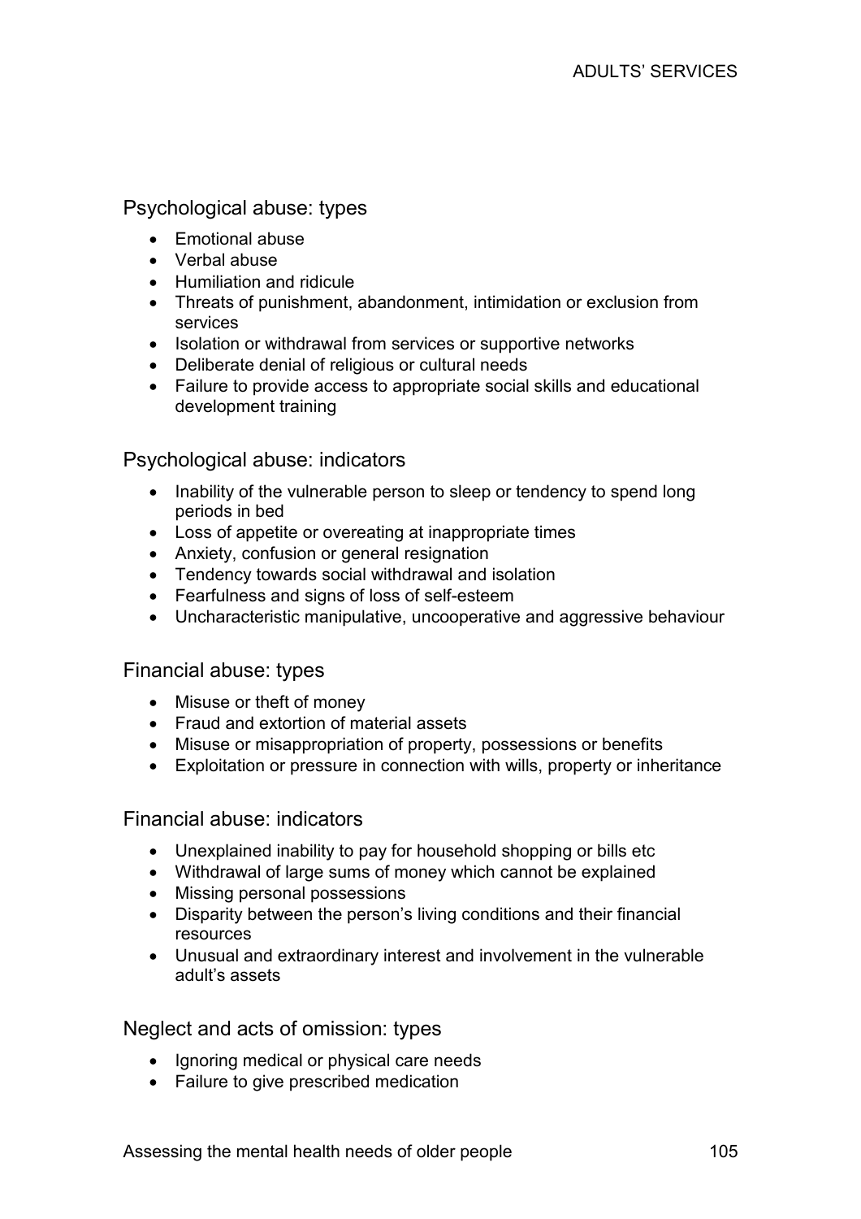### Psychological abuse: types

- Emotional abuse
- Verbal abuse
- Humiliation and ridicule
- Threats of punishment, abandonment, intimidation or exclusion from services
- Isolation or withdrawal from services or supportive networks
- Deliberate denial of religious or cultural needs
- Failure to provide access to appropriate social skills and educational development training

### Psychological abuse: indicators

- Inability of the vulnerable person to sleep or tendency to spend long periods in bed
- Loss of appetite or overeating at inappropriate times
- Anxiety, confusion or general resignation
- Tendency towards social withdrawal and isolation
- Fearfulness and signs of loss of self-esteem
- Uncharacteristic manipulative, uncooperative and aggressive behaviour

### Financial abuse: types

- Misuse or theft of money
- Fraud and extortion of material assets
- Misuse or misappropriation of property, possessions or benefits
- Exploitation or pressure in connection with wills, property or inheritance

### Financial abuse: indicators

- Unexplained inability to pay for household shopping or bills etc
- Withdrawal of large sums of money which cannot be explained
- Missing personal possessions
- Disparity between the person's living conditions and their financial resources
- Unusual and extraordinary interest and involvement in the vulnerable adult's assets

### Neglect and acts of omission: types

- Ignoring medical or physical care needs
- Failure to give prescribed medication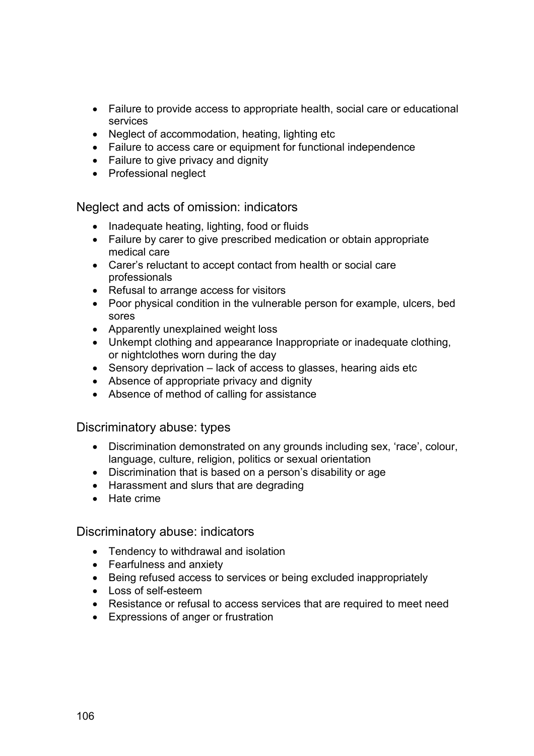- Failure to provide access to appropriate health, social care or educational services
- Neglect of accommodation, heating, lighting etc
- Failure to access care or equipment for functional independence
- Failure to give privacy and dignity
- Professional neglect

### Neglect and acts of omission: indicators

- Inadequate heating, lighting, food or fluids
- Failure by carer to give prescribed medication or obtain appropriate medical care
- Carer's reluctant to accept contact from health or social care professionals
- Refusal to arrange access for visitors
- Poor physical condition in the vulnerable person for example, ulcers, bed sores
- Apparently unexplained weight loss
- Unkempt clothing and appearance Inappropriate or inadequate clothing, or nightclothes worn during the day
- Sensory deprivation – lack of access to glasses, hearing aids etc
- Absence of appropriate privacy and dignity
- Absence of method of calling for assistance

### Discriminatory abuse: types

- Discrimination demonstrated on any grounds including sex, 'race', colour, language, culture, religion, politics or sexual orientation
- Discrimination that is based on a person's disability or age
- Harassment and slurs that are degrading
- Hate crime

### Discriminatory abuse: indicators

- Tendency to withdrawal and isolation
- Fearfulness and anxiety
- Being refused access to services or being excluded inappropriately
- Loss of self-esteem
- Resistance or refusal to access services that are required to meet need
- Expressions of anger or frustration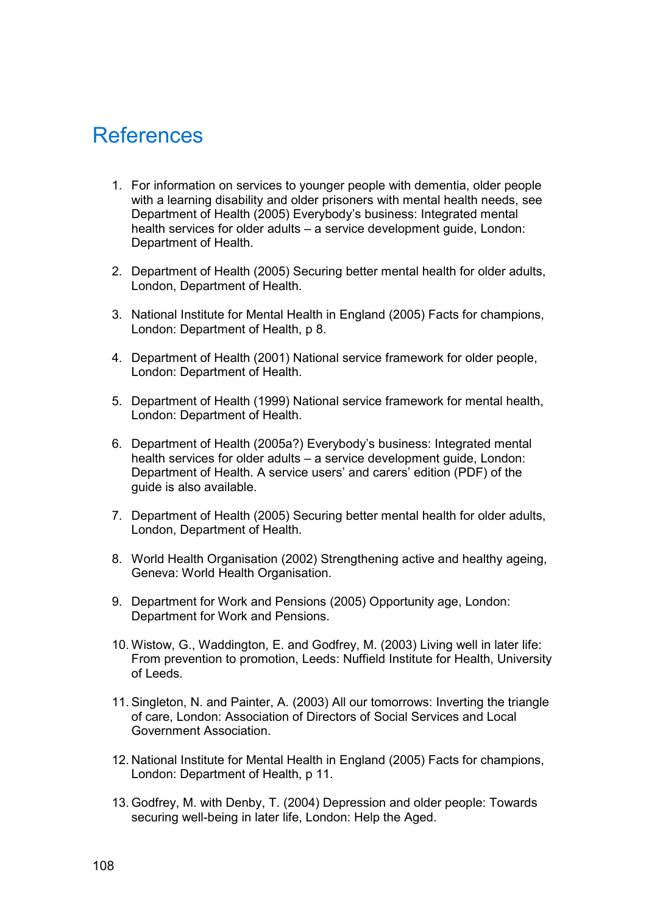# References

1. For information on services to younger people with dementia, older people with a learning disability and older prisoners with mental health needs, see Department of Health (2005) Everybody's business: Integrated mental health services for older adults – a service development guide, London: Department of Health.

2. Department of Health (2005) Securing better mental health for older adults, London, Department of Health.

3. National Institute for Mental Health in England (2005) Facts for champions, London: Department of Health, p 8.

4. Department of Health (2001) National service framework for older people, London: Department of Health.

5. Department of Health (1999) National service framework for mental health, London: Department of Health.

6. Department of Health (2005a?) Everybody's business: Integrated mental health services for older adults – a service development guide, London: Department of Health. A service users' and carers' edition (PDF) of the guide is also available.

7. Department of Health (2005) Securing better mental health for older adults, London, Department of Health.

8. World Health Organisation (2002) Strengthening active and healthy ageing, Geneva: World Health Organisation.

9. Department for Work and Pensions (2005) Opportunity age, London: Department for Work and Pensions.

10. Wistow, G., Waddington, E. and Godfrey, M. (2003) Living well in later life: From prevention to promotion, Leeds: Nuffield Institute for Health, University of Leeds.

11. Singleton, N. and Painter, A. (2003) All our tomorrows: Inverting the triangle of care, London: Association of Directors of Social Services and Local Government Association.

12. National Institute for Mental Health in England (2005) Facts for champions, London: Department of Health, p 11.

13. Godfrey, M. with Denby, T. (2004) Depression and older people: Towards securing well-being in later life, London: Help the Aged.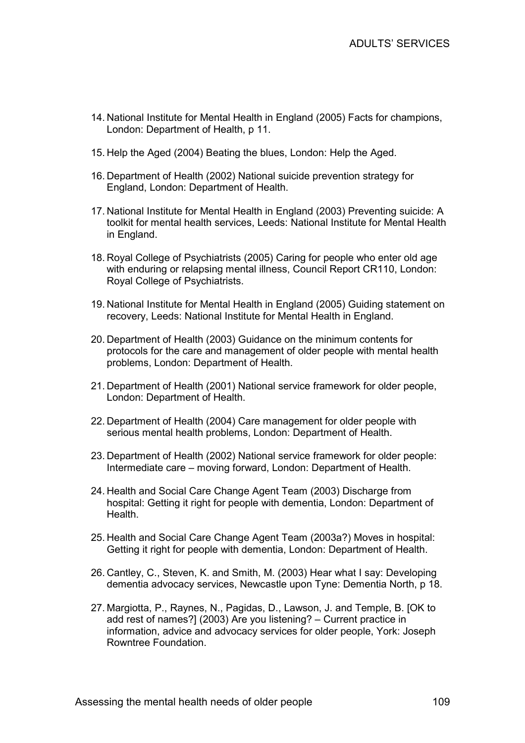14. National Institute for Mental Health in England (2005) Facts for champions, London: Department of Health, p 11.

15. Help the Aged (2004) Beating the blues, London: Help the Aged.

16. Department of Health (2002) National suicide prevention strategy for England, London: Department of Health.

17. National Institute for Mental Health in England (2003) Preventing suicide: A toolkit for mental health services, Leeds: National Institute for Mental Health in England.

18. Royal College of Psychiatrists (2005) Caring for people who enter old age with enduring or relapsing mental illness, Council Report CR110, London: Royal College of Psychiatrists.

19. National Institute for Mental Health in England (2005) Guiding statement on recovery, Leeds: National Institute for Mental Health in England.

20. Department of Health (2003) Guidance on the minimum contents for protocols for the care and management of older people with mental health problems, London: Department of Health.

21. Department of Health (2001) National service framework for older people, London: Department of Health.

22. Department of Health (2004) Care management for older people with serious mental health problems, London: Department of Health.

23. Department of Health (2002) National service framework for older people: Intermediate care – moving forward, London: Department of Health.

24. Health and Social Care Change Agent Team (2003) Discharge from hospital: Getting it right for people with dementia, London: Department of Health.

25. Health and Social Care Change Agent Team (2003a?) Moves in hospital: Getting it right for people with dementia, London: Department of Health.

26. Cantley, C., Steven, K. and Smith, M. (2003) Hear what I say: Developing dementia advocacy services, Newcastle upon Tyne: Dementia North, p 18.

27. Margiotta, P., Raynes, N., Pagidas, D., Lawson, J. and Temple, B. [OK to add rest of names?] (2003) Are you listening? – Current practice in information, advice and advocacy services for older people, York: Joseph Rowntree Foundation.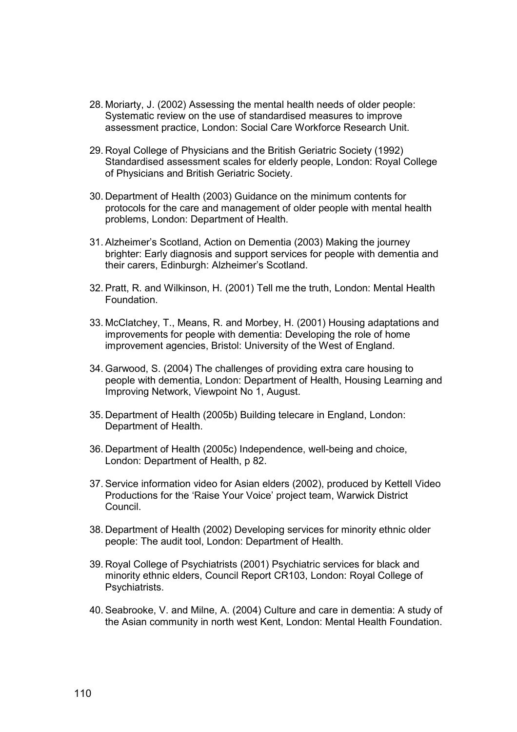28. Moriarty, J. (2002) Assessing the mental health needs of older people: Systematic review on the use of standardised measures to improve assessment practice, London: Social Care Workforce Research Unit.

29. Royal College of Physicians and the British Geriatric Society (1992) Standardised assessment scales for elderly people, London: Royal College of Physicians and British Geriatric Society.

30. Department of Health (2003) Guidance on the minimum contents for protocols for the care and management of older people with mental health problems, London: Department of Health.

31. Alzheimer's Scotland, Action on Dementia (2003) Making the journey brighter: Early diagnosis and support services for people with dementia and their carers, Edinburgh: Alzheimer's Scotland.

32. Pratt, R. and Wilkinson, H. (2001) Tell me the truth, London: Mental Health Foundation.

33. McClatchey, T., Means, R. and Morbey, H. (2001) Housing adaptations and improvements for people with dementia: Developing the role of home improvement agencies, Bristol: University of the West of England.

34. Garwood, S. (2004) The challenges of providing extra care housing to people with dementia, London: Department of Health, Housing Learning and Improving Network, Viewpoint No 1, August.

35. Department of Health (2005b) Building telecare in England, London: Department of Health.

36. Department of Health (2005c) Independence, well-being and choice, London: Department of Health, p 82.

37. Service information video for Asian elders (2002), produced by Kettell Video Productions for the 'Raise Your Voice' project team, Warwick District Council.

38. Department of Health (2002) Developing services for minority ethnic older people: The audit tool, London: Department of Health.

39. Royal College of Psychiatrists (2001) Psychiatric services for black and minority ethnic elders, Council Report CR103, London: Royal College of Psychiatrists.

40. Seabrooke, V. and Milne, A. (2004) Culture and care in dementia: A study of the Asian community in north west Kent, London: Mental Health Foundation.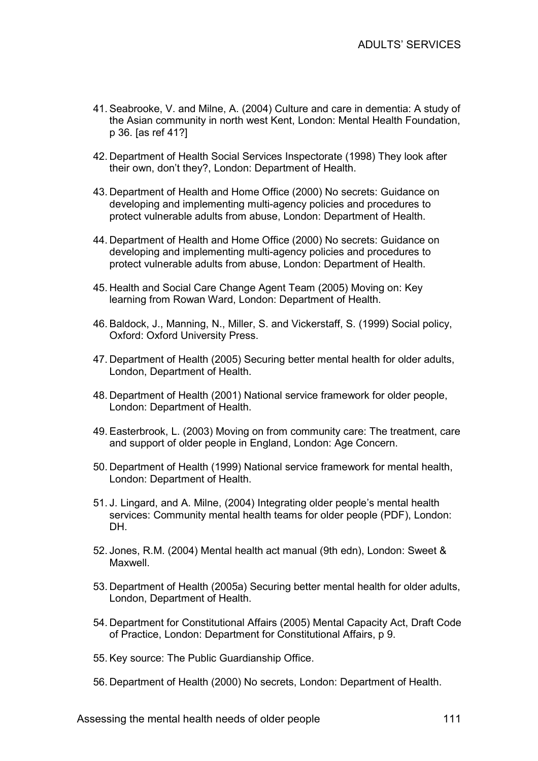41. Seabrooke, V. and Milne, A. (2004) Culture and care in dementia: A study of the Asian community in north west Kent, London: Mental Health Foundation, p 36. [as ref 41?]

42. Department of Health Social Services Inspectorate (1998) They look after their own, don't they?, London: Department of Health.

43. Department of Health and Home Office (2000) No secrets: Guidance on developing and implementing multi-agency policies and procedures to protect vulnerable adults from abuse, London: Department of Health.

44. Department of Health and Home Office (2000) No secrets: Guidance on developing and implementing multi-agency policies and procedures to protect vulnerable adults from abuse, London: Department of Health.

45. Health and Social Care Change Agent Team (2005) Moving on: Key learning from Rowan Ward, London: Department of Health.

46. Baldock, J., Manning, N., Miller, S. and Vickerstaff, S. (1999) Social policy, Oxford: Oxford University Press.

47. Department of Health (2005) Securing better mental health for older adults, London, Department of Health.

48. Department of Health (2001) National service framework for older people, London: Department of Health.

49. Easterbrook, L. (2003) Moving on from community care: The treatment, care and support of older people in England, London: Age Concern.

50. Department of Health (1999) National service framework for mental health, London: Department of Health.

51. J. Lingard, and A. Milne, (2004) Integrating older people's mental health services: Community mental health teams for older people (PDF), London: DH.

52. Jones, R.M. (2004) Mental health act manual (9th edn), London: Sweet & Maxwell.

53. Department of Health (2005a) Securing better mental health for older adults, London, Department of Health.

54. Department for Constitutional Affairs (2005) Mental Capacity Act, Draft Code of Practice, London: Department for Constitutional Affairs, p 9.

55. Key source: The Public Guardianship Office.

56. Department of Health (2000) No secrets, London: Department of Health.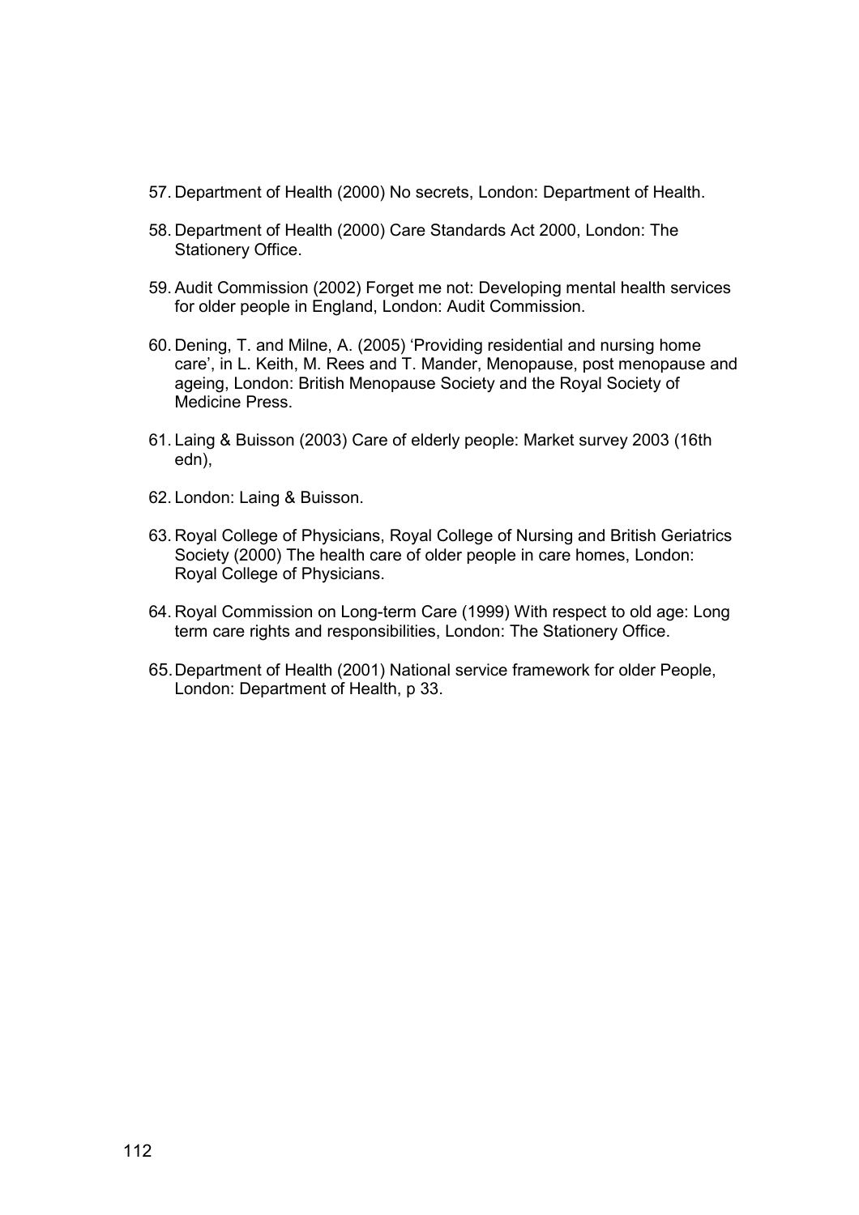57. Department of Health (2000) No secrets, London: Department of Health.
58. Department of Health (2000) Care Standards Act 2000, London: The Stationery Office.
59. Audit Commission (2002) Forget me not: Developing mental health services for older people in England, London: Audit Commission.
60. Dening, T. and Milne, A. (2005) 'Providing residential and nursing home care', in L. Keith, M. Rees and T. Mander, Menopause, post menopause and ageing, London: British Menopause Society and the Royal Society of Medicine Press.
61. Laing & Buisson (2003) Care of elderly people: Market survey 2003 (16th edn),
62. London: Laing & Buisson.
63. Royal College of Physicians, Royal College of Nursing and British Geriatrics Society (2000) The health care of older people in care homes, London: Royal College of Physicians.
64. Royal Commission on Long-term Care (1999) With respect to old age: Long term care rights and responsibilities, London: The Stationery Office.
65. Department of Health (2001) National service framework for older People, London: Department of Health, p 33.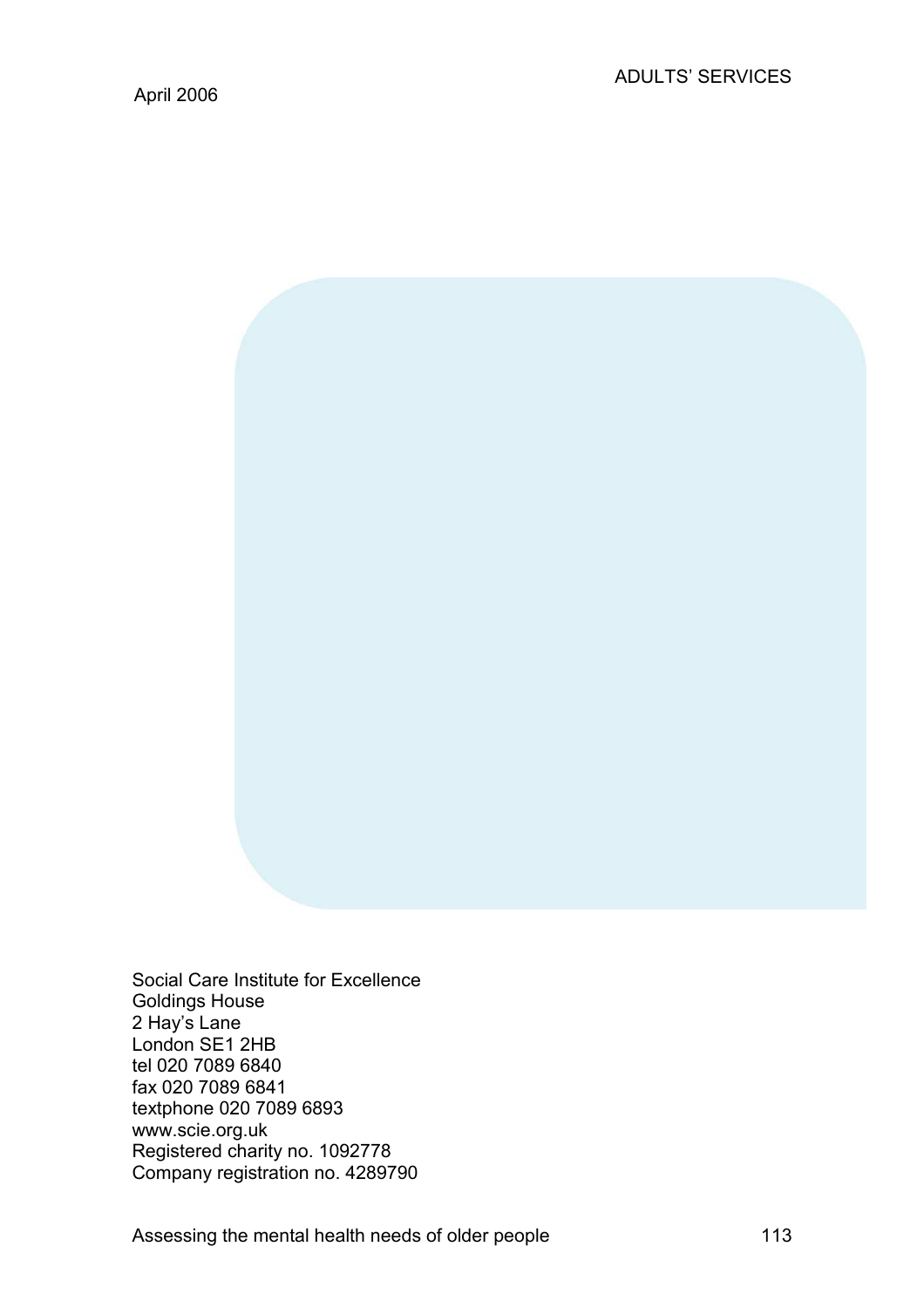April 2006

ADULTS' SERVICES

Social Care Institute for Excellence
Goldings House
2 Hay's Lane
London SE1 2HB
tel 020 7089 6840
fax 020 7089 6841
textphone 020 7089 6893
www.scie.org.uk
Registered charity no. 1092778
Company registration no. 4289790